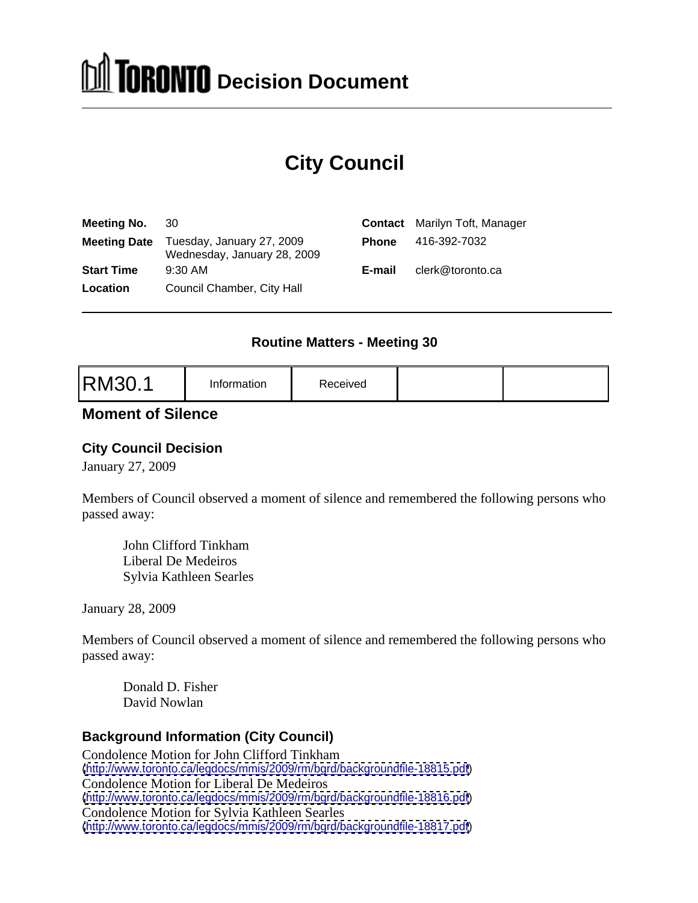# TORONTO Decision Document

## City Council

| | | | |
|---|---|---|---|
| **Meeting No.** | 30 | **Contact** | Marilyn Toft, Manager |
| **Meeting Date** | Tuesday, January 27, 2009<br>Wednesday, January 28, 2009 | **Phone** | 416-392-7032 |
| **Start Time** | 9:30 AM | **E-mail** | clerk@toronto.ca |
| **Location** | Council Chamber, City Hall | | |

### Routine Matters - Meeting 30

| RM30.1 | Information | Received | | |
|---|---|---|---|---|

## Moment of Silence

### City Council Decision

January 27, 2009

Members of Council observed a moment of silence and remembered the following persons who passed away:

John Clifford Tinkham
Liberal De Medeiros
Sylvia Kathleen Searles

January 28, 2009

Members of Council observed a moment of silence and remembered the following persons who passed away:

Donald D. Fisher
David Nowlan

### Background Information (City Council)

Condolence Motion for John Clifford Tinkham
(http://www.toronto.ca/legdocs/mmis/2009/rm/bgrd/backgroundfile-18815.pdf)
Condolence Motion for Liberal De Medeiros
(http://www.toronto.ca/legdocs/mmis/2009/rm/bgrd/backgroundfile-18816.pdf)
Condolence Motion for Sylvia Kathleen Searles
(http://www.toronto.ca/legdocs/mmis/2009/rm/bgrd/backgroundfile-18817.pdf)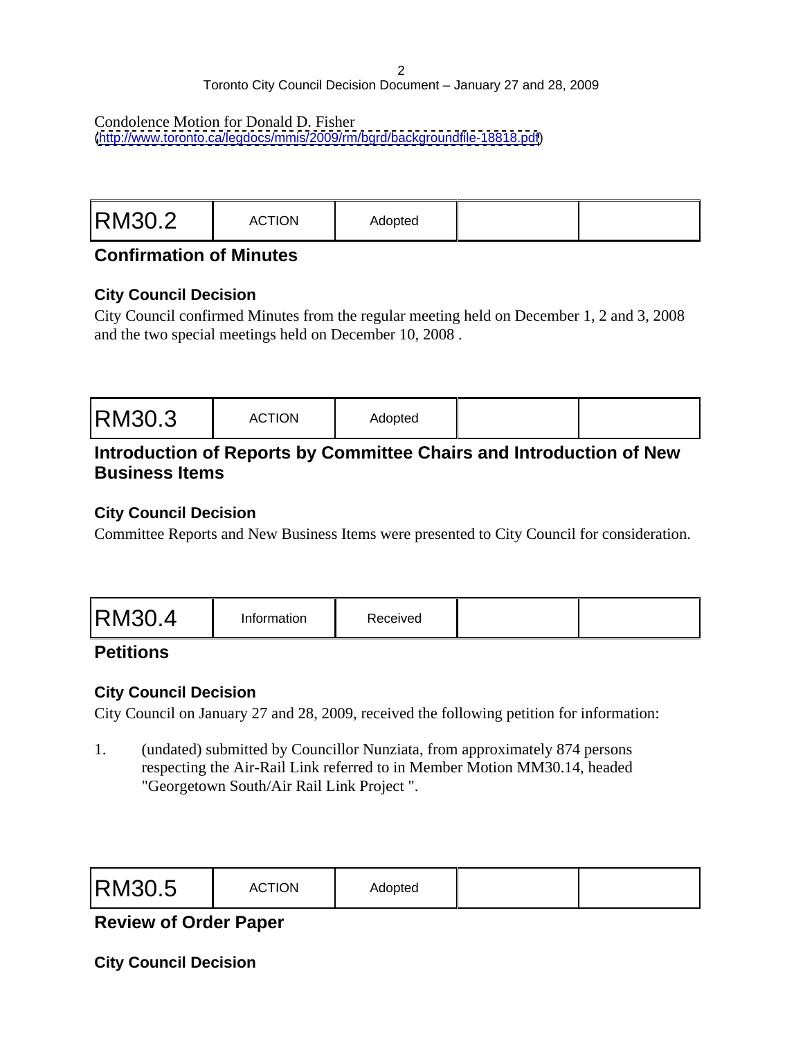Condolence Motion for Donald D. Fisher
(http://www.toronto.ca/legdocs/mmis/2009/rm/bgrd/backgroundfile-18818.pdf)

| RM30.2 | ACTION | Adopted | | |
|---|---|---|---|---|

## Confirmation of Minutes

### City Council Decision

City Council confirmed Minutes from the regular meeting held on December 1, 2 and 3, 2008 and the two special meetings held on December 10, 2008 .

| RM30.3 | ACTION | Adopted | | |
|---|---|---|---|---|

## Introduction of Reports by Committee Chairs and Introduction of New Business Items

### City Council Decision

Committee Reports and New Business Items were presented to City Council for consideration.

| RM30.4 | Information | Received | | |
|---|---|---|---|---|

## Petitions

### City Council Decision

City Council on January 27 and 28, 2009, received the following petition for information:

1. (undated) submitted by Councillor Nunziata, from approximately 874 persons respecting the Air-Rail Link referred to in Member Motion MM30.14, headed "Georgetown South/Air Rail Link Project ".

| RM30.5 | ACTION | Adopted | | |
|---|---|---|---|---|

## Review of Order Paper

### City Council Decision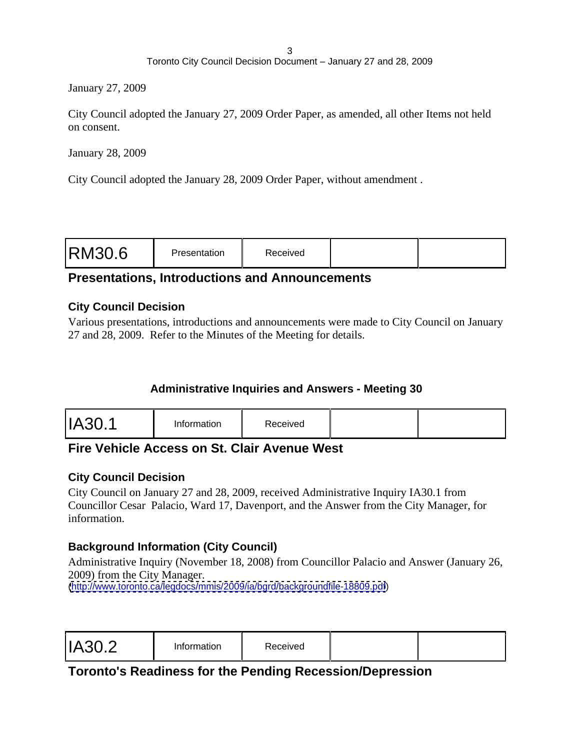January 27, 2009

City Council adopted the January 27, 2009 Order Paper, as amended, all other Items not held on consent.

January 28, 2009

City Council adopted the January 28, 2009 Order Paper, without amendment .

| RM30.6 | Presentation | Received | | |
|---|---|---|---|---|

## Presentations, Introductions and Announcements

### City Council Decision

Various presentations, introductions and announcements were made to City Council on January 27 and 28, 2009. Refer to the Minutes of the Meeting for details.

### Administrative Inquiries and Answers - Meeting 30

| IA30.1 | Information | Received | | |
|---|---|---|---|---|

## Fire Vehicle Access on St. Clair Avenue West

### City Council Decision

City Council on January 27 and 28, 2009, received Administrative Inquiry IA30.1 from Councillor Cesar Palacio, Ward 17, Davenport, and the Answer from the City Manager, for information.

### Background Information (City Council)

Administrative Inquiry (November 18, 2008) from Councillor Palacio and Answer (January 26, 2009) from the City Manager.
(http://www.toronto.ca/legdocs/mmis/2009/ia/bgrd/backgroundfile-18809.pdf)

| IA30.2 | Information | Received | | |
|---|---|---|---|---|

## Toronto's Readiness for the Pending Recession/Depression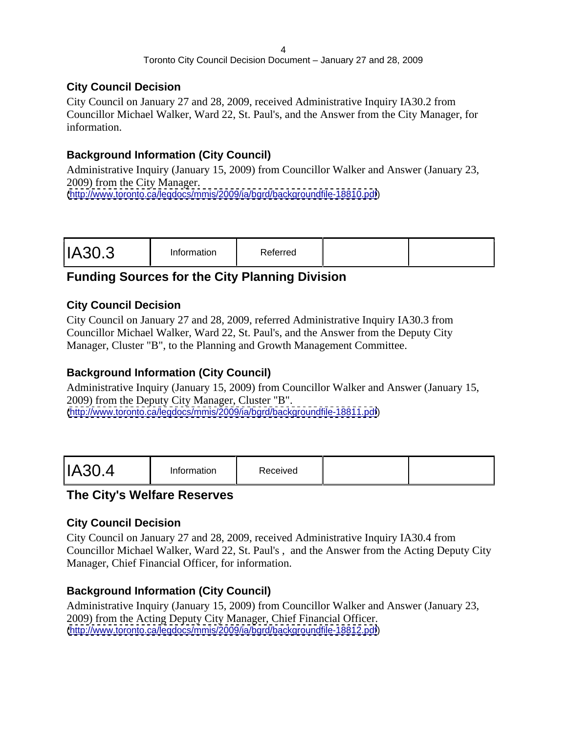## City Council Decision

City Council on January 27 and 28, 2009, received Administrative Inquiry IA30.2 from Councillor Michael Walker, Ward 22, St. Paul's, and the Answer from the City Manager, for information.

## Background Information (City Council)

Administrative Inquiry (January 15, 2009) from Councillor Walker and Answer (January 23, 2009) from the City Manager.
(http://www.toronto.ca/legdocs/mmis/2009/ia/bgrd/backgroundfile-18810.pdf)

| IA30.3 | Information | Referred | | |
|---|---|---|---|---|

# Funding Sources for the City Planning Division

## City Council Decision

City Council on January 27 and 28, 2009, referred Administrative Inquiry IA30.3 from Councillor Michael Walker, Ward 22, St. Paul's, and the Answer from the Deputy City Manager, Cluster "B", to the Planning and Growth Management Committee.

## Background Information (City Council)

Administrative Inquiry (January 15, 2009) from Councillor Walker and Answer (January 15, 2009) from the Deputy City Manager, Cluster "B".
(http://www.toronto.ca/legdocs/mmis/2009/ia/bgrd/backgroundfile-18811.pdf)

| IA30.4 | Information | Received | | |
|---|---|---|---|---|

# The City's Welfare Reserves

## City Council Decision

City Council on January 27 and 28, 2009, received Administrative Inquiry IA30.4 from Councillor Michael Walker, Ward 22, St. Paul's , and the Answer from the Acting Deputy City Manager, Chief Financial Officer, for information.

## Background Information (City Council)

Administrative Inquiry (January 15, 2009) from Councillor Walker and Answer (January 23, 2009) from the Acting Deputy City Manager, Chief Financial Officer.
(http://www.toronto.ca/legdocs/mmis/2009/ia/bgrd/backgroundfile-18812.pdf)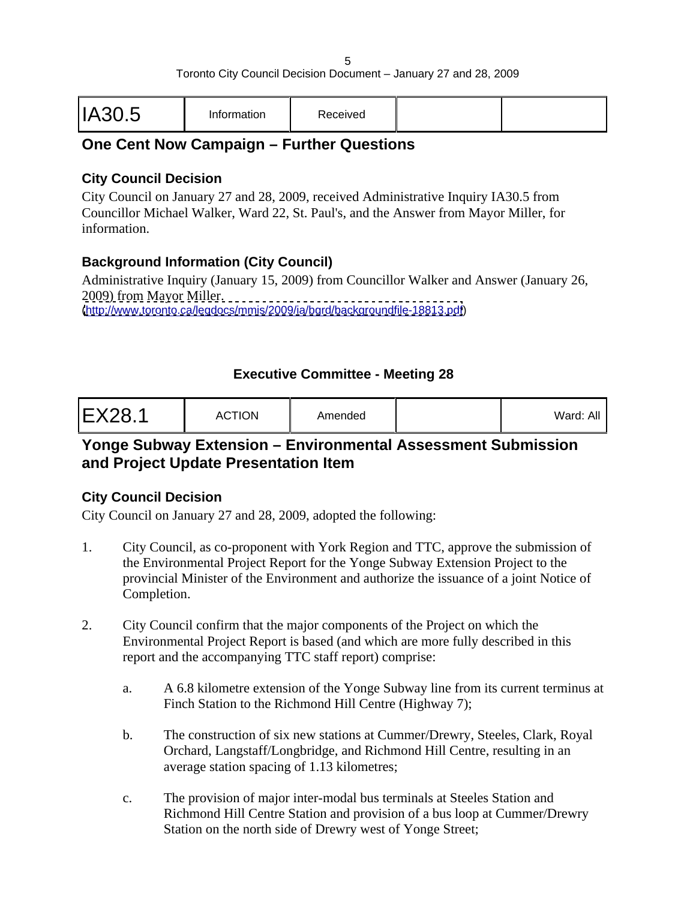| IA30.5 | Information | Received | | |
|---|---|---|---|---|

## One Cent Now Campaign – Further Questions

### City Council Decision

City Council on January 27 and 28, 2009, received Administrative Inquiry IA30.5 from Councillor Michael Walker, Ward 22, St. Paul's, and the Answer from Mayor Miller, for information.

### Background Information (City Council)

Administrative Inquiry (January 15, 2009) from Councillor Walker and Answer (January 26, 2009) from Mayor Miller.
(http://www.toronto.ca/legdocs/mmis/2009/ia/bgrd/backgroundfile-18813.pdf)

## Executive Committee - Meeting 28

| EX28.1 | ACTION | Amended | | Ward: All |
|---|---|---|---|---|

## Yonge Subway Extension – Environmental Assessment Submission and Project Update Presentation Item

### City Council Decision

City Council on January 27 and 28, 2009, adopted the following:

1. City Council, as co-proponent with York Region and TTC, approve the submission of the Environmental Project Report for the Yonge Subway Extension Project to the provincial Minister of the Environment and authorize the issuance of a joint Notice of Completion.

2. City Council confirm that the major components of the Project on which the Environmental Project Report is based (and which are more fully described in this report and the accompanying TTC staff report) comprise:

   a. A 6.8 kilometre extension of the Yonge Subway line from its current terminus at Finch Station to the Richmond Hill Centre (Highway 7);

   b. The construction of six new stations at Cummer/Drewry, Steeles, Clark, Royal Orchard, Langstaff/Longbridge, and Richmond Hill Centre, resulting in an average station spacing of 1.13 kilometres;

   c. The provision of major inter-modal bus terminals at Steeles Station and Richmond Hill Centre Station and provision of a bus loop at Cummer/Drewry Station on the north side of Drewry west of Yonge Street;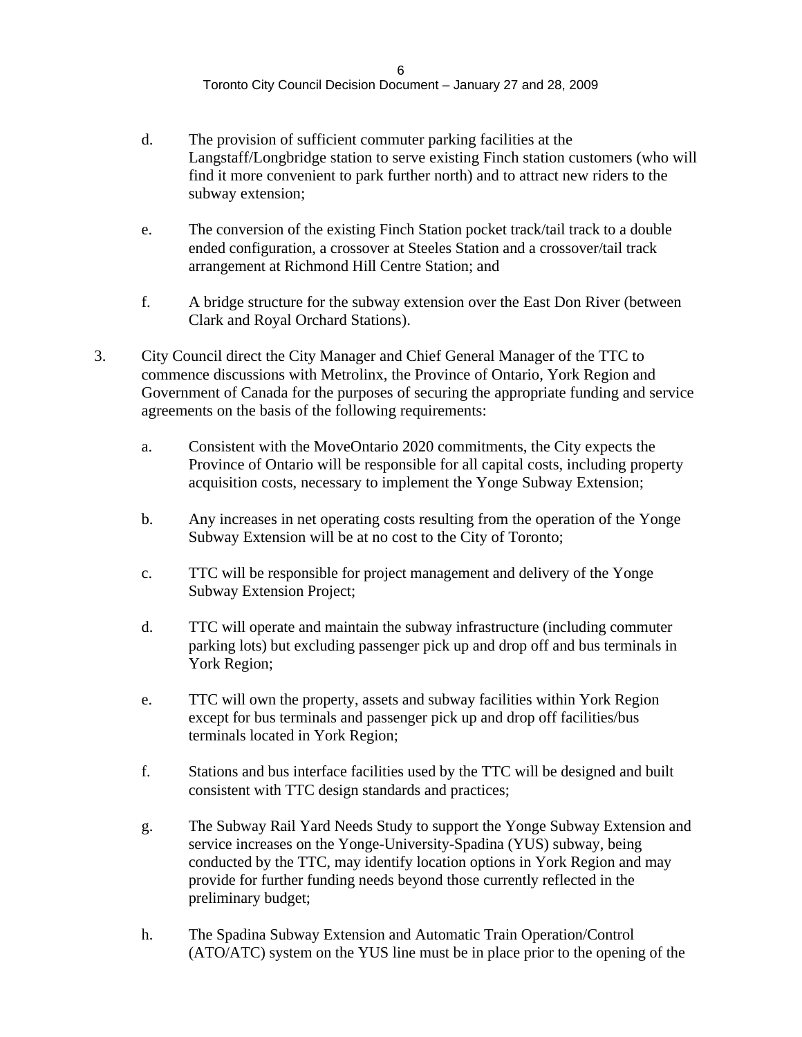d. The provision of sufficient commuter parking facilities at the Langstaff/Longbridge station to serve existing Finch station customers (who will find it more convenient to park further north) and to attract new riders to the subway extension;

e. The conversion of the existing Finch Station pocket track/tail track to a double ended configuration, a crossover at Steeles Station and a crossover/tail track arrangement at Richmond Hill Centre Station; and

f. A bridge structure for the subway extension over the East Don River (between Clark and Royal Orchard Stations).

3. City Council direct the City Manager and Chief General Manager of the TTC to commence discussions with Metrolinx, the Province of Ontario, York Region and Government of Canada for the purposes of securing the appropriate funding and service agreements on the basis of the following requirements:

   a. Consistent with the MoveOntario 2020 commitments, the City expects the Province of Ontario will be responsible for all capital costs, including property acquisition costs, necessary to implement the Yonge Subway Extension;

   b. Any increases in net operating costs resulting from the operation of the Yonge Subway Extension will be at no cost to the City of Toronto;

   c. TTC will be responsible for project management and delivery of the Yonge Subway Extension Project;

   d. TTC will operate and maintain the subway infrastructure (including commuter parking lots) but excluding passenger pick up and drop off and bus terminals in York Region;

   e. TTC will own the property, assets and subway facilities within York Region except for bus terminals and passenger pick up and drop off facilities/bus terminals located in York Region;

   f. Stations and bus interface facilities used by the TTC will be designed and built consistent with TTC design standards and practices;

   g. The Subway Rail Yard Needs Study to support the Yonge Subway Extension and service increases on the Yonge-University-Spadina (YUS) subway, being conducted by the TTC, may identify location options in York Region and may provide for further funding needs beyond those currently reflected in the preliminary budget;

   h. The Spadina Subway Extension and Automatic Train Operation/Control (ATO/ATC) system on the YUS line must be in place prior to the opening of the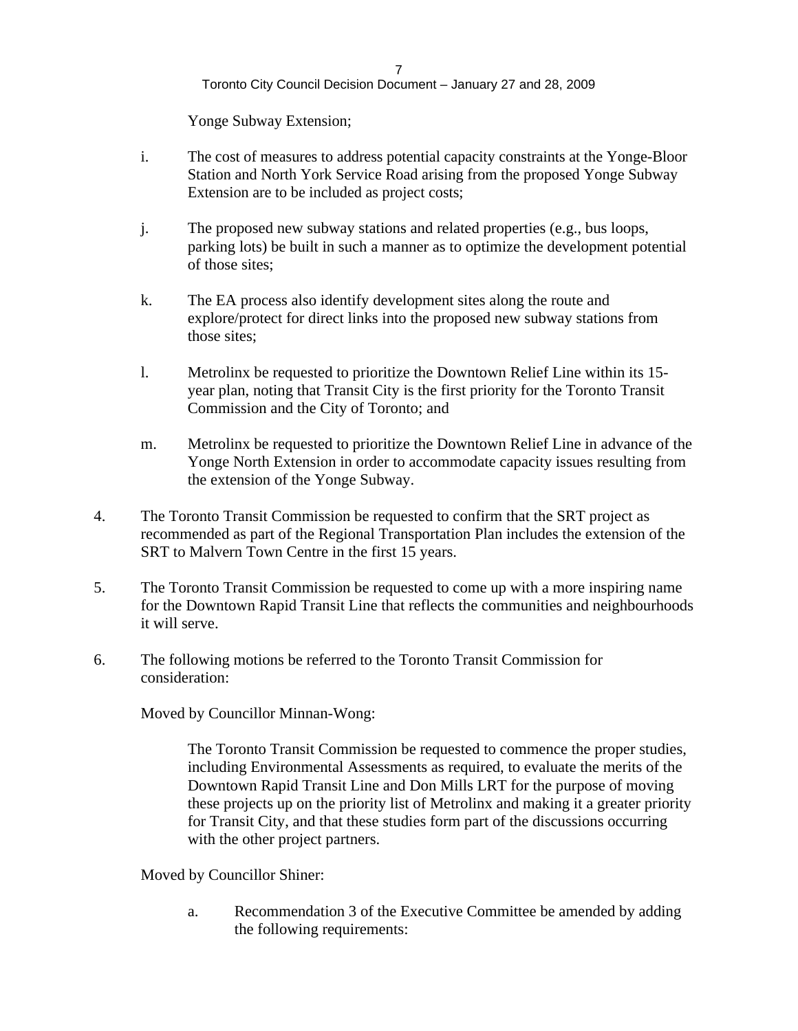Yonge Subway Extension;

i. The cost of measures to address potential capacity constraints at the Yonge-Bloor Station and North York Service Road arising from the proposed Yonge Subway Extension are to be included as project costs;

j. The proposed new subway stations and related properties (e.g., bus loops, parking lots) be built in such a manner as to optimize the development potential of those sites;

k. The EA process also identify development sites along the route and explore/protect for direct links into the proposed new subway stations from those sites;

l. Metrolinx be requested to prioritize the Downtown Relief Line within its 15-year plan, noting that Transit City is the first priority for the Toronto Transit Commission and the City of Toronto; and

m. Metrolinx be requested to prioritize the Downtown Relief Line in advance of the Yonge North Extension in order to accommodate capacity issues resulting from the extension of the Yonge Subway.

4. The Toronto Transit Commission be requested to confirm that the SRT project as recommended as part of the Regional Transportation Plan includes the extension of the SRT to Malvern Town Centre in the first 15 years.

5. The Toronto Transit Commission be requested to come up with a more inspiring name for the Downtown Rapid Transit Line that reflects the communities and neighbourhoods it will serve.

6. The following motions be referred to the Toronto Transit Commission for consideration:

Moved by Councillor Minnan-Wong:

> The Toronto Transit Commission be requested to commence the proper studies, including Environmental Assessments as required, to evaluate the merits of the Downtown Rapid Transit Line and Don Mills LRT for the purpose of moving these projects up on the priority list of Metrolinx and making it a greater priority for Transit City, and that these studies form part of the discussions occurring with the other project partners.

Moved by Councillor Shiner:

> a. Recommendation 3 of the Executive Committee be amended by adding the following requirements: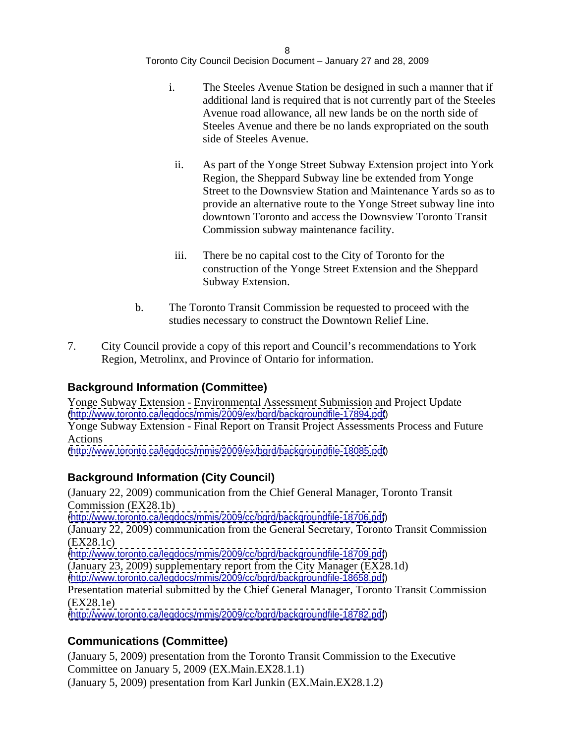i. The Steeles Avenue Station be designed in such a manner that if additional land is required that is not currently part of the Steeles Avenue road allowance, all new lands be on the north side of Steeles Avenue and there be no lands expropriated on the south side of Steeles Avenue.

ii. As part of the Yonge Street Subway Extension project into York Region, the Sheppard Subway line be extended from Yonge Street to the Downsview Station and Maintenance Yards so as to provide an alternative route to the Yonge Street subway line into downtown Toronto and access the Downsview Toronto Transit Commission subway maintenance facility.

iii. There be no capital cost to the City of Toronto for the construction of the Yonge Street Extension and the Sheppard Subway Extension.

b. The Toronto Transit Commission be requested to proceed with the studies necessary to construct the Downtown Relief Line.

7. City Council provide a copy of this report and Council's recommendations to York Region, Metrolinx, and Province of Ontario for information.

## Background Information (Committee)

Yonge Subway Extension - Environmental Assessment Submission and Project Update
(http://www.toronto.ca/legdocs/mmis/2009/ex/bgrd/backgroundfile-17894.pdf)
Yonge Subway Extension - Final Report on Transit Project Assessments Process and Future Actions
(http://www.toronto.ca/legdocs/mmis/2009/ex/bgrd/backgroundfile-18085.pdf)

## Background Information (City Council)

(January 22, 2009) communication from the Chief General Manager, Toronto Transit Commission (EX28.1b)
(http://www.toronto.ca/legdocs/mmis/2009/cc/bgrd/backgroundfile-18706.pdf)
(January 22, 2009) communication from the General Secretary, Toronto Transit Commission (EX28.1c)
(http://www.toronto.ca/legdocs/mmis/2009/cc/bgrd/backgroundfile-18709.pdf)
(January 23, 2009) supplementary report from the City Manager (EX28.1d)
(http://www.toronto.ca/legdocs/mmis/2009/cc/bgrd/backgroundfile-18658.pdf)
Presentation material submitted by the Chief General Manager, Toronto Transit Commission (EX28.1e)
(http://www.toronto.ca/legdocs/mmis/2009/cc/bgrd/backgroundfile-18782.pdf)

## Communications (Committee)

(January 5, 2009) presentation from the Toronto Transit Commission to the Executive Committee on January 5, 2009 (EX.Main.EX28.1.1)
(January 5, 2009) presentation from Karl Junkin (EX.Main.EX28.1.2)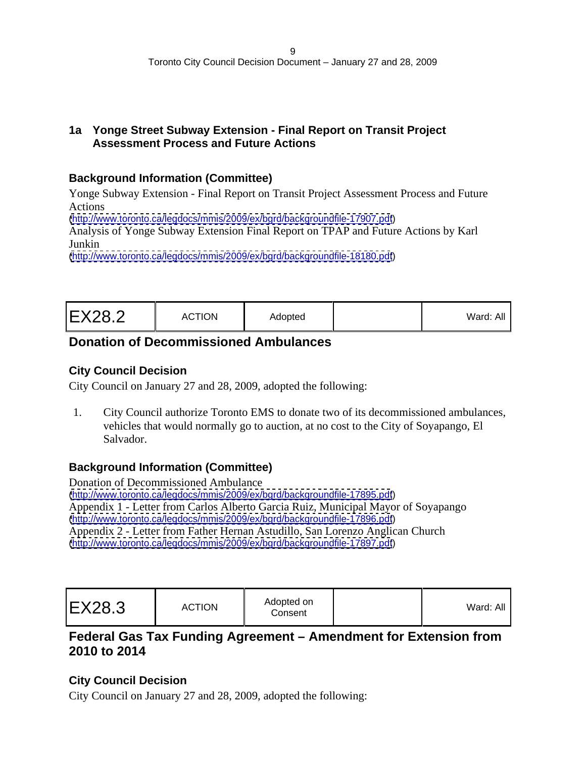## 1a Yonge Street Subway Extension - Final Report on Transit Project Assessment Process and Future Actions

### Background Information (Committee)

Yonge Subway Extension - Final Report on Transit Project Assessment Process and Future Actions
(http://www.toronto.ca/legdocs/mmis/2009/ex/bgrd/backgroundfile-17907.pdf)
Analysis of Yonge Subway Extension Final Report on TPAP and Future Actions by Karl Junkin
(http://www.toronto.ca/legdocs/mmis/2009/ex/bgrd/backgroundfile-18180.pdf)

| EX28.2 | ACTION | Adopted | | Ward: All |
|---|---|---|---|---|

## Donation of Decommissioned Ambulances

### City Council Decision

City Council on January 27 and 28, 2009, adopted the following:

1. City Council authorize Toronto EMS to donate two of its decommissioned ambulances, vehicles that would normally go to auction, at no cost to the City of Soyapango, El Salvador.

### Background Information (Committee)

Donation of Decommissioned Ambulance
(http://www.toronto.ca/legdocs/mmis/2009/ex/bgrd/backgroundfile-17895.pdf)
Appendix 1 - Letter from Carlos Alberto Garcia Ruiz, Municipal Mayor of Soyapango
(http://www.toronto.ca/legdocs/mmis/2009/ex/bgrd/backgroundfile-17896.pdf)
Appendix 2 - Letter from Father Hernan Astudillo, San Lorenzo Anglican Church
(http://www.toronto.ca/legdocs/mmis/2009/ex/bgrd/backgroundfile-17897.pdf)

| EX28.3 | ACTION | Adopted on Consent | | Ward: All |
|---|---|---|---|---|

## Federal Gas Tax Funding Agreement – Amendment for Extension from 2010 to 2014

### City Council Decision

City Council on January 27 and 28, 2009, adopted the following: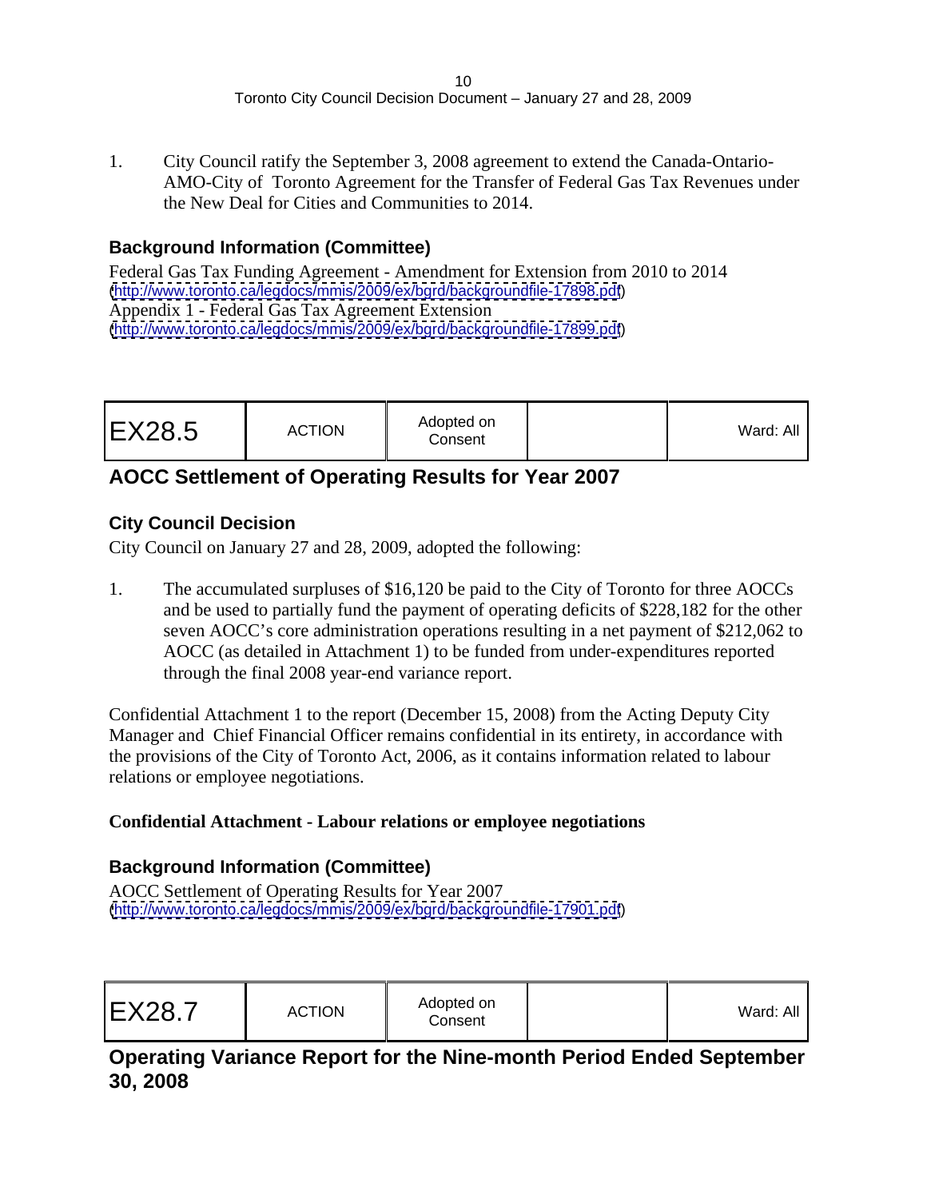1. City Council ratify the September 3, 2008 agreement to extend the Canada-Ontario-AMO-City of Toronto Agreement for the Transfer of Federal Gas Tax Revenues under the New Deal for Cities and Communities to 2014.

### Background Information (Committee)

Federal Gas Tax Funding Agreement - Amendment for Extension from 2010 to 2014
(http://www.toronto.ca/legdocs/mmis/2009/ex/bgrd/backgroundfile-17898.pdf)
Appendix 1 - Federal Gas Tax Agreement Extension
(http://www.toronto.ca/legdocs/mmis/2009/ex/bgrd/backgroundfile-17899.pdf)

| EX28.5 | ACTION | Adopted on Consent | | Ward: All |
|---|---|---|---|---|

## AOCC Settlement of Operating Results for Year 2007

### City Council Decision

City Council on January 27 and 28, 2009, adopted the following:

1. The accumulated surpluses of $16,120 be paid to the City of Toronto for three AOCCs and be used to partially fund the payment of operating deficits of $228,182 for the other seven AOCC's core administration operations resulting in a net payment of $212,062 to AOCC (as detailed in Attachment 1) to be funded from under-expenditures reported through the final 2008 year-end variance report.

Confidential Attachment 1 to the report (December 15, 2008) from the Acting Deputy City Manager and Chief Financial Officer remains confidential in its entirety, in accordance with the provisions of the City of Toronto Act, 2006, as it contains information related to labour relations or employee negotiations.

**Confidential Attachment - Labour relations or employee negotiations**

### Background Information (Committee)

AOCC Settlement of Operating Results for Year 2007
(http://www.toronto.ca/legdocs/mmis/2009/ex/bgrd/backgroundfile-17901.pdf)

| EX28.7 | ACTION | Adopted on Consent | | Ward: All |
|---|---|---|---|---|

## Operating Variance Report for the Nine-month Period Ended September 30, 2008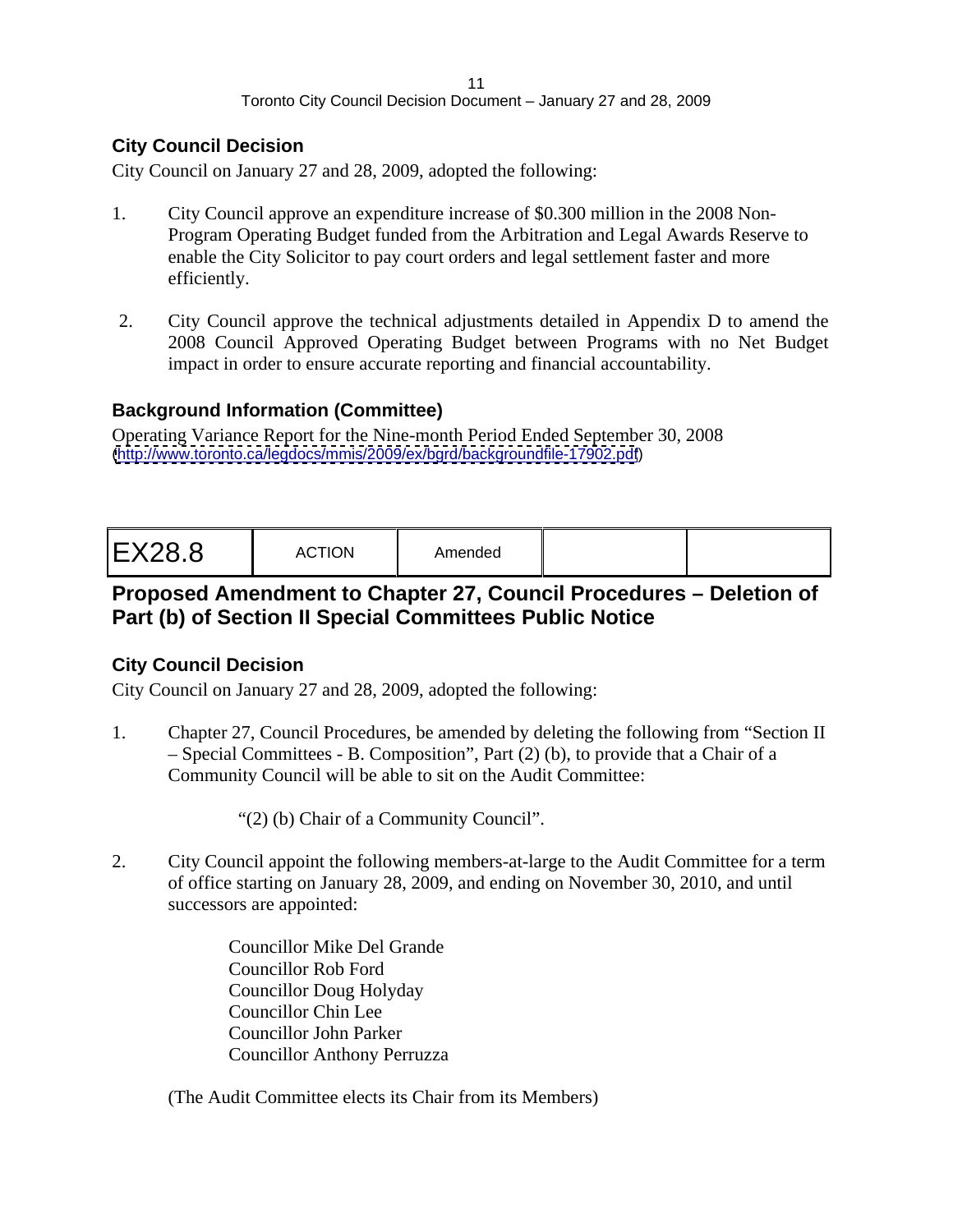### City Council Decision

City Council on January 27 and 28, 2009, adopted the following:

1. City Council approve an expenditure increase of $0.300 million in the 2008 Non-Program Operating Budget funded from the Arbitration and Legal Awards Reserve to enable the City Solicitor to pay court orders and legal settlement faster and more efficiently.

2. City Council approve the technical adjustments detailed in Appendix D to amend the 2008 Council Approved Operating Budget between Programs with no Net Budget impact in order to ensure accurate reporting and financial accountability.

### Background Information (Committee)

Operating Variance Report for the Nine-month Period Ended September 30, 2008
(http://www.toronto.ca/legdocs/mmis/2009/ex/bgrd/backgroundfile-17902.pdf)

| EX28.8 | ACTION | Amended | | |
|---|---|---|---|---|

## Proposed Amendment to Chapter 27, Council Procedures – Deletion of Part (b) of Section II Special Committees Public Notice

### City Council Decision

City Council on January 27 and 28, 2009, adopted the following:

1. Chapter 27, Council Procedures, be amended by deleting the following from "Section II – Special Committees - B. Composition", Part (2) (b), to provide that a Chair of a Community Council will be able to sit on the Audit Committee:

   "(2) (b) Chair of a Community Council".

2. City Council appoint the following members-at-large to the Audit Committee for a term of office starting on January 28, 2009, and ending on November 30, 2010, and until successors are appointed:

   Councillor Mike Del Grande
   Councillor Rob Ford
   Councillor Doug Holyday
   Councillor Chin Lee
   Councillor John Parker
   Councillor Anthony Perruzza

   (The Audit Committee elects its Chair from its Members)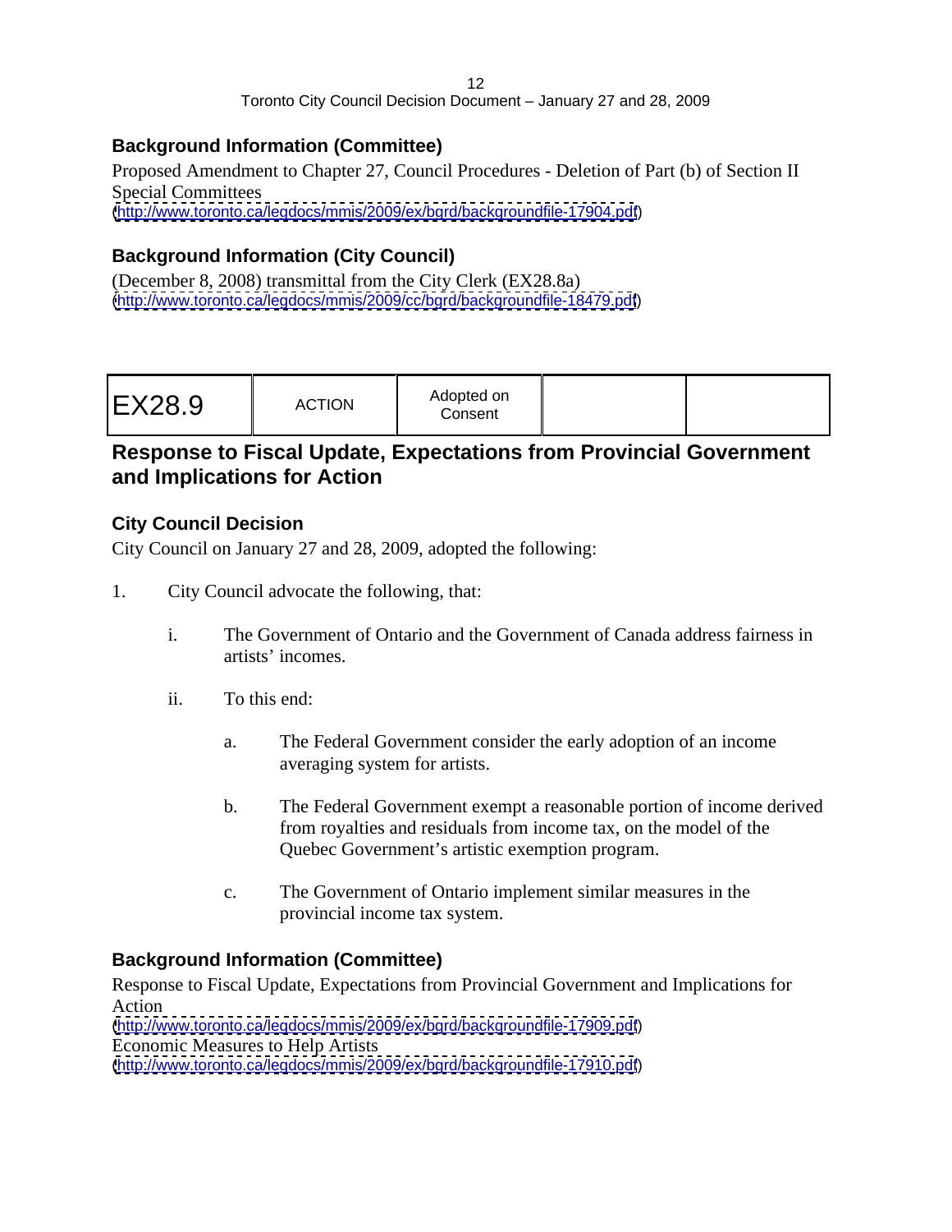### Background Information (Committee)

Proposed Amendment to Chapter 27, Council Procedures - Deletion of Part (b) of Section II Special Committees
(http://www.toronto.ca/legdocs/mmis/2009/ex/bgrd/backgroundfile-17904.pdf)

### Background Information (City Council)

(December 8, 2008) transmittal from the City Clerk (EX28.8a)
(http://www.toronto.ca/legdocs/mmis/2009/cc/bgrd/backgroundfile-18479.pdf)

| EX28.9 | ACTION | Adopted on Consent | | |
|---|---|---|---|---|

## Response to Fiscal Update, Expectations from Provincial Government and Implications for Action

### City Council Decision

City Council on January 27 and 28, 2009, adopted the following:

1. City Council advocate the following, that:

   i. The Government of Ontario and the Government of Canada address fairness in artists' incomes.

   ii. To this end:

      a. The Federal Government consider the early adoption of an income averaging system for artists.

      b. The Federal Government exempt a reasonable portion of income derived from royalties and residuals from income tax, on the model of the Quebec Government's artistic exemption program.

      c. The Government of Ontario implement similar measures in the provincial income tax system.

### Background Information (Committee)

Response to Fiscal Update, Expectations from Provincial Government and Implications for Action
(http://www.toronto.ca/legdocs/mmis/2009/ex/bgrd/backgroundfile-17909.pdf)
Economic Measures to Help Artists
(http://www.toronto.ca/legdocs/mmis/2009/ex/bgrd/backgroundfile-17910.pdf)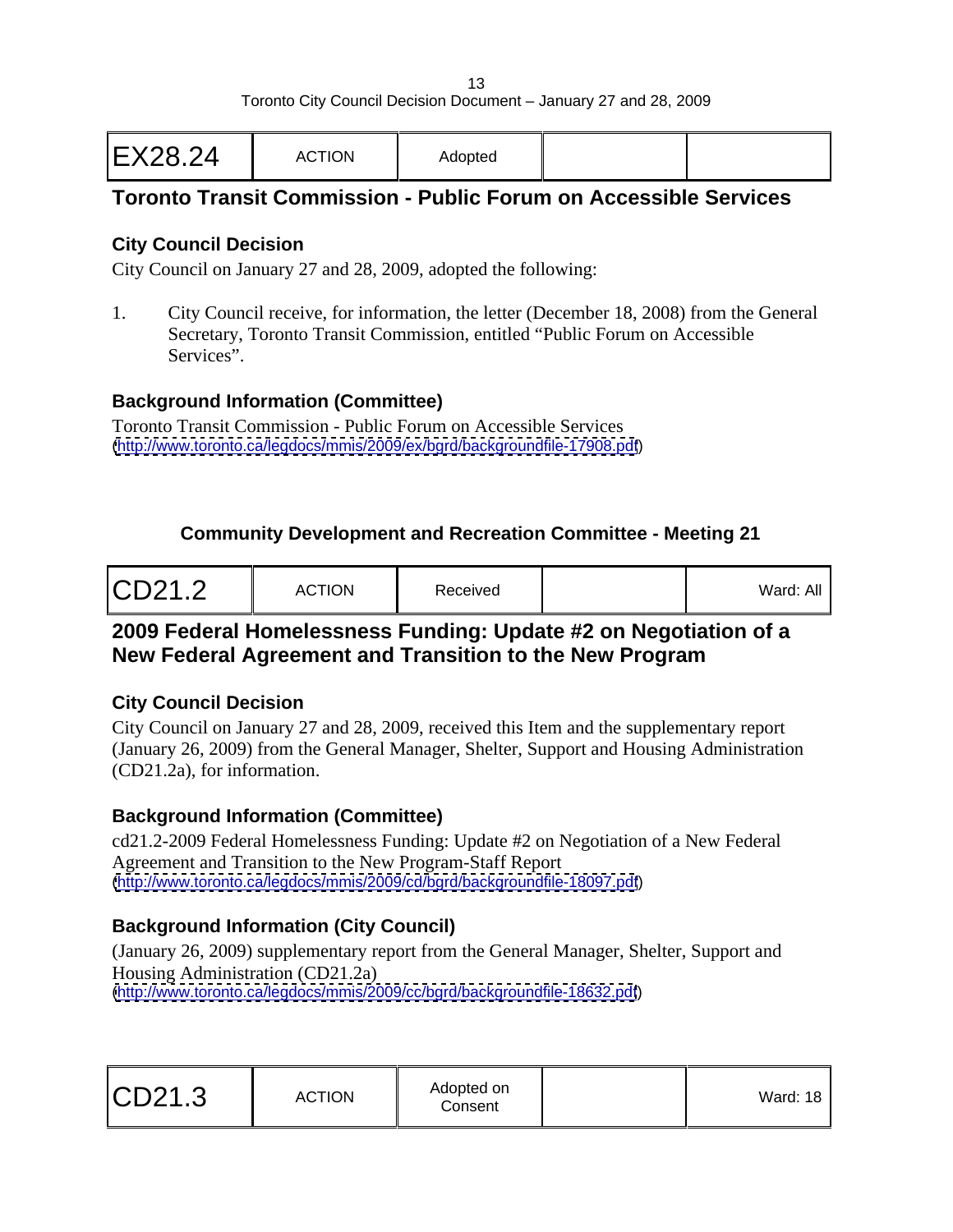| EX28.24 | ACTION | Adopted | | |
|---|---|---|---|---|

## Toronto Transit Commission - Public Forum on Accessible Services

### City Council Decision

City Council on January 27 and 28, 2009, adopted the following:

1. City Council receive, for information, the letter (December 18, 2008) from the General Secretary, Toronto Transit Commission, entitled "Public Forum on Accessible Services".

### Background Information (Committee)

Toronto Transit Commission - Public Forum on Accessible Services
(http://www.toronto.ca/legdocs/mmis/2009/ex/bgrd/backgroundfile-17908.pdf)

### Community Development and Recreation Committee - Meeting 21

| CD21.2 | ACTION | Received | | Ward: All |
|---|---|---|---|---|

## 2009 Federal Homelessness Funding: Update #2 on Negotiation of a New Federal Agreement and Transition to the New Program

### City Council Decision

City Council on January 27 and 28, 2009, received this Item and the supplementary report (January 26, 2009) from the General Manager, Shelter, Support and Housing Administration (CD21.2a), for information.

### Background Information (Committee)

cd21.2-2009 Federal Homelessness Funding: Update #2 on Negotiation of a New Federal Agreement and Transition to the New Program-Staff Report
(http://www.toronto.ca/legdocs/mmis/2009/cd/bgrd/backgroundfile-18097.pdf)

### Background Information (City Council)

(January 26, 2009) supplementary report from the General Manager, Shelter, Support and Housing Administration (CD21.2a)
(http://www.toronto.ca/legdocs/mmis/2009/cc/bgrd/backgroundfile-18632.pdf)

| CD21.3 | ACTION | Adopted on Consent | | Ward: 18 |
|---|---|---|---|---|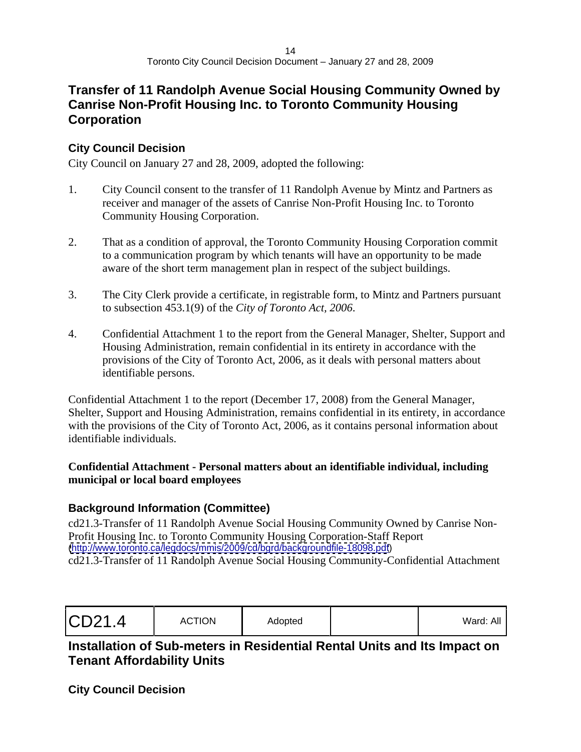## Transfer of 11 Randolph Avenue Social Housing Community Owned by Canrise Non-Profit Housing Inc. to Toronto Community Housing Corporation

### City Council Decision

City Council on January 27 and 28, 2009, adopted the following:

1. City Council consent to the transfer of 11 Randolph Avenue by Mintz and Partners as receiver and manager of the assets of Canrise Non-Profit Housing Inc. to Toronto Community Housing Corporation.

2. That as a condition of approval, the Toronto Community Housing Corporation commit to a communication program by which tenants will have an opportunity to be made aware of the short term management plan in respect of the subject buildings.

3. The City Clerk provide a certificate, in registrable form, to Mintz and Partners pursuant to subsection 453.1(9) of the *City of Toronto Act, 2006*.

4. Confidential Attachment 1 to the report from the General Manager, Shelter, Support and Housing Administration, remain confidential in its entirety in accordance with the provisions of the City of Toronto Act, 2006, as it deals with personal matters about identifiable persons.

Confidential Attachment 1 to the report (December 17, 2008) from the General Manager, Shelter, Support and Housing Administration, remains confidential in its entirety, in accordance with the provisions of the City of Toronto Act, 2006, as it contains personal information about identifiable individuals.

**Confidential Attachment - Personal matters about an identifiable individual, including municipal or local board employees**

### Background Information (Committee)

cd21.3-Transfer of 11 Randolph Avenue Social Housing Community Owned by Canrise Non-Profit Housing Inc. to Toronto Community Housing Corporation-Staff Report (http://www.toronto.ca/legdocs/mmis/2009/cd/bgrd/backgroundfile-18098.pdf)
cd21.3-Transfer of 11 Randolph Avenue Social Housing Community-Confidential Attachment

| CD21.4 | ACTION | Adopted | | Ward: All |
|---|---|---|---|---|

## Installation of Sub-meters in Residential Rental Units and Its Impact on Tenant Affordability Units

### City Council Decision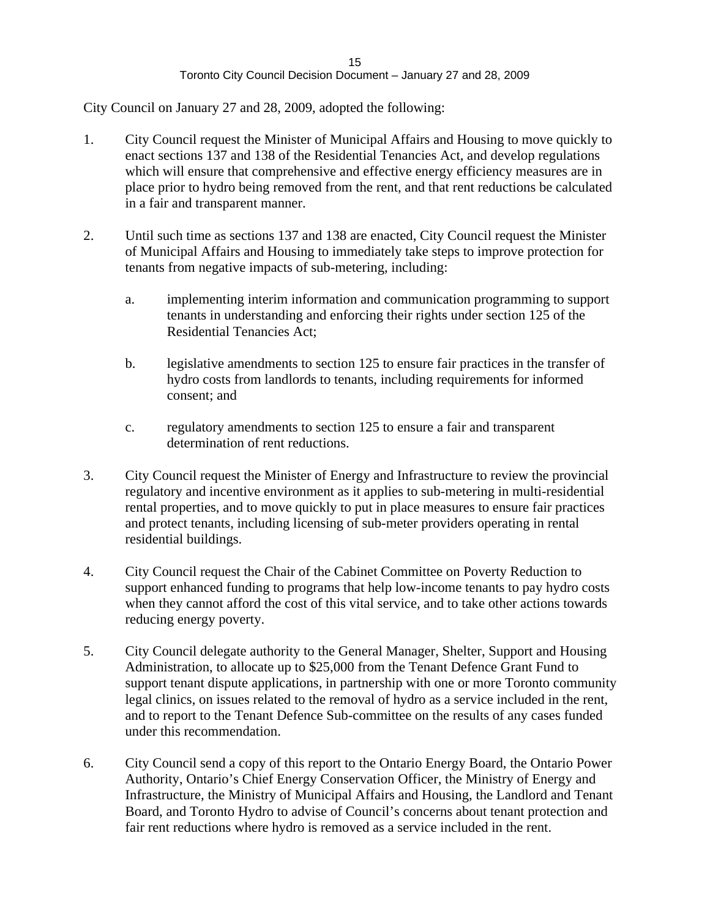City Council on January 27 and 28, 2009, adopted the following:

1. City Council request the Minister of Municipal Affairs and Housing to move quickly to enact sections 137 and 138 of the Residential Tenancies Act, and develop regulations which will ensure that comprehensive and effective energy efficiency measures are in place prior to hydro being removed from the rent, and that rent reductions be calculated in a fair and transparent manner.

2. Until such time as sections 137 and 138 are enacted, City Council request the Minister of Municipal Affairs and Housing to immediately take steps to improve protection for tenants from negative impacts of sub-metering, including:

   a. implementing interim information and communication programming to support tenants in understanding and enforcing their rights under section 125 of the Residential Tenancies Act;

   b. legislative amendments to section 125 to ensure fair practices in the transfer of hydro costs from landlords to tenants, including requirements for informed consent; and

   c. regulatory amendments to section 125 to ensure a fair and transparent determination of rent reductions.

3. City Council request the Minister of Energy and Infrastructure to review the provincial regulatory and incentive environment as it applies to sub-metering in multi-residential rental properties, and to move quickly to put in place measures to ensure fair practices and protect tenants, including licensing of sub-meter providers operating in rental residential buildings.

4. City Council request the Chair of the Cabinet Committee on Poverty Reduction to support enhanced funding to programs that help low-income tenants to pay hydro costs when they cannot afford the cost of this vital service, and to take other actions towards reducing energy poverty.

5. City Council delegate authority to the General Manager, Shelter, Support and Housing Administration, to allocate up to $25,000 from the Tenant Defence Grant Fund to support tenant dispute applications, in partnership with one or more Toronto community legal clinics, on issues related to the removal of hydro as a service included in the rent, and to report to the Tenant Defence Sub-committee on the results of any cases funded under this recommendation.

6. City Council send a copy of this report to the Ontario Energy Board, the Ontario Power Authority, Ontario's Chief Energy Conservation Officer, the Ministry of Energy and Infrastructure, the Ministry of Municipal Affairs and Housing, the Landlord and Tenant Board, and Toronto Hydro to advise of Council's concerns about tenant protection and fair rent reductions where hydro is removed as a service included in the rent.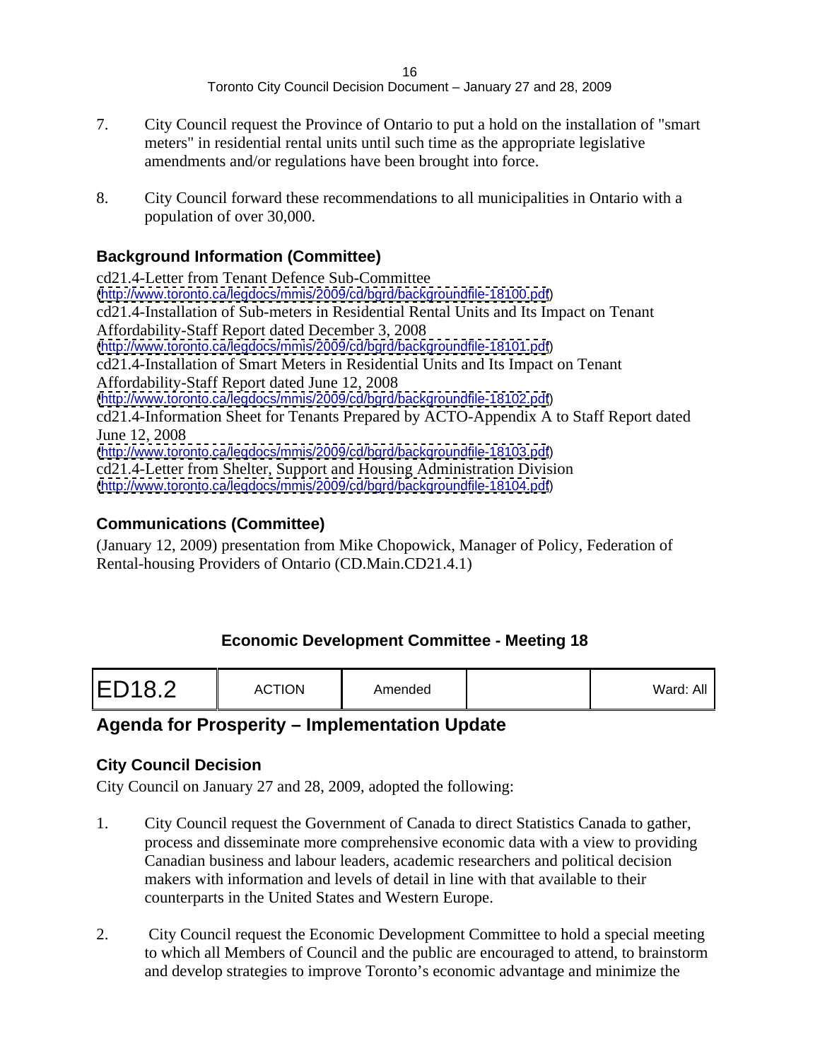7. City Council request the Province of Ontario to put a hold on the installation of "smart meters" in residential rental units until such time as the appropriate legislative amendments and/or regulations have been brought into force.

8. City Council forward these recommendations to all municipalities in Ontario with a population of over 30,000.

### Background Information (Committee)

cd21.4-Letter from Tenant Defence Sub-Committee
(http://www.toronto.ca/legdocs/mmis/2009/cd/bgrd/backgroundfile-18100.pdf)
cd21.4-Installation of Sub-meters in Residential Rental Units and Its Impact on Tenant Affordability-Staff Report dated December 3, 2008
(http://www.toronto.ca/legdocs/mmis/2009/cd/bgrd/backgroundfile-18101.pdf)
cd21.4-Installation of Smart Meters in Residential Units and Its Impact on Tenant Affordability-Staff Report dated June 12, 2008
(http://www.toronto.ca/legdocs/mmis/2009/cd/bgrd/backgroundfile-18102.pdf)
cd21.4-Information Sheet for Tenants Prepared by ACTO-Appendix A to Staff Report dated June 12, 2008
(http://www.toronto.ca/legdocs/mmis/2009/cd/bgrd/backgroundfile-18103.pdf)
cd21.4-Letter from Shelter, Support and Housing Administration Division
(http://www.toronto.ca/legdocs/mmis/2009/cd/bgrd/backgroundfile-18104.pdf)

### Communications (Committee)

(January 12, 2009) presentation from Mike Chopowick, Manager of Policy, Federation of Rental-housing Providers of Ontario (CD.Main.CD21.4.1)

## Economic Development Committee - Meeting 18

| ED18.2 | ACTION | Amended | | Ward: All |
|---|---|---|---|---|

## Agenda for Prosperity – Implementation Update

### City Council Decision

City Council on January 27 and 28, 2009, adopted the following:

1. City Council request the Government of Canada to direct Statistics Canada to gather, process and disseminate more comprehensive economic data with a view to providing Canadian business and labour leaders, academic researchers and political decision makers with information and levels of detail in line with that available to their counterparts in the United States and Western Europe.

2. City Council request the Economic Development Committee to hold a special meeting to which all Members of Council and the public are encouraged to attend, to brainstorm and develop strategies to improve Toronto's economic advantage and minimize the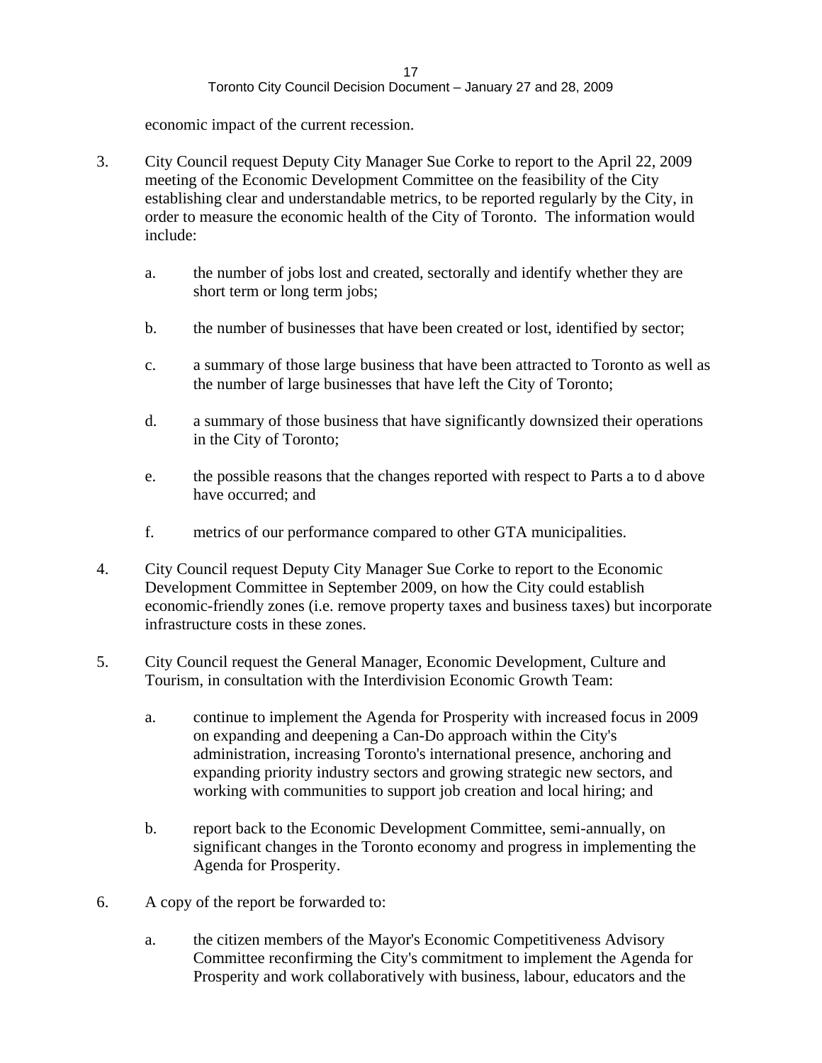economic impact of the current recession.

3. City Council request Deputy City Manager Sue Corke to report to the April 22, 2009 meeting of the Economic Development Committee on the feasibility of the City establishing clear and understandable metrics, to be reported regularly by the City, in order to measure the economic health of the City of Toronto. The information would include:

   a. the number of jobs lost and created, sectorally and identify whether they are short term or long term jobs;

   b. the number of businesses that have been created or lost, identified by sector;

   c. a summary of those large business that have been attracted to Toronto as well as the number of large businesses that have left the City of Toronto;

   d. a summary of those business that have significantly downsized their operations in the City of Toronto;

   e. the possible reasons that the changes reported with respect to Parts a to d above have occurred; and

   f. metrics of our performance compared to other GTA municipalities.

4. City Council request Deputy City Manager Sue Corke to report to the Economic Development Committee in September 2009, on how the City could establish economic-friendly zones (i.e. remove property taxes and business taxes) but incorporate infrastructure costs in these zones.

5. City Council request the General Manager, Economic Development, Culture and Tourism, in consultation with the Interdivision Economic Growth Team:

   a. continue to implement the Agenda for Prosperity with increased focus in 2009 on expanding and deepening a Can-Do approach within the City's administration, increasing Toronto's international presence, anchoring and expanding priority industry sectors and growing strategic new sectors, and working with communities to support job creation and local hiring; and

   b. report back to the Economic Development Committee, semi-annually, on significant changes in the Toronto economy and progress in implementing the Agenda for Prosperity.

6. A copy of the report be forwarded to:

   a. the citizen members of the Mayor's Economic Competitiveness Advisory Committee reconfirming the City's commitment to implement the Agenda for Prosperity and work collaboratively with business, labour, educators and the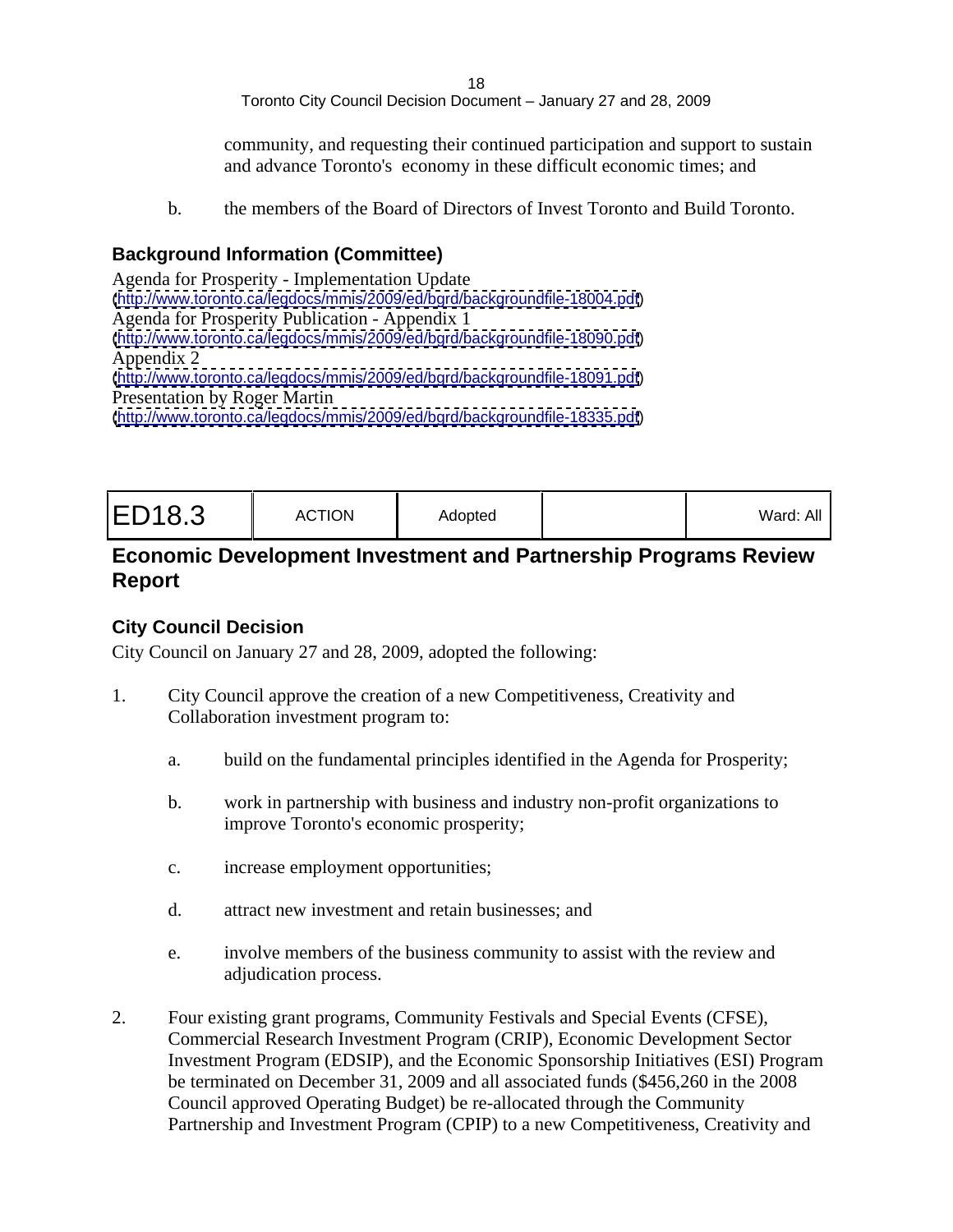community, and requesting their continued participation and support to sustain and advance Toronto's economy in these difficult economic times; and

b. the members of the Board of Directors of Invest Toronto and Build Toronto.

### Background Information (Committee)

Agenda for Prosperity - Implementation Update
(http://www.toronto.ca/legdocs/mmis/2009/ed/bgrd/backgroundfile-18004.pdf)
Agenda for Prosperity Publication - Appendix 1
(http://www.toronto.ca/legdocs/mmis/2009/ed/bgrd/backgroundfile-18090.pdf)
Appendix 2
(http://www.toronto.ca/legdocs/mmis/2009/ed/bgrd/backgroundfile-18091.pdf)
Presentation by Roger Martin
(http://www.toronto.ca/legdocs/mmis/2009/ed/bgrd/backgroundfile-18335.pdf)

| ED18.3 | ACTION | Adopted | | Ward: All |
|---|---|---|---|---|

## Economic Development Investment and Partnership Programs Review Report

### City Council Decision

City Council on January 27 and 28, 2009, adopted the following:

1. City Council approve the creation of a new Competitiveness, Creativity and Collaboration investment program to:

   a. build on the fundamental principles identified in the Agenda for Prosperity;

   b. work in partnership with business and industry non-profit organizations to improve Toronto's economic prosperity;

   c. increase employment opportunities;

   d. attract new investment and retain businesses; and

   e. involve members of the business community to assist with the review and adjudication process.

2. Four existing grant programs, Community Festivals and Special Events (CFSE), Commercial Research Investment Program (CRIP), Economic Development Sector Investment Program (EDSIP), and the Economic Sponsorship Initiatives (ESI) Program be terminated on December 31, 2009 and all associated funds ($456,260 in the 2008 Council approved Operating Budget) be re-allocated through the Community Partnership and Investment Program (CPIP) to a new Competitiveness, Creativity and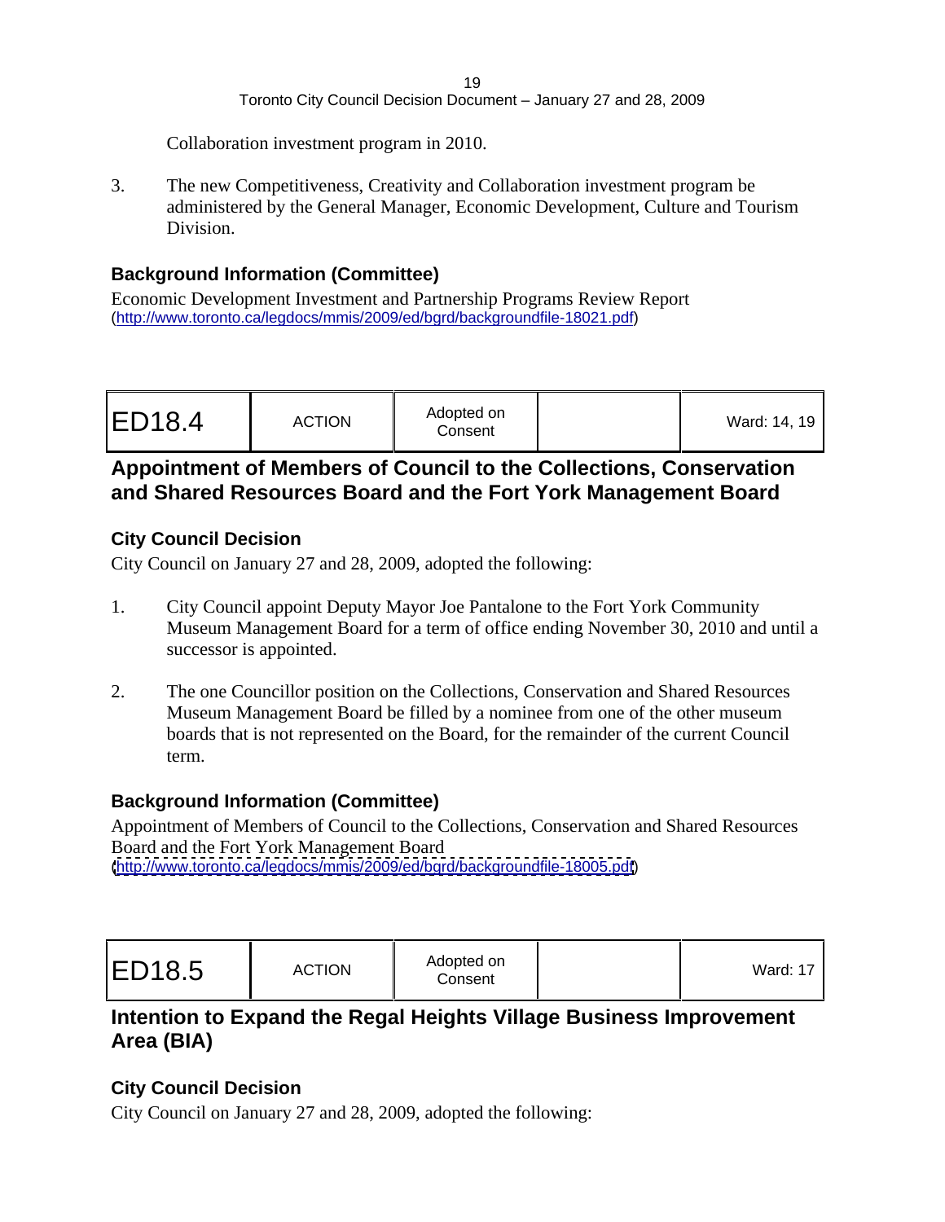Collaboration investment program in 2010.

3. The new Competitiveness, Creativity and Collaboration investment program be administered by the General Manager, Economic Development, Culture and Tourism Division.

### Background Information (Committee)

Economic Development Investment and Partnership Programs Review Report
(http://www.toronto.ca/legdocs/mmis/2009/ed/bgrd/backgroundfile-18021.pdf)

| ED18.4 | ACTION | Adopted on Consent | | Ward: 14, 19 |
|---|---|---|---|---|

## Appointment of Members of Council to the Collections, Conservation and Shared Resources Board and the Fort York Management Board

### City Council Decision

City Council on January 27 and 28, 2009, adopted the following:

1. City Council appoint Deputy Mayor Joe Pantalone to the Fort York Community Museum Management Board for a term of office ending November 30, 2010 and until a successor is appointed.

2. The one Councillor position on the Collections, Conservation and Shared Resources Museum Management Board be filled by a nominee from one of the other museum boards that is not represented on the Board, for the remainder of the current Council term.

### Background Information (Committee)

Appointment of Members of Council to the Collections, Conservation and Shared Resources Board and the Fort York Management Board
(http://www.toronto.ca/legdocs/mmis/2009/ed/bgrd/backgroundfile-18005.pdf)

| ED18.5 | ACTION | Adopted on Consent | | Ward: 17 |
|---|---|---|---|---|

## Intention to Expand the Regal Heights Village Business Improvement Area (BIA)

### City Council Decision

City Council on January 27 and 28, 2009, adopted the following: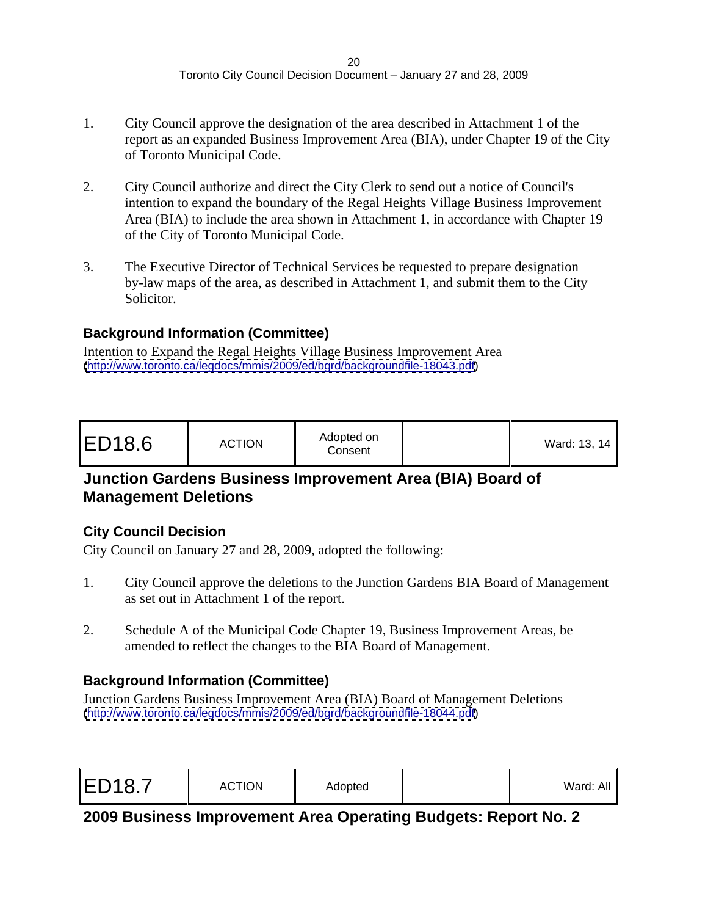1. City Council approve the designation of the area described in Attachment 1 of the report as an expanded Business Improvement Area (BIA), under Chapter 19 of the City of Toronto Municipal Code.

2. City Council authorize and direct the City Clerk to send out a notice of Council's intention to expand the boundary of the Regal Heights Village Business Improvement Area (BIA) to include the area shown in Attachment 1, in accordance with Chapter 19 of the City of Toronto Municipal Code.

3. The Executive Director of Technical Services be requested to prepare designation by-law maps of the area, as described in Attachment 1, and submit them to the City Solicitor.

### Background Information (Committee)

Intention to Expand the Regal Heights Village Business Improvement Area
(http://www.toronto.ca/legdocs/mmis/2009/ed/bgrd/backgroundfile-18043.pdf)

| ED18.6 | ACTION | Adopted on Consent | | Ward: 13, 14 |
|---|---|---|---|---|

## Junction Gardens Business Improvement Area (BIA) Board of Management Deletions

### City Council Decision

City Council on January 27 and 28, 2009, adopted the following:

1. City Council approve the deletions to the Junction Gardens BIA Board of Management as set out in Attachment 1 of the report.

2. Schedule A of the Municipal Code Chapter 19, Business Improvement Areas, be amended to reflect the changes to the BIA Board of Management.

### Background Information (Committee)

Junction Gardens Business Improvement Area (BIA) Board of Management Deletions
(http://www.toronto.ca/legdocs/mmis/2009/ed/bgrd/backgroundfile-18044.pdf)

| ED18.7 | ACTION | Adopted | | Ward: All |
|---|---|---|---|---|

## 2009 Business Improvement Area Operating Budgets: Report No. 2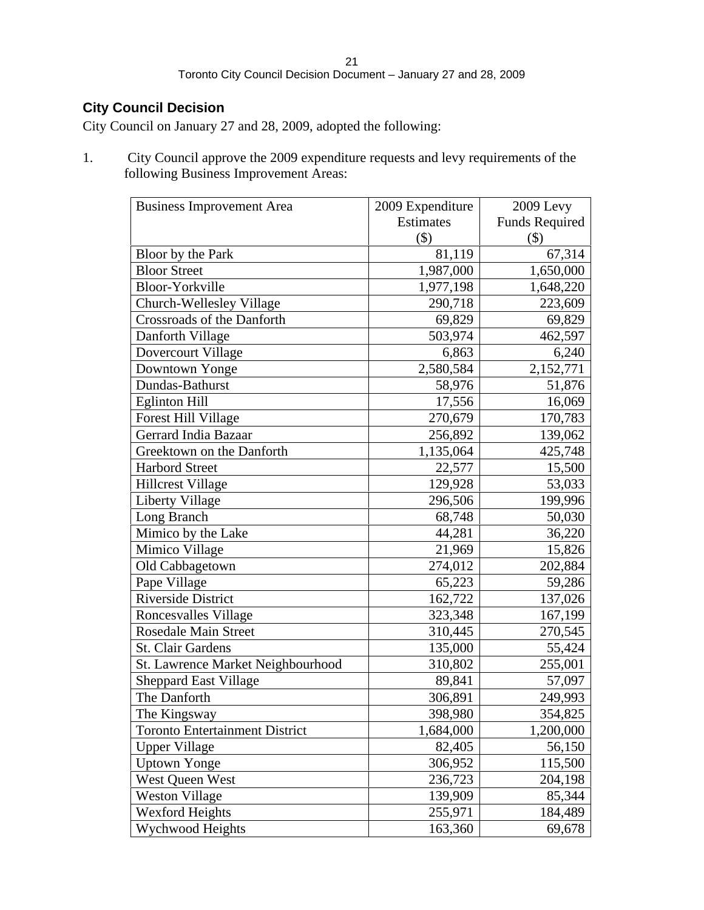## City Council Decision

City Council on January 27 and 28, 2009, adopted the following:

1. City Council approve the 2009 expenditure requests and levy requirements of the following Business Improvement Areas:

| Business Improvement Area | 2009 Expenditure Estimates ($) | 2009 Levy Funds Required ($) |
|---|---|---|
| Bloor by the Park | 81,119 | 67,314 |
| Bloor Street | 1,987,000 | 1,650,000 |
| Bloor-Yorkville | 1,977,198 | 1,648,220 |
| Church-Wellesley Village | 290,718 | 223,609 |
| Crossroads of the Danforth | 69,829 | 69,829 |
| Danforth Village | 503,974 | 462,597 |
| Dovercourt Village | 6,863 | 6,240 |
| Downtown Yonge | 2,580,584 | 2,152,771 |
| Dundas-Bathurst | 58,976 | 51,876 |
| Eglinton Hill | 17,556 | 16,069 |
| Forest Hill Village | 270,679 | 170,783 |
| Gerrard India Bazaar | 256,892 | 139,062 |
| Greektown on the Danforth | 1,135,064 | 425,748 |
| Harbord Street | 22,577 | 15,500 |
| Hillcrest Village | 129,928 | 53,033 |
| Liberty Village | 296,506 | 199,996 |
| Long Branch | 68,748 | 50,030 |
| Mimico by the Lake | 44,281 | 36,220 |
| Mimico Village | 21,969 | 15,826 |
| Old Cabbagetown | 274,012 | 202,884 |
| Pape Village | 65,223 | 59,286 |
| Riverside District | 162,722 | 137,026 |
| Roncesvalles Village | 323,348 | 167,199 |
| Rosedale Main Street | 310,445 | 270,545 |
| St. Clair Gardens | 135,000 | 55,424 |
| St. Lawrence Market Neighbourhood | 310,802 | 255,001 |
| Sheppard East Village | 89,841 | 57,097 |
| The Danforth | 306,891 | 249,993 |
| The Kingsway | 398,980 | 354,825 |
| Toronto Entertainment District | 1,684,000 | 1,200,000 |
| Upper Village | 82,405 | 56,150 |
| Uptown Yonge | 306,952 | 115,500 |
| West Queen West | 236,723 | 204,198 |
| Weston Village | 139,909 | 85,344 |
| Wexford Heights | 255,971 | 184,489 |
| Wychwood Heights | 163,360 | 69,678 |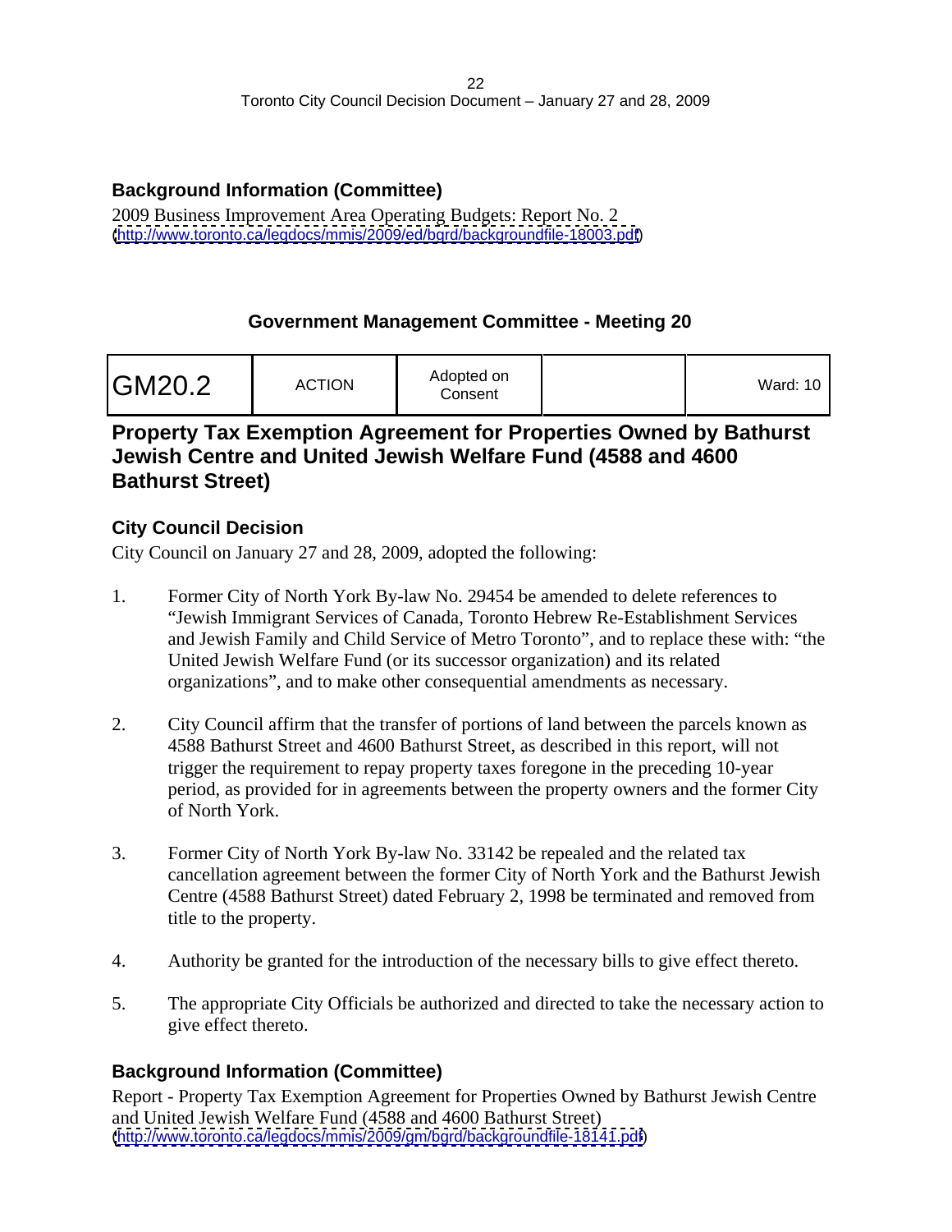### Background Information (Committee)

2009 Business Improvement Area Operating Budgets: Report No. 2
(http://www.toronto.ca/legdocs/mmis/2009/ed/bgrd/backgroundfile-18003.pdf)

## Government Management Committee - Meeting 20

| GM20.2 | ACTION | Adopted on Consent | | Ward: 10 |
|---|---|---|---|---|

## Property Tax Exemption Agreement for Properties Owned by Bathurst Jewish Centre and United Jewish Welfare Fund (4588 and 4600 Bathurst Street)

### City Council Decision

City Council on January 27 and 28, 2009, adopted the following:

1. Former City of North York By-law No. 29454 be amended to delete references to "Jewish Immigrant Services of Canada, Toronto Hebrew Re-Establishment Services and Jewish Family and Child Service of Metro Toronto", and to replace these with: "the United Jewish Welfare Fund (or its successor organization) and its related organizations", and to make other consequential amendments as necessary.

2. City Council affirm that the transfer of portions of land between the parcels known as 4588 Bathurst Street and 4600 Bathurst Street, as described in this report, will not trigger the requirement to repay property taxes foregone in the preceding 10-year period, as provided for in agreements between the property owners and the former City of North York.

3. Former City of North York By-law No. 33142 be repealed and the related tax cancellation agreement between the former City of North York and the Bathurst Jewish Centre (4588 Bathurst Street) dated February 2, 1998 be terminated and removed from title to the property.

4. Authority be granted for the introduction of the necessary bills to give effect thereto.

5. The appropriate City Officials be authorized and directed to take the necessary action to give effect thereto.

### Background Information (Committee)

Report - Property Tax Exemption Agreement for Properties Owned by Bathurst Jewish Centre and United Jewish Welfare Fund (4588 and 4600 Bathurst Street)
(http://www.toronto.ca/legdocs/mmis/2009/gm/bgrd/backgroundfile-18141.pdf)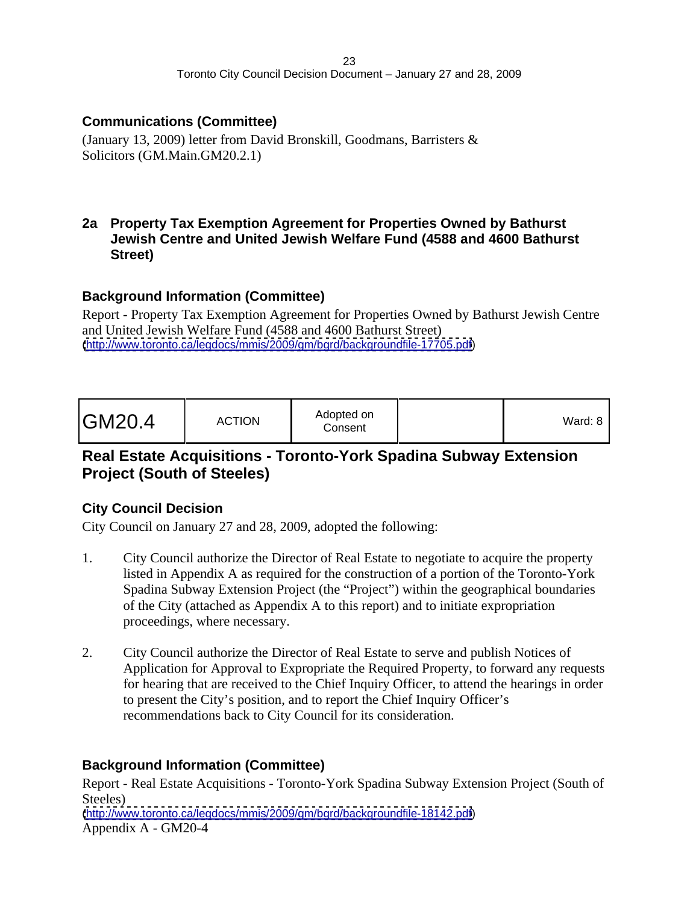### Communications (Committee)

(January 13, 2009) letter from David Bronskill, Goodmans, Barristers & Solicitors (GM.Main.GM20.2.1)

## 2a Property Tax Exemption Agreement for Properties Owned by Bathurst Jewish Centre and United Jewish Welfare Fund (4588 and 4600 Bathurst Street)

### Background Information (Committee)

Report - Property Tax Exemption Agreement for Properties Owned by Bathurst Jewish Centre and United Jewish Welfare Fund (4588 and 4600 Bathurst Street)
(http://www.toronto.ca/legdocs/mmis/2009/gm/bgrd/backgroundfile-17705.pdf)

| GM20.4 | ACTION | Adopted on Consent | | Ward: 8 |
|---|---|---|---|---|

## Real Estate Acquisitions - Toronto-York Spadina Subway Extension Project (South of Steeles)

### City Council Decision

City Council on January 27 and 28, 2009, adopted the following:

1. City Council authorize the Director of Real Estate to negotiate to acquire the property listed in Appendix A as required for the construction of a portion of the Toronto-York Spadina Subway Extension Project (the "Project") within the geographical boundaries of the City (attached as Appendix A to this report) and to initiate expropriation proceedings, where necessary.

2. City Council authorize the Director of Real Estate to serve and publish Notices of Application for Approval to Expropriate the Required Property, to forward any requests for hearing that are received to the Chief Inquiry Officer, to attend the hearings in order to present the City's position, and to report the Chief Inquiry Officer's recommendations back to City Council for its consideration.

### Background Information (Committee)

Report - Real Estate Acquisitions - Toronto-York Spadina Subway Extension Project (South of Steeles)
(http://www.toronto.ca/legdocs/mmis/2009/gm/bgrd/backgroundfile-18142.pdf)
Appendix A - GM20-4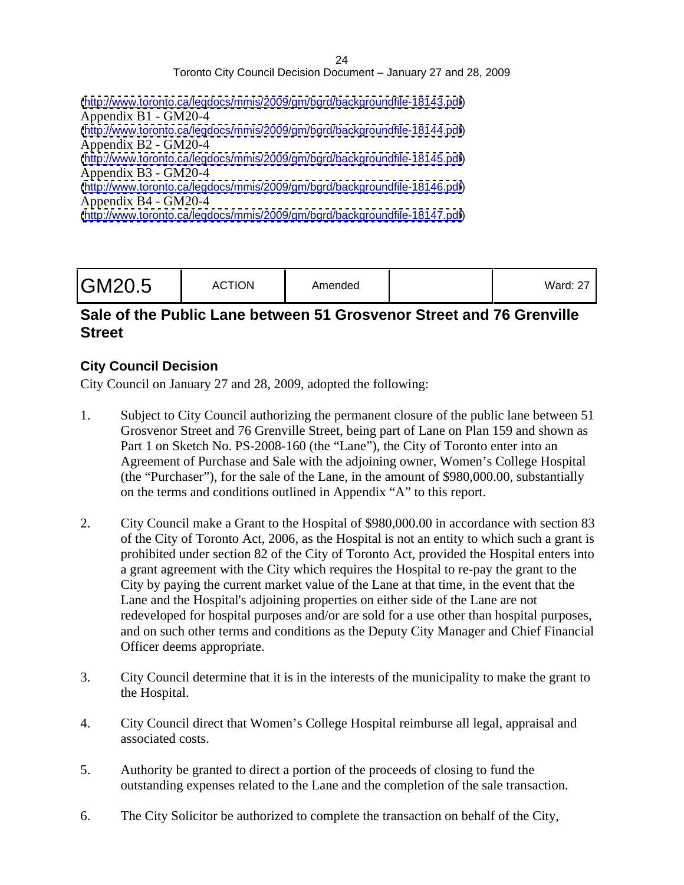(http://www.toronto.ca/legdocs/mmis/2009/gm/bgrd/backgroundfile-18143.pdf)
Appendix B1 - GM20-4
(http://www.toronto.ca/legdocs/mmis/2009/gm/bgrd/backgroundfile-18144.pdf)
Appendix B2 - GM20-4
(http://www.toronto.ca/legdocs/mmis/2009/gm/bgrd/backgroundfile-18145.pdf)
Appendix B3 - GM20-4
(http://www.toronto.ca/legdocs/mmis/2009/gm/bgrd/backgroundfile-18146.pdf)
Appendix B4 - GM20-4
(http://www.toronto.ca/legdocs/mmis/2009/gm/bgrd/backgroundfile-18147.pdf)

| GM20.5 | ACTION | Amended | | Ward: 27 |
|---|---|---|---|---|

## Sale of the Public Lane between 51 Grosvenor Street and 76 Grenville Street

### City Council Decision

City Council on January 27 and 28, 2009, adopted the following:

1. Subject to City Council authorizing the permanent closure of the public lane between 51 Grosvenor Street and 76 Grenville Street, being part of Lane on Plan 159 and shown as Part 1 on Sketch No. PS-2008-160 (the "Lane"), the City of Toronto enter into an Agreement of Purchase and Sale with the adjoining owner, Women's College Hospital (the "Purchaser"), for the sale of the Lane, in the amount of $980,000.00, substantially on the terms and conditions outlined in Appendix "A" to this report.

2. City Council make a Grant to the Hospital of $980,000.00 in accordance with section 83 of the City of Toronto Act, 2006, as the Hospital is not an entity to which such a grant is prohibited under section 82 of the City of Toronto Act, provided the Hospital enters into a grant agreement with the City which requires the Hospital to re-pay the grant to the City by paying the current market value of the Lane at that time, in the event that the Lane and the Hospital's adjoining properties on either side of the Lane are not redeveloped for hospital purposes and/or are sold for a use other than hospital purposes, and on such other terms and conditions as the Deputy City Manager and Chief Financial Officer deems appropriate.

3. City Council determine that it is in the interests of the municipality to make the grant to the Hospital.

4. City Council direct that Women's College Hospital reimburse all legal, appraisal and associated costs.

5. Authority be granted to direct a portion of the proceeds of closing to fund the outstanding expenses related to the Lane and the completion of the sale transaction.

6. The City Solicitor be authorized to complete the transaction on behalf of the City,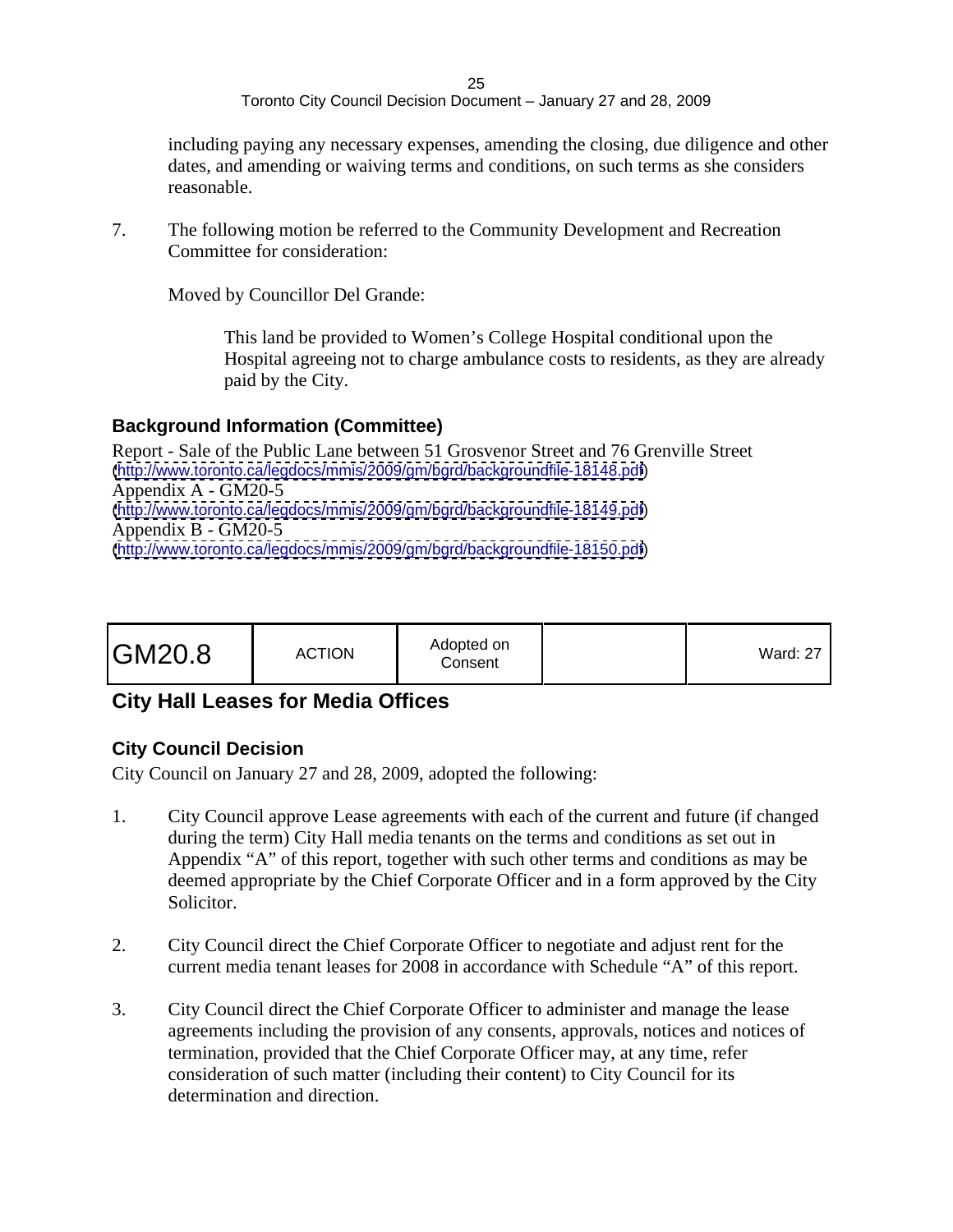including paying any necessary expenses, amending the closing, due diligence and other dates, and amending or waiving terms and conditions, on such terms as she considers reasonable.

7. The following motion be referred to the Community Development and Recreation Committee for consideration:

   Moved by Councillor Del Grande:

   > This land be provided to Women's College Hospital conditional upon the Hospital agreeing not to charge ambulance costs to residents, as they are already paid by the City.

### Background Information (Committee)

Report - Sale of the Public Lane between 51 Grosvenor Street and 76 Grenville Street
(http://www.toronto.ca/legdocs/mmis/2009/gm/bgrd/backgroundfile-18148.pdf)
Appendix A - GM20-5
(http://www.toronto.ca/legdocs/mmis/2009/gm/bgrd/backgroundfile-18149.pdf)
Appendix B - GM20-5
(http://www.toronto.ca/legdocs/mmis/2009/gm/bgrd/backgroundfile-18150.pdf)

| GM20.8 | ACTION | Adopted on Consent | | Ward: 27 |
|---|---|---|---|---|

## City Hall Leases for Media Offices

### City Council Decision

City Council on January 27 and 28, 2009, adopted the following:

1. City Council approve Lease agreements with each of the current and future (if changed during the term) City Hall media tenants on the terms and conditions as set out in Appendix "A" of this report, together with such other terms and conditions as may be deemed appropriate by the Chief Corporate Officer and in a form approved by the City Solicitor.

2. City Council direct the Chief Corporate Officer to negotiate and adjust rent for the current media tenant leases for 2008 in accordance with Schedule "A" of this report.

3. City Council direct the Chief Corporate Officer to administer and manage the lease agreements including the provision of any consents, approvals, notices and notices of termination, provided that the Chief Corporate Officer may, at any time, refer consideration of such matter (including their content) to City Council for its determination and direction.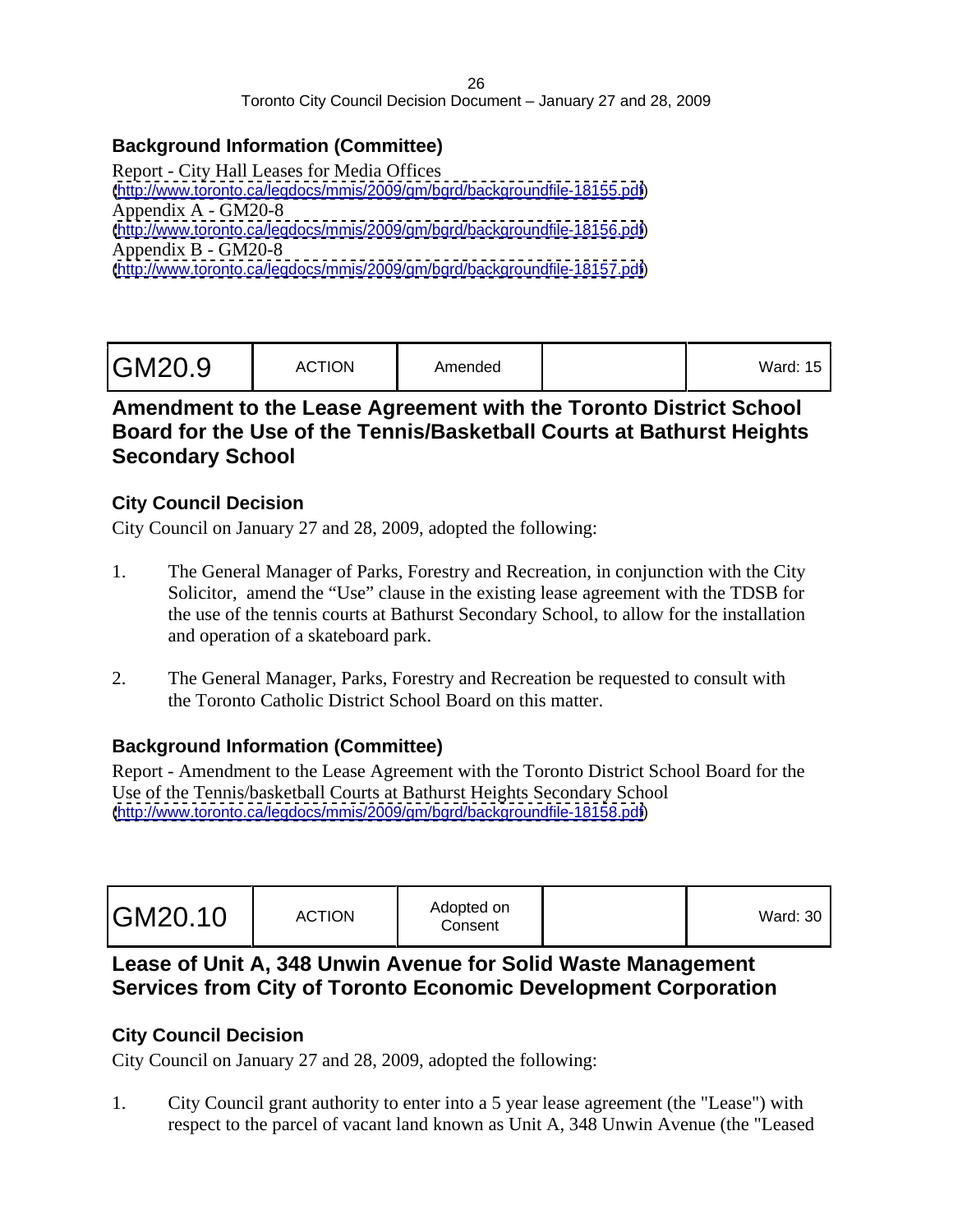### Background Information (Committee)

Report - City Hall Leases for Media Offices
(http://www.toronto.ca/legdocs/mmis/2009/gm/bgrd/backgroundfile-18155.pdf)
Appendix A - GM20-8
(http://www.toronto.ca/legdocs/mmis/2009/gm/bgrd/backgroundfile-18156.pdf)
Appendix B - GM20-8
(http://www.toronto.ca/legdocs/mmis/2009/gm/bgrd/backgroundfile-18157.pdf)

| GM20.9 | ACTION | Amended | | Ward: 15 |
|---|---|---|---|---|

## Amendment to the Lease Agreement with the Toronto District School Board for the Use of the Tennis/Basketball Courts at Bathurst Heights Secondary School

### City Council Decision

City Council on January 27 and 28, 2009, adopted the following:

1. The General Manager of Parks, Forestry and Recreation, in conjunction with the City Solicitor, amend the "Use" clause in the existing lease agreement with the TDSB for the use of the tennis courts at Bathurst Secondary School, to allow for the installation and operation of a skateboard park.

2. The General Manager, Parks, Forestry and Recreation be requested to consult with the Toronto Catholic District School Board on this matter.

### Background Information (Committee)

Report - Amendment to the Lease Agreement with the Toronto District School Board for the Use of the Tennis/basketball Courts at Bathurst Heights Secondary School
(http://www.toronto.ca/legdocs/mmis/2009/gm/bgrd/backgroundfile-18158.pdf)

| GM20.10 | ACTION | Adopted on Consent | | Ward: 30 |
|---|---|---|---|---|

## Lease of Unit A, 348 Unwin Avenue for Solid Waste Management Services from City of Toronto Economic Development Corporation

### City Council Decision

City Council on January 27 and 28, 2009, adopted the following:

1. City Council grant authority to enter into a 5 year lease agreement (the "Lease") with respect to the parcel of vacant land known as Unit A, 348 Unwin Avenue (the "Leased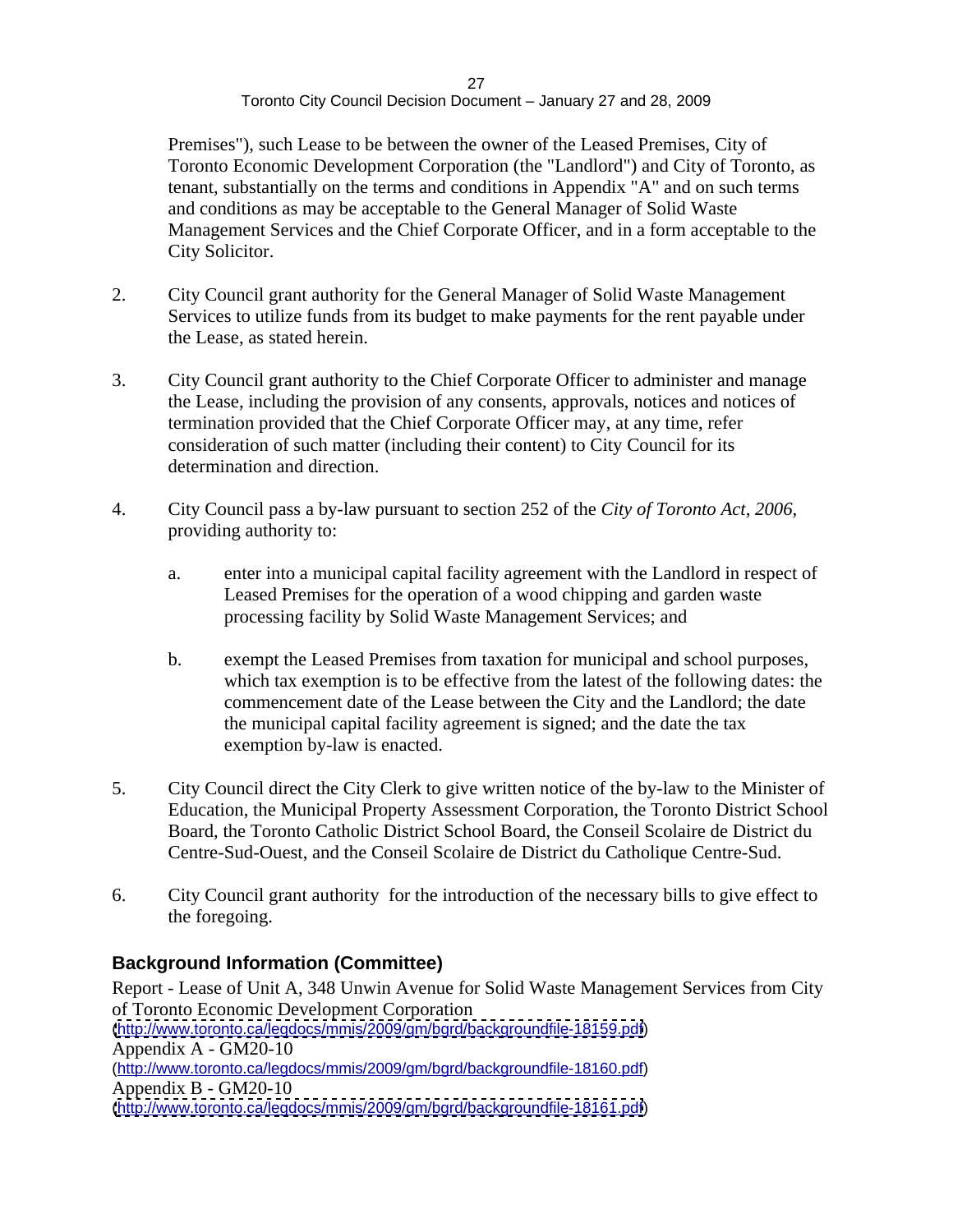Premises"), such Lease to be between the owner of the Leased Premises, City of Toronto Economic Development Corporation (the "Landlord") and City of Toronto, as tenant, substantially on the terms and conditions in Appendix "A" and on such terms and conditions as may be acceptable to the General Manager of Solid Waste Management Services and the Chief Corporate Officer, and in a form acceptable to the City Solicitor.

2. City Council grant authority for the General Manager of Solid Waste Management Services to utilize funds from its budget to make payments for the rent payable under the Lease, as stated herein.

3. City Council grant authority to the Chief Corporate Officer to administer and manage the Lease, including the provision of any consents, approvals, notices and notices of termination provided that the Chief Corporate Officer may, at any time, refer consideration of such matter (including their content) to City Council for its determination and direction.

4. City Council pass a by-law pursuant to section 252 of the *City of Toronto Act, 2006*, providing authority to:

   a. enter into a municipal capital facility agreement with the Landlord in respect of Leased Premises for the operation of a wood chipping and garden waste processing facility by Solid Waste Management Services; and

   b. exempt the Leased Premises from taxation for municipal and school purposes, which tax exemption is to be effective from the latest of the following dates: the commencement date of the Lease between the City and the Landlord; the date the municipal capital facility agreement is signed; and the date the tax exemption by-law is enacted.

5. City Council direct the City Clerk to give written notice of the by-law to the Minister of Education, the Municipal Property Assessment Corporation, the Toronto District School Board, the Toronto Catholic District School Board, the Conseil Scolaire de District du Centre-Sud-Ouest, and the Conseil Scolaire de District du Catholique Centre-Sud.

6. City Council grant authority for the introduction of the necessary bills to give effect to the foregoing.

## Background Information (Committee)

Report - Lease of Unit A, 348 Unwin Avenue for Solid Waste Management Services from City of Toronto Economic Development Corporation
(http://www.toronto.ca/legdocs/mmis/2009/gm/bgrd/backgroundfile-18159.pdf)
Appendix A - GM20-10
(http://www.toronto.ca/legdocs/mmis/2009/gm/bgrd/backgroundfile-18160.pdf)
Appendix B - GM20-10
(http://www.toronto.ca/legdocs/mmis/2009/gm/bgrd/backgroundfile-18161.pdf)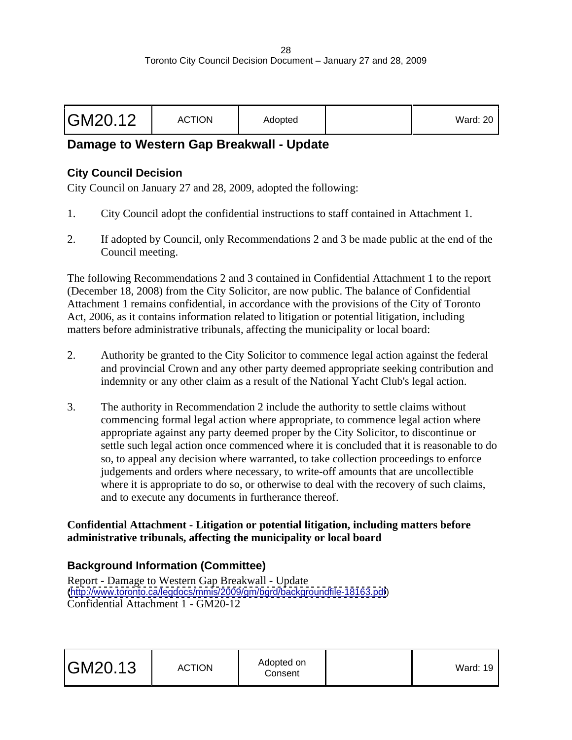| GM20.12 | ACTION | Adopted | | Ward: 20 |
|---|---|---|---|---|

## Damage to Western Gap Breakwall - Update

### City Council Decision

City Council on January 27 and 28, 2009, adopted the following:

1. City Council adopt the confidential instructions to staff contained in Attachment 1.

2. If adopted by Council, only Recommendations 2 and 3 be made public at the end of the Council meeting.

The following Recommendations 2 and 3 contained in Confidential Attachment 1 to the report (December 18, 2008) from the City Solicitor, are now public. The balance of Confidential Attachment 1 remains confidential, in accordance with the provisions of the City of Toronto Act, 2006, as it contains information related to litigation or potential litigation, including matters before administrative tribunals, affecting the municipality or local board:

2. Authority be granted to the City Solicitor to commence legal action against the federal and provincial Crown and any other party deemed appropriate seeking contribution and indemnity or any other claim as a result of the National Yacht Club's legal action.

3. The authority in Recommendation 2 include the authority to settle claims without commencing formal legal action where appropriate, to commence legal action where appropriate against any party deemed proper by the City Solicitor, to discontinue or settle such legal action once commenced where it is concluded that it is reasonable to do so, to appeal any decision where warranted, to take collection proceedings to enforce judgements and orders where necessary, to write-off amounts that are uncollectible where it is appropriate to do so, or otherwise to deal with the recovery of such claims, and to execute any documents in furtherance thereof.

**Confidential Attachment - Litigation or potential litigation, including matters before administrative tribunals, affecting the municipality or local board**

### Background Information (Committee)

Report - Damage to Western Gap Breakwall - Update
(http://www.toronto.ca/legdocs/mmis/2009/gm/bgrd/backgroundfile-18163.pdf)
Confidential Attachment 1 - GM20-12

| GM20.13 | ACTION | Adopted on Consent | | Ward: 19 |
|---|---|---|---|---|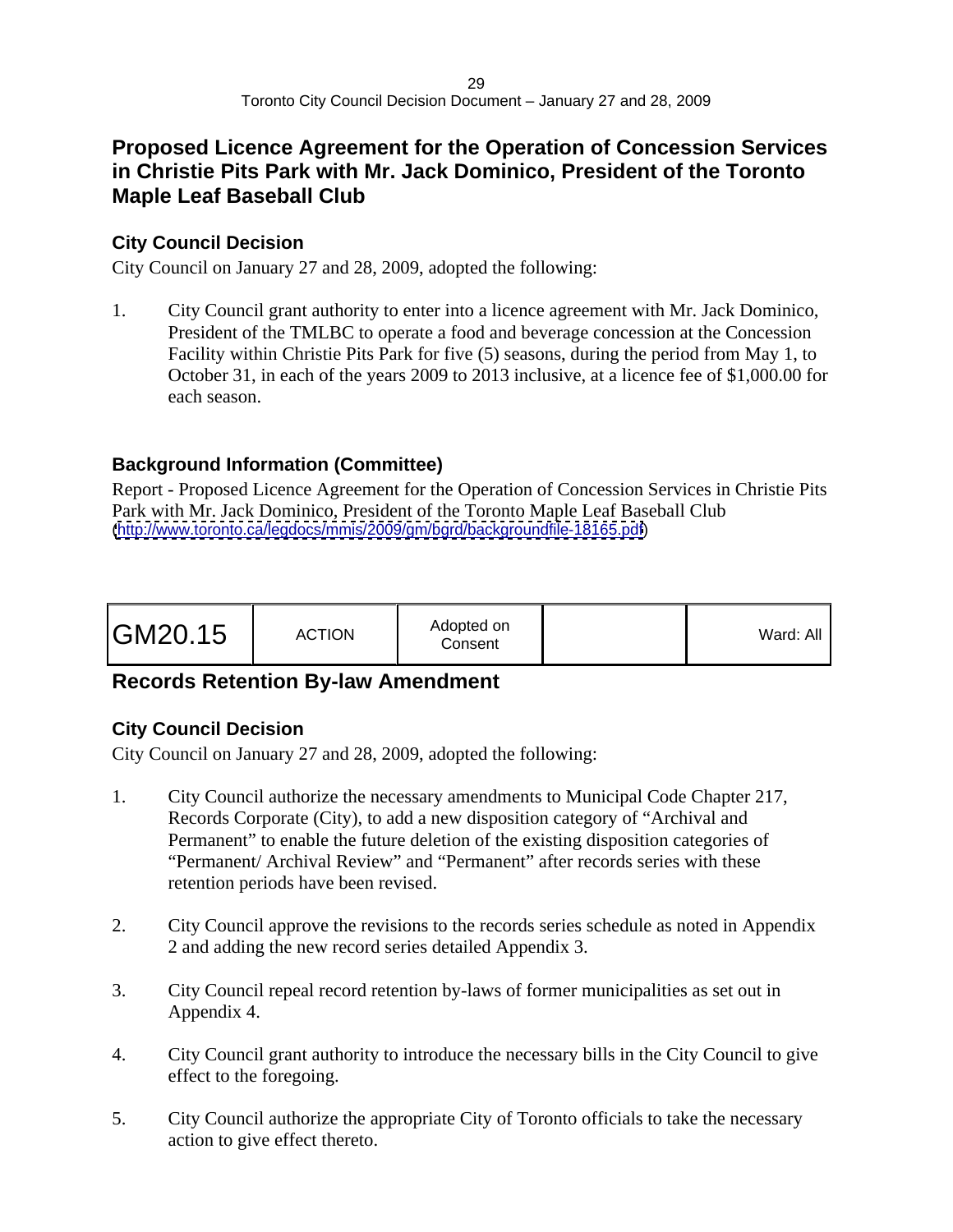## Proposed Licence Agreement for the Operation of Concession Services in Christie Pits Park with Mr. Jack Dominico, President of the Toronto Maple Leaf Baseball Club

### City Council Decision

City Council on January 27 and 28, 2009, adopted the following:

1. City Council grant authority to enter into a licence agreement with Mr. Jack Dominico, President of the TMLBC to operate a food and beverage concession at the Concession Facility within Christie Pits Park for five (5) seasons, during the period from May 1, to October 31, in each of the years 2009 to 2013 inclusive, at a licence fee of $1,000.00 for each season.

### Background Information (Committee)

Report - Proposed Licence Agreement for the Operation of Concession Services in Christie Pits Park with Mr. Jack Dominico, President of the Toronto Maple Leaf Baseball Club (http://www.toronto.ca/legdocs/mmis/2009/gm/bgrd/backgroundfile-18165.pdf)

| GM20.15 | ACTION | Adopted on Consent | | Ward: All |
|---|---|---|---|---|

## Records Retention By-law Amendment

### City Council Decision

City Council on January 27 and 28, 2009, adopted the following:

1. City Council authorize the necessary amendments to Municipal Code Chapter 217, Records Corporate (City), to add a new disposition category of "Archival and Permanent" to enable the future deletion of the existing disposition categories of "Permanent/ Archival Review" and "Permanent" after records series with these retention periods have been revised.

2. City Council approve the revisions to the records series schedule as noted in Appendix 2 and adding the new record series detailed Appendix 3.

3. City Council repeal record retention by-laws of former municipalities as set out in Appendix 4.

4. City Council grant authority to introduce the necessary bills in the City Council to give effect to the foregoing.

5. City Council authorize the appropriate City of Toronto officials to take the necessary action to give effect thereto.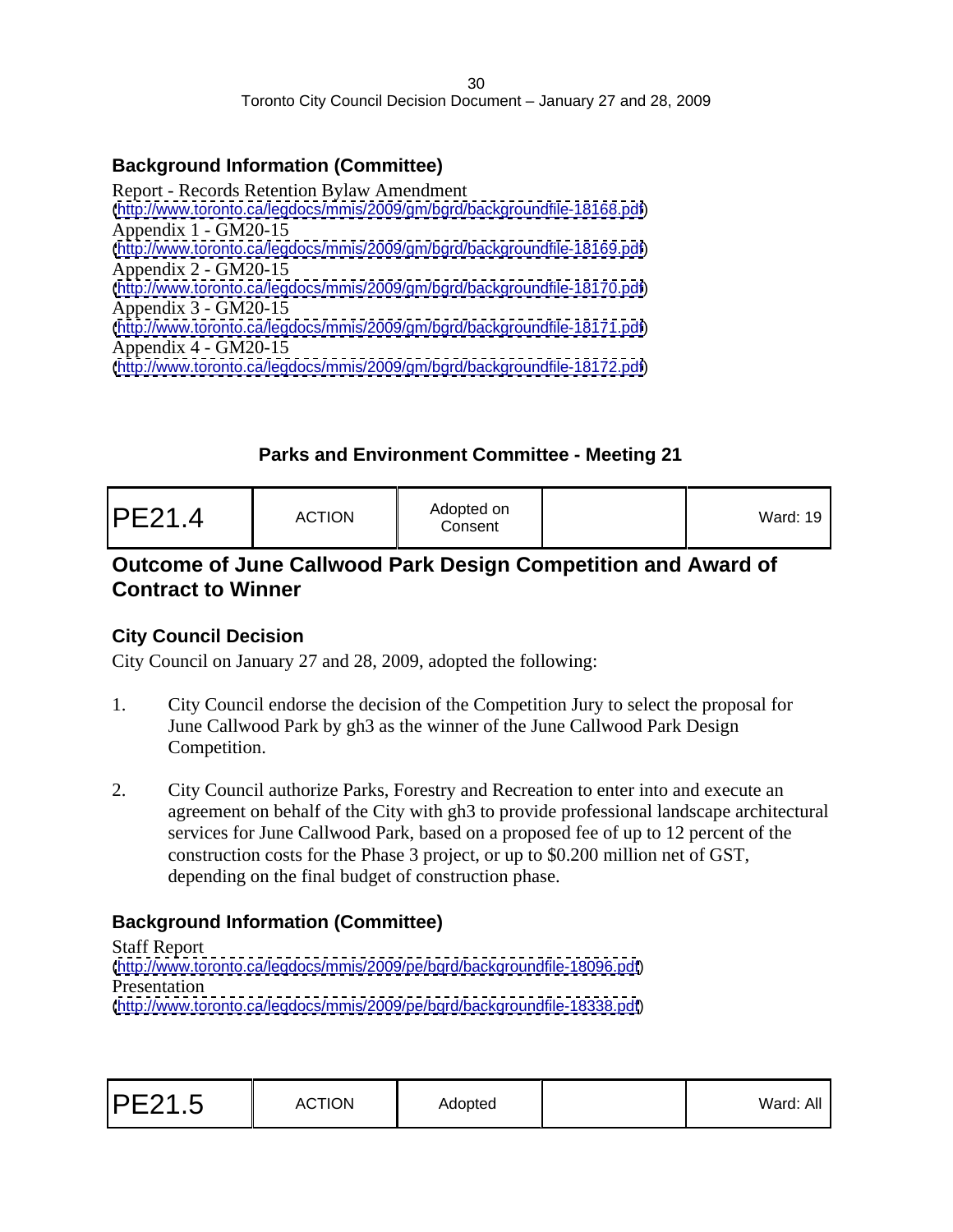## Background Information (Committee)

Report - Records Retention Bylaw Amendment
(http://www.toronto.ca/legdocs/mmis/2009/gm/bgrd/backgroundfile-18168.pdf)
Appendix 1 - GM20-15
(http://www.toronto.ca/legdocs/mmis/2009/gm/bgrd/backgroundfile-18169.pdf)
Appendix 2 - GM20-15
(http://www.toronto.ca/legdocs/mmis/2009/gm/bgrd/backgroundfile-18170.pdf)
Appendix 3 - GM20-15
(http://www.toronto.ca/legdocs/mmis/2009/gm/bgrd/backgroundfile-18171.pdf)
Appendix 4 - GM20-15
(http://www.toronto.ca/legdocs/mmis/2009/gm/bgrd/backgroundfile-18172.pdf)

## Parks and Environment Committee - Meeting 21

| PE21.4 | ACTION | Adopted on Consent | | Ward: 19 |
|---|---|---|---|---|

## Outcome of June Callwood Park Design Competition and Award of Contract to Winner

### City Council Decision

City Council on January 27 and 28, 2009, adopted the following:

1. City Council endorse the decision of the Competition Jury to select the proposal for June Callwood Park by gh3 as the winner of the June Callwood Park Design Competition.

2. City Council authorize Parks, Forestry and Recreation to enter into and execute an agreement on behalf of the City with gh3 to provide professional landscape architectural services for June Callwood Park, based on a proposed fee of up to 12 percent of the construction costs for the Phase 3 project, or up to $0.200 million net of GST, depending on the final budget of construction phase.

### Background Information (Committee)

Staff Report
(http://www.toronto.ca/legdocs/mmis/2009/pe/bgrd/backgroundfile-18096.pdf)
Presentation
(http://www.toronto.ca/legdocs/mmis/2009/pe/bgrd/backgroundfile-18338.pdf)

| PE21.5 | ACTION | Adopted | | Ward: All |
|---|---|---|---|---|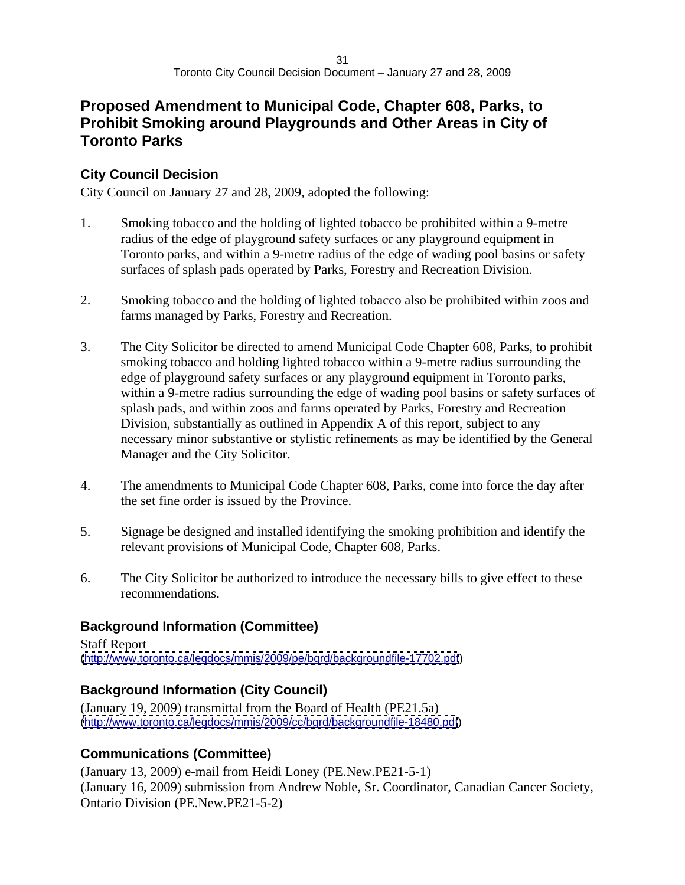# Proposed Amendment to Municipal Code, Chapter 608, Parks, to Prohibit Smoking around Playgrounds and Other Areas in City of Toronto Parks

## City Council Decision

City Council on January 27 and 28, 2009, adopted the following:

1. Smoking tobacco and the holding of lighted tobacco be prohibited within a 9-metre radius of the edge of playground safety surfaces or any playground equipment in Toronto parks, and within a 9-metre radius of the edge of wading pool basins or safety surfaces of splash pads operated by Parks, Forestry and Recreation Division.

2. Smoking tobacco and the holding of lighted tobacco also be prohibited within zoos and farms managed by Parks, Forestry and Recreation.

3. The City Solicitor be directed to amend Municipal Code Chapter 608, Parks, to prohibit smoking tobacco and holding lighted tobacco within a 9-metre radius surrounding the edge of playground safety surfaces or any playground equipment in Toronto parks, within a 9-metre radius surrounding the edge of wading pool basins or safety surfaces of splash pads, and within zoos and farms operated by Parks, Forestry and Recreation Division, substantially as outlined in Appendix A of this report, subject to any necessary minor substantive or stylistic refinements as may be identified by the General Manager and the City Solicitor.

4. The amendments to Municipal Code Chapter 608, Parks, come into force the day after the set fine order is issued by the Province.

5. Signage be designed and installed identifying the smoking prohibition and identify the relevant provisions of Municipal Code, Chapter 608, Parks.

6. The City Solicitor be authorized to introduce the necessary bills to give effect to these recommendations.

## Background Information (Committee)

Staff Report
(http://www.toronto.ca/legdocs/mmis/2009/pe/bgrd/backgroundfile-17702.pdf)

## Background Information (City Council)

(January 19, 2009) transmittal from the Board of Health (PE21.5a)
(http://www.toronto.ca/legdocs/mmis/2009/cc/bgrd/backgroundfile-18480.pdf)

## Communications (Committee)

(January 13, 2009) e-mail from Heidi Loney (PE.New.PE21-5-1)
(January 16, 2009) submission from Andrew Noble, Sr. Coordinator, Canadian Cancer Society, Ontario Division (PE.New.PE21-5-2)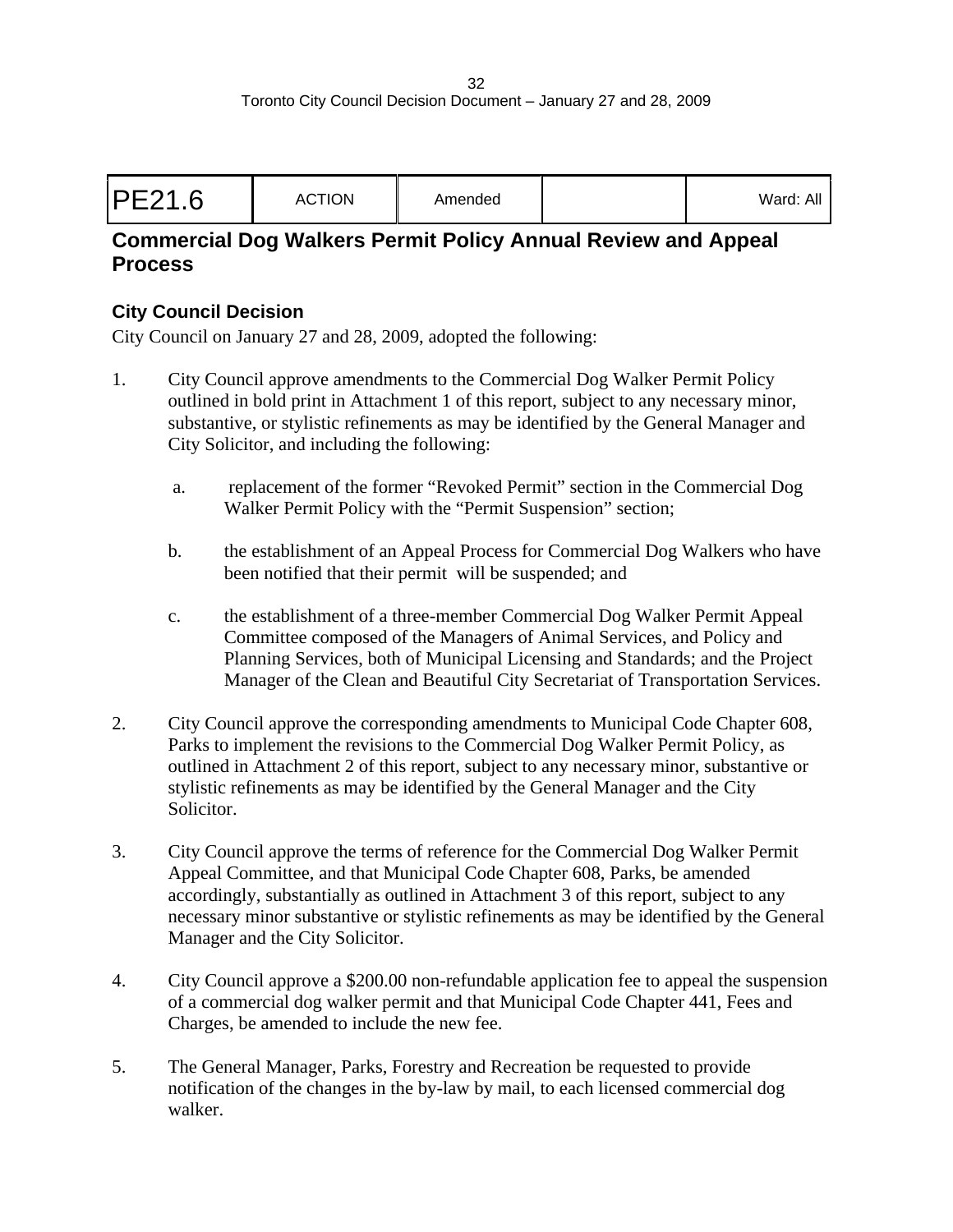| PE21.6 | ACTION | Amended | | Ward: All |
|---|---|---|---|---|

## Commercial Dog Walkers Permit Policy Annual Review and Appeal Process

### City Council Decision

City Council on January 27 and 28, 2009, adopted the following:

1. City Council approve amendments to the Commercial Dog Walker Permit Policy outlined in bold print in Attachment 1 of this report, subject to any necessary minor, substantive, or stylistic refinements as may be identified by the General Manager and City Solicitor, and including the following:

   a. replacement of the former "Revoked Permit" section in the Commercial Dog Walker Permit Policy with the "Permit Suspension" section;

   b. the establishment of an Appeal Process for Commercial Dog Walkers who have been notified that their permit will be suspended; and

   c. the establishment of a three-member Commercial Dog Walker Permit Appeal Committee composed of the Managers of Animal Services, and Policy and Planning Services, both of Municipal Licensing and Standards; and the Project Manager of the Clean and Beautiful City Secretariat of Transportation Services.

2. City Council approve the corresponding amendments to Municipal Code Chapter 608, Parks to implement the revisions to the Commercial Dog Walker Permit Policy, as outlined in Attachment 2 of this report, subject to any necessary minor, substantive or stylistic refinements as may be identified by the General Manager and the City Solicitor.

3. City Council approve the terms of reference for the Commercial Dog Walker Permit Appeal Committee, and that Municipal Code Chapter 608, Parks, be amended accordingly, substantially as outlined in Attachment 3 of this report, subject to any necessary minor substantive or stylistic refinements as may be identified by the General Manager and the City Solicitor.

4. City Council approve a $200.00 non-refundable application fee to appeal the suspension of a commercial dog walker permit and that Municipal Code Chapter 441, Fees and Charges, be amended to include the new fee.

5. The General Manager, Parks, Forestry and Recreation be requested to provide notification of the changes in the by-law by mail, to each licensed commercial dog walker.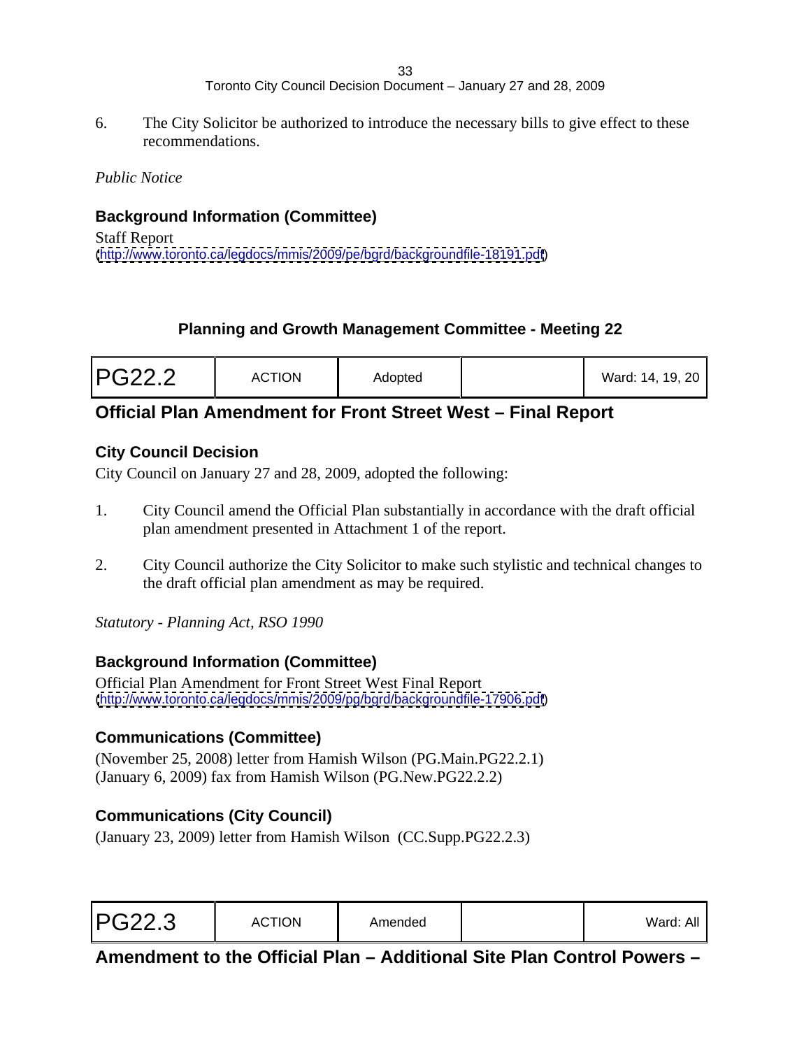6. The City Solicitor be authorized to introduce the necessary bills to give effect to these recommendations.

*Public Notice*

### Background Information (Committee)

Staff Report
(http://www.toronto.ca/legdocs/mmis/2009/pe/bgrd/backgroundfile-18191.pdf)

## Planning and Growth Management Committee - Meeting 22

| PG22.2 | ACTION | Adopted | | Ward: 14, 19, 20 |
|---|---|---|---|---|

## Official Plan Amendment for Front Street West – Final Report

### City Council Decision

City Council on January 27 and 28, 2009, adopted the following:

1. City Council amend the Official Plan substantially in accordance with the draft official plan amendment presented in Attachment 1 of the report.

2. City Council authorize the City Solicitor to make such stylistic and technical changes to the draft official plan amendment as may be required.

*Statutory - Planning Act, RSO 1990*

### Background Information (Committee)

Official Plan Amendment for Front Street West Final Report
(http://www.toronto.ca/legdocs/mmis/2009/pg/bgrd/backgroundfile-17906.pdf)

### Communications (Committee)

(November 25, 2008) letter from Hamish Wilson (PG.Main.PG22.2.1)
(January 6, 2009) fax from Hamish Wilson (PG.New.PG22.2.2)

### Communications (City Council)

(January 23, 2009) letter from Hamish Wilson (CC.Supp.PG22.2.3)

| PG22.3 | ACTION | Amended | | Ward: All |
|---|---|---|---|---|

## Amendment to the Official Plan – Additional Site Plan Control Powers –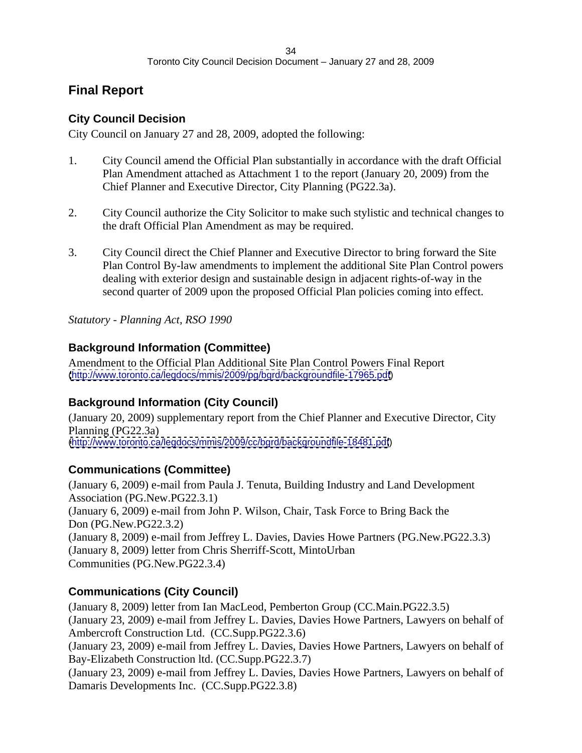## Final Report

### City Council Decision

City Council on January 27 and 28, 2009, adopted the following:

1. City Council amend the Official Plan substantially in accordance with the draft Official Plan Amendment attached as Attachment 1 to the report (January 20, 2009) from the Chief Planner and Executive Director, City Planning (PG22.3a).

2. City Council authorize the City Solicitor to make such stylistic and technical changes to the draft Official Plan Amendment as may be required.

3. City Council direct the Chief Planner and Executive Director to bring forward the Site Plan Control By-law amendments to implement the additional Site Plan Control powers dealing with exterior design and sustainable design in adjacent rights-of-way in the second quarter of 2009 upon the proposed Official Plan policies coming into effect.

*Statutory - Planning Act, RSO 1990*

### Background Information (Committee)

Amendment to the Official Plan Additional Site Plan Control Powers Final Report (http://www.toronto.ca/legdocs/mmis/2009/pg/bgrd/backgroundfile-17965.pdf)

### Background Information (City Council)

(January 20, 2009) supplementary report from the Chief Planner and Executive Director, City Planning (PG22.3a)
(http://www.toronto.ca/legdocs/mmis/2009/cc/bgrd/backgroundfile-18481.pdf)

### Communications (Committee)

(January 6, 2009) e-mail from Paula J. Tenuta, Building Industry and Land Development Association (PG.New.PG22.3.1)
(January 6, 2009) e-mail from John P. Wilson, Chair, Task Force to Bring Back the Don (PG.New.PG22.3.2)
(January 8, 2009) e-mail from Jeffrey L. Davies, Davies Howe Partners (PG.New.PG22.3.3)
(January 8, 2009) letter from Chris Sherriff-Scott, MintoUrban Communities (PG.New.PG22.3.4)

### Communications (City Council)

(January 8, 2009) letter from Ian MacLeod, Pemberton Group (CC.Main.PG22.3.5)
(January 23, 2009) e-mail from Jeffrey L. Davies, Davies Howe Partners, Lawyers on behalf of Ambercroft Construction Ltd. (CC.Supp.PG22.3.6)
(January 23, 2009) e-mail from Jeffrey L. Davies, Davies Howe Partners, Lawyers on behalf of Bay-Elizabeth Construction ltd. (CC.Supp.PG22.3.7)
(January 23, 2009) e-mail from Jeffrey L. Davies, Davies Howe Partners, Lawyers on behalf of Damaris Developments Inc. (CC.Supp.PG22.3.8)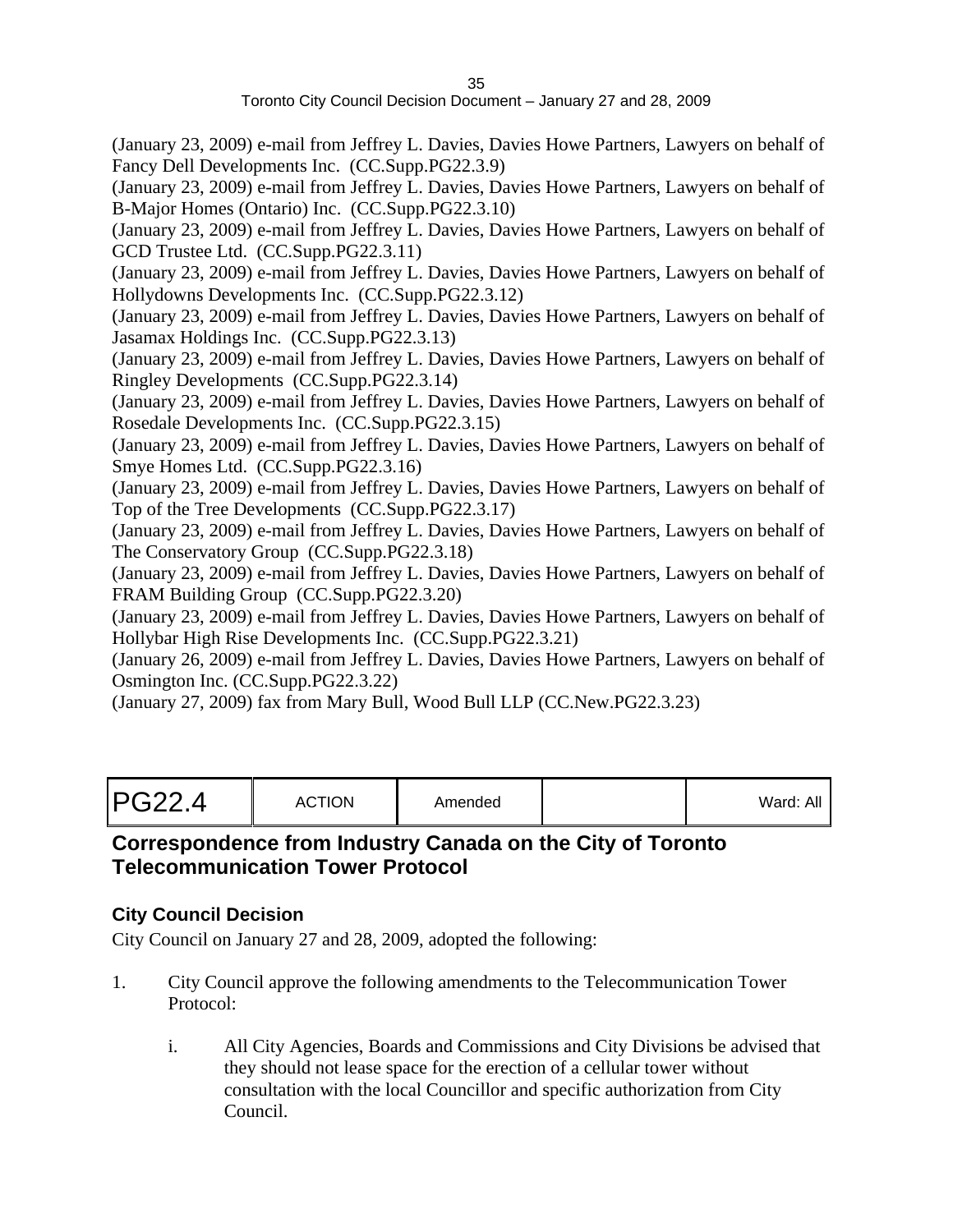(January 23, 2009) e-mail from Jeffrey L. Davies, Davies Howe Partners, Lawyers on behalf of Fancy Dell Developments Inc. (CC.Supp.PG22.3.9)
(January 23, 2009) e-mail from Jeffrey L. Davies, Davies Howe Partners, Lawyers on behalf of B-Major Homes (Ontario) Inc. (CC.Supp.PG22.3.10)
(January 23, 2009) e-mail from Jeffrey L. Davies, Davies Howe Partners, Lawyers on behalf of GCD Trustee Ltd. (CC.Supp.PG22.3.11)
(January 23, 2009) e-mail from Jeffrey L. Davies, Davies Howe Partners, Lawyers on behalf of Hollydowns Developments Inc. (CC.Supp.PG22.3.12)
(January 23, 2009) e-mail from Jeffrey L. Davies, Davies Howe Partners, Lawyers on behalf of Jasamax Holdings Inc. (CC.Supp.PG22.3.13)
(January 23, 2009) e-mail from Jeffrey L. Davies, Davies Howe Partners, Lawyers on behalf of Ringley Developments (CC.Supp.PG22.3.14)
(January 23, 2009) e-mail from Jeffrey L. Davies, Davies Howe Partners, Lawyers on behalf of Rosedale Developments Inc. (CC.Supp.PG22.3.15)
(January 23, 2009) e-mail from Jeffrey L. Davies, Davies Howe Partners, Lawyers on behalf of Smye Homes Ltd. (CC.Supp.PG22.3.16)
(January 23, 2009) e-mail from Jeffrey L. Davies, Davies Howe Partners, Lawyers on behalf of Top of the Tree Developments (CC.Supp.PG22.3.17)
(January 23, 2009) e-mail from Jeffrey L. Davies, Davies Howe Partners, Lawyers on behalf of The Conservatory Group (CC.Supp.PG22.3.18)
(January 23, 2009) e-mail from Jeffrey L. Davies, Davies Howe Partners, Lawyers on behalf of FRAM Building Group (CC.Supp.PG22.3.20)
(January 23, 2009) e-mail from Jeffrey L. Davies, Davies Howe Partners, Lawyers on behalf of Hollybar High Rise Developments Inc. (CC.Supp.PG22.3.21)
(January 26, 2009) e-mail from Jeffrey L. Davies, Davies Howe Partners, Lawyers on behalf of Osmington Inc. (CC.Supp.PG22.3.22)
(January 27, 2009) fax from Mary Bull, Wood Bull LLP (CC.New.PG22.3.23)

| PG22.4 | ACTION | Amended | | Ward: All |
|---|---|---|---|---|

## Correspondence from Industry Canada on the City of Toronto Telecommunication Tower Protocol

### City Council Decision

City Council on January 27 and 28, 2009, adopted the following:

1. City Council approve the following amendments to the Telecommunication Tower Protocol:

   i. All City Agencies, Boards and Commissions and City Divisions be advised that they should not lease space for the erection of a cellular tower without consultation with the local Councillor and specific authorization from City Council.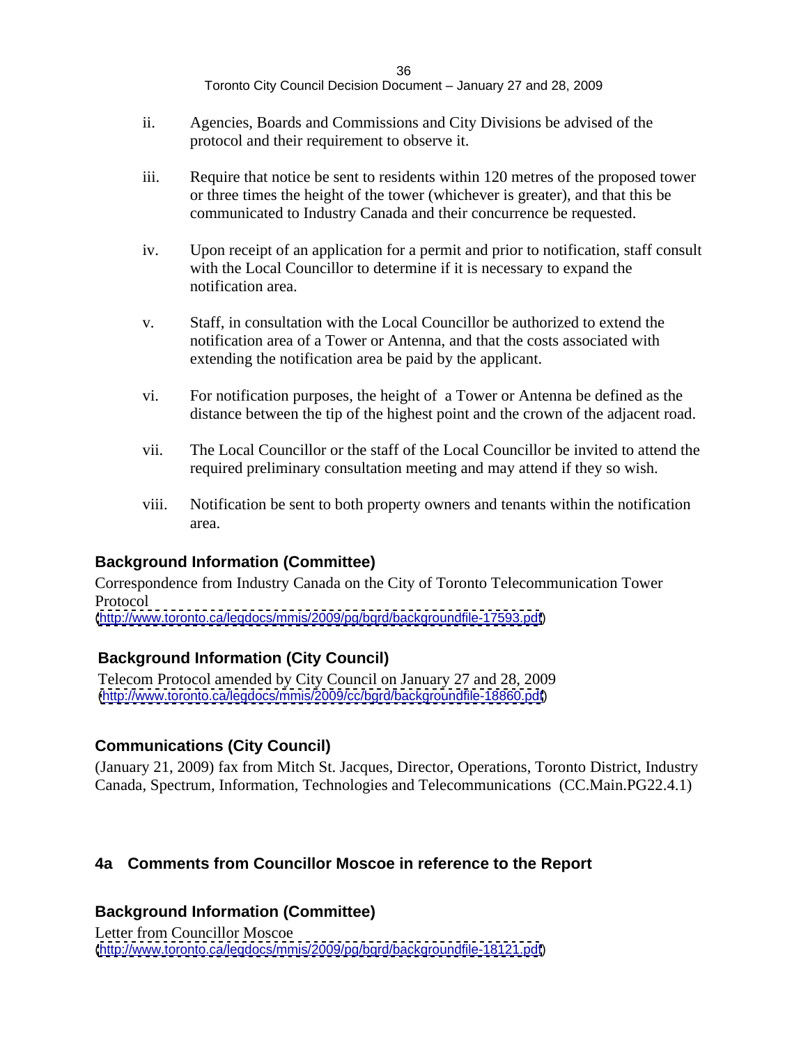ii. Agencies, Boards and Commissions and City Divisions be advised of the protocol and their requirement to observe it.

iii. Require that notice be sent to residents within 120 metres of the proposed tower or three times the height of the tower (whichever is greater), and that this be communicated to Industry Canada and their concurrence be requested.

iv. Upon receipt of an application for a permit and prior to notification, staff consult with the Local Councillor to determine if it is necessary to expand the notification area.

v. Staff, in consultation with the Local Councillor be authorized to extend the notification area of a Tower or Antenna, and that the costs associated with extending the notification area be paid by the applicant.

vi. For notification purposes, the height of a Tower or Antenna be defined as the distance between the tip of the highest point and the crown of the adjacent road.

vii. The Local Councillor or the staff of the Local Councillor be invited to attend the required preliminary consultation meeting and may attend if they so wish.

viii. Notification be sent to both property owners and tenants within the notification area.

### Background Information (Committee)

Correspondence from Industry Canada on the City of Toronto Telecommunication Tower Protocol
(http://www.toronto.ca/legdocs/mmis/2009/pg/bgrd/backgroundfile-17593.pdf)

### Background Information (City Council)

Telecom Protocol amended by City Council on January 27 and 28, 2009
(http://www.toronto.ca/legdocs/mmis/2009/cc/bgrd/backgroundfile-18860.pdf)

### Communications (City Council)

(January 21, 2009) fax from Mitch St. Jacques, Director, Operations, Toronto District, Industry Canada, Spectrum, Information, Technologies and Telecommunications (CC.Main.PG22.4.1)

## 4a Comments from Councillor Moscoe in reference to the Report

### Background Information (Committee)

Letter from Councillor Moscoe
(http://www.toronto.ca/legdocs/mmis/2009/pg/bgrd/backgroundfile-18121.pdf)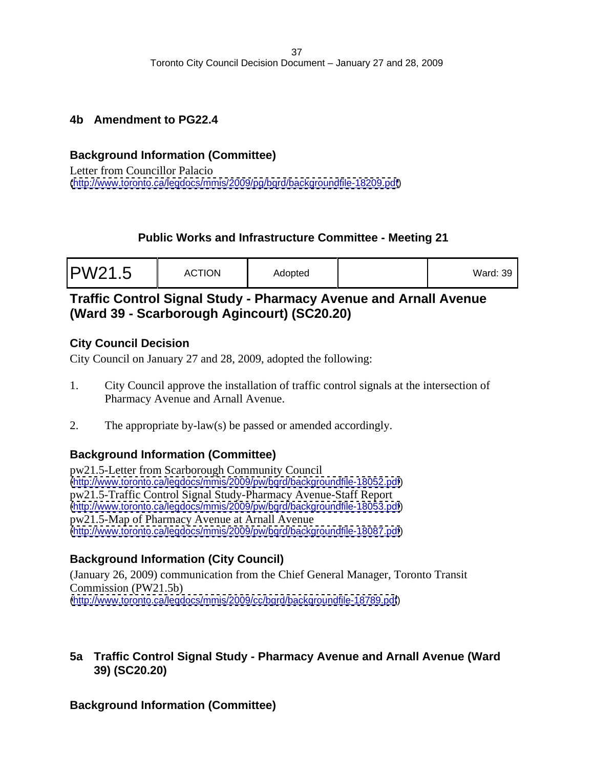### 4b Amendment to PG22.4

### Background Information (Committee)

Letter from Councillor Palacio
(http://www.toronto.ca/legdocs/mmis/2009/pg/bgrd/backgroundfile-18209.pdf)

## Public Works and Infrastructure Committee - Meeting 21

| PW21.5 | ACTION | Adopted | | Ward: 39 |
|---|---|---|---|---|

## Traffic Control Signal Study - Pharmacy Avenue and Arnall Avenue (Ward 39 - Scarborough Agincourt) (SC20.20)

### City Council Decision

City Council on January 27 and 28, 2009, adopted the following:

1. City Council approve the installation of traffic control signals at the intersection of Pharmacy Avenue and Arnall Avenue.

2. The appropriate by-law(s) be passed or amended accordingly.

### Background Information (Committee)

pw21.5-Letter from Scarborough Community Council
(http://www.toronto.ca/legdocs/mmis/2009/pw/bgrd/backgroundfile-18052.pdf)
pw21.5-Traffic Control Signal Study-Pharmacy Avenue-Staff Report
(http://www.toronto.ca/legdocs/mmis/2009/pw/bgrd/backgroundfile-18053.pdf)
pw21.5-Map of Pharmacy Avenue at Arnall Avenue
(http://www.toronto.ca/legdocs/mmis/2009/pw/bgrd/backgroundfile-18087.pdf)

### Background Information (City Council)

(January 26, 2009) communication from the Chief General Manager, Toronto Transit Commission (PW21.5b)
(http://www.toronto.ca/legdocs/mmis/2009/cc/bgrd/backgroundfile-18789.pdf)

### 5a Traffic Control Signal Study - Pharmacy Avenue and Arnall Avenue (Ward 39) (SC20.20)

### Background Information (Committee)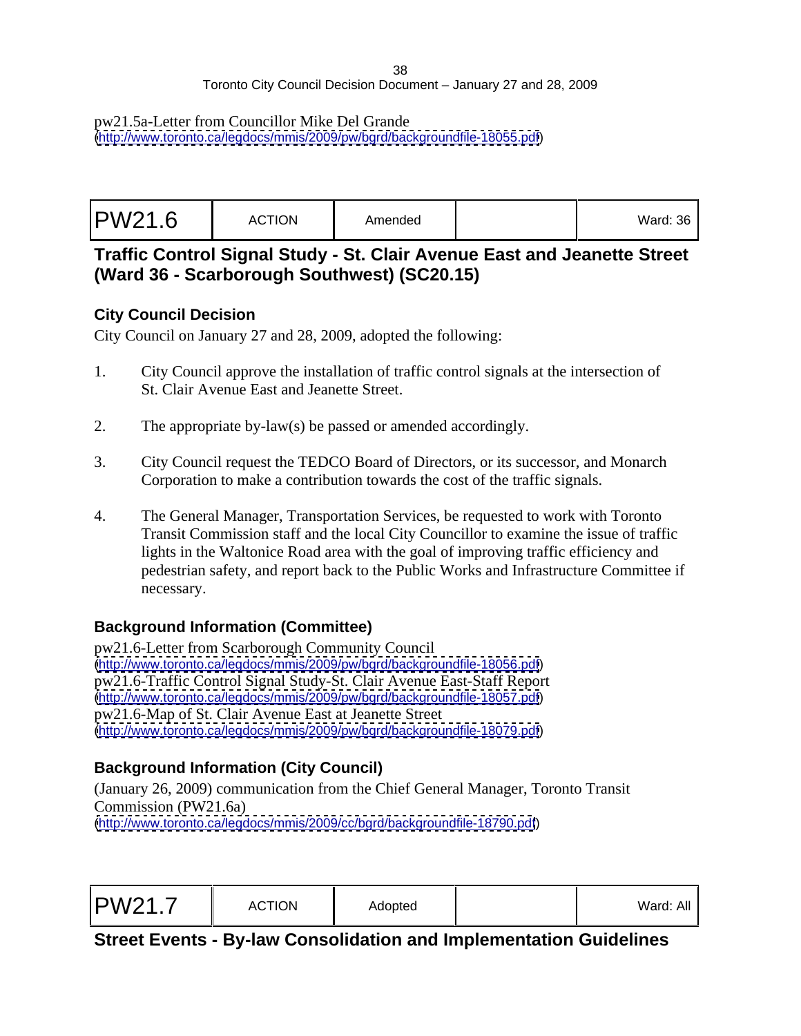pw21.5a-Letter from Councillor Mike Del Grande
(http://www.toronto.ca/legdocs/mmis/2009/pw/bgrd/backgroundfile-18055.pdf)

| PW21.6 | ACTION | Amended | | Ward: 36 |
|---|---|---|---|---|

## Traffic Control Signal Study - St. Clair Avenue East and Jeanette Street (Ward 36 - Scarborough Southwest) (SC20.15)

### City Council Decision

City Council on January 27 and 28, 2009, adopted the following:

1. City Council approve the installation of traffic control signals at the intersection of St. Clair Avenue East and Jeanette Street.

2. The appropriate by-law(s) be passed or amended accordingly.

3. City Council request the TEDCO Board of Directors, or its successor, and Monarch Corporation to make a contribution towards the cost of the traffic signals.

4. The General Manager, Transportation Services, be requested to work with Toronto Transit Commission staff and the local City Councillor to examine the issue of traffic lights in the Waltonice Road area with the goal of improving traffic efficiency and pedestrian safety, and report back to the Public Works and Infrastructure Committee if necessary.

### Background Information (Committee)

pw21.6-Letter from Scarborough Community Council
(http://www.toronto.ca/legdocs/mmis/2009/pw/bgrd/backgroundfile-18056.pdf)
pw21.6-Traffic Control Signal Study-St. Clair Avenue East-Staff Report
(http://www.toronto.ca/legdocs/mmis/2009/pw/bgrd/backgroundfile-18057.pdf)
pw21.6-Map of St. Clair Avenue East at Jeanette Street
(http://www.toronto.ca/legdocs/mmis/2009/pw/bgrd/backgroundfile-18079.pdf)

### Background Information (City Council)

(January 26, 2009) communication from the Chief General Manager, Toronto Transit Commission (PW21.6a)
(http://www.toronto.ca/legdocs/mmis/2009/cc/bgrd/backgroundfile-18790.pdf)

| PW21.7 | ACTION | Adopted | | Ward: All |
|---|---|---|---|---|

## Street Events - By-law Consolidation and Implementation Guidelines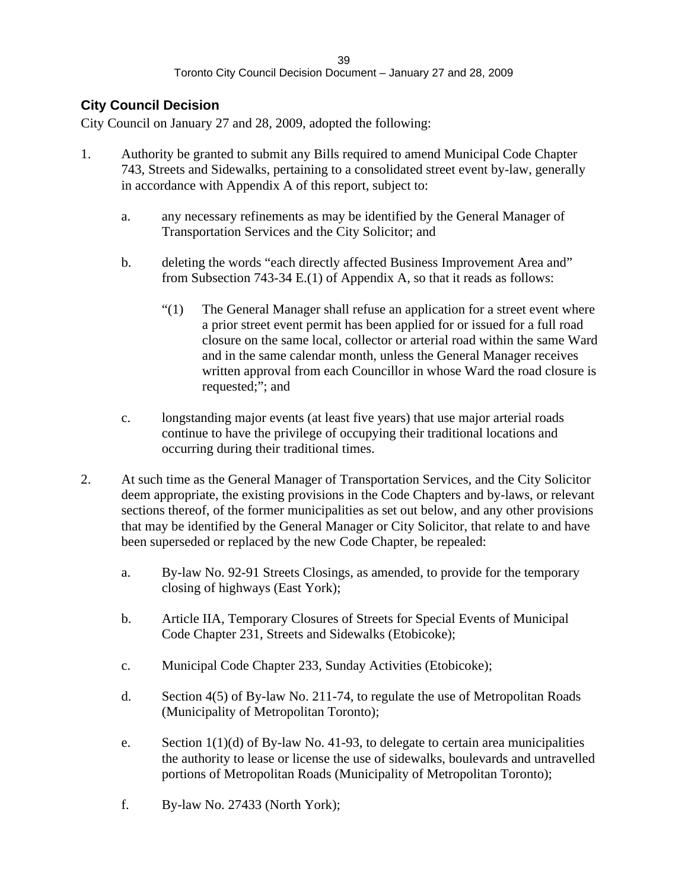### City Council Decision

City Council on January 27 and 28, 2009, adopted the following:

1. Authority be granted to submit any Bills required to amend Municipal Code Chapter 743, Streets and Sidewalks, pertaining to a consolidated street event by-law, generally in accordance with Appendix A of this report, subject to:

   a. any necessary refinements as may be identified by the General Manager of Transportation Services and the City Solicitor; and

   b. deleting the words "each directly affected Business Improvement Area and" from Subsection 743-34 E.(1) of Appendix A, so that it reads as follows:

      "(1) The General Manager shall refuse an application for a street event where a prior street event permit has been applied for or issued for a full road closure on the same local, collector or arterial road within the same Ward and in the same calendar month, unless the General Manager receives written approval from each Councillor in whose Ward the road closure is requested;"; and

   c. longstanding major events (at least five years) that use major arterial roads continue to have the privilege of occupying their traditional locations and occurring during their traditional times.

2. At such time as the General Manager of Transportation Services, and the City Solicitor deem appropriate, the existing provisions in the Code Chapters and by-laws, or relevant sections thereof, of the former municipalities as set out below, and any other provisions that may be identified by the General Manager or City Solicitor, that relate to and have been superseded or replaced by the new Code Chapter, be repealed:

   a. By-law No. 92-91 Streets Closings, as amended, to provide for the temporary closing of highways (East York);

   b. Article IIA, Temporary Closures of Streets for Special Events of Municipal Code Chapter 231, Streets and Sidewalks (Etobicoke);

   c. Municipal Code Chapter 233, Sunday Activities (Etobicoke);

   d. Section 4(5) of By-law No. 211-74, to regulate the use of Metropolitan Roads (Municipality of Metropolitan Toronto);

   e. Section 1(1)(d) of By-law No. 41-93, to delegate to certain area municipalities the authority to lease or license the use of sidewalks, boulevards and untravelled portions of Metropolitan Roads (Municipality of Metropolitan Toronto);

   f. By-law No. 27433 (North York);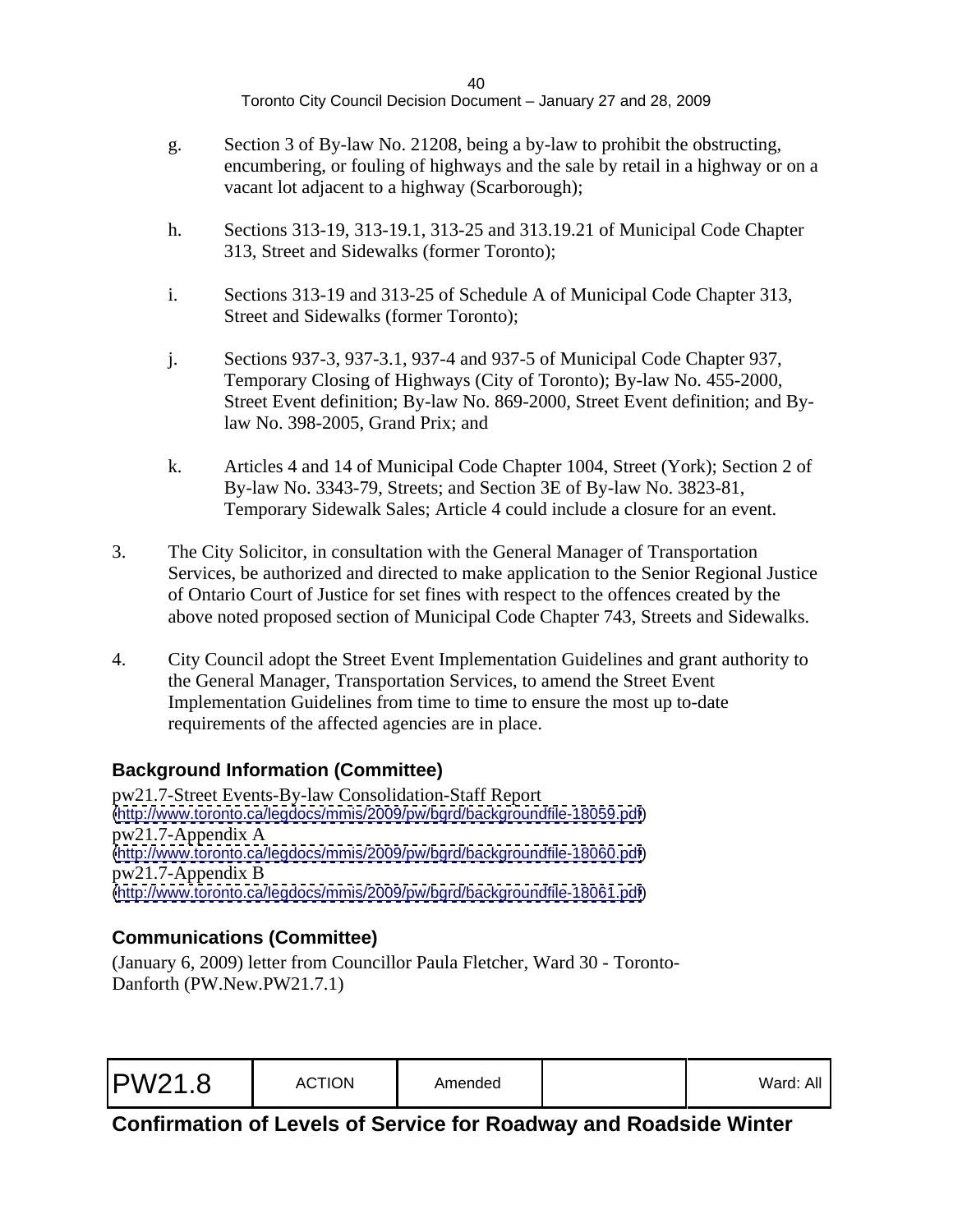g. Section 3 of By-law No. 21208, being a by-law to prohibit the obstructing, encumbering, or fouling of highways and the sale by retail in a highway or on a vacant lot adjacent to a highway (Scarborough);

h. Sections 313-19, 313-19.1, 313-25 and 313.19.21 of Municipal Code Chapter 313, Street and Sidewalks (former Toronto);

i. Sections 313-19 and 313-25 of Schedule A of Municipal Code Chapter 313, Street and Sidewalks (former Toronto);

j. Sections 937-3, 937-3.1, 937-4 and 937-5 of Municipal Code Chapter 937, Temporary Closing of Highways (City of Toronto); By-law No. 455-2000, Street Event definition; By-law No. 869-2000, Street Event definition; and By-law No. 398-2005, Grand Prix; and

k. Articles 4 and 14 of Municipal Code Chapter 1004, Street (York); Section 2 of By-law No. 3343-79, Streets; and Section 3E of By-law No. 3823-81, Temporary Sidewalk Sales; Article 4 could include a closure for an event.

3. The City Solicitor, in consultation with the General Manager of Transportation Services, be authorized and directed to make application to the Senior Regional Justice of Ontario Court of Justice for set fines with respect to the offences created by the above noted proposed section of Municipal Code Chapter 743, Streets and Sidewalks.

4. City Council adopt the Street Event Implementation Guidelines and grant authority to the General Manager, Transportation Services, to amend the Street Event Implementation Guidelines from time to time to ensure the most up to-date requirements of the affected agencies are in place.

### Background Information (Committee)

pw21.7-Street Events-By-law Consolidation-Staff Report
(http://www.toronto.ca/legdocs/mmis/2009/pw/bgrd/backgroundfile-18059.pdf)
pw21.7-Appendix A
(http://www.toronto.ca/legdocs/mmis/2009/pw/bgrd/backgroundfile-18060.pdf)
pw21.7-Appendix B
(http://www.toronto.ca/legdocs/mmis/2009/pw/bgrd/backgroundfile-18061.pdf)

### Communications (Committee)

(January 6, 2009) letter from Councillor Paula Fletcher, Ward 30 - Toronto-Danforth (PW.New.PW21.7.1)

| PW21.8 | ACTION | Amended | | Ward: All |
|---|---|---|---|---|

## Confirmation of Levels of Service for Roadway and Roadside Winter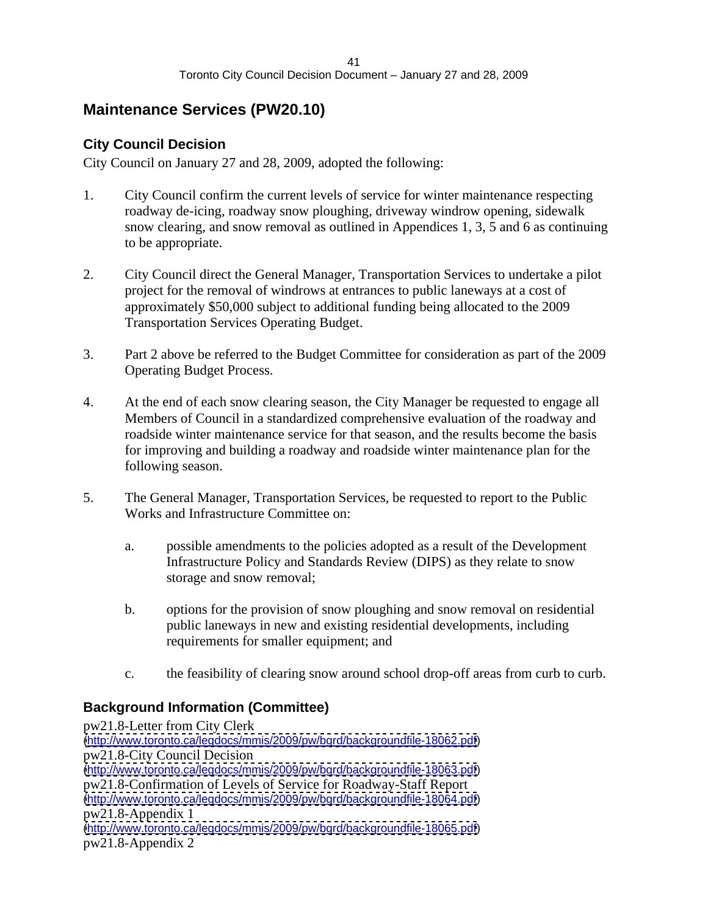## Maintenance Services (PW20.10)

### City Council Decision

City Council on January 27 and 28, 2009, adopted the following:

1. City Council confirm the current levels of service for winter maintenance respecting roadway de-icing, roadway snow ploughing, driveway windrow opening, sidewalk snow clearing, and snow removal as outlined in Appendices 1, 3, 5 and 6 as continuing to be appropriate.

2. City Council direct the General Manager, Transportation Services to undertake a pilot project for the removal of windrows at entrances to public laneways at a cost of approximately $50,000 subject to additional funding being allocated to the 2009 Transportation Services Operating Budget.

3. Part 2 above be referred to the Budget Committee for consideration as part of the 2009 Operating Budget Process.

4. At the end of each snow clearing season, the City Manager be requested to engage all Members of Council in a standardized comprehensive evaluation of the roadway and roadside winter maintenance service for that season, and the results become the basis for improving and building a roadway and roadside winter maintenance plan for the following season.

5. The General Manager, Transportation Services, be requested to report to the Public Works and Infrastructure Committee on:

   a. possible amendments to the policies adopted as a result of the Development Infrastructure Policy and Standards Review (DIPS) as they relate to snow storage and snow removal;

   b. options for the provision of snow ploughing and snow removal on residential public laneways in new and existing residential developments, including requirements for smaller equipment; and

   c. the feasibility of clearing snow around school drop-off areas from curb to curb.

### Background Information (Committee)

pw21.8-Letter from City Clerk
(http://www.toronto.ca/legdocs/mmis/2009/pw/bgrd/backgroundfile-18062.pdf)
pw21.8-City Council Decision
(http://www.toronto.ca/legdocs/mmis/2009/pw/bgrd/backgroundfile-18063.pdf)
pw21.8-Confirmation of Levels of Service for Roadway-Staff Report
(http://www.toronto.ca/legdocs/mmis/2009/pw/bgrd/backgroundfile-18064.pdf)
pw21.8-Appendix 1
(http://www.toronto.ca/legdocs/mmis/2009/pw/bgrd/backgroundfile-18065.pdf)
pw21.8-Appendix 2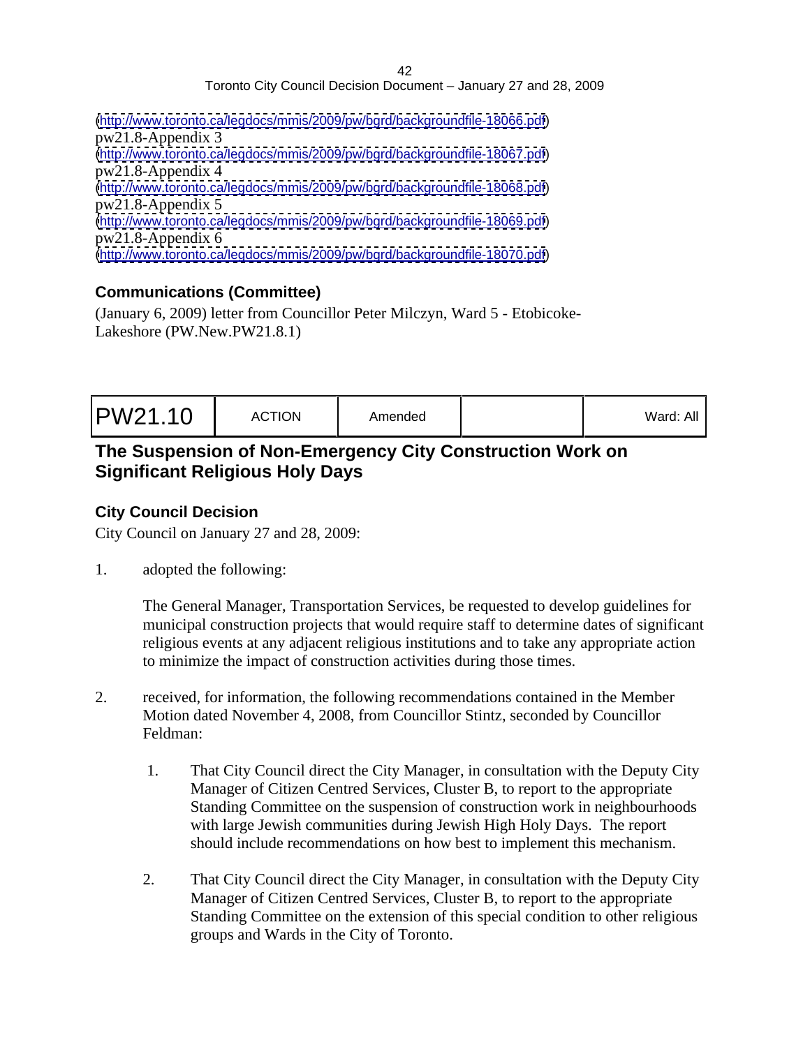(http://www.toronto.ca/legdocs/mmis/2009/pw/bgrd/backgroundfile-18066.pdf)
pw21.8-Appendix 3
(http://www.toronto.ca/legdocs/mmis/2009/pw/bgrd/backgroundfile-18067.pdf)
pw21.8-Appendix 4
(http://www.toronto.ca/legdocs/mmis/2009/pw/bgrd/backgroundfile-18068.pdf)
pw21.8-Appendix 5
(http://www.toronto.ca/legdocs/mmis/2009/pw/bgrd/backgroundfile-18069.pdf)
pw21.8-Appendix 6
(http://www.toronto.ca/legdocs/mmis/2009/pw/bgrd/backgroundfile-18070.pdf)

### Communications (Committee)

(January 6, 2009) letter from Councillor Peter Milczyn, Ward 5 - Etobicoke-Lakeshore (PW.New.PW21.8.1)

| PW21.10 | ACTION | Amended | | Ward: All |
|---|---|---|---|---|

## The Suspension of Non-Emergency City Construction Work on Significant Religious Holy Days

### City Council Decision

City Council on January 27 and 28, 2009:

1. adopted the following:

   The General Manager, Transportation Services, be requested to develop guidelines for municipal construction projects that would require staff to determine dates of significant religious events at any adjacent religious institutions and to take any appropriate action to minimize the impact of construction activities during those times.

2. received, for information, the following recommendations contained in the Member Motion dated November 4, 2008, from Councillor Stintz, seconded by Councillor Feldman:

   1. That City Council direct the City Manager, in consultation with the Deputy City Manager of Citizen Centred Services, Cluster B, to report to the appropriate Standing Committee on the suspension of construction work in neighbourhoods with large Jewish communities during Jewish High Holy Days. The report should include recommendations on how best to implement this mechanism.

   2. That City Council direct the City Manager, in consultation with the Deputy City Manager of Citizen Centred Services, Cluster B, to report to the appropriate Standing Committee on the extension of this special condition to other religious groups and Wards in the City of Toronto.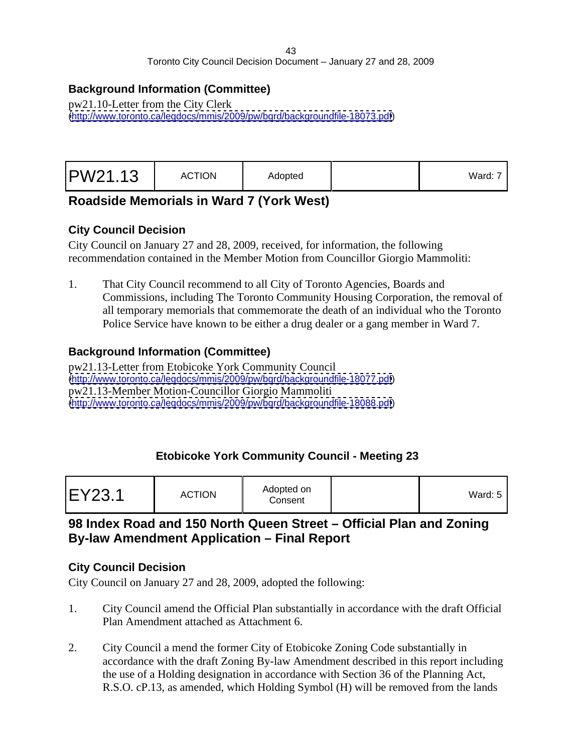### Background Information (Committee)

pw21.10-Letter from the City Clerk
(http://www.toronto.ca/legdocs/mmis/2009/pw/bgrd/backgroundfile-18073.pdf)

| PW21.13 | ACTION | Adopted | | Ward: 7 |
|---|---|---|---|---|

## Roadside Memorials in Ward 7 (York West)

### City Council Decision

City Council on January 27 and 28, 2009, received, for information, the following recommendation contained in the Member Motion from Councillor Giorgio Mammoliti:

1. That City Council recommend to all City of Toronto Agencies, Boards and Commissions, including The Toronto Community Housing Corporation, the removal of all temporary memorials that commemorate the death of an individual who the Toronto Police Service have known to be either a drug dealer or a gang member in Ward 7.

### Background Information (Committee)

pw21.13-Letter from Etobicoke York Community Council
(http://www.toronto.ca/legdocs/mmis/2009/pw/bgrd/backgroundfile-18077.pdf)
pw21.13-Member Motion-Councillor Giorgio Mammoliti
(http://www.toronto.ca/legdocs/mmis/2009/pw/bgrd/backgroundfile-18088.pdf)

### Etobicoke York Community Council - Meeting 23

| EY23.1 | ACTION | Adopted on Consent | | Ward: 5 |
|---|---|---|---|---|

## 98 Index Road and 150 North Queen Street – Official Plan and Zoning By-law Amendment Application – Final Report

### City Council Decision

City Council on January 27 and 28, 2009, adopted the following:

1. City Council amend the Official Plan substantially in accordance with the draft Official Plan Amendment attached as Attachment 6.

2. City Council a mend the former City of Etobicoke Zoning Code substantially in accordance with the draft Zoning By-law Amendment described in this report including the use of a Holding designation in accordance with Section 36 of the Planning Act, R.S.O. cP.13, as amended, which Holding Symbol (H) will be removed from the lands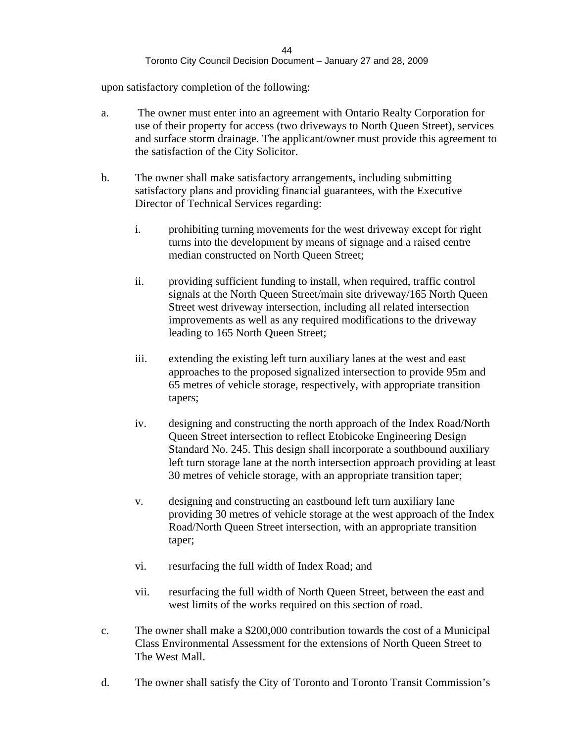upon satisfactory completion of the following:

a. The owner must enter into an agreement with Ontario Realty Corporation for use of their property for access (two driveways to North Queen Street), services and surface storm drainage. The applicant/owner must provide this agreement to the satisfaction of the City Solicitor.

b. The owner shall make satisfactory arrangements, including submitting satisfactory plans and providing financial guarantees, with the Executive Director of Technical Services regarding:

   i. prohibiting turning movements for the west driveway except for right turns into the development by means of signage and a raised centre median constructed on North Queen Street;

   ii. providing sufficient funding to install, when required, traffic control signals at the North Queen Street/main site driveway/165 North Queen Street west driveway intersection, including all related intersection improvements as well as any required modifications to the driveway leading to 165 North Queen Street;

   iii. extending the existing left turn auxiliary lanes at the west and east approaches to the proposed signalized intersection to provide 95m and 65 metres of vehicle storage, respectively, with appropriate transition tapers;

   iv. designing and constructing the north approach of the Index Road/North Queen Street intersection to reflect Etobicoke Engineering Design Standard No. 245. This design shall incorporate a southbound auxiliary left turn storage lane at the north intersection approach providing at least 30 metres of vehicle storage, with an appropriate transition taper;

   v. designing and constructing an eastbound left turn auxiliary lane providing 30 metres of vehicle storage at the west approach of the Index Road/North Queen Street intersection, with an appropriate transition taper;

   vi. resurfacing the full width of Index Road; and

   vii. resurfacing the full width of North Queen Street, between the east and west limits of the works required on this section of road.

c. The owner shall make a $200,000 contribution towards the cost of a Municipal Class Environmental Assessment for the extensions of North Queen Street to The West Mall.

d. The owner shall satisfy the City of Toronto and Toronto Transit Commission's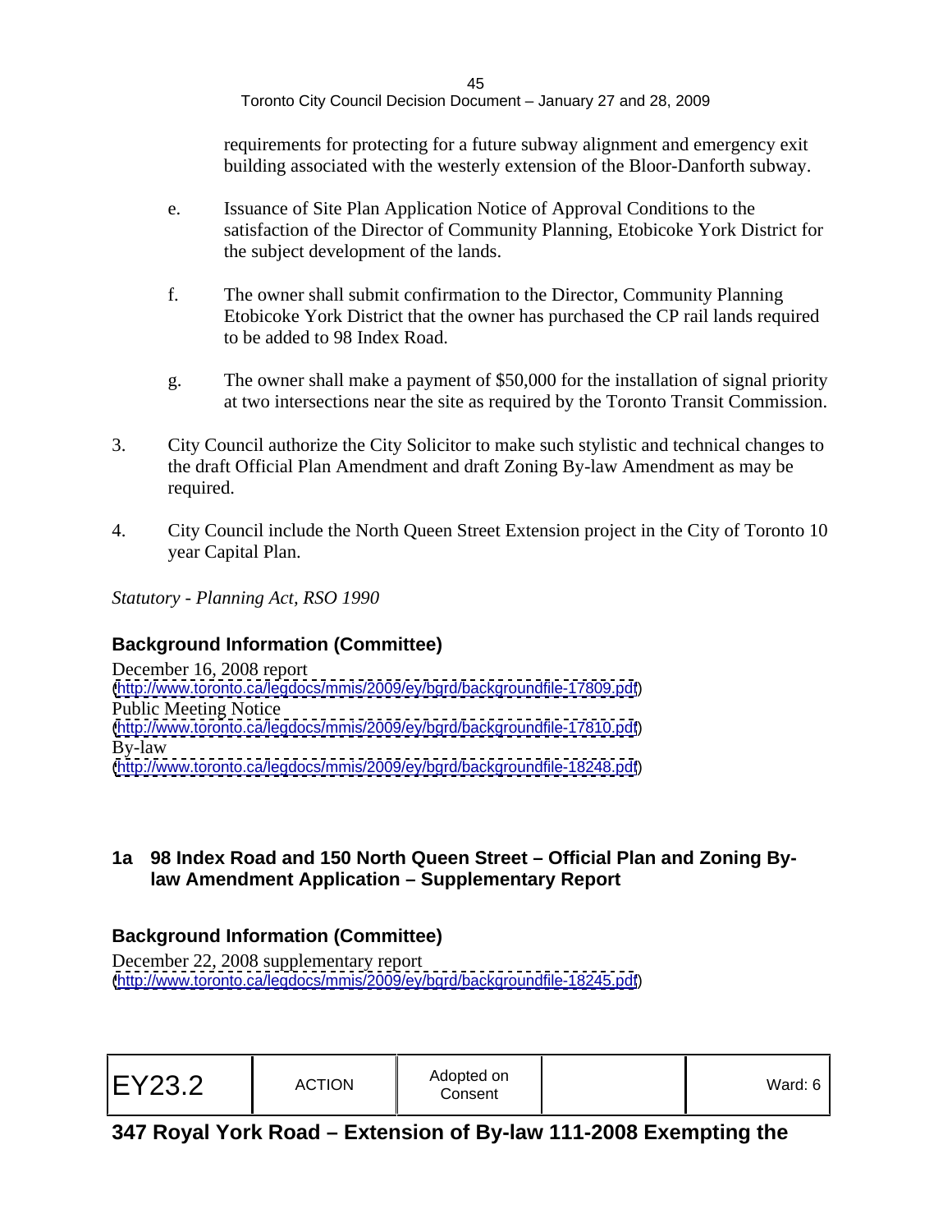requirements for protecting for a future subway alignment and emergency exit building associated with the westerly extension of the Bloor-Danforth subway.

e. Issuance of Site Plan Application Notice of Approval Conditions to the satisfaction of the Director of Community Planning, Etobicoke York District for the subject development of the lands.

f. The owner shall submit confirmation to the Director, Community Planning Etobicoke York District that the owner has purchased the CP rail lands required to be added to 98 Index Road.

g. The owner shall make a payment of $50,000 for the installation of signal priority at two intersections near the site as required by the Toronto Transit Commission.

3. City Council authorize the City Solicitor to make such stylistic and technical changes to the draft Official Plan Amendment and draft Zoning By-law Amendment as may be required.

4. City Council include the North Queen Street Extension project in the City of Toronto 10 year Capital Plan.

*Statutory - Planning Act, RSO 1990*

## Background Information (Committee)

December 16, 2008 report
(http://www.toronto.ca/legdocs/mmis/2009/ey/bgrd/backgroundfile-17809.pdf)
Public Meeting Notice
(http://www.toronto.ca/legdocs/mmis/2009/ey/bgrd/backgroundfile-17810.pdf)
By-law
(http://www.toronto.ca/legdocs/mmis/2009/ey/bgrd/backgroundfile-18248.pdf)

## 1a 98 Index Road and 150 North Queen Street – Official Plan and Zoning By-law Amendment Application – Supplementary Report

## Background Information (Committee)

December 22, 2008 supplementary report
(http://www.toronto.ca/legdocs/mmis/2009/ey/bgrd/backgroundfile-18245.pdf)

| EY23.2 | ACTION | Adopted on Consent | | Ward: 6 |
|---|---|---|---|---|

## 347 Royal York Road – Extension of By-law 111-2008 Exempting the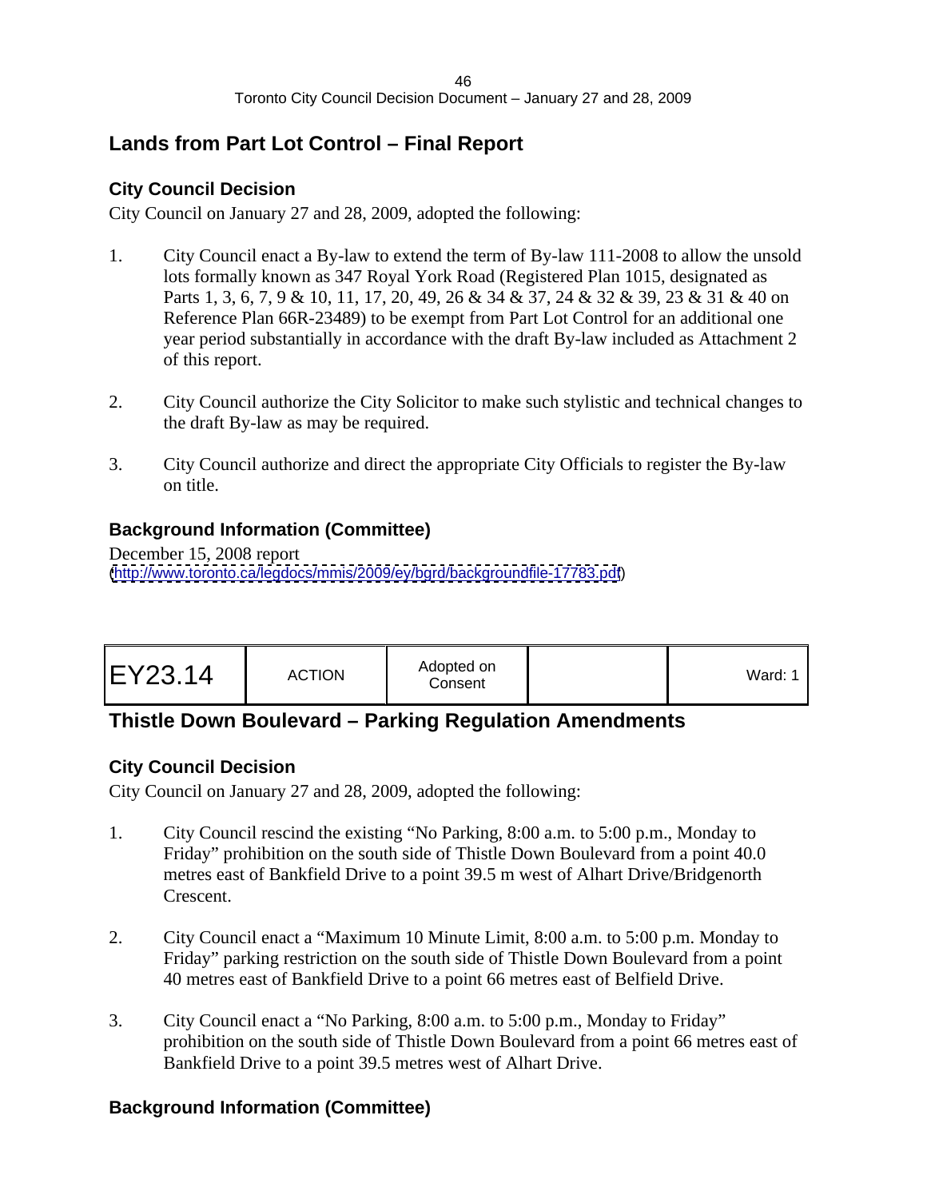## Lands from Part Lot Control – Final Report

### City Council Decision

City Council on January 27 and 28, 2009, adopted the following:

1. City Council enact a By-law to extend the term of By-law 111-2008 to allow the unsold lots formally known as 347 Royal York Road (Registered Plan 1015, designated as Parts 1, 3, 6, 7, 9 & 10, 11, 17, 20, 49, 26 & 34 & 37, 24 & 32 & 39, 23 & 31 & 40 on Reference Plan 66R-23489) to be exempt from Part Lot Control for an additional one year period substantially in accordance with the draft By-law included as Attachment 2 of this report.

2. City Council authorize the City Solicitor to make such stylistic and technical changes to the draft By-law as may be required.

3. City Council authorize and direct the appropriate City Officials to register the By-law on title.

### Background Information (Committee)

December 15, 2008 report
(http://www.toronto.ca/legdocs/mmis/2009/ey/bgrd/backgroundfile-17783.pdf)

| EY23.14 | ACTION | Adopted on Consent | | Ward: 1 |
|---|---|---|---|---|

## Thistle Down Boulevard – Parking Regulation Amendments

### City Council Decision

City Council on January 27 and 28, 2009, adopted the following:

1. City Council rescind the existing "No Parking, 8:00 a.m. to 5:00 p.m., Monday to Friday" prohibition on the south side of Thistle Down Boulevard from a point 40.0 metres east of Bankfield Drive to a point 39.5 m west of Alhart Drive/Bridgenorth Crescent.

2. City Council enact a "Maximum 10 Minute Limit, 8:00 a.m. to 5:00 p.m. Monday to Friday" parking restriction on the south side of Thistle Down Boulevard from a point 40 metres east of Bankfield Drive to a point 66 metres east of Belfield Drive.

3. City Council enact a "No Parking, 8:00 a.m. to 5:00 p.m., Monday to Friday" prohibition on the south side of Thistle Down Boulevard from a point 66 metres east of Bankfield Drive to a point 39.5 metres west of Alhart Drive.

### Background Information (Committee)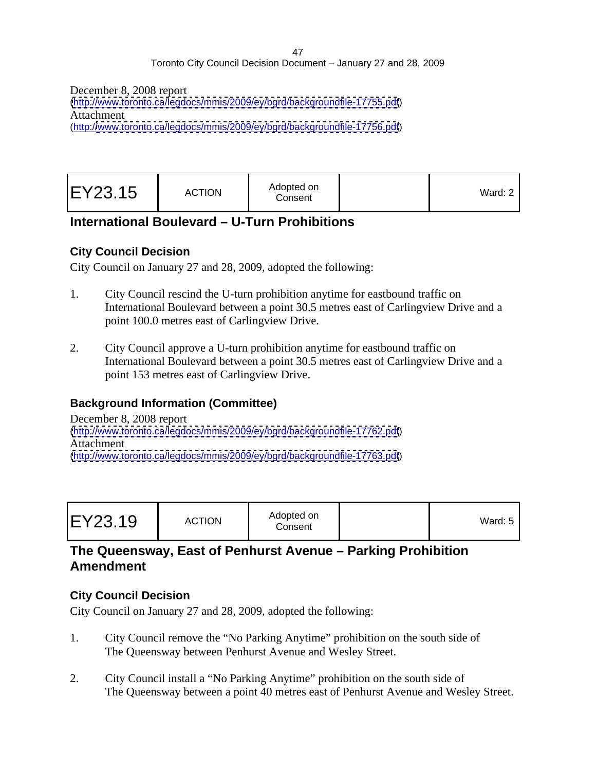December 8, 2008 report
(http://www.toronto.ca/legdocs/mmis/2009/ey/bgrd/backgroundfile-17755.pdf)
Attachment
(http://www.toronto.ca/legdocs/mmis/2009/ey/bgrd/backgroundfile-17756.pdf)

| EY23.15 | ACTION | Adopted on Consent | | Ward: 2 |
|---|---|---|---|---|

## International Boulevard – U-Turn Prohibitions

### City Council Decision

City Council on January 27 and 28, 2009, adopted the following:

1. City Council rescind the U-turn prohibition anytime for eastbound traffic on International Boulevard between a point 30.5 metres east of Carlingview Drive and a point 100.0 metres east of Carlingview Drive.

2. City Council approve a U-turn prohibition anytime for eastbound traffic on International Boulevard between a point 30.5 metres east of Carlingview Drive and a point 153 metres east of Carlingview Drive.

### Background Information (Committee)

December 8, 2008 report
(http://www.toronto.ca/legdocs/mmis/2009/ey/bgrd/backgroundfile-17762.pdf)
Attachment
(http://www.toronto.ca/legdocs/mmis/2009/ey/bgrd/backgroundfile-17763.pdf)

| EY23.19 | ACTION | Adopted on Consent | | Ward: 5 |
|---|---|---|---|---|

## The Queensway, East of Penhurst Avenue – Parking Prohibition Amendment

### City Council Decision

City Council on January 27 and 28, 2009, adopted the following:

1. City Council remove the "No Parking Anytime" prohibition on the south side of The Queensway between Penhurst Avenue and Wesley Street.

2. City Council install a "No Parking Anytime" prohibition on the south side of The Queensway between a point 40 metres east of Penhurst Avenue and Wesley Street.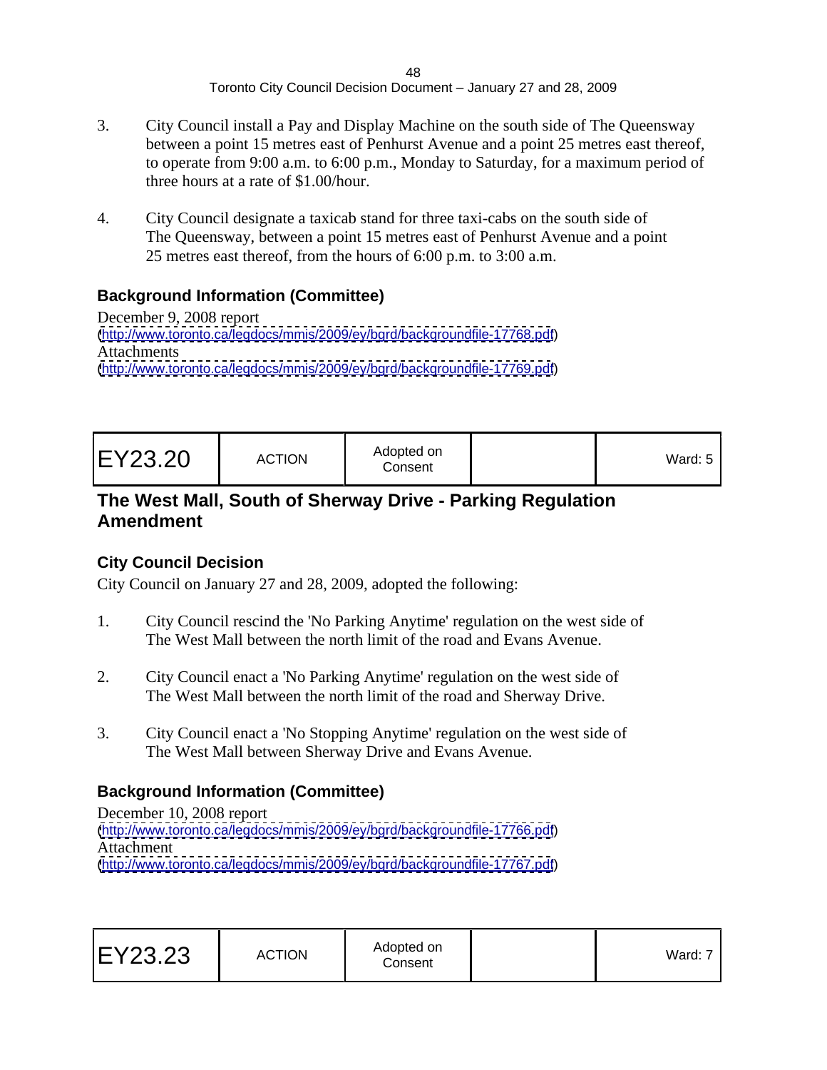3. City Council install a Pay and Display Machine on the south side of The Queensway between a point 15 metres east of Penhurst Avenue and a point 25 metres east thereof, to operate from 9:00 a.m. to 6:00 p.m., Monday to Saturday, for a maximum period of three hours at a rate of $1.00/hour.

4. City Council designate a taxicab stand for three taxi-cabs on the south side of The Queensway, between a point 15 metres east of Penhurst Avenue and a point 25 metres east thereof, from the hours of 6:00 p.m. to 3:00 a.m.

### Background Information (Committee)

December 9, 2008 report
(http://www.toronto.ca/legdocs/mmis/2009/ey/bgrd/backgroundfile-17768.pdf)
Attachments
(http://www.toronto.ca/legdocs/mmis/2009/ey/bgrd/backgroundfile-17769.pdf)

| EY23.20 | ACTION | Adopted on Consent | | Ward: 5 |
|---|---|---|---|---|

## The West Mall, South of Sherway Drive - Parking Regulation Amendment

### City Council Decision

City Council on January 27 and 28, 2009, adopted the following:

1. City Council rescind the 'No Parking Anytime' regulation on the west side of The West Mall between the north limit of the road and Evans Avenue.

2. City Council enact a 'No Parking Anytime' regulation on the west side of The West Mall between the north limit of the road and Sherway Drive.

3. City Council enact a 'No Stopping Anytime' regulation on the west side of The West Mall between Sherway Drive and Evans Avenue.

### Background Information (Committee)

December 10, 2008 report
(http://www.toronto.ca/legdocs/mmis/2009/ey/bgrd/backgroundfile-17766.pdf)
Attachment
(http://www.toronto.ca/legdocs/mmis/2009/ey/bgrd/backgroundfile-17767.pdf)

| EY23.23 | ACTION | Adopted on Consent | | Ward: 7 |
|---|---|---|---|---|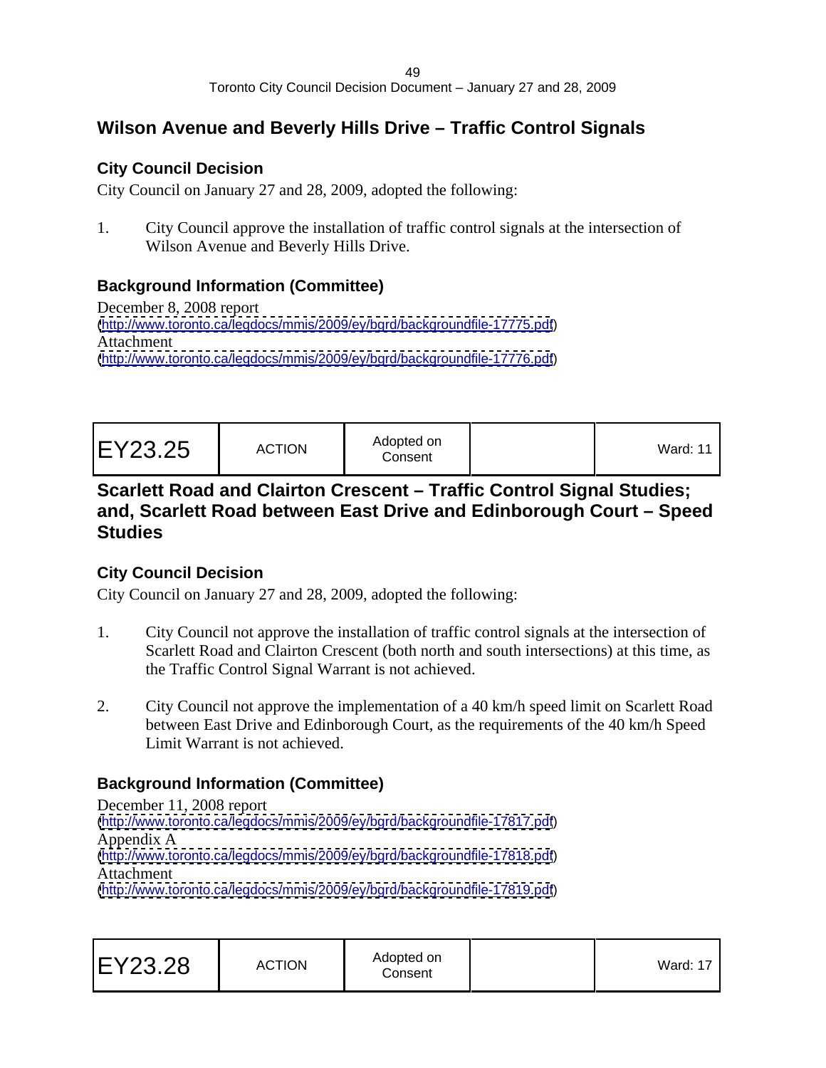## Wilson Avenue and Beverly Hills Drive – Traffic Control Signals

### City Council Decision

City Council on January 27 and 28, 2009, adopted the following:

1. City Council approve the installation of traffic control signals at the intersection of Wilson Avenue and Beverly Hills Drive.

### Background Information (Committee)

December 8, 2008 report
(http://www.toronto.ca/legdocs/mmis/2009/ey/bgrd/backgroundfile-17775.pdf)
Attachment
(http://www.toronto.ca/legdocs/mmis/2009/ey/bgrd/backgroundfile-17776.pdf)

| EY23.25 | ACTION | Adopted on Consent | | Ward: 11 |
|---|---|---|---|---|

## Scarlett Road and Clairton Crescent – Traffic Control Signal Studies; and, Scarlett Road between East Drive and Edinborough Court – Speed Studies

### City Council Decision

City Council on January 27 and 28, 2009, adopted the following:

1. City Council not approve the installation of traffic control signals at the intersection of Scarlett Road and Clairton Crescent (both north and south intersections) at this time, as the Traffic Control Signal Warrant is not achieved.

2. City Council not approve the implementation of a 40 km/h speed limit on Scarlett Road between East Drive and Edinborough Court, as the requirements of the 40 km/h Speed Limit Warrant is not achieved.

### Background Information (Committee)

December 11, 2008 report
(http://www.toronto.ca/legdocs/mmis/2009/ey/bgrd/backgroundfile-17817.pdf)
Appendix A
(http://www.toronto.ca/legdocs/mmis/2009/ey/bgrd/backgroundfile-17818.pdf)
Attachment
(http://www.toronto.ca/legdocs/mmis/2009/ey/bgrd/backgroundfile-17819.pdf)

| EY23.28 | ACTION | Adopted on Consent | | Ward: 17 |
|---|---|---|---|---|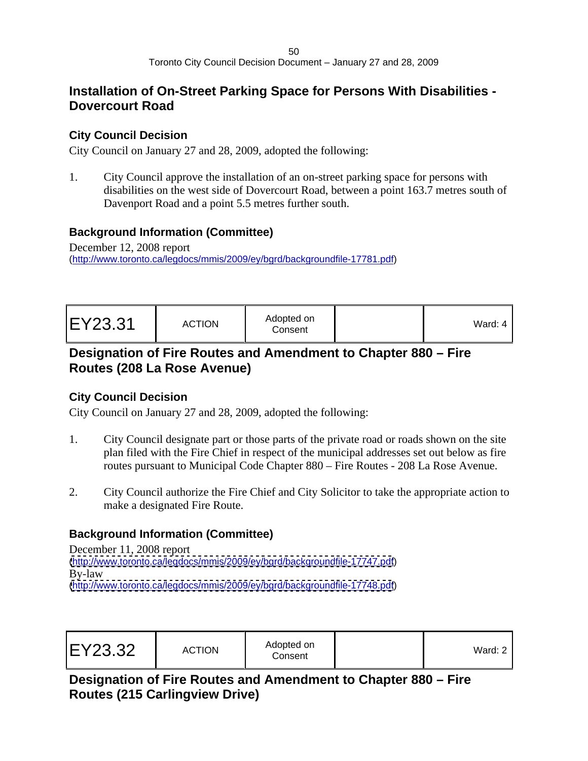## Installation of On-Street Parking Space for Persons With Disabilities - Dovercourt Road

### City Council Decision

City Council on January 27 and 28, 2009, adopted the following:

1. City Council approve the installation of an on-street parking space for persons with disabilities on the west side of Dovercourt Road, between a point 163.7 metres south of Davenport Road and a point 5.5 metres further south.

### Background Information (Committee)

December 12, 2008 report
(http://www.toronto.ca/legdocs/mmis/2009/ey/bgrd/backgroundfile-17781.pdf)

| EY23.31 | ACTION | Adopted on Consent | | Ward: 4 |
|---|---|---|---|---|

## Designation of Fire Routes and Amendment to Chapter 880 – Fire Routes (208 La Rose Avenue)

### City Council Decision

City Council on January 27 and 28, 2009, adopted the following:

1. City Council designate part or those parts of the private road or roads shown on the site plan filed with the Fire Chief in respect of the municipal addresses set out below as fire routes pursuant to Municipal Code Chapter 880 – Fire Routes - 208 La Rose Avenue.

2. City Council authorize the Fire Chief and City Solicitor to take the appropriate action to make a designated Fire Route.

### Background Information (Committee)

December 11, 2008 report
(http://www.toronto.ca/legdocs/mmis/2009/ey/bgrd/backgroundfile-17747.pdf)
By-law
(http://www.toronto.ca/legdocs/mmis/2009/ey/bgrd/backgroundfile-17748.pdf)

| EY23.32 | ACTION | Adopted on Consent | | Ward: 2 |
|---|---|---|---|---|

## Designation of Fire Routes and Amendment to Chapter 880 – Fire Routes (215 Carlingview Drive)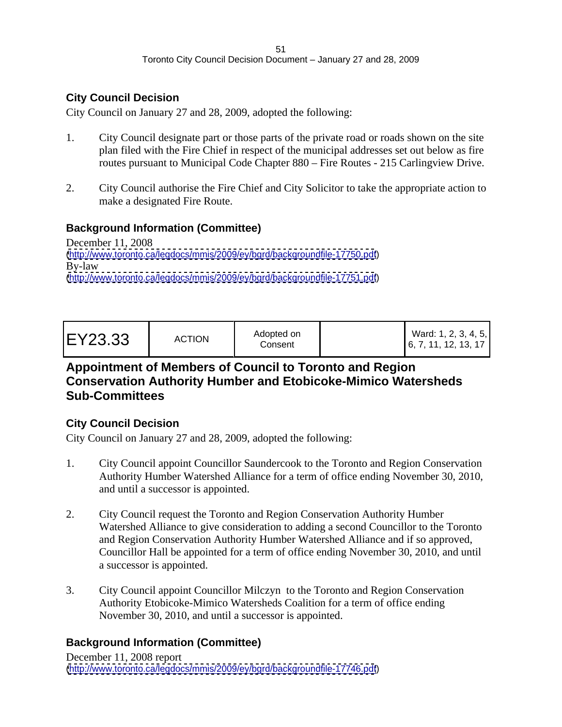## City Council Decision

City Council on January 27 and 28, 2009, adopted the following:

1. City Council designate part or those parts of the private road or roads shown on the site plan filed with the Fire Chief in respect of the municipal addresses set out below as fire routes pursuant to Municipal Code Chapter 880 – Fire Routes - 215 Carlingview Drive.

2. City Council authorise the Fire Chief and City Solicitor to take the appropriate action to make a designated Fire Route.

## Background Information (Committee)

December 11, 2008
(http://www.toronto.ca/legdocs/mmis/2009/ey/bgrd/backgroundfile-17750.pdf)
By-law
(http://www.toronto.ca/legdocs/mmis/2009/ey/bgrd/backgroundfile-17751.pdf)

| EY23.33 | ACTION | Adopted on Consent | | Ward: 1, 2, 3, 4, 5, 6, 7, 11, 12, 13, 17 |
|---|---|---|---|---|

# Appointment of Members of Council to Toronto and Region Conservation Authority Humber and Etobicoke-Mimico Watersheds Sub-Committees

## City Council Decision

City Council on January 27 and 28, 2009, adopted the following:

1. City Council appoint Councillor Saundercook to the Toronto and Region Conservation Authority Humber Watershed Alliance for a term of office ending November 30, 2010, and until a successor is appointed.

2. City Council request the Toronto and Region Conservation Authority Humber Watershed Alliance to give consideration to adding a second Councillor to the Toronto and Region Conservation Authority Humber Watershed Alliance and if so approved, Councillor Hall be appointed for a term of office ending November 30, 2010, and until a successor is appointed.

3. City Council appoint Councillor Milczyn to the Toronto and Region Conservation Authority Etobicoke-Mimico Watersheds Coalition for a term of office ending November 30, 2010, and until a successor is appointed.

## Background Information (Committee)

December 11, 2008 report
(http://www.toronto.ca/legdocs/mmis/2009/ey/bgrd/backgroundfile-17746.pdf)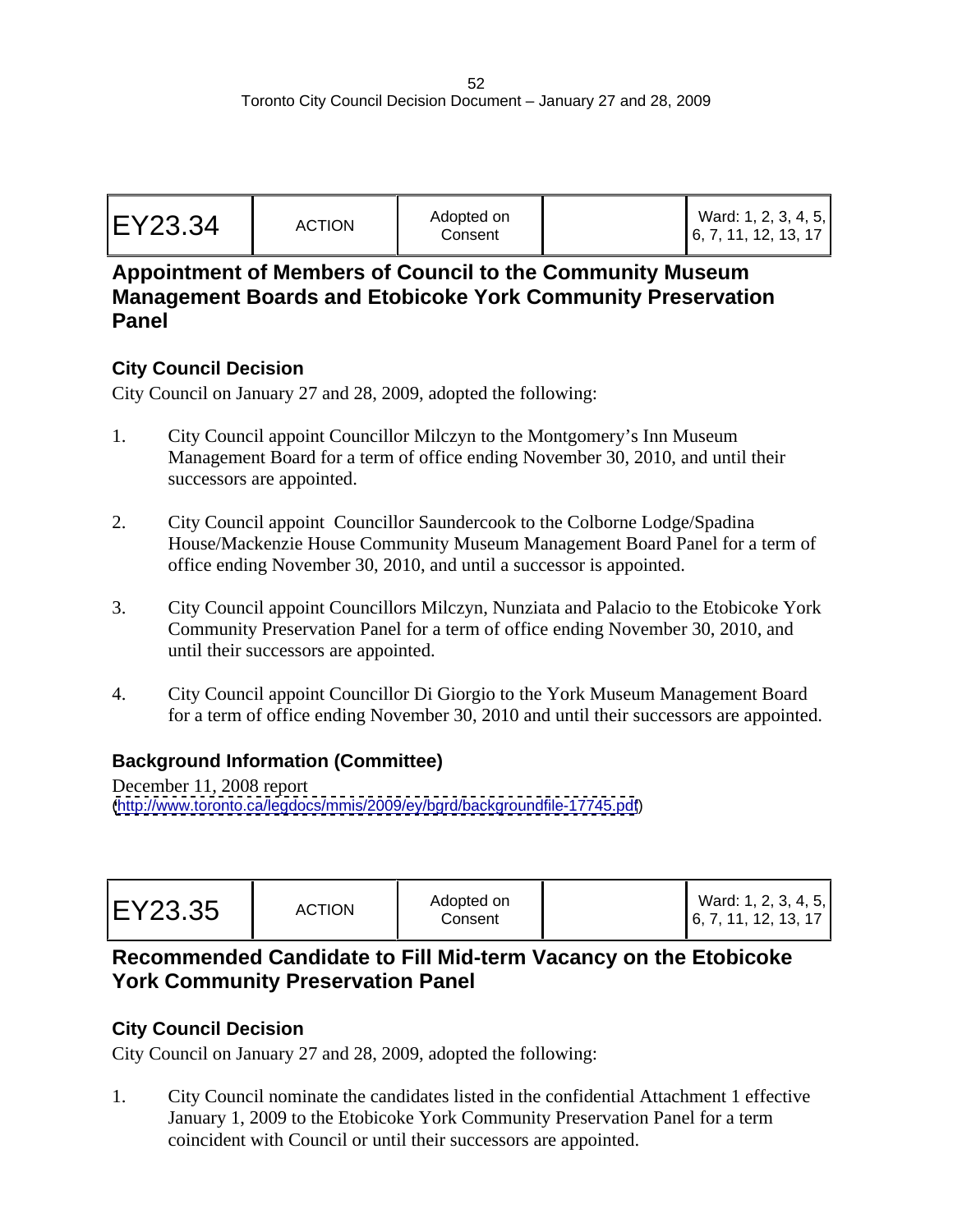| EY23.34 | ACTION | Adopted on Consent | | Ward: 1, 2, 3, 4, 5, 6, 7, 11, 12, 13, 17 |
|---|---|---|---|---|

## Appointment of Members of Council to the Community Museum Management Boards and Etobicoke York Community Preservation Panel

### City Council Decision

City Council on January 27 and 28, 2009, adopted the following:

1. City Council appoint Councillor Milczyn to the Montgomery's Inn Museum Management Board for a term of office ending November 30, 2010, and until their successors are appointed.

2. City Council appoint Councillor Saundercook to the Colborne Lodge/Spadina House/Mackenzie House Community Museum Management Board Panel for a term of office ending November 30, 2010, and until a successor is appointed.

3. City Council appoint Councillors Milczyn, Nunziata and Palacio to the Etobicoke York Community Preservation Panel for a term of office ending November 30, 2010, and until their successors are appointed.

4. City Council appoint Councillor Di Giorgio to the York Museum Management Board for a term of office ending November 30, 2010 and until their successors are appointed.

### Background Information (Committee)

December 11, 2008 report
(http://www.toronto.ca/legdocs/mmis/2009/ey/bgrd/backgroundfile-17745.pdf)

| EY23.35 | ACTION | Adopted on Consent | | Ward: 1, 2, 3, 4, 5, 6, 7, 11, 12, 13, 17 |
|---|---|---|---|---|

## Recommended Candidate to Fill Mid-term Vacancy on the Etobicoke York Community Preservation Panel

### City Council Decision

City Council on January 27 and 28, 2009, adopted the following:

1. City Council nominate the candidates listed in the confidential Attachment 1 effective January 1, 2009 to the Etobicoke York Community Preservation Panel for a term coincident with Council or until their successors are appointed.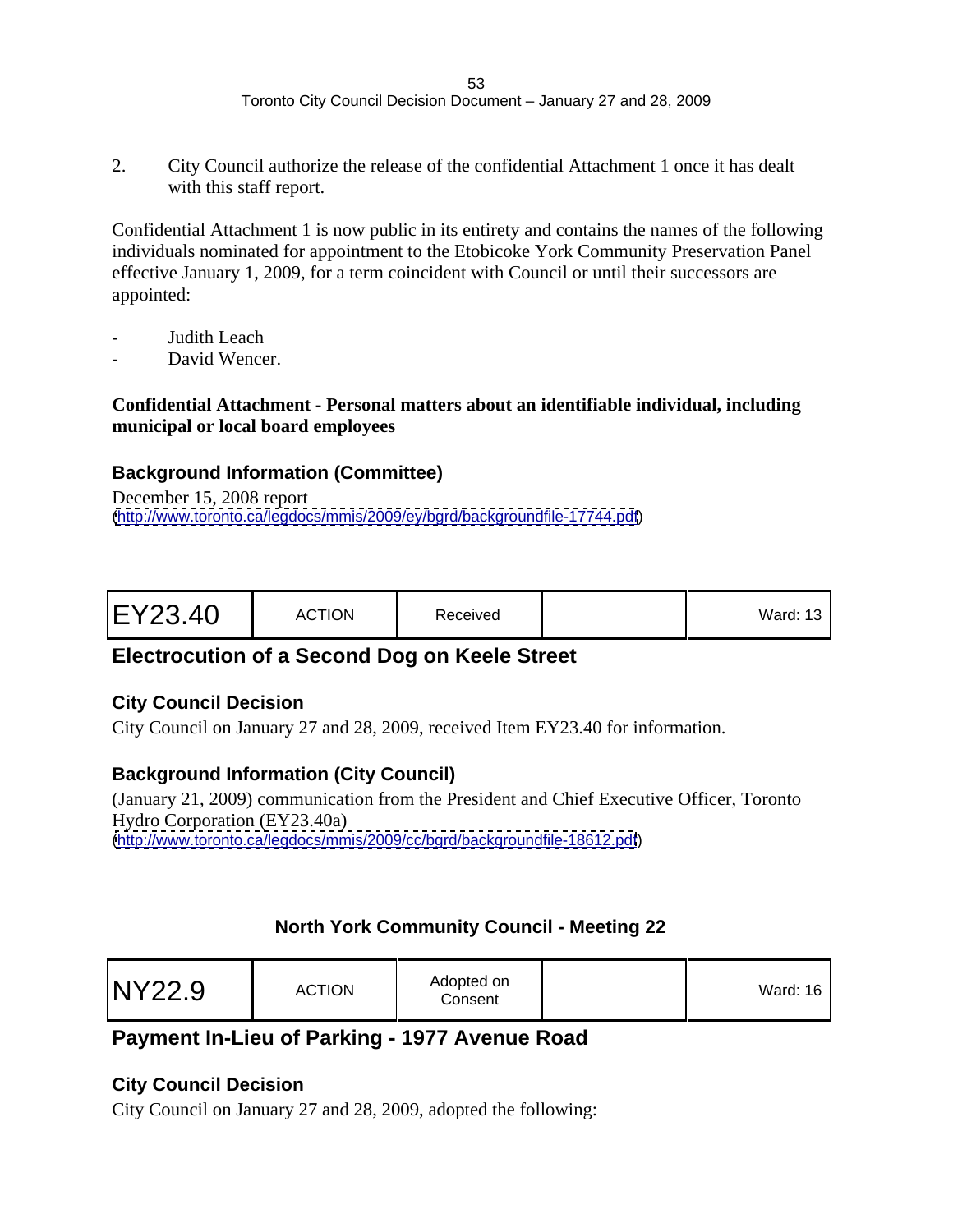2. City Council authorize the release of the confidential Attachment 1 once it has dealt with this staff report.

Confidential Attachment 1 is now public in its entirety and contains the names of the following individuals nominated for appointment to the Etobicoke York Community Preservation Panel effective January 1, 2009, for a term coincident with Council or until their successors are appointed:

- Judith Leach
- David Wencer.

**Confidential Attachment - Personal matters about an identifiable individual, including municipal or local board employees**

### Background Information (Committee)

December 15, 2008 report
(http://www.toronto.ca/legdocs/mmis/2009/ey/bgrd/backgroundfile-17744.pdf)

| EY23.40 | ACTION | Received | | Ward: 13 |
|---|---|---|---|---|

## Electrocution of a Second Dog on Keele Street

### City Council Decision

City Council on January 27 and 28, 2009, received Item EY23.40 for information.

### Background Information (City Council)

(January 21, 2009) communication from the President and Chief Executive Officer, Toronto Hydro Corporation (EY23.40a)
(http://www.toronto.ca/legdocs/mmis/2009/cc/bgrd/backgroundfile-18612.pdf)

## North York Community Council - Meeting 22

| NY22.9 | ACTION | Adopted on Consent | | Ward: 16 |
|---|---|---|---|---|

## Payment In-Lieu of Parking - 1977 Avenue Road

### City Council Decision

City Council on January 27 and 28, 2009, adopted the following: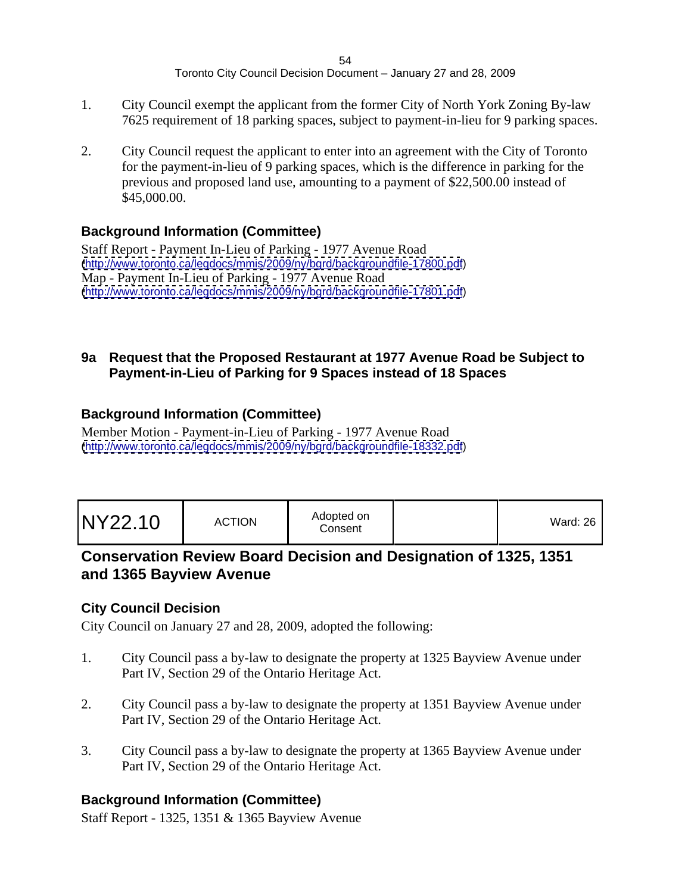1. City Council exempt the applicant from the former City of North York Zoning By-law 7625 requirement of 18 parking spaces, subject to payment-in-lieu for 9 parking spaces.

2. City Council request the applicant to enter into an agreement with the City of Toronto for the payment-in-lieu of 9 parking spaces, which is the difference in parking for the previous and proposed land use, amounting to a payment of $22,500.00 instead of $45,000.00.

### Background Information (Committee)

Staff Report - Payment In-Lieu of Parking - 1977 Avenue Road
(http://www.toronto.ca/legdocs/mmis/2009/ny/bgrd/backgroundfile-17800.pdf)
Map - Payment In-Lieu of Parking - 1977 Avenue Road
(http://www.toronto.ca/legdocs/mmis/2009/ny/bgrd/backgroundfile-17801.pdf)

### 9a Request that the Proposed Restaurant at 1977 Avenue Road be Subject to Payment-in-Lieu of Parking for 9 Spaces instead of 18 Spaces

### Background Information (Committee)

Member Motion - Payment-in-Lieu of Parking - 1977 Avenue Road
(http://www.toronto.ca/legdocs/mmis/2009/ny/bgrd/backgroundfile-18332.pdf)

| NY22.10 | ACTION | Adopted on Consent | | Ward: 26 |
|---|---|---|---|---|

## Conservation Review Board Decision and Designation of 1325, 1351 and 1365 Bayview Avenue

### City Council Decision

City Council on January 27 and 28, 2009, adopted the following:

1. City Council pass a by-law to designate the property at 1325 Bayview Avenue under Part IV, Section 29 of the Ontario Heritage Act.

2. City Council pass a by-law to designate the property at 1351 Bayview Avenue under Part IV, Section 29 of the Ontario Heritage Act.

3. City Council pass a by-law to designate the property at 1365 Bayview Avenue under Part IV, Section 29 of the Ontario Heritage Act.

### Background Information (Committee)

Staff Report - 1325, 1351 & 1365 Bayview Avenue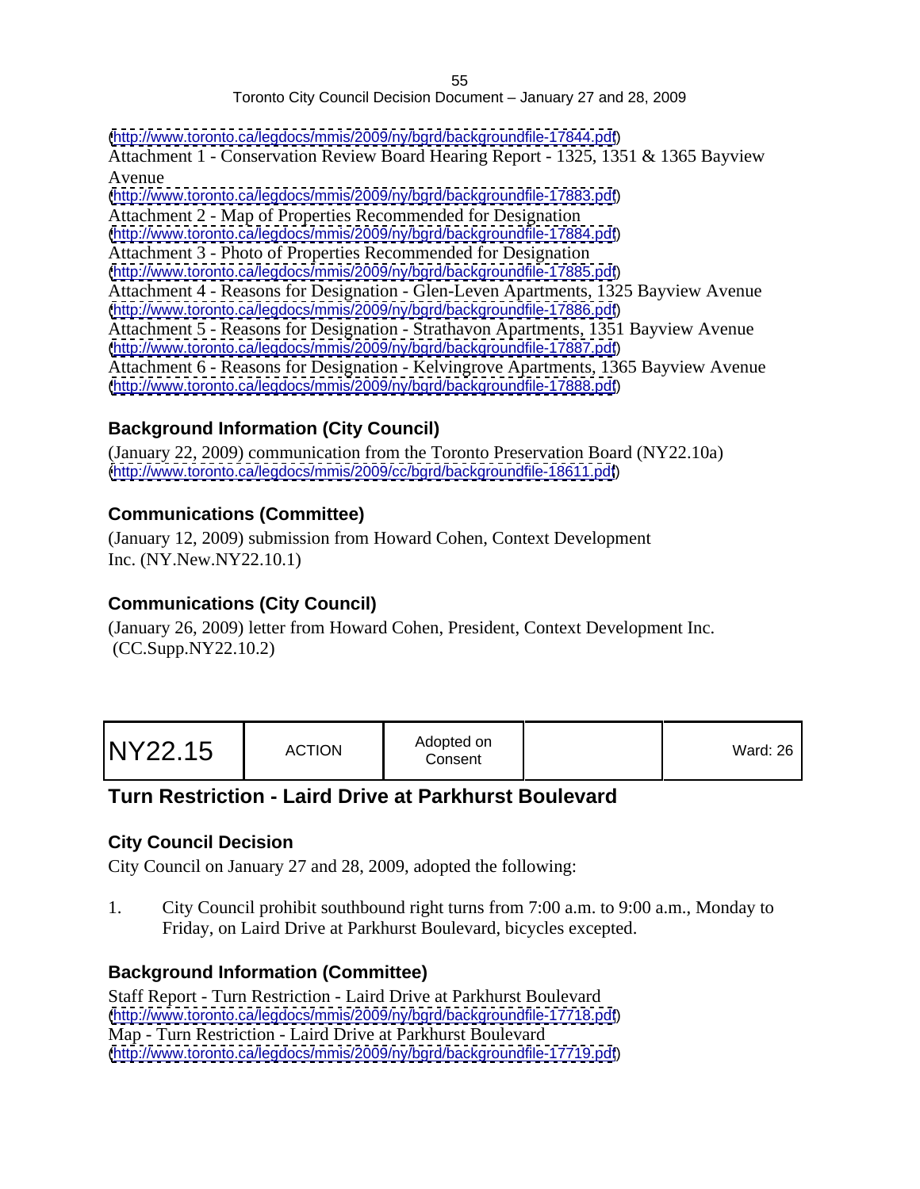(http://www.toronto.ca/legdocs/mmis/2009/ny/bgrd/backgroundfile-17844.pdf)
Attachment 1 - Conservation Review Board Hearing Report - 1325, 1351 & 1365 Bayview Avenue
(http://www.toronto.ca/legdocs/mmis/2009/ny/bgrd/backgroundfile-17883.pdf)
Attachment 2 - Map of Properties Recommended for Designation
(http://www.toronto.ca/legdocs/mmis/2009/ny/bgrd/backgroundfile-17884.pdf)
Attachment 3 - Photo of Properties Recommended for Designation
(http://www.toronto.ca/legdocs/mmis/2009/ny/bgrd/backgroundfile-17885.pdf)
Attachment 4 - Reasons for Designation - Glen-Leven Apartments, 1325 Bayview Avenue
(http://www.toronto.ca/legdocs/mmis/2009/ny/bgrd/backgroundfile-17886.pdf)
Attachment 5 - Reasons for Designation - Strathavon Apartments, 1351 Bayview Avenue
(http://www.toronto.ca/legdocs/mmis/2009/ny/bgrd/backgroundfile-17887.pdf)
Attachment 6 - Reasons for Designation - Kelvingrove Apartments, 1365 Bayview Avenue
(http://www.toronto.ca/legdocs/mmis/2009/ny/bgrd/backgroundfile-17888.pdf)

### Background Information (City Council)

(January 22, 2009) communication from the Toronto Preservation Board (NY22.10a)
(http://www.toronto.ca/legdocs/mmis/2009/cc/bgrd/backgroundfile-18611.pdf)

### Communications (Committee)

(January 12, 2009) submission from Howard Cohen, Context Development Inc. (NY.New.NY22.10.1)

### Communications (City Council)

(January 26, 2009) letter from Howard Cohen, President, Context Development Inc. (CC.Supp.NY22.10.2)

| NY22.15 | ACTION | Adopted on Consent | | Ward: 26 |
|---|---|---|---|---|

## Turn Restriction - Laird Drive at Parkhurst Boulevard

### City Council Decision

City Council on January 27 and 28, 2009, adopted the following:

1. City Council prohibit southbound right turns from 7:00 a.m. to 9:00 a.m., Monday to Friday, on Laird Drive at Parkhurst Boulevard, bicycles excepted.

### Background Information (Committee)

Staff Report - Turn Restriction - Laird Drive at Parkhurst Boulevard
(http://www.toronto.ca/legdocs/mmis/2009/ny/bgrd/backgroundfile-17718.pdf)
Map - Turn Restriction - Laird Drive at Parkhurst Boulevard
(http://www.toronto.ca/legdocs/mmis/2009/ny/bgrd/backgroundfile-17719.pdf)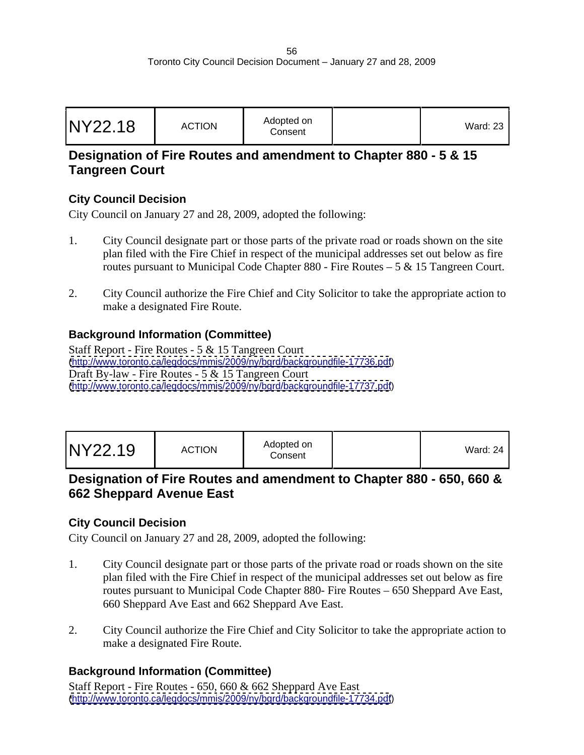| NY22.18 | ACTION | Adopted on Consent | | Ward: 23 |
|---|---|---|---|---|

## Designation of Fire Routes and amendment to Chapter 880 - 5 & 15 Tangreen Court

### City Council Decision

City Council on January 27 and 28, 2009, adopted the following:

1. City Council designate part or those parts of the private road or roads shown on the site plan filed with the Fire Chief in respect of the municipal addresses set out below as fire routes pursuant to Municipal Code Chapter 880 - Fire Routes – 5 & 15 Tangreen Court.

2. City Council authorize the Fire Chief and City Solicitor to take the appropriate action to make a designated Fire Route.

### Background Information (Committee)

Staff Report - Fire Routes - 5 & 15 Tangreen Court
(http://www.toronto.ca/legdocs/mmis/2009/ny/bgrd/backgroundfile-17736.pdf)
Draft By-law - Fire Routes - 5 & 15 Tangreen Court
(http://www.toronto.ca/legdocs/mmis/2009/ny/bgrd/backgroundfile-17737.pdf)

| NY22.19 | ACTION | Adopted on Consent | | Ward: 24 |
|---|---|---|---|---|

## Designation of Fire Routes and amendment to Chapter 880 - 650, 660 & 662 Sheppard Avenue East

### City Council Decision

City Council on January 27 and 28, 2009, adopted the following:

1. City Council designate part or those parts of the private road or roads shown on the site plan filed with the Fire Chief in respect of the municipal addresses set out below as fire routes pursuant to Municipal Code Chapter 880- Fire Routes – 650 Sheppard Ave East, 660 Sheppard Ave East and 662 Sheppard Ave East.

2. City Council authorize the Fire Chief and City Solicitor to take the appropriate action to make a designated Fire Route.

### Background Information (Committee)

Staff Report - Fire Routes - 650, 660 & 662 Sheppard Ave East
(http://www.toronto.ca/legdocs/mmis/2009/ny/bgrd/backgroundfile-17734.pdf)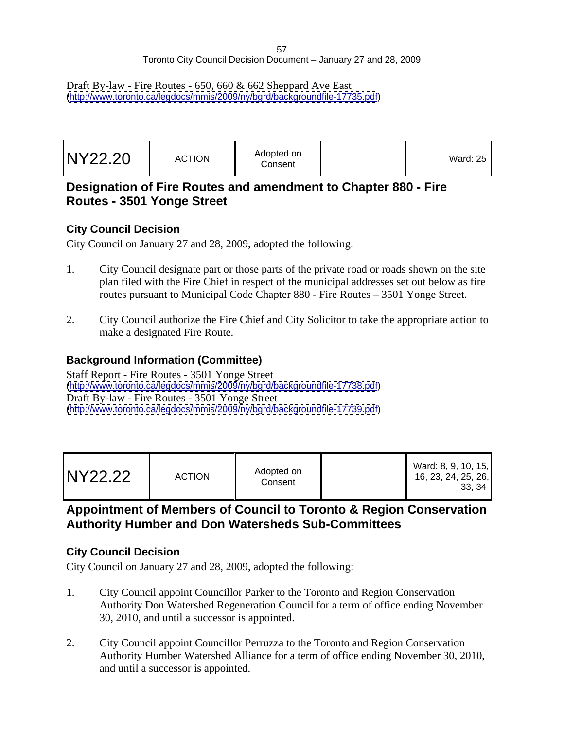Draft By-law - Fire Routes - 650, 660 & 662 Sheppard Ave East
(http://www.toronto.ca/legdocs/mmis/2009/ny/bgrd/backgroundfile-17735.pdf)

| NY22.20 | ACTION | Adopted on Consent | | Ward: 25 |
|---|---|---|---|---|

## Designation of Fire Routes and amendment to Chapter 880 - Fire Routes - 3501 Yonge Street

### City Council Decision

City Council on January 27 and 28, 2009, adopted the following:

1. City Council designate part or those parts of the private road or roads shown on the site plan filed with the Fire Chief in respect of the municipal addresses set out below as fire routes pursuant to Municipal Code Chapter 880 - Fire Routes – 3501 Yonge Street.

2. City Council authorize the Fire Chief and City Solicitor to take the appropriate action to make a designated Fire Route.

### Background Information (Committee)

Staff Report - Fire Routes - 3501 Yonge Street
(http://www.toronto.ca/legdocs/mmis/2009/ny/bgrd/backgroundfile-17738.pdf)
Draft By-law - Fire Routes - 3501 Yonge Street
(http://www.toronto.ca/legdocs/mmis/2009/ny/bgrd/backgroundfile-17739.pdf)

| NY22.22 | ACTION | Adopted on Consent | | Ward: 8, 9, 10, 15, 16, 23, 24, 25, 26, 33, 34 |
|---|---|---|---|---|

## Appointment of Members of Council to Toronto & Region Conservation Authority Humber and Don Watersheds Sub-Committees

### City Council Decision

City Council on January 27 and 28, 2009, adopted the following:

1. City Council appoint Councillor Parker to the Toronto and Region Conservation Authority Don Watershed Regeneration Council for a term of office ending November 30, 2010, and until a successor is appointed.

2. City Council appoint Councillor Perruzza to the Toronto and Region Conservation Authority Humber Watershed Alliance for a term of office ending November 30, 2010, and until a successor is appointed.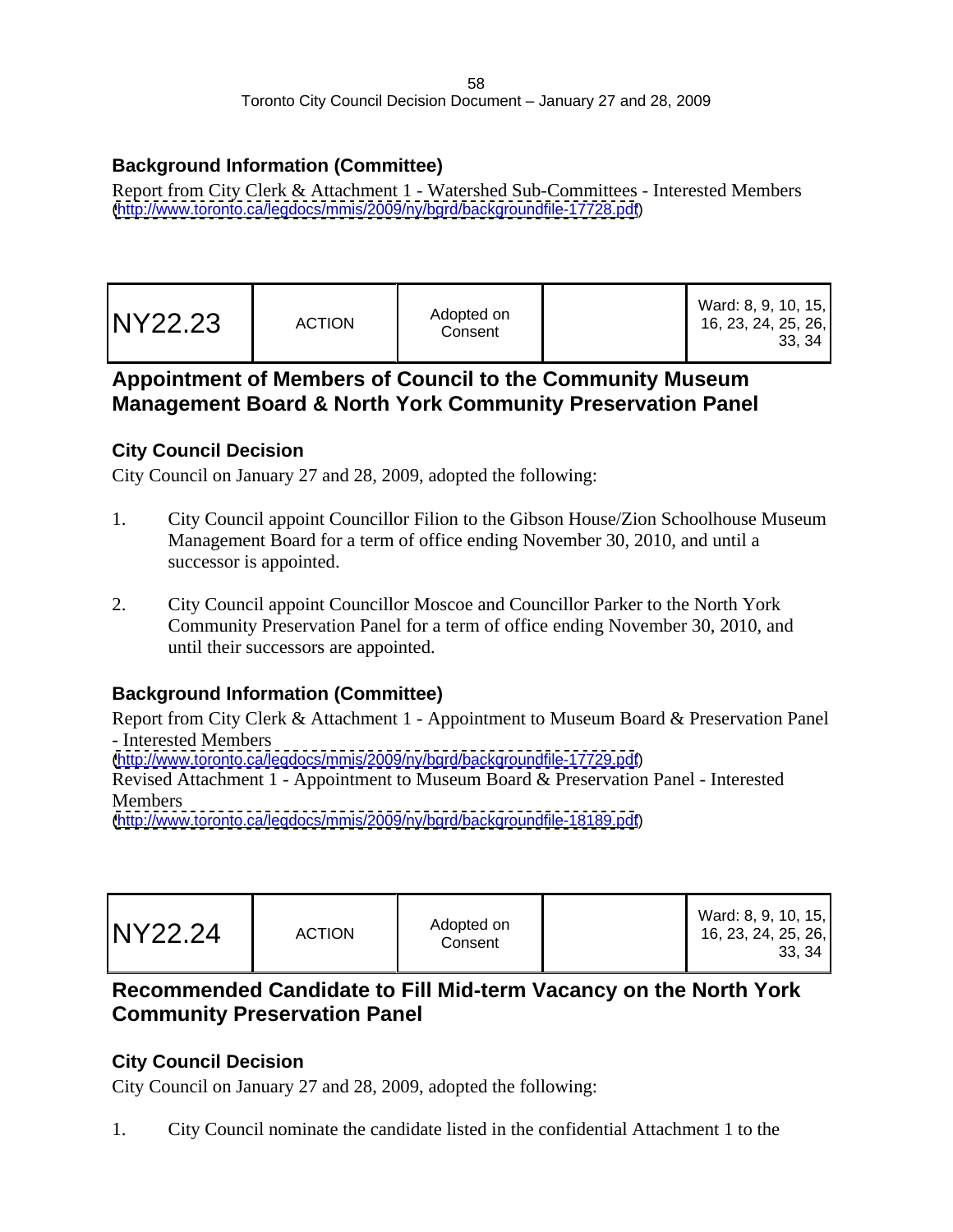### Background Information (Committee)

Report from City Clerk & Attachment 1 - Watershed Sub-Committees - Interested Members
(http://www.toronto.ca/legdocs/mmis/2009/ny/bgrd/backgroundfile-17728.pdf)

| NY22.23 | ACTION | Adopted on Consent | | Ward: 8, 9, 10, 15, 16, 23, 24, 25, 26, 33, 34 |
|---|---|---|---|---|

## Appointment of Members of Council to the Community Museum Management Board & North York Community Preservation Panel

### City Council Decision

City Council on January 27 and 28, 2009, adopted the following:

1. City Council appoint Councillor Filion to the Gibson House/Zion Schoolhouse Museum Management Board for a term of office ending November 30, 2010, and until a successor is appointed.

2. City Council appoint Councillor Moscoe and Councillor Parker to the North York Community Preservation Panel for a term of office ending November 30, 2010, and until their successors are appointed.

### Background Information (Committee)

Report from City Clerk & Attachment 1 - Appointment to Museum Board & Preservation Panel - Interested Members
(http://www.toronto.ca/legdocs/mmis/2009/ny/bgrd/backgroundfile-17729.pdf)
Revised Attachment 1 - Appointment to Museum Board & Preservation Panel - Interested Members
(http://www.toronto.ca/legdocs/mmis/2009/ny/bgrd/backgroundfile-18189.pdf)

| NY22.24 | ACTION | Adopted on Consent | | Ward: 8, 9, 10, 15, 16, 23, 24, 25, 26, 33, 34 |
|---|---|---|---|---|

## Recommended Candidate to Fill Mid-term Vacancy on the North York Community Preservation Panel

### City Council Decision

City Council on January 27 and 28, 2009, adopted the following:

1. City Council nominate the candidate listed in the confidential Attachment 1 to the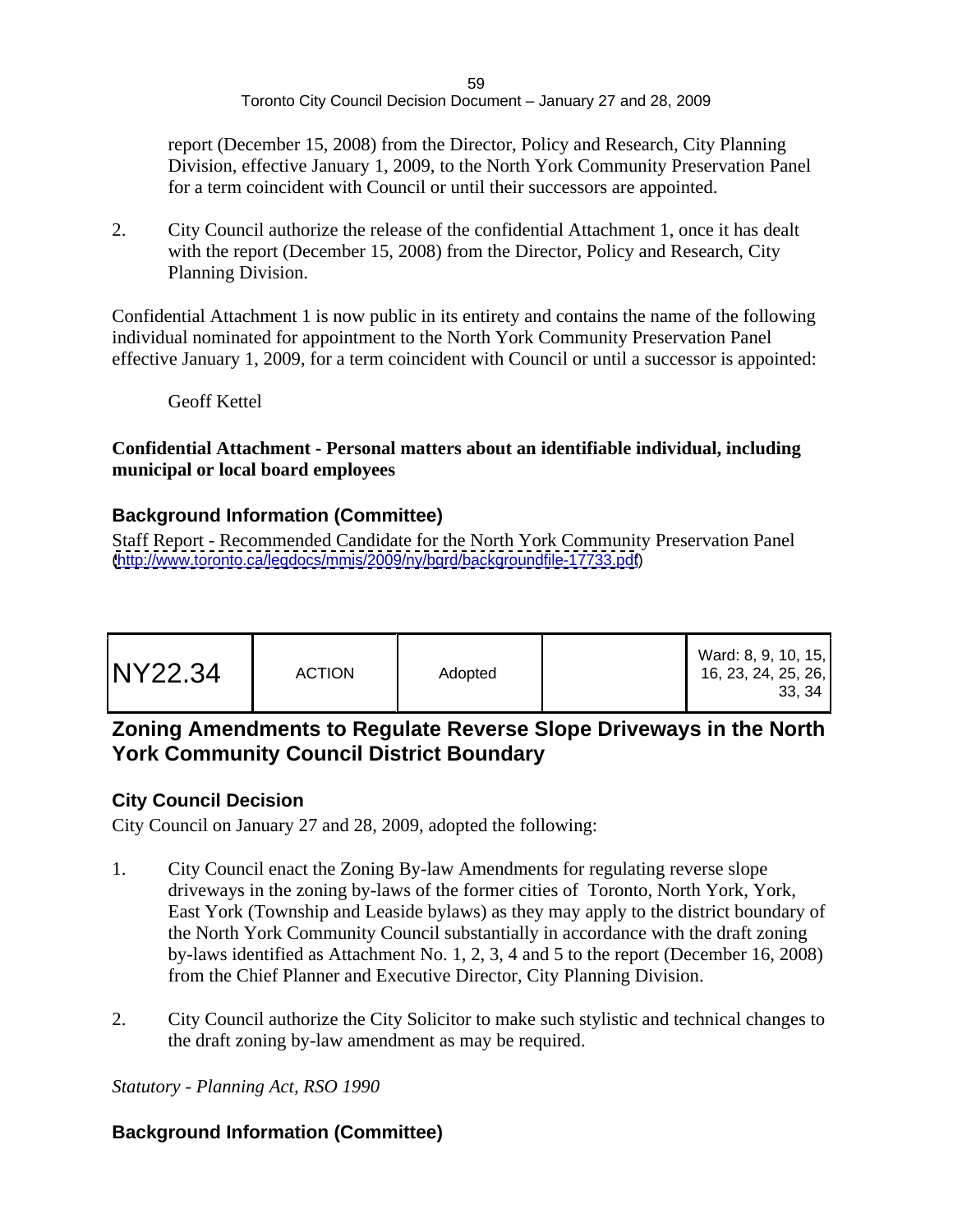report (December 15, 2008) from the Director, Policy and Research, City Planning Division, effective January 1, 2009, to the North York Community Preservation Panel for a term coincident with Council or until their successors are appointed.

2. City Council authorize the release of the confidential Attachment 1, once it has dealt with the report (December 15, 2008) from the Director, Policy and Research, City Planning Division.

Confidential Attachment 1 is now public in its entirety and contains the name of the following individual nominated for appointment to the North York Community Preservation Panel effective January 1, 2009, for a term coincident with Council or until a successor is appointed:

Geoff Kettel

**Confidential Attachment - Personal matters about an identifiable individual, including municipal or local board employees**

### Background Information (Committee)

Staff Report - Recommended Candidate for the North York Community Preservation Panel (http://www.toronto.ca/legdocs/mmis/2009/ny/bgrd/backgroundfile-17733.pdf)

| NY22.34 | ACTION | Adopted | | Ward: 8, 9, 10, 15, 16, 23, 24, 25, 26, 33, 34 |
|---|---|---|---|---|

## Zoning Amendments to Regulate Reverse Slope Driveways in the North York Community Council District Boundary

### City Council Decision

City Council on January 27 and 28, 2009, adopted the following:

1. City Council enact the Zoning By-law Amendments for regulating reverse slope driveways in the zoning by-laws of the former cities of Toronto, North York, York, East York (Township and Leaside bylaws) as they may apply to the district boundary of the North York Community Council substantially in accordance with the draft zoning by-laws identified as Attachment No. 1, 2, 3, 4 and 5 to the report (December 16, 2008) from the Chief Planner and Executive Director, City Planning Division.

2. City Council authorize the City Solicitor to make such stylistic and technical changes to the draft zoning by-law amendment as may be required.

*Statutory - Planning Act, RSO 1990*

### Background Information (Committee)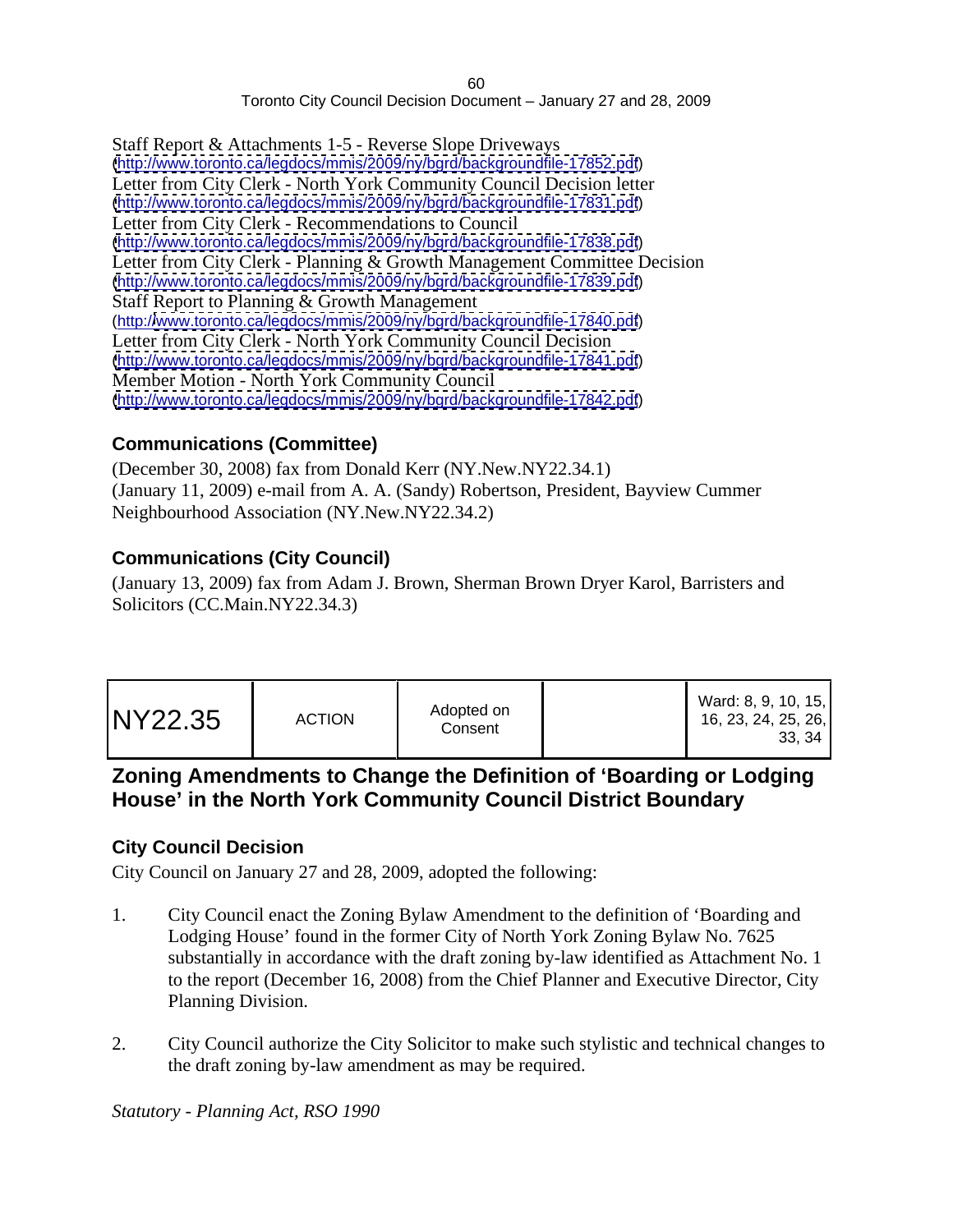Staff Report & Attachments 1-5 - Reverse Slope Driveways
(http://www.toronto.ca/legdocs/mmis/2009/ny/bgrd/backgroundfile-17852.pdf)
Letter from City Clerk - North York Community Council Decision letter
(http://www.toronto.ca/legdocs/mmis/2009/ny/bgrd/backgroundfile-17831.pdf)
Letter from City Clerk - Recommendations to Council
(http://www.toronto.ca/legdocs/mmis/2009/ny/bgrd/backgroundfile-17838.pdf)
Letter from City Clerk - Planning & Growth Management Committee Decision
(http://www.toronto.ca/legdocs/mmis/2009/ny/bgrd/backgroundfile-17839.pdf)
Staff Report to Planning & Growth Management
(http://www.toronto.ca/legdocs/mmis/2009/ny/bgrd/backgroundfile-17840.pdf)
Letter from City Clerk - North York Community Council Decision
(http://www.toronto.ca/legdocs/mmis/2009/ny/bgrd/backgroundfile-17841.pdf)
Member Motion - North York Community Council
(http://www.toronto.ca/legdocs/mmis/2009/ny/bgrd/backgroundfile-17842.pdf)

### Communications (Committee)

(December 30, 2008) fax from Donald Kerr (NY.New.NY22.34.1)
(January 11, 2009) e-mail from A. A. (Sandy) Robertson, President, Bayview Cummer Neighbourhood Association (NY.New.NY22.34.2)

### Communications (City Council)

(January 13, 2009) fax from Adam J. Brown, Sherman Brown Dryer Karol, Barristers and Solicitors (CC.Main.NY22.34.3)

| NY22.35 | ACTION | Adopted on Consent | | Ward: 8, 9, 10, 15, 16, 23, 24, 25, 26, 33, 34 |
|---|---|---|---|---|

## Zoning Amendments to Change the Definition of 'Boarding or Lodging House' in the North York Community Council District Boundary

### City Council Decision

City Council on January 27 and 28, 2009, adopted the following:

1. City Council enact the Zoning Bylaw Amendment to the definition of 'Boarding and Lodging House' found in the former City of North York Zoning Bylaw No. 7625 substantially in accordance with the draft zoning by-law identified as Attachment No. 1 to the report (December 16, 2008) from the Chief Planner and Executive Director, City Planning Division.

2. City Council authorize the City Solicitor to make such stylistic and technical changes to the draft zoning by-law amendment as may be required.

*Statutory - Planning Act, RSO 1990*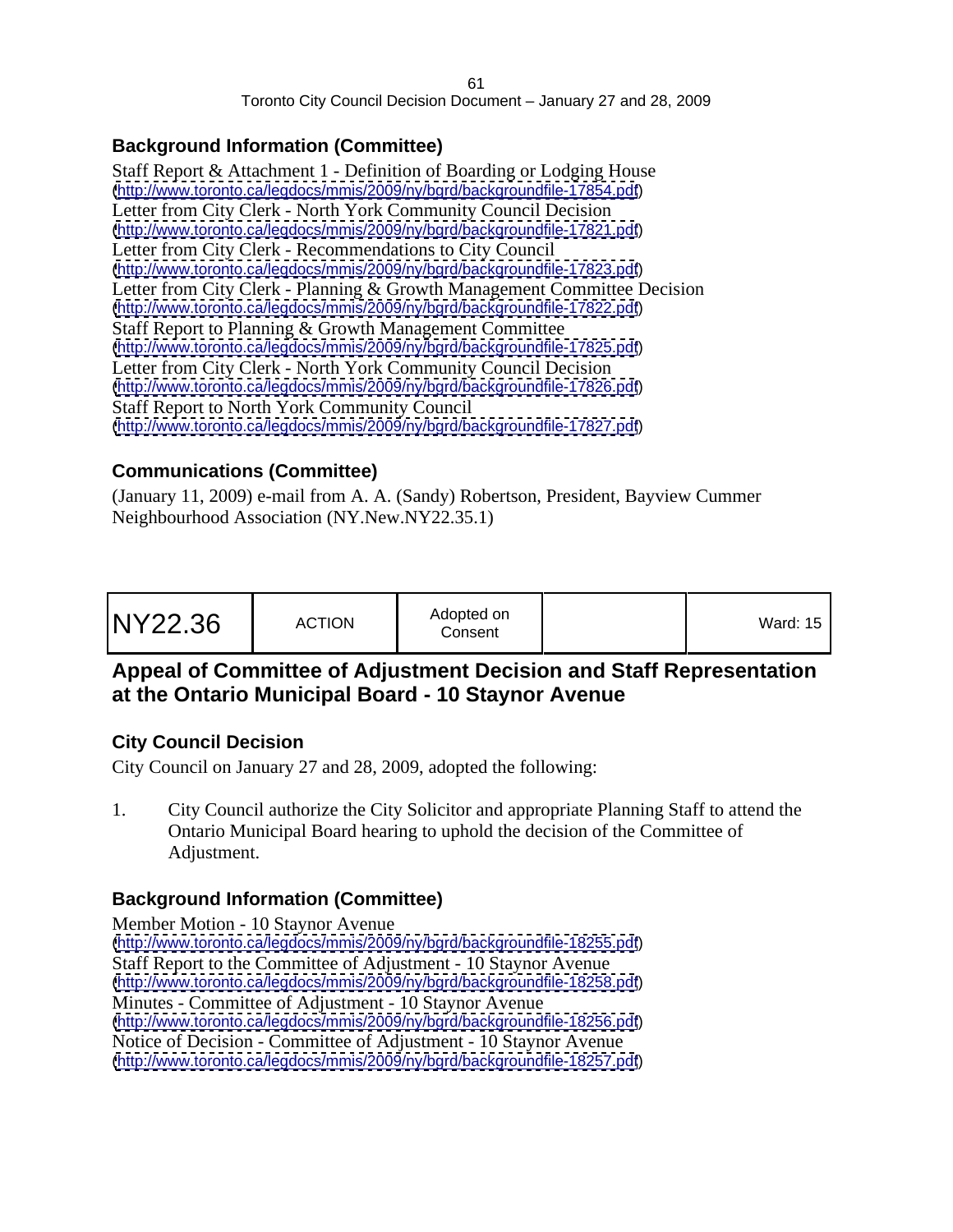### Background Information (Committee)

Staff Report & Attachment 1 - Definition of Boarding or Lodging House
(http://www.toronto.ca/legdocs/mmis/2009/ny/bgrd/backgroundfile-17854.pdf)
Letter from City Clerk - North York Community Council Decision
(http://www.toronto.ca/legdocs/mmis/2009/ny/bgrd/backgroundfile-17821.pdf)
Letter from City Clerk - Recommendations to City Council
(http://www.toronto.ca/legdocs/mmis/2009/ny/bgrd/backgroundfile-17823.pdf)
Letter from City Clerk - Planning & Growth Management Committee Decision
(http://www.toronto.ca/legdocs/mmis/2009/ny/bgrd/backgroundfile-17822.pdf)
Staff Report to Planning & Growth Management Committee
(http://www.toronto.ca/legdocs/mmis/2009/ny/bgrd/backgroundfile-17825.pdf)
Letter from City Clerk - North York Community Council Decision
(http://www.toronto.ca/legdocs/mmis/2009/ny/bgrd/backgroundfile-17826.pdf)
Staff Report to North York Community Council
(http://www.toronto.ca/legdocs/mmis/2009/ny/bgrd/backgroundfile-17827.pdf)

### Communications (Committee)

(January 11, 2009) e-mail from A. A. (Sandy) Robertson, President, Bayview Cummer Neighbourhood Association (NY.New.NY22.35.1)

| NY22.36 | ACTION | Adopted on Consent | | Ward: 15 |
|---|---|---|---|---|

## Appeal of Committee of Adjustment Decision and Staff Representation at the Ontario Municipal Board - 10 Staynor Avenue

### City Council Decision

City Council on January 27 and 28, 2009, adopted the following:

1. City Council authorize the City Solicitor and appropriate Planning Staff to attend the Ontario Municipal Board hearing to uphold the decision of the Committee of Adjustment.

### Background Information (Committee)

Member Motion - 10 Staynor Avenue
(http://www.toronto.ca/legdocs/mmis/2009/ny/bgrd/backgroundfile-18255.pdf)
Staff Report to the Committee of Adjustment - 10 Staynor Avenue
(http://www.toronto.ca/legdocs/mmis/2009/ny/bgrd/backgroundfile-18258.pdf)
Minutes - Committee of Adjustment - 10 Staynor Avenue
(http://www.toronto.ca/legdocs/mmis/2009/ny/bgrd/backgroundfile-18256.pdf)
Notice of Decision - Committee of Adjustment - 10 Staynor Avenue
(http://www.toronto.ca/legdocs/mmis/2009/ny/bgrd/backgroundfile-18257.pdf)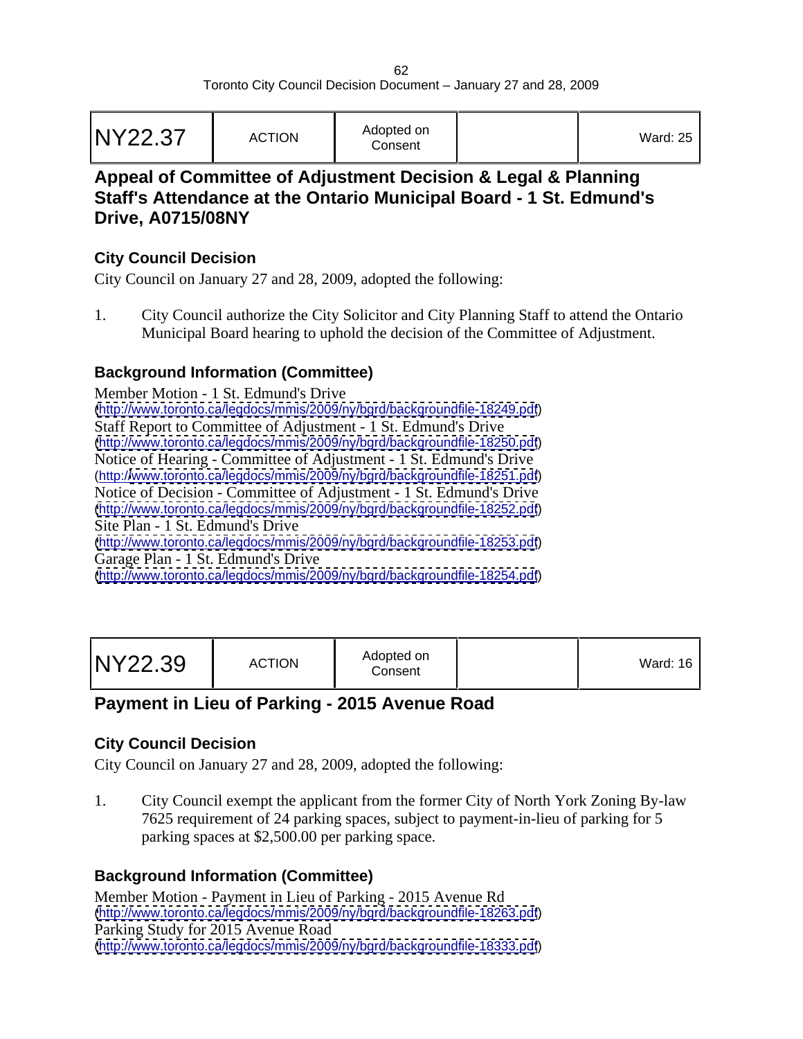| NY22.37 | ACTION | Adopted on Consent | | Ward: 25 |
|---|---|---|---|---|

## Appeal of Committee of Adjustment Decision & Legal & Planning Staff's Attendance at the Ontario Municipal Board - 1 St. Edmund's Drive, A0715/08NY

### City Council Decision

City Council on January 27 and 28, 2009, adopted the following:

1. City Council authorize the City Solicitor and City Planning Staff to attend the Ontario Municipal Board hearing to uphold the decision of the Committee of Adjustment.

### Background Information (Committee)

Member Motion - 1 St. Edmund's Drive
(http://www.toronto.ca/legdocs/mmis/2009/ny/bgrd/backgroundfile-18249.pdf)
Staff Report to Committee of Adjustment - 1 St. Edmund's Drive
(http://www.toronto.ca/legdocs/mmis/2009/ny/bgrd/backgroundfile-18250.pdf)
Notice of Hearing - Committee of Adjustment - 1 St. Edmund's Drive
(http://www.toronto.ca/legdocs/mmis/2009/ny/bgrd/backgroundfile-18251.pdf)
Notice of Decision - Committee of Adjustment - 1 St. Edmund's Drive
(http://www.toronto.ca/legdocs/mmis/2009/ny/bgrd/backgroundfile-18252.pdf)
Site Plan - 1 St. Edmund's Drive
(http://www.toronto.ca/legdocs/mmis/2009/ny/bgrd/backgroundfile-18253.pdf)
Garage Plan - 1 St. Edmund's Drive
(http://www.toronto.ca/legdocs/mmis/2009/ny/bgrd/backgroundfile-18254.pdf)

| NY22.39 | ACTION | Adopted on Consent | | Ward: 16 |
|---|---|---|---|---|

## Payment in Lieu of Parking - 2015 Avenue Road

### City Council Decision

City Council on January 27 and 28, 2009, adopted the following:

1. City Council exempt the applicant from the former City of North York Zoning By-law 7625 requirement of 24 parking spaces, subject to payment-in-lieu of parking for 5 parking spaces at $2,500.00 per parking space.

### Background Information (Committee)

Member Motion - Payment in Lieu of Parking - 2015 Avenue Rd
(http://www.toronto.ca/legdocs/mmis/2009/ny/bgrd/backgroundfile-18263.pdf)
Parking Study for 2015 Avenue Road
(http://www.toronto.ca/legdocs/mmis/2009/ny/bgrd/backgroundfile-18333.pdf)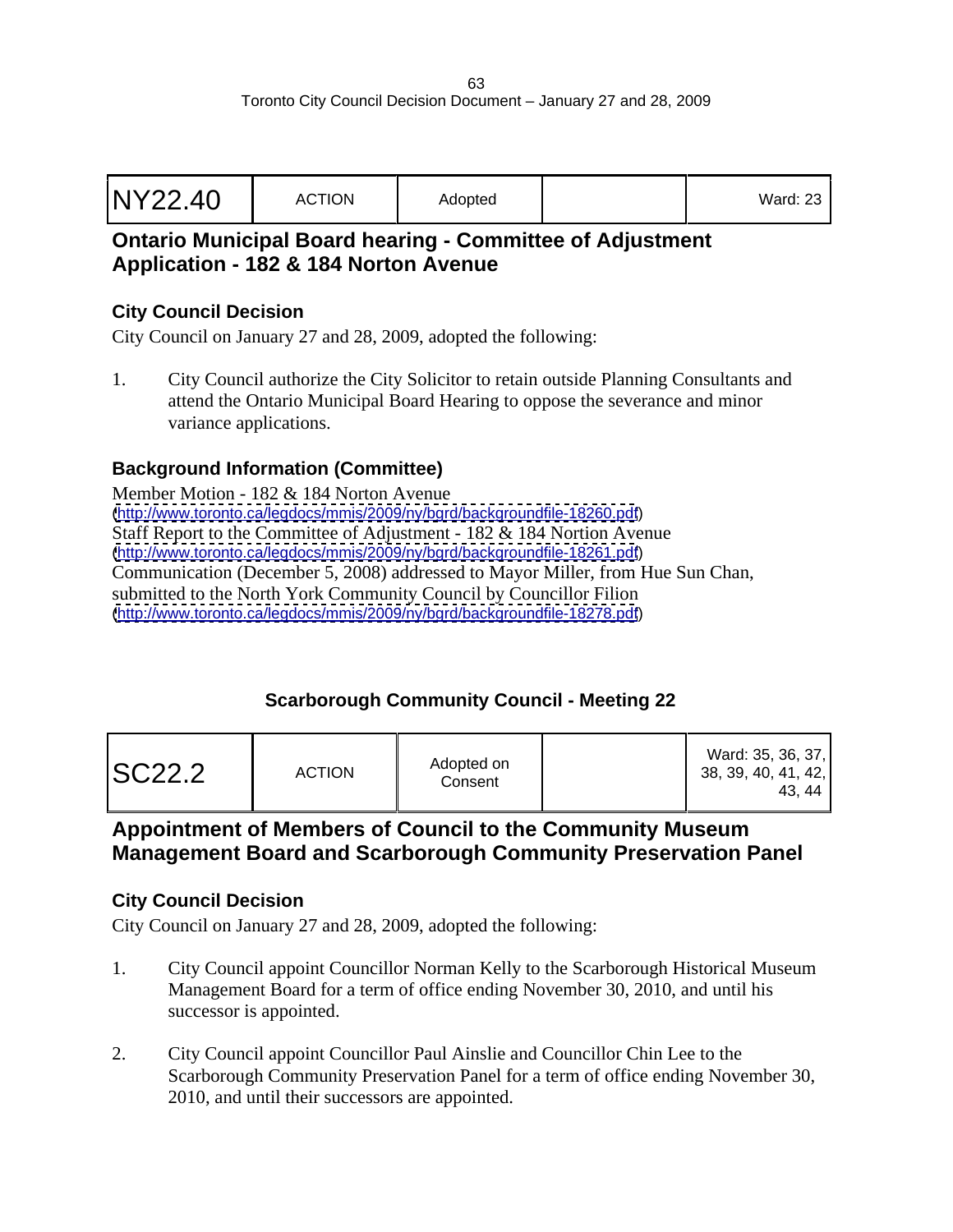| NY22.40 | ACTION | Adopted | | Ward: 23 |
|---|---|---|---|---|

## Ontario Municipal Board hearing - Committee of Adjustment Application - 182 & 184 Norton Avenue

### City Council Decision

City Council on January 27 and 28, 2009, adopted the following:

1. City Council authorize the City Solicitor to retain outside Planning Consultants and attend the Ontario Municipal Board Hearing to oppose the severance and minor variance applications.

### Background Information (Committee)

Member Motion - 182 & 184 Norton Avenue
(http://www.toronto.ca/legdocs/mmis/2009/ny/bgrd/backgroundfile-18260.pdf)
Staff Report to the Committee of Adjustment - 182 & 184 Nortion Avenue
(http://www.toronto.ca/legdocs/mmis/2009/ny/bgrd/backgroundfile-18261.pdf)
Communication (December 5, 2008) addressed to Mayor Miller, from Hue Sun Chan, submitted to the North York Community Council by Councillor Filion
(http://www.toronto.ca/legdocs/mmis/2009/ny/bgrd/backgroundfile-18278.pdf)

## Scarborough Community Council - Meeting 22

| SC22.2 | ACTION | Adopted on Consent | | Ward: 35, 36, 37, 38, 39, 40, 41, 42, 43, 44 |
|---|---|---|---|---|

## Appointment of Members of Council to the Community Museum Management Board and Scarborough Community Preservation Panel

### City Council Decision

City Council on January 27 and 28, 2009, adopted the following:

1. City Council appoint Councillor Norman Kelly to the Scarborough Historical Museum Management Board for a term of office ending November 30, 2010, and until his successor is appointed.

2. City Council appoint Councillor Paul Ainslie and Councillor Chin Lee to the Scarborough Community Preservation Panel for a term of office ending November 30, 2010, and until their successors are appointed.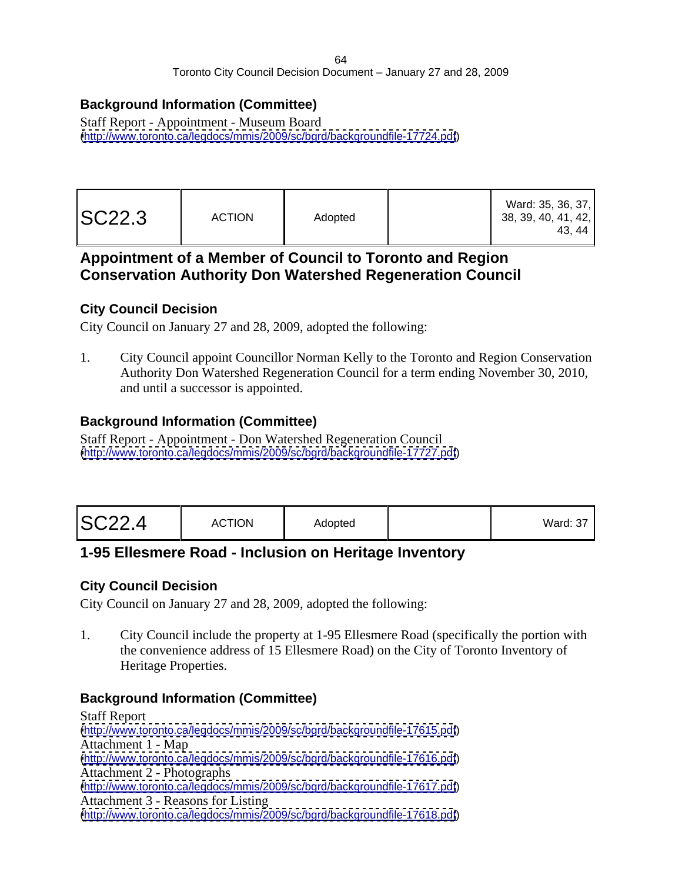### Background Information (Committee)

Staff Report - Appointment - Museum Board
(http://www.toronto.ca/legdocs/mmis/2009/sc/bgrd/backgroundfile-17724.pdf)

| SC22.3 | ACTION | Adopted | | Ward: 35, 36, 37, 38, 39, 40, 41, 42, 43, 44 |
|---|---|---|---|---|

## Appointment of a Member of Council to Toronto and Region Conservation Authority Don Watershed Regeneration Council

### City Council Decision

City Council on January 27 and 28, 2009, adopted the following:

1. City Council appoint Councillor Norman Kelly to the Toronto and Region Conservation Authority Don Watershed Regeneration Council for a term ending November 30, 2010, and until a successor is appointed.

### Background Information (Committee)

Staff Report - Appointment - Don Watershed Regeneration Council
(http://www.toronto.ca/legdocs/mmis/2009/sc/bgrd/backgroundfile-17727.pdf)

| SC22.4 | ACTION | Adopted | | Ward: 37 |
|---|---|---|---|---|

## 1-95 Ellesmere Road - Inclusion on Heritage Inventory

### City Council Decision

City Council on January 27 and 28, 2009, adopted the following:

1. City Council include the property at 1-95 Ellesmere Road (specifically the portion with the convenience address of 15 Ellesmere Road) on the City of Toronto Inventory of Heritage Properties.

### Background Information (Committee)

Staff Report
(http://www.toronto.ca/legdocs/mmis/2009/sc/bgrd/backgroundfile-17615.pdf)
Attachment 1 - Map
(http://www.toronto.ca/legdocs/mmis/2009/sc/bgrd/backgroundfile-17616.pdf)
Attachment 2 - Photographs
(http://www.toronto.ca/legdocs/mmis/2009/sc/bgrd/backgroundfile-17617.pdf)
Attachment 3 - Reasons for Listing
(http://www.toronto.ca/legdocs/mmis/2009/sc/bgrd/backgroundfile-17618.pdf)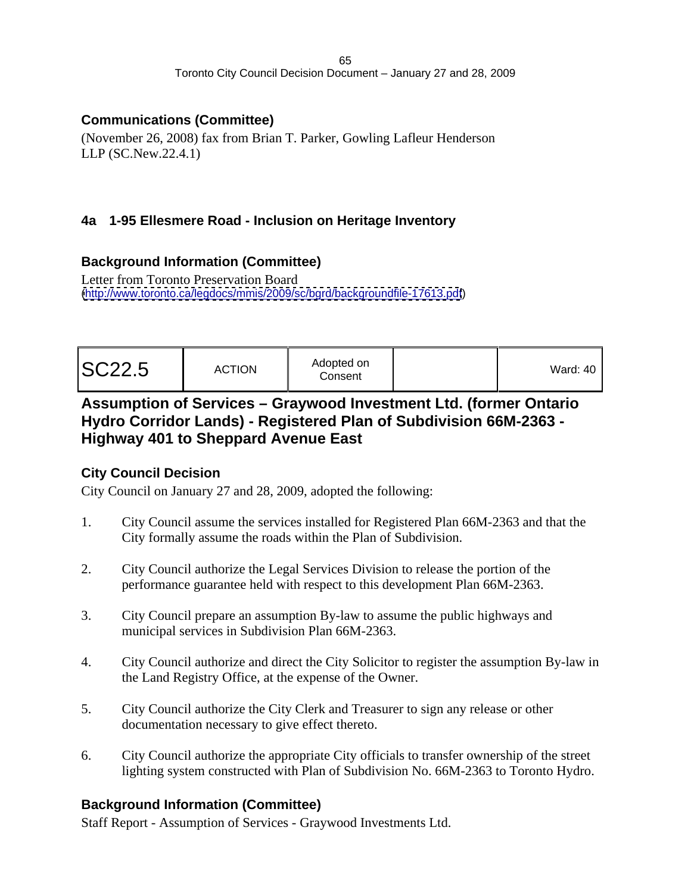### Communications (Committee)

(November 26, 2008) fax from Brian T. Parker, Gowling Lafleur Henderson LLP (SC.New.22.4.1)

## 4a 1-95 Ellesmere Road - Inclusion on Heritage Inventory

### Background Information (Committee)

Letter from Toronto Preservation Board
(http://www.toronto.ca/legdocs/mmis/2009/sc/bgrd/backgroundfile-17613.pdf)

| SC22.5 | ACTION | Adopted on Consent | | Ward: 40 |
|---|---|---|---|---|

## Assumption of Services – Graywood Investment Ltd. (former Ontario Hydro Corridor Lands) - Registered Plan of Subdivision 66M-2363 - Highway 401 to Sheppard Avenue East

### City Council Decision

City Council on January 27 and 28, 2009, adopted the following:

1. City Council assume the services installed for Registered Plan 66M-2363 and that the City formally assume the roads within the Plan of Subdivision.

2. City Council authorize the Legal Services Division to release the portion of the performance guarantee held with respect to this development Plan 66M-2363.

3. City Council prepare an assumption By-law to assume the public highways and municipal services in Subdivision Plan 66M-2363.

4. City Council authorize and direct the City Solicitor to register the assumption By-law in the Land Registry Office, at the expense of the Owner.

5. City Council authorize the City Clerk and Treasurer to sign any release or other documentation necessary to give effect thereto.

6. City Council authorize the appropriate City officials to transfer ownership of the street lighting system constructed with Plan of Subdivision No. 66M-2363 to Toronto Hydro.

### Background Information (Committee)

Staff Report - Assumption of Services - Graywood Investments Ltd.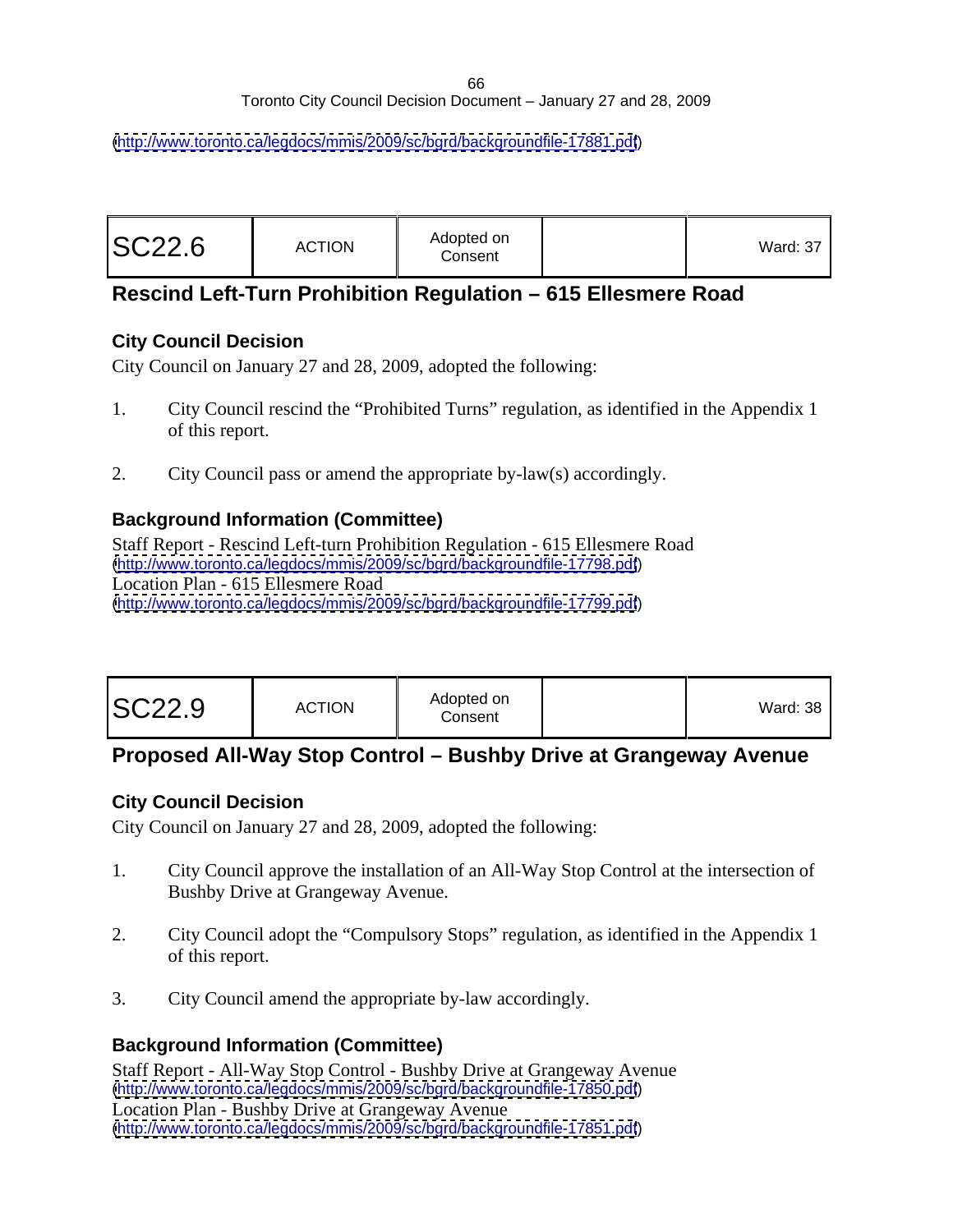(http://www.toronto.ca/legdocs/mmis/2009/sc/bgrd/backgroundfile-17881.pdf)

| SC22.6 | ACTION | Adopted on Consent | | Ward: 37 |
|---|---|---|---|---|

## Rescind Left-Turn Prohibition Regulation – 615 Ellesmere Road

### City Council Decision

City Council on January 27 and 28, 2009, adopted the following:

1. City Council rescind the "Prohibited Turns" regulation, as identified in the Appendix 1 of this report.

2. City Council pass or amend the appropriate by-law(s) accordingly.

### Background Information (Committee)

Staff Report - Rescind Left-turn Prohibition Regulation - 615 Ellesmere Road
(http://www.toronto.ca/legdocs/mmis/2009/sc/bgrd/backgroundfile-17798.pdf)
Location Plan - 615 Ellesmere Road
(http://www.toronto.ca/legdocs/mmis/2009/sc/bgrd/backgroundfile-17799.pdf)

| SC22.9 | ACTION | Adopted on Consent | | Ward: 38 |
|---|---|---|---|---|

## Proposed All-Way Stop Control – Bushby Drive at Grangeway Avenue

### City Council Decision

City Council on January 27 and 28, 2009, adopted the following:

1. City Council approve the installation of an All-Way Stop Control at the intersection of Bushby Drive at Grangeway Avenue.

2. City Council adopt the "Compulsory Stops" regulation, as identified in the Appendix 1 of this report.

3. City Council amend the appropriate by-law accordingly.

### Background Information (Committee)

Staff Report - All-Way Stop Control - Bushby Drive at Grangeway Avenue
(http://www.toronto.ca/legdocs/mmis/2009/sc/bgrd/backgroundfile-17850.pdf)
Location Plan - Bushby Drive at Grangeway Avenue
(http://www.toronto.ca/legdocs/mmis/2009/sc/bgrd/backgroundfile-17851.pdf)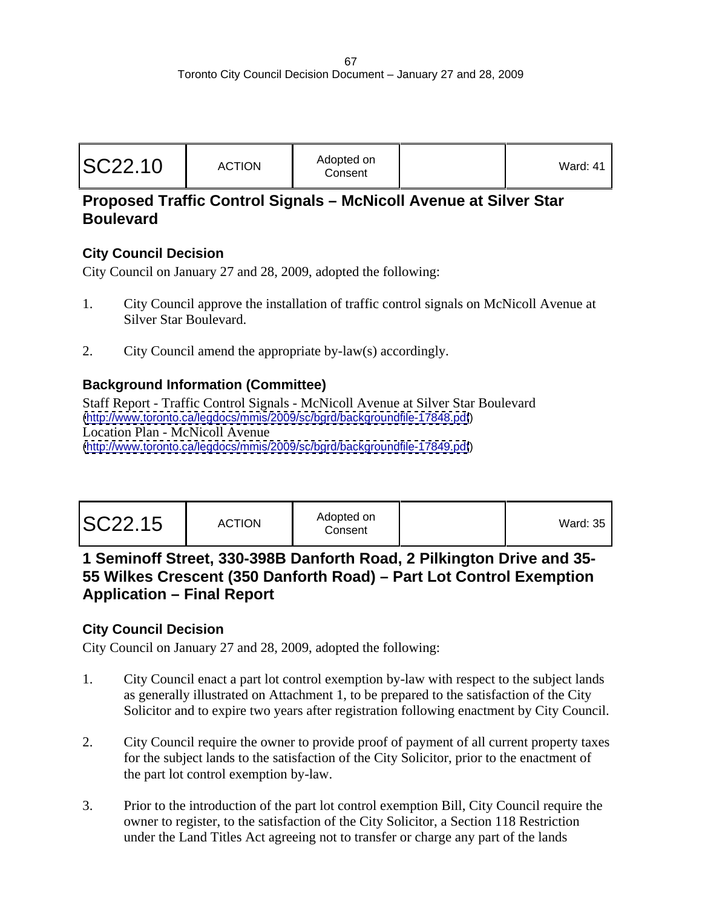| SC22.10 | ACTION | Adopted on Consent | | Ward: 41 |
|---|---|---|---|---|

## Proposed Traffic Control Signals – McNicoll Avenue at Silver Star Boulevard

### City Council Decision

City Council on January 27 and 28, 2009, adopted the following:

1. City Council approve the installation of traffic control signals on McNicoll Avenue at Silver Star Boulevard.

2. City Council amend the appropriate by-law(s) accordingly.

### Background Information (Committee)

Staff Report - Traffic Control Signals - McNicoll Avenue at Silver Star Boulevard
(http://www.toronto.ca/legdocs/mmis/2009/sc/bgrd/backgroundfile-17848.pdf)
Location Plan - McNicoll Avenue
(http://www.toronto.ca/legdocs/mmis/2009/sc/bgrd/backgroundfile-17849.pdf)

| SC22.15 | ACTION | Adopted on Consent | | Ward: 35 |
|---|---|---|---|---|

## 1 Seminoff Street, 330-398B Danforth Road, 2 Pilkington Drive and 35-55 Wilkes Crescent (350 Danforth Road) – Part Lot Control Exemption Application – Final Report

### City Council Decision

City Council on January 27 and 28, 2009, adopted the following:

1. City Council enact a part lot control exemption by-law with respect to the subject lands as generally illustrated on Attachment 1, to be prepared to the satisfaction of the City Solicitor and to expire two years after registration following enactment by City Council.

2. City Council require the owner to provide proof of payment of all current property taxes for the subject lands to the satisfaction of the City Solicitor, prior to the enactment of the part lot control exemption by-law.

3. Prior to the introduction of the part lot control exemption Bill, City Council require the owner to register, to the satisfaction of the City Solicitor, a Section 118 Restriction under the Land Titles Act agreeing not to transfer or charge any part of the lands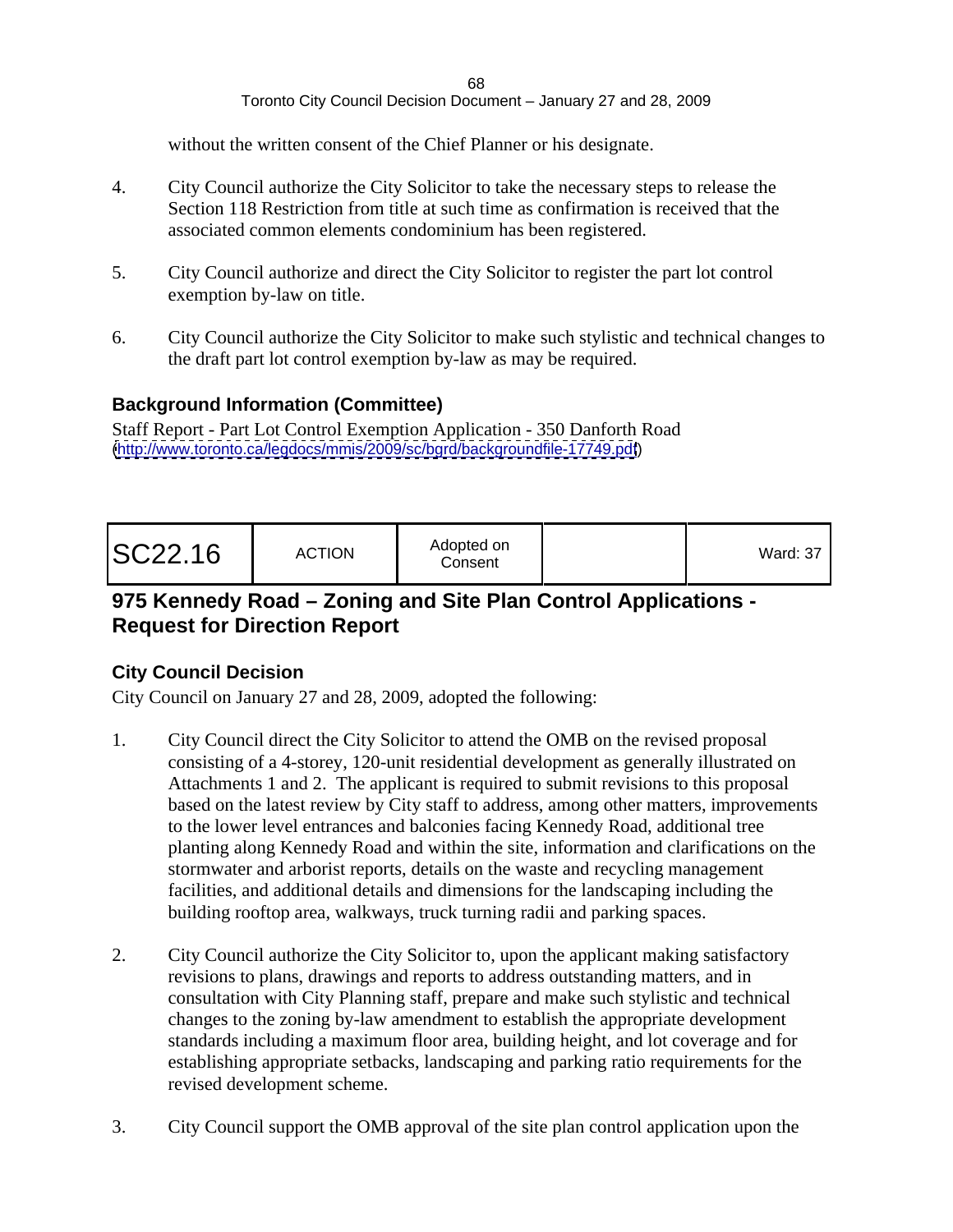without the written consent of the Chief Planner or his designate.

4. City Council authorize the City Solicitor to take the necessary steps to release the Section 118 Restriction from title at such time as confirmation is received that the associated common elements condominium has been registered.

5. City Council authorize and direct the City Solicitor to register the part lot control exemption by-law on title.

6. City Council authorize the City Solicitor to make such stylistic and technical changes to the draft part lot control exemption by-law as may be required.

### Background Information (Committee)

Staff Report - Part Lot Control Exemption Application - 350 Danforth Road
(http://www.toronto.ca/legdocs/mmis/2009/sc/bgrd/backgroundfile-17749.pdf)

| SC22.16 | ACTION | Adopted on Consent | | Ward: 37 |
|---|---|---|---|---|

## 975 Kennedy Road – Zoning and Site Plan Control Applications - Request for Direction Report

### City Council Decision

City Council on January 27 and 28, 2009, adopted the following:

1. City Council direct the City Solicitor to attend the OMB on the revised proposal consisting of a 4-storey, 120-unit residential development as generally illustrated on Attachments 1 and 2. The applicant is required to submit revisions to this proposal based on the latest review by City staff to address, among other matters, improvements to the lower level entrances and balconies facing Kennedy Road, additional tree planting along Kennedy Road and within the site, information and clarifications on the stormwater and arborist reports, details on the waste and recycling management facilities, and additional details and dimensions for the landscaping including the building rooftop area, walkways, truck turning radii and parking spaces.

2. City Council authorize the City Solicitor to, upon the applicant making satisfactory revisions to plans, drawings and reports to address outstanding matters, and in consultation with City Planning staff, prepare and make such stylistic and technical changes to the zoning by-law amendment to establish the appropriate development standards including a maximum floor area, building height, and lot coverage and for establishing appropriate setbacks, landscaping and parking ratio requirements for the revised development scheme.

3. City Council support the OMB approval of the site plan control application upon the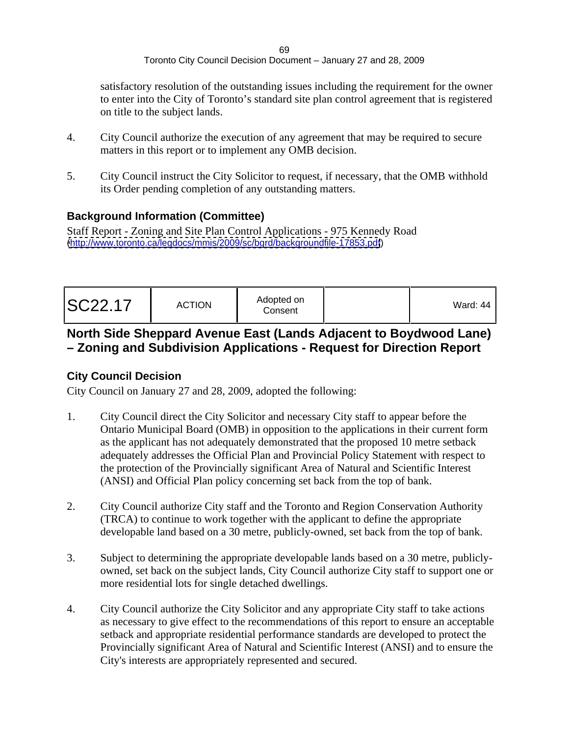satisfactory resolution of the outstanding issues including the requirement for the owner to enter into the City of Toronto's standard site plan control agreement that is registered on title to the subject lands.

4. City Council authorize the execution of any agreement that may be required to secure matters in this report or to implement any OMB decision.

5. City Council instruct the City Solicitor to request, if necessary, that the OMB withhold its Order pending completion of any outstanding matters.

### Background Information (Committee)

Staff Report - Zoning and Site Plan Control Applications - 975 Kennedy Road (http://www.toronto.ca/legdocs/mmis/2009/sc/bgrd/backgroundfile-17853.pdf)

| SC22.17 | ACTION | Adopted on Consent | | Ward: 44 |
|---|---|---|---|---|

## North Side Sheppard Avenue East (Lands Adjacent to Boydwood Lane) – Zoning and Subdivision Applications - Request for Direction Report

### City Council Decision

City Council on January 27 and 28, 2009, adopted the following:

1. City Council direct the City Solicitor and necessary City staff to appear before the Ontario Municipal Board (OMB) in opposition to the applications in their current form as the applicant has not adequately demonstrated that the proposed 10 metre setback adequately addresses the Official Plan and Provincial Policy Statement with respect to the protection of the Provincially significant Area of Natural and Scientific Interest (ANSI) and Official Plan policy concerning set back from the top of bank.

2. City Council authorize City staff and the Toronto and Region Conservation Authority (TRCA) to continue to work together with the applicant to define the appropriate developable land based on a 30 metre, publicly-owned, set back from the top of bank.

3. Subject to determining the appropriate developable lands based on a 30 metre, publicly-owned, set back on the subject lands, City Council authorize City staff to support one or more residential lots for single detached dwellings.

4. City Council authorize the City Solicitor and any appropriate City staff to take actions as necessary to give effect to the recommendations of this report to ensure an acceptable setback and appropriate residential performance standards are developed to protect the Provincially significant Area of Natural and Scientific Interest (ANSI) and to ensure the City's interests are appropriately represented and secured.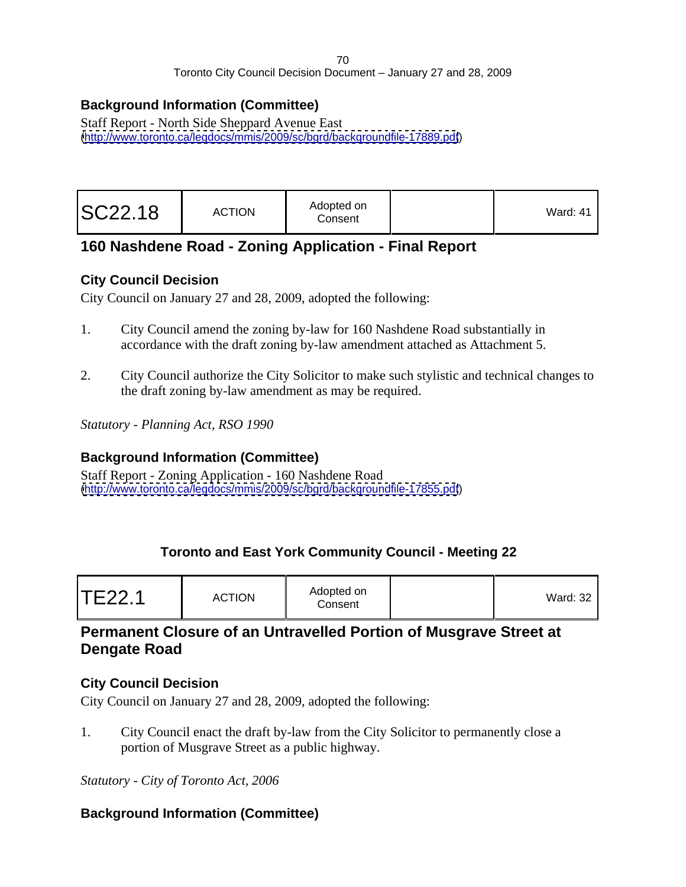### Background Information (Committee)

Staff Report - North Side Sheppard Avenue East
(http://www.toronto.ca/legdocs/mmis/2009/sc/bgrd/backgroundfile-17889.pdf)

| SC22.18 | ACTION | Adopted on Consent | | Ward: 41 |
|---|---|---|---|---|

## 160 Nashdene Road - Zoning Application - Final Report

### City Council Decision

City Council on January 27 and 28, 2009, adopted the following:

1. City Council amend the zoning by-law for 160 Nashdene Road substantially in accordance with the draft zoning by-law amendment attached as Attachment 5.

2. City Council authorize the City Solicitor to make such stylistic and technical changes to the draft zoning by-law amendment as may be required.

*Statutory - Planning Act, RSO 1990*

### Background Information (Committee)

Staff Report - Zoning Application - 160 Nashdene Road
(http://www.toronto.ca/legdocs/mmis/2009/sc/bgrd/backgroundfile-17855.pdf)

### Toronto and East York Community Council - Meeting 22

| TE22.1 | ACTION | Adopted on Consent | | Ward: 32 |
|---|---|---|---|---|

## Permanent Closure of an Untravelled Portion of Musgrave Street at Dengate Road

### City Council Decision

City Council on January 27 and 28, 2009, adopted the following:

1. City Council enact the draft by-law from the City Solicitor to permanently close a portion of Musgrave Street as a public highway.

*Statutory - City of Toronto Act, 2006*

### Background Information (Committee)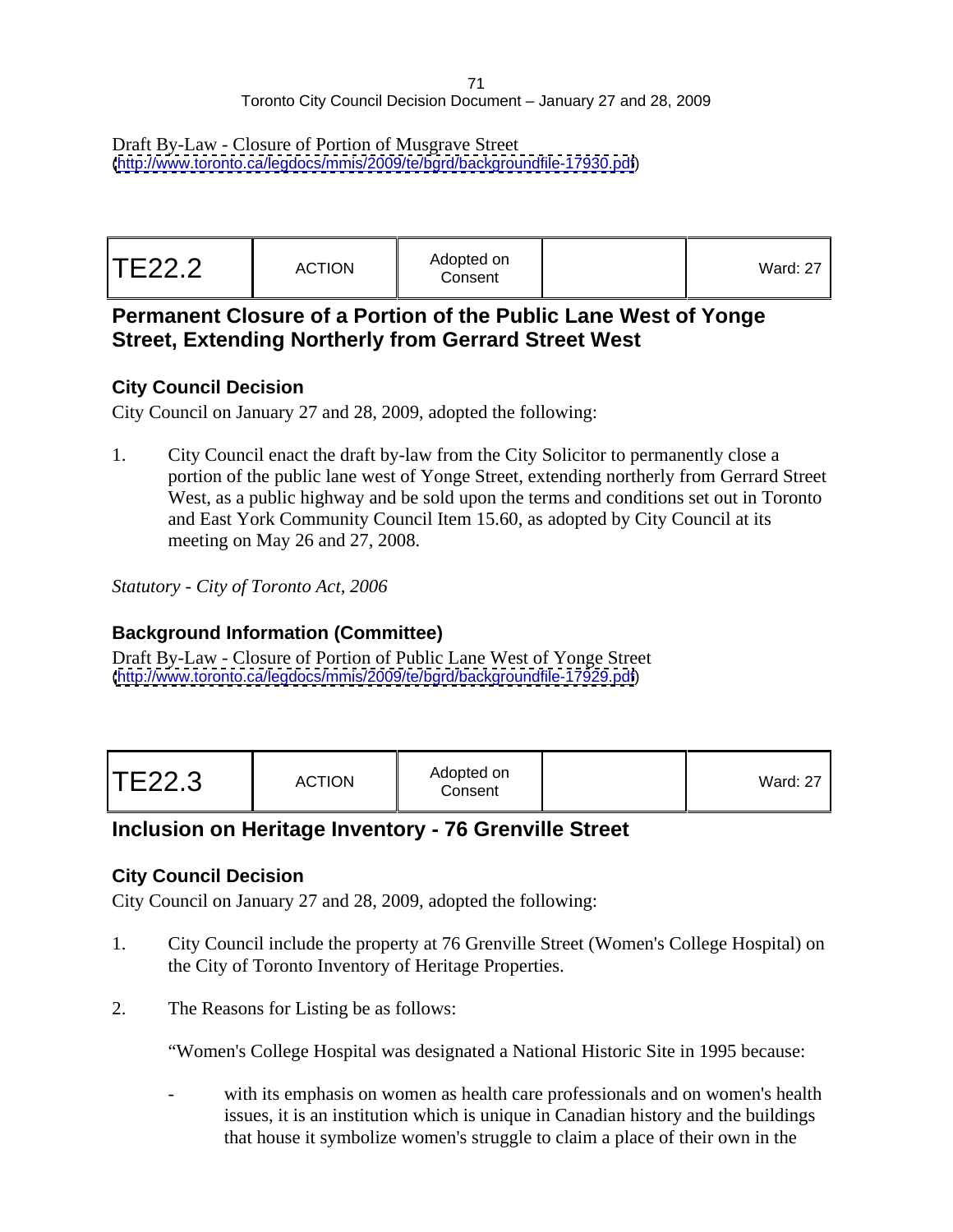Draft By-Law - Closure of Portion of Musgrave Street
(http://www.toronto.ca/legdocs/mmis/2009/te/bgrd/backgroundfile-17930.pdf)

| TE22.2 | ACTION | Adopted on Consent | | Ward: 27 |
|---|---|---|---|---|

## Permanent Closure of a Portion of the Public Lane West of Yonge Street, Extending Northerly from Gerrard Street West

### City Council Decision

City Council on January 27 and 28, 2009, adopted the following:

1. City Council enact the draft by-law from the City Solicitor to permanently close a portion of the public lane west of Yonge Street, extending northerly from Gerrard Street West, as a public highway and be sold upon the terms and conditions set out in Toronto and East York Community Council Item 15.60, as adopted by City Council at its meeting on May 26 and 27, 2008.

*Statutory - City of Toronto Act, 2006*

### Background Information (Committee)

Draft By-Law - Closure of Portion of Public Lane West of Yonge Street
(http://www.toronto.ca/legdocs/mmis/2009/te/bgrd/backgroundfile-17929.pdf)

| TE22.3 | ACTION | Adopted on Consent | | Ward: 27 |
|---|---|---|---|---|

## Inclusion on Heritage Inventory - 76 Grenville Street

### City Council Decision

City Council on January 27 and 28, 2009, adopted the following:

1. City Council include the property at 76 Grenville Street (Women's College Hospital) on the City of Toronto Inventory of Heritage Properties.

2. The Reasons for Listing be as follows:

   "Women's College Hospital was designated a National Historic Site in 1995 because:

   - with its emphasis on women as health care professionals and on women's health issues, it is an institution which is unique in Canadian history and the buildings that house it symbolize women's struggle to claim a place of their own in the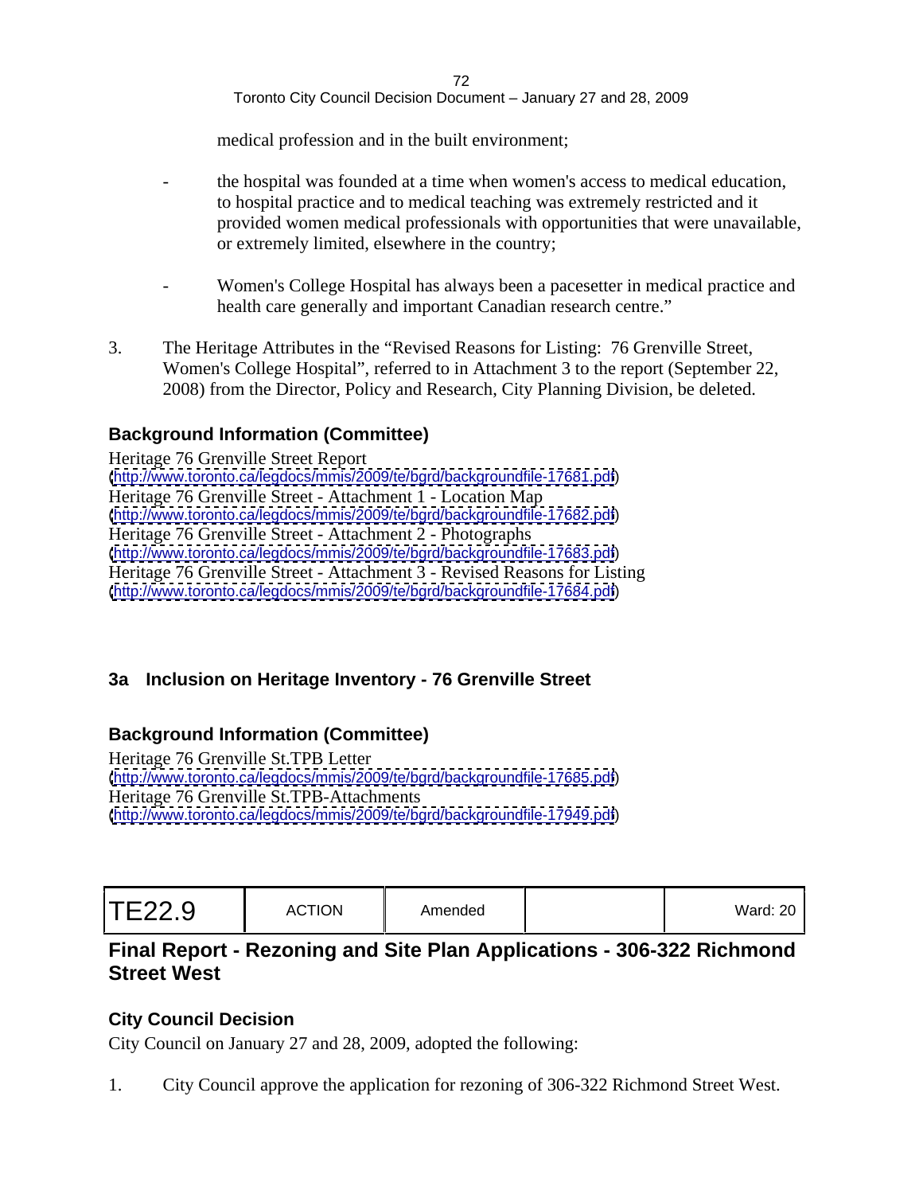medical profession and in the built environment;

- the hospital was founded at a time when women's access to medical education, to hospital practice and to medical teaching was extremely restricted and it provided women medical professionals with opportunities that were unavailable, or extremely limited, elsewhere in the country;

- Women's College Hospital has always been a pacesetter in medical practice and health care generally and important Canadian research centre."

3. The Heritage Attributes in the "Revised Reasons for Listing: 76 Grenville Street, Women's College Hospital", referred to in Attachment 3 to the report (September 22, 2008) from the Director, Policy and Research, City Planning Division, be deleted.

## Background Information (Committee)

Heritage 76 Grenville Street Report
(http://www.toronto.ca/legdocs/mmis/2009/te/bgrd/backgroundfile-17681.pdf)
Heritage 76 Grenville Street - Attachment 1 - Location Map
(http://www.toronto.ca/legdocs/mmis/2009/te/bgrd/backgroundfile-17682.pdf)
Heritage 76 Grenville Street - Attachment 2 - Photographs
(http://www.toronto.ca/legdocs/mmis/2009/te/bgrd/backgroundfile-17683.pdf)
Heritage 76 Grenville Street - Attachment 3 - Revised Reasons for Listing
(http://www.toronto.ca/legdocs/mmis/2009/te/bgrd/backgroundfile-17684.pdf)

## 3a Inclusion on Heritage Inventory - 76 Grenville Street

## Background Information (Committee)

Heritage 76 Grenville St.TPB Letter
(http://www.toronto.ca/legdocs/mmis/2009/te/bgrd/backgroundfile-17685.pdf)
Heritage 76 Grenville St.TPB-Attachments
(http://www.toronto.ca/legdocs/mmis/2009/te/bgrd/backgroundfile-17949.pdf)

| TE22.9 | ACTION | Amended | | Ward: 20 |
|---|---|---|---|---|

## Final Report - Rezoning and Site Plan Applications - 306-322 Richmond Street West

## City Council Decision

City Council on January 27 and 28, 2009, adopted the following:

1. City Council approve the application for rezoning of 306-322 Richmond Street West.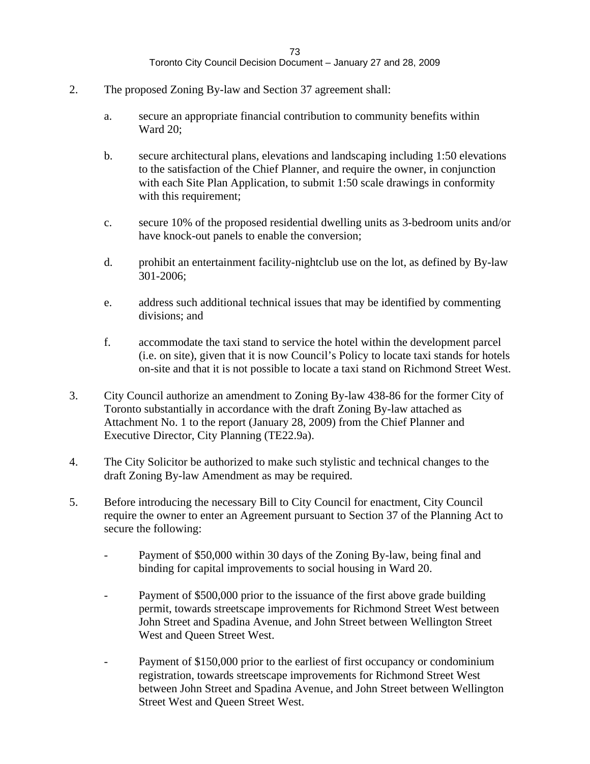2. The proposed Zoning By-law and Section 37 agreement shall:

   a. secure an appropriate financial contribution to community benefits within Ward 20;

   b. secure architectural plans, elevations and landscaping including 1:50 elevations to the satisfaction of the Chief Planner, and require the owner, in conjunction with each Site Plan Application, to submit 1:50 scale drawings in conformity with this requirement;

   c. secure 10% of the proposed residential dwelling units as 3-bedroom units and/or have knock-out panels to enable the conversion;

   d. prohibit an entertainment facility-nightclub use on the lot, as defined by By-law 301-2006;

   e. address such additional technical issues that may be identified by commenting divisions; and

   f. accommodate the taxi stand to service the hotel within the development parcel (i.e. on site), given that it is now Council's Policy to locate taxi stands for hotels on-site and that it is not possible to locate a taxi stand on Richmond Street West.

3. City Council authorize an amendment to Zoning By-law 438-86 for the former City of Toronto substantially in accordance with the draft Zoning By-law attached as Attachment No. 1 to the report (January 28, 2009) from the Chief Planner and Executive Director, City Planning (TE22.9a).

4. The City Solicitor be authorized to make such stylistic and technical changes to the draft Zoning By-law Amendment as may be required.

5. Before introducing the necessary Bill to City Council for enactment, City Council require the owner to enter an Agreement pursuant to Section 37 of the Planning Act to secure the following:

   - Payment of $50,000 within 30 days of the Zoning By-law, being final and binding for capital improvements to social housing in Ward 20.

   - Payment of $500,000 prior to the issuance of the first above grade building permit, towards streetscape improvements for Richmond Street West between John Street and Spadina Avenue, and John Street between Wellington Street West and Queen Street West.

   - Payment of $150,000 prior to the earliest of first occupancy or condominium registration, towards streetscape improvements for Richmond Street West between John Street and Spadina Avenue, and John Street between Wellington Street West and Queen Street West.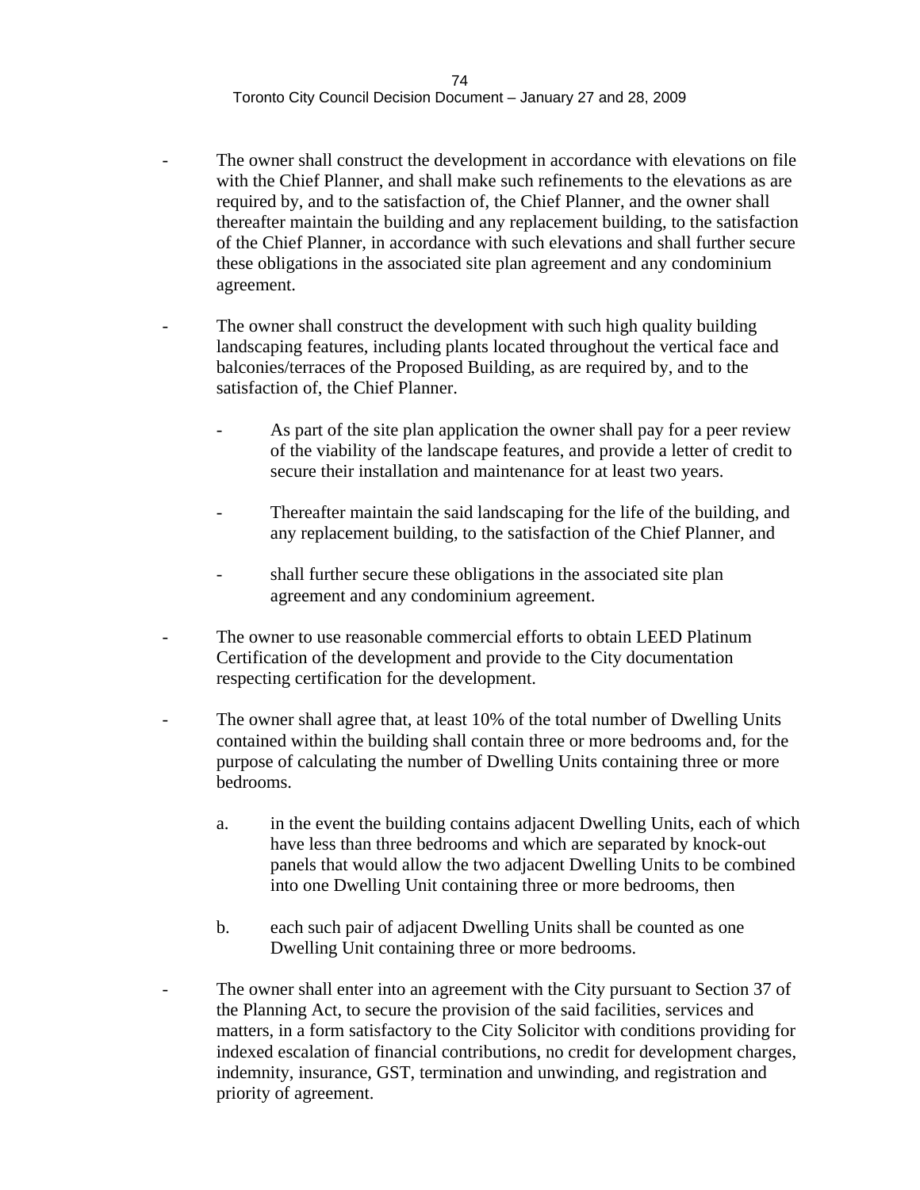- The owner shall construct the development in accordance with elevations on file with the Chief Planner, and shall make such refinements to the elevations as are required by, and to the satisfaction of, the Chief Planner, and the owner shall thereafter maintain the building and any replacement building, to the satisfaction of the Chief Planner, in accordance with such elevations and shall further secure these obligations in the associated site plan agreement and any condominium agreement.

- The owner shall construct the development with such high quality building landscaping features, including plants located throughout the vertical face and balconies/terraces of the Proposed Building, as are required by, and to the satisfaction of, the Chief Planner.

  - As part of the site plan application the owner shall pay for a peer review of the viability of the landscape features, and provide a letter of credit to secure their installation and maintenance for at least two years.

  - Thereafter maintain the said landscaping for the life of the building, and any replacement building, to the satisfaction of the Chief Planner, and

  - shall further secure these obligations in the associated site plan agreement and any condominium agreement.

- The owner to use reasonable commercial efforts to obtain LEED Platinum Certification of the development and provide to the City documentation respecting certification for the development.

- The owner shall agree that, at least 10% of the total number of Dwelling Units contained within the building shall contain three or more bedrooms and, for the purpose of calculating the number of Dwelling Units containing three or more bedrooms.

  a. in the event the building contains adjacent Dwelling Units, each of which have less than three bedrooms and which are separated by knock-out panels that would allow the two adjacent Dwelling Units to be combined into one Dwelling Unit containing three or more bedrooms, then

  b. each such pair of adjacent Dwelling Units shall be counted as one Dwelling Unit containing three or more bedrooms.

- The owner shall enter into an agreement with the City pursuant to Section 37 of the Planning Act, to secure the provision of the said facilities, services and matters, in a form satisfactory to the City Solicitor with conditions providing for indexed escalation of financial contributions, no credit for development charges, indemnity, insurance, GST, termination and unwinding, and registration and priority of agreement.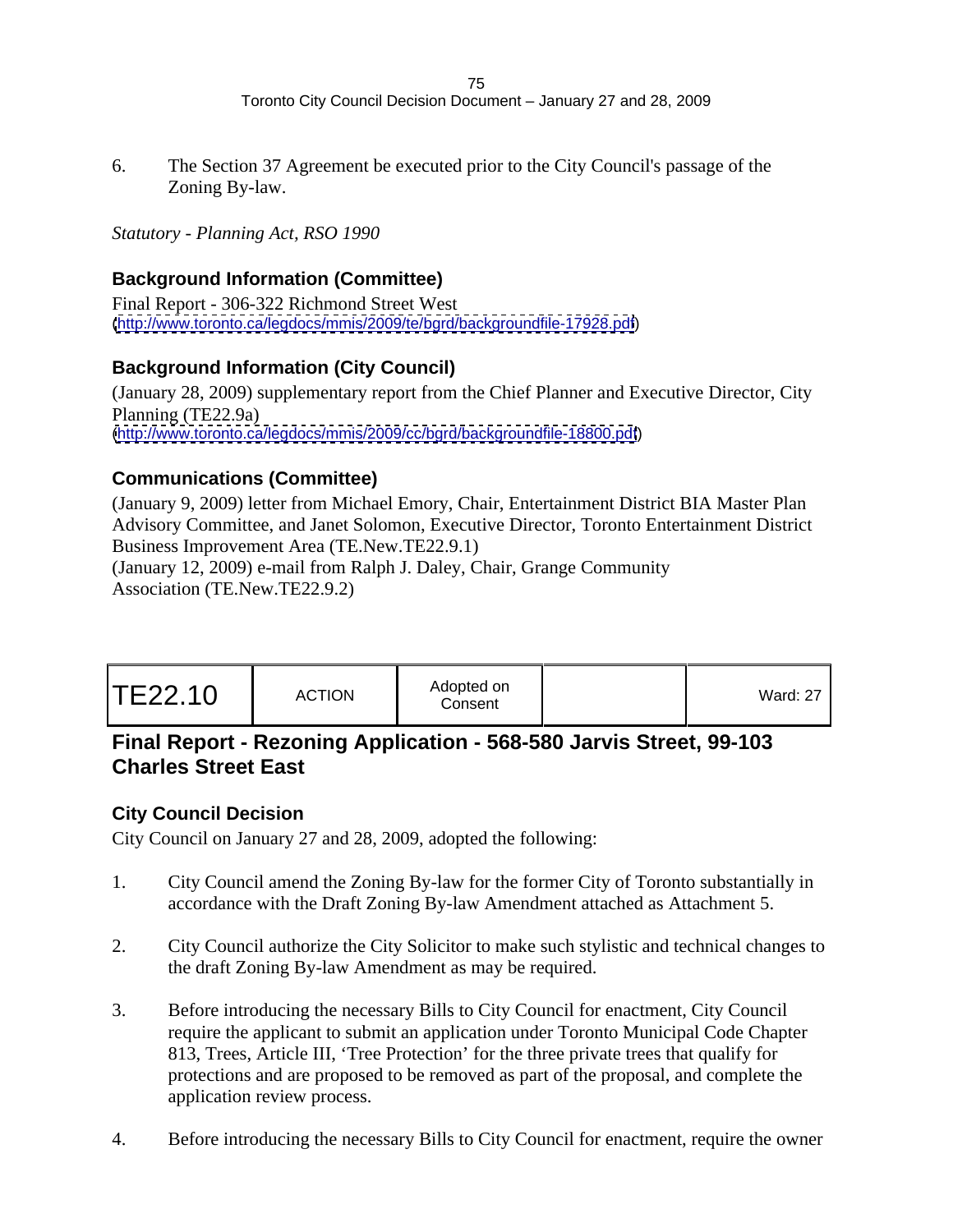6. The Section 37 Agreement be executed prior to the City Council's passage of the Zoning By-law.

*Statutory - Planning Act, RSO 1990*

### Background Information (Committee)

Final Report - 306-322 Richmond Street West
(http://www.toronto.ca/legdocs/mmis/2009/te/bgrd/backgroundfile-17928.pdf)

### Background Information (City Council)

(January 28, 2009) supplementary report from the Chief Planner and Executive Director, City Planning (TE22.9a)
(http://www.toronto.ca/legdocs/mmis/2009/cc/bgrd/backgroundfile-18800.pdf)

### Communications (Committee)

(January 9, 2009) letter from Michael Emory, Chair, Entertainment District BIA Master Plan Advisory Committee, and Janet Solomon, Executive Director, Toronto Entertainment District Business Improvement Area (TE.New.TE22.9.1)
(January 12, 2009) e-mail from Ralph J. Daley, Chair, Grange Community Association (TE.New.TE22.9.2)

| TE22.10 | ACTION | Adopted on Consent | | Ward: 27 |
|---|---|---|---|---|

## Final Report - Rezoning Application - 568-580 Jarvis Street, 99-103 Charles Street East

### City Council Decision

City Council on January 27 and 28, 2009, adopted the following:

1. City Council amend the Zoning By-law for the former City of Toronto substantially in accordance with the Draft Zoning By-law Amendment attached as Attachment 5.

2. City Council authorize the City Solicitor to make such stylistic and technical changes to the draft Zoning By-law Amendment as may be required.

3. Before introducing the necessary Bills to City Council for enactment, City Council require the applicant to submit an application under Toronto Municipal Code Chapter 813, Trees, Article III, 'Tree Protection' for the three private trees that qualify for protections and are proposed to be removed as part of the proposal, and complete the application review process.

4. Before introducing the necessary Bills to City Council for enactment, require the owner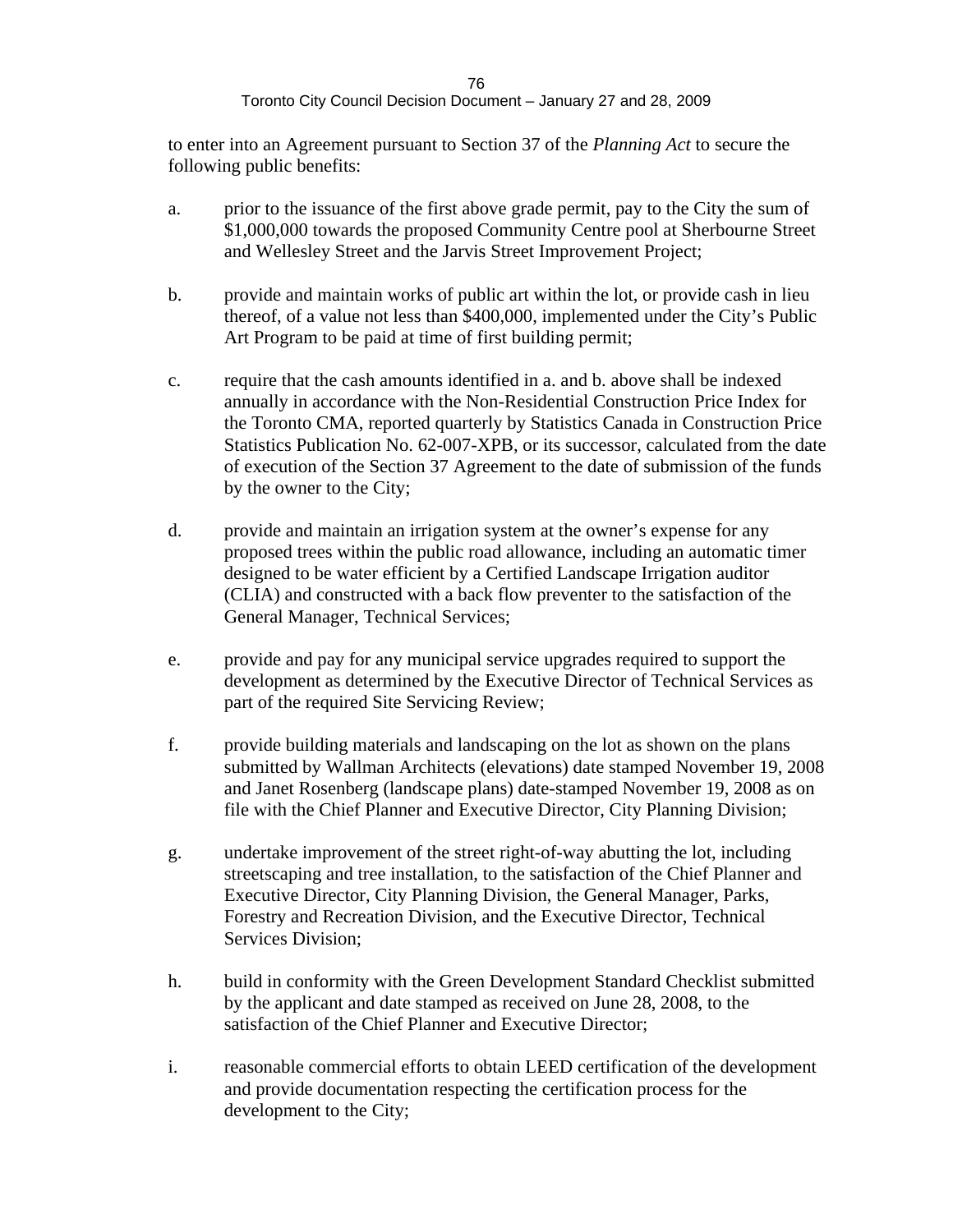to enter into an Agreement pursuant to Section 37 of the *Planning Act* to secure the following public benefits:

a. prior to the issuance of the first above grade permit, pay to the City the sum of $1,000,000 towards the proposed Community Centre pool at Sherbourne Street and Wellesley Street and the Jarvis Street Improvement Project;

b. provide and maintain works of public art within the lot, or provide cash in lieu thereof, of a value not less than $400,000, implemented under the City's Public Art Program to be paid at time of first building permit;

c. require that the cash amounts identified in a. and b. above shall be indexed annually in accordance with the Non-Residential Construction Price Index for the Toronto CMA, reported quarterly by Statistics Canada in Construction Price Statistics Publication No. 62-007-XPB, or its successor, calculated from the date of execution of the Section 37 Agreement to the date of submission of the funds by the owner to the City;

d. provide and maintain an irrigation system at the owner's expense for any proposed trees within the public road allowance, including an automatic timer designed to be water efficient by a Certified Landscape Irrigation auditor (CLIA) and constructed with a back flow preventer to the satisfaction of the General Manager, Technical Services;

e. provide and pay for any municipal service upgrades required to support the development as determined by the Executive Director of Technical Services as part of the required Site Servicing Review;

f. provide building materials and landscaping on the lot as shown on the plans submitted by Wallman Architects (elevations) date stamped November 19, 2008 and Janet Rosenberg (landscape plans) date-stamped November 19, 2008 as on file with the Chief Planner and Executive Director, City Planning Division;

g. undertake improvement of the street right-of-way abutting the lot, including streetscaping and tree installation, to the satisfaction of the Chief Planner and Executive Director, City Planning Division, the General Manager, Parks, Forestry and Recreation Division, and the Executive Director, Technical Services Division;

h. build in conformity with the Green Development Standard Checklist submitted by the applicant and date stamped as received on June 28, 2008, to the satisfaction of the Chief Planner and Executive Director;

i. reasonable commercial efforts to obtain LEED certification of the development and provide documentation respecting the certification process for the development to the City;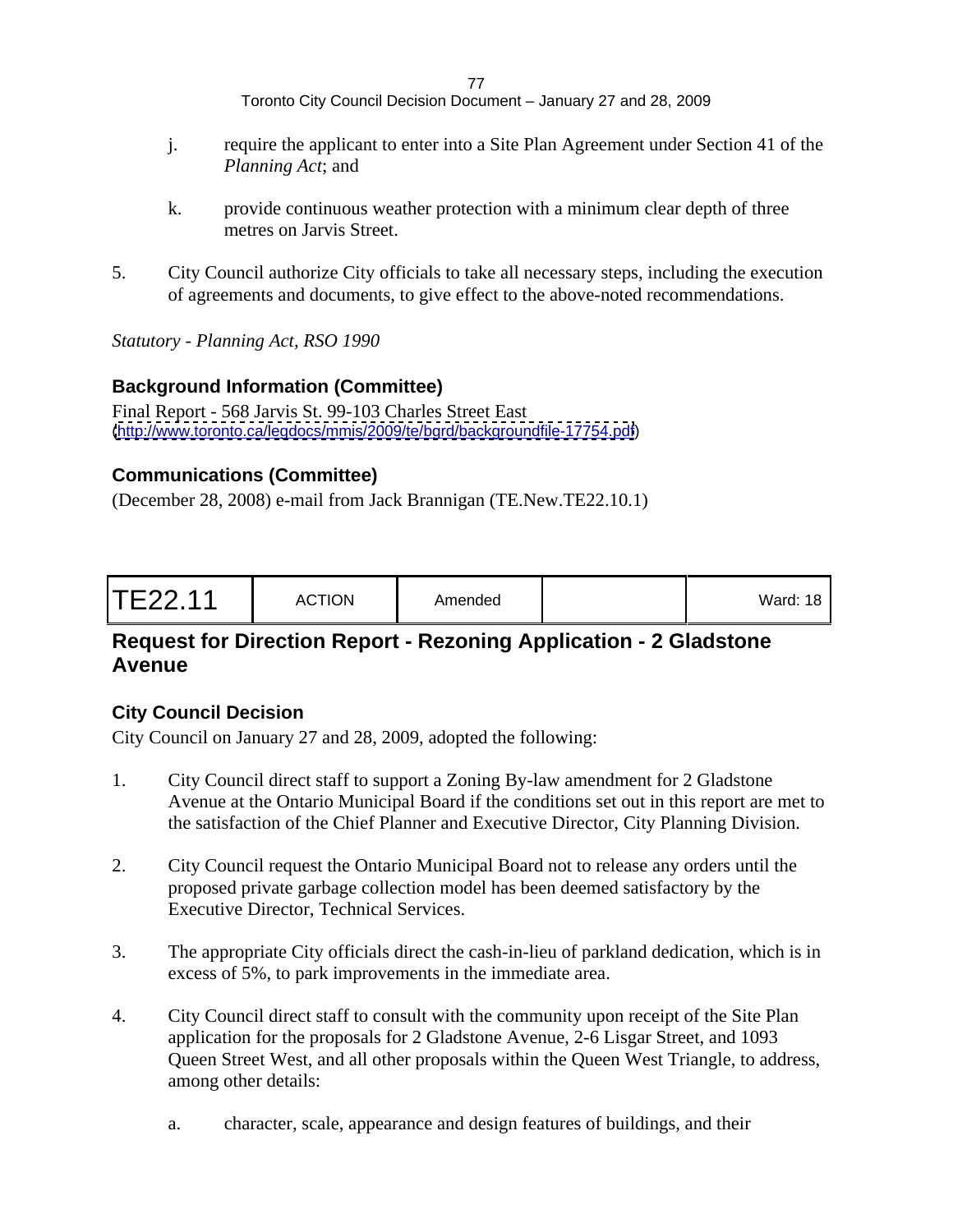j. require the applicant to enter into a Site Plan Agreement under Section 41 of the *Planning Act*; and

k. provide continuous weather protection with a minimum clear depth of three metres on Jarvis Street.

5. City Council authorize City officials to take all necessary steps, including the execution of agreements and documents, to give effect to the above-noted recommendations.

*Statutory - Planning Act, RSO 1990*

### Background Information (Committee)

Final Report - 568 Jarvis St. 99-103 Charles Street East
(http://www.toronto.ca/legdocs/mmis/2009/te/bgrd/backgroundfile-17754.pdf)

### Communications (Committee)

(December 28, 2008) e-mail from Jack Brannigan (TE.New.TE22.10.1)

| TE22.11 | ACTION | Amended | | Ward: 18 |
|---|---|---|---|---|

## Request for Direction Report - Rezoning Application - 2 Gladstone Avenue

### City Council Decision

City Council on January 27 and 28, 2009, adopted the following:

1. City Council direct staff to support a Zoning By-law amendment for 2 Gladstone Avenue at the Ontario Municipal Board if the conditions set out in this report are met to the satisfaction of the Chief Planner and Executive Director, City Planning Division.

2. City Council request the Ontario Municipal Board not to release any orders until the proposed private garbage collection model has been deemed satisfactory by the Executive Director, Technical Services.

3. The appropriate City officials direct the cash-in-lieu of parkland dedication, which is in excess of 5%, to park improvements in the immediate area.

4. City Council direct staff to consult with the community upon receipt of the Site Plan application for the proposals for 2 Gladstone Avenue, 2-6 Lisgar Street, and 1093 Queen Street West, and all other proposals within the Queen West Triangle, to address, among other details:

    a. character, scale, appearance and design features of buildings, and their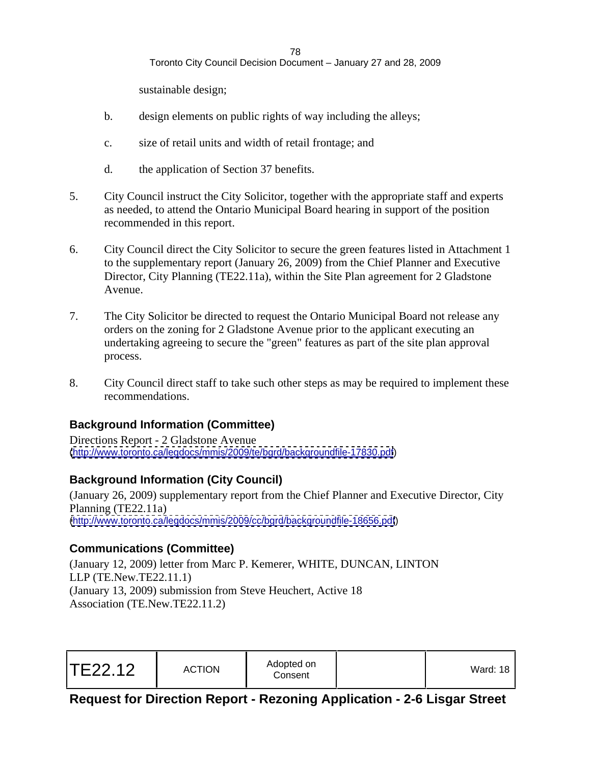sustainable design;

b. design elements on public rights of way including the alleys;

c. size of retail units and width of retail frontage; and

d. the application of Section 37 benefits.

5. City Council instruct the City Solicitor, together with the appropriate staff and experts as needed, to attend the Ontario Municipal Board hearing in support of the position recommended in this report.

6. City Council direct the City Solicitor to secure the green features listed in Attachment 1 to the supplementary report (January 26, 2009) from the Chief Planner and Executive Director, City Planning (TE22.11a), within the Site Plan agreement for 2 Gladstone Avenue.

7. The City Solicitor be directed to request the Ontario Municipal Board not release any orders on the zoning for 2 Gladstone Avenue prior to the applicant executing an undertaking agreeing to secure the "green" features as part of the site plan approval process.

8. City Council direct staff to take such other steps as may be required to implement these recommendations.

### Background Information (Committee)

Directions Report - 2 Gladstone Avenue
(http://www.toronto.ca/legdocs/mmis/2009/te/bgrd/backgroundfile-17830.pdf)

### Background Information (City Council)

(January 26, 2009) supplementary report from the Chief Planner and Executive Director, City Planning (TE22.11a)
(http://www.toronto.ca/legdocs/mmis/2009/cc/bgrd/backgroundfile-18656.pdf)

### Communications (Committee)

(January 12, 2009) letter from Marc P. Kemerer, WHITE, DUNCAN, LINTON LLP (TE.New.TE22.11.1)
(January 13, 2009) submission from Steve Heuchert, Active 18 Association (TE.New.TE22.11.2)

| TE22.12 | ACTION | Adopted on Consent | | Ward: 18 |
|---|---|---|---|---|

## Request for Direction Report - Rezoning Application - 2-6 Lisgar Street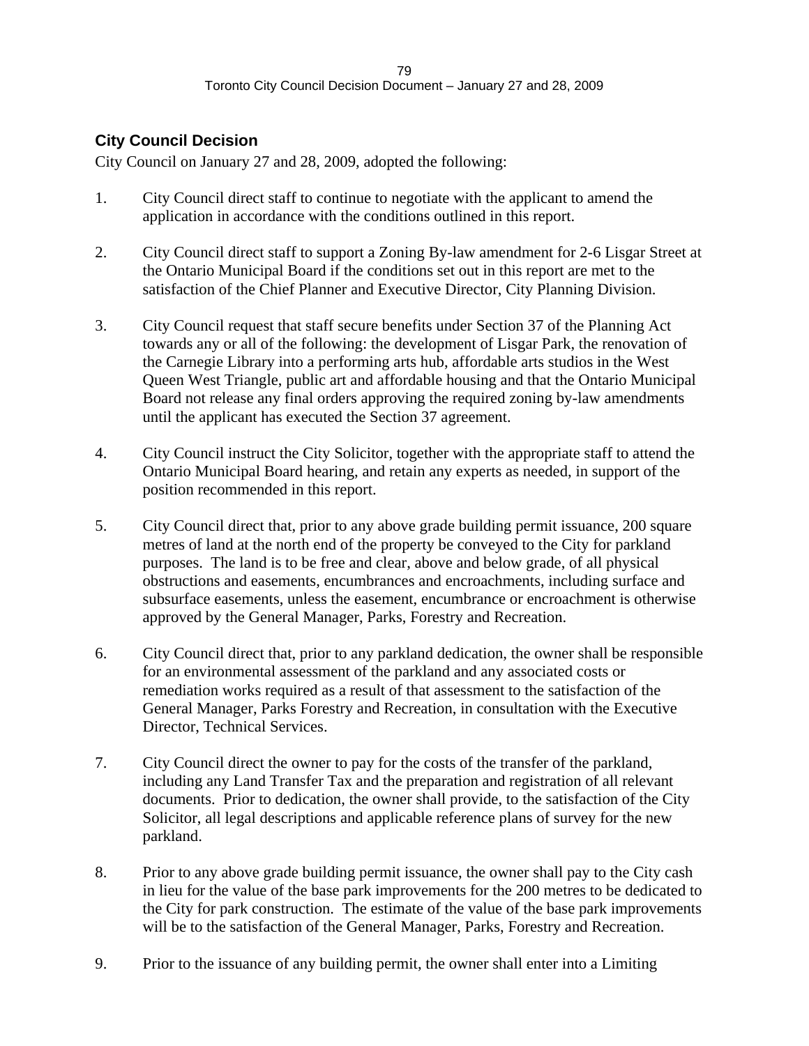## City Council Decision

City Council on January 27 and 28, 2009, adopted the following:

1. City Council direct staff to continue to negotiate with the applicant to amend the application in accordance with the conditions outlined in this report.

2. City Council direct staff to support a Zoning By-law amendment for 2-6 Lisgar Street at the Ontario Municipal Board if the conditions set out in this report are met to the satisfaction of the Chief Planner and Executive Director, City Planning Division.

3. City Council request that staff secure benefits under Section 37 of the Planning Act towards any or all of the following: the development of Lisgar Park, the renovation of the Carnegie Library into a performing arts hub, affordable arts studios in the West Queen West Triangle, public art and affordable housing and that the Ontario Municipal Board not release any final orders approving the required zoning by-law amendments until the applicant has executed the Section 37 agreement.

4. City Council instruct the City Solicitor, together with the appropriate staff to attend the Ontario Municipal Board hearing, and retain any experts as needed, in support of the position recommended in this report.

5. City Council direct that, prior to any above grade building permit issuance, 200 square metres of land at the north end of the property be conveyed to the City for parkland purposes. The land is to be free and clear, above and below grade, of all physical obstructions and easements, encumbrances and encroachments, including surface and subsurface easements, unless the easement, encumbrance or encroachment is otherwise approved by the General Manager, Parks, Forestry and Recreation.

6. City Council direct that, prior to any parkland dedication, the owner shall be responsible for an environmental assessment of the parkland and any associated costs or remediation works required as a result of that assessment to the satisfaction of the General Manager, Parks Forestry and Recreation, in consultation with the Executive Director, Technical Services.

7. City Council direct the owner to pay for the costs of the transfer of the parkland, including any Land Transfer Tax and the preparation and registration of all relevant documents. Prior to dedication, the owner shall provide, to the satisfaction of the City Solicitor, all legal descriptions and applicable reference plans of survey for the new parkland.

8. Prior to any above grade building permit issuance, the owner shall pay to the City cash in lieu for the value of the base park improvements for the 200 metres to be dedicated to the City for park construction. The estimate of the value of the base park improvements will be to the satisfaction of the General Manager, Parks, Forestry and Recreation.

9. Prior to the issuance of any building permit, the owner shall enter into a Limiting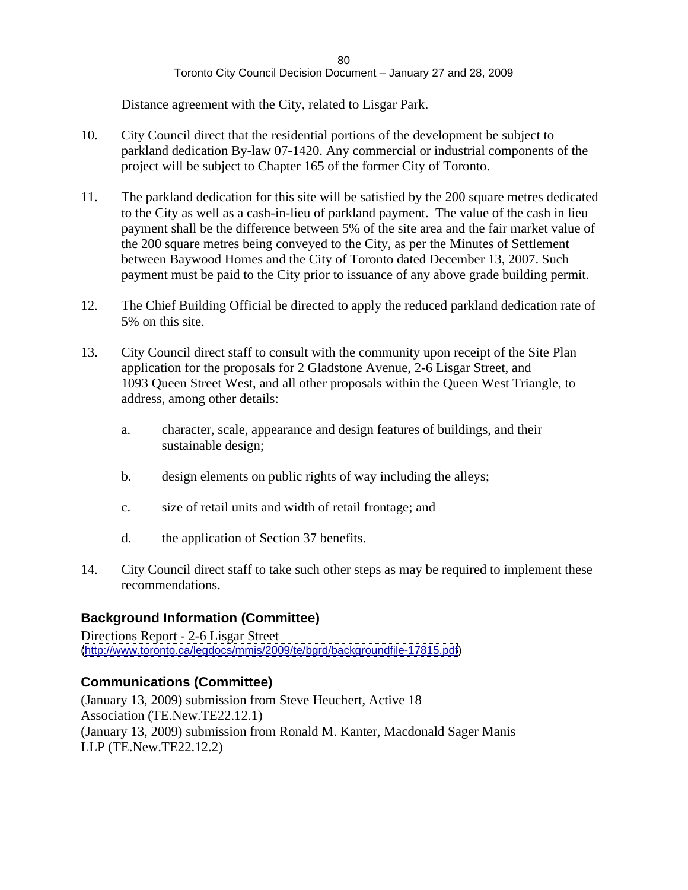Distance agreement with the City, related to Lisgar Park.

10. City Council direct that the residential portions of the development be subject to parkland dedication By-law 07-1420. Any commercial or industrial components of the project will be subject to Chapter 165 of the former City of Toronto.

11. The parkland dedication for this site will be satisfied by the 200 square metres dedicated to the City as well as a cash-in-lieu of parkland payment. The value of the cash in lieu payment shall be the difference between 5% of the site area and the fair market value of the 200 square metres being conveyed to the City, as per the Minutes of Settlement between Baywood Homes and the City of Toronto dated December 13, 2007. Such payment must be paid to the City prior to issuance of any above grade building permit.

12. The Chief Building Official be directed to apply the reduced parkland dedication rate of 5% on this site.

13. City Council direct staff to consult with the community upon receipt of the Site Plan application for the proposals for 2 Gladstone Avenue, 2-6 Lisgar Street, and 1093 Queen Street West, and all other proposals within the Queen West Triangle, to address, among other details:

    a. character, scale, appearance and design features of buildings, and their sustainable design;

    b. design elements on public rights of way including the alleys;

    c. size of retail units and width of retail frontage; and

    d. the application of Section 37 benefits.

14. City Council direct staff to take such other steps as may be required to implement these recommendations.

## Background Information (Committee)

Directions Report - 2-6 Lisgar Street
(http://www.toronto.ca/legdocs/mmis/2009/te/bgrd/backgroundfile-17815.pdf)

## Communications (Committee)

(January 13, 2009) submission from Steve Heuchert, Active 18 Association (TE.New.TE22.12.1)
(January 13, 2009) submission from Ronald M. Kanter, Macdonald Sager Manis LLP (TE.New.TE22.12.2)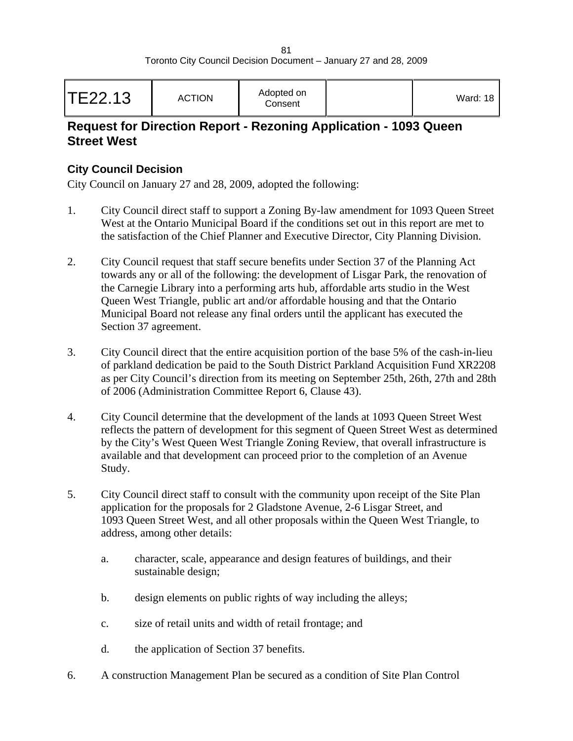| TE22.13 | ACTION | Adopted on Consent | | Ward: 18 |
|---|---|---|---|---|

## Request for Direction Report - Rezoning Application - 1093 Queen Street West

### City Council Decision

City Council on January 27 and 28, 2009, adopted the following:

1. City Council direct staff to support a Zoning By-law amendment for 1093 Queen Street West at the Ontario Municipal Board if the conditions set out in this report are met to the satisfaction of the Chief Planner and Executive Director, City Planning Division.

2. City Council request that staff secure benefits under Section 37 of the Planning Act towards any or all of the following: the development of Lisgar Park, the renovation of the Carnegie Library into a performing arts hub, affordable arts studio in the West Queen West Triangle, public art and/or affordable housing and that the Ontario Municipal Board not release any final orders until the applicant has executed the Section 37 agreement.

3. City Council direct that the entire acquisition portion of the base 5% of the cash-in-lieu of parkland dedication be paid to the South District Parkland Acquisition Fund XR2208 as per City Council's direction from its meeting on September 25th, 26th, 27th and 28th of 2006 (Administration Committee Report 6, Clause 43).

4. City Council determine that the development of the lands at 1093 Queen Street West reflects the pattern of development for this segment of Queen Street West as determined by the City's West Queen West Triangle Zoning Review, that overall infrastructure is available and that development can proceed prior to the completion of an Avenue Study.

5. City Council direct staff to consult with the community upon receipt of the Site Plan application for the proposals for 2 Gladstone Avenue, 2-6 Lisgar Street, and 1093 Queen Street West, and all other proposals within the Queen West Triangle, to address, among other details:

   a. character, scale, appearance and design features of buildings, and their sustainable design;

   b. design elements on public rights of way including the alleys;

   c. size of retail units and width of retail frontage; and

   d. the application of Section 37 benefits.

6. A construction Management Plan be secured as a condition of Site Plan Control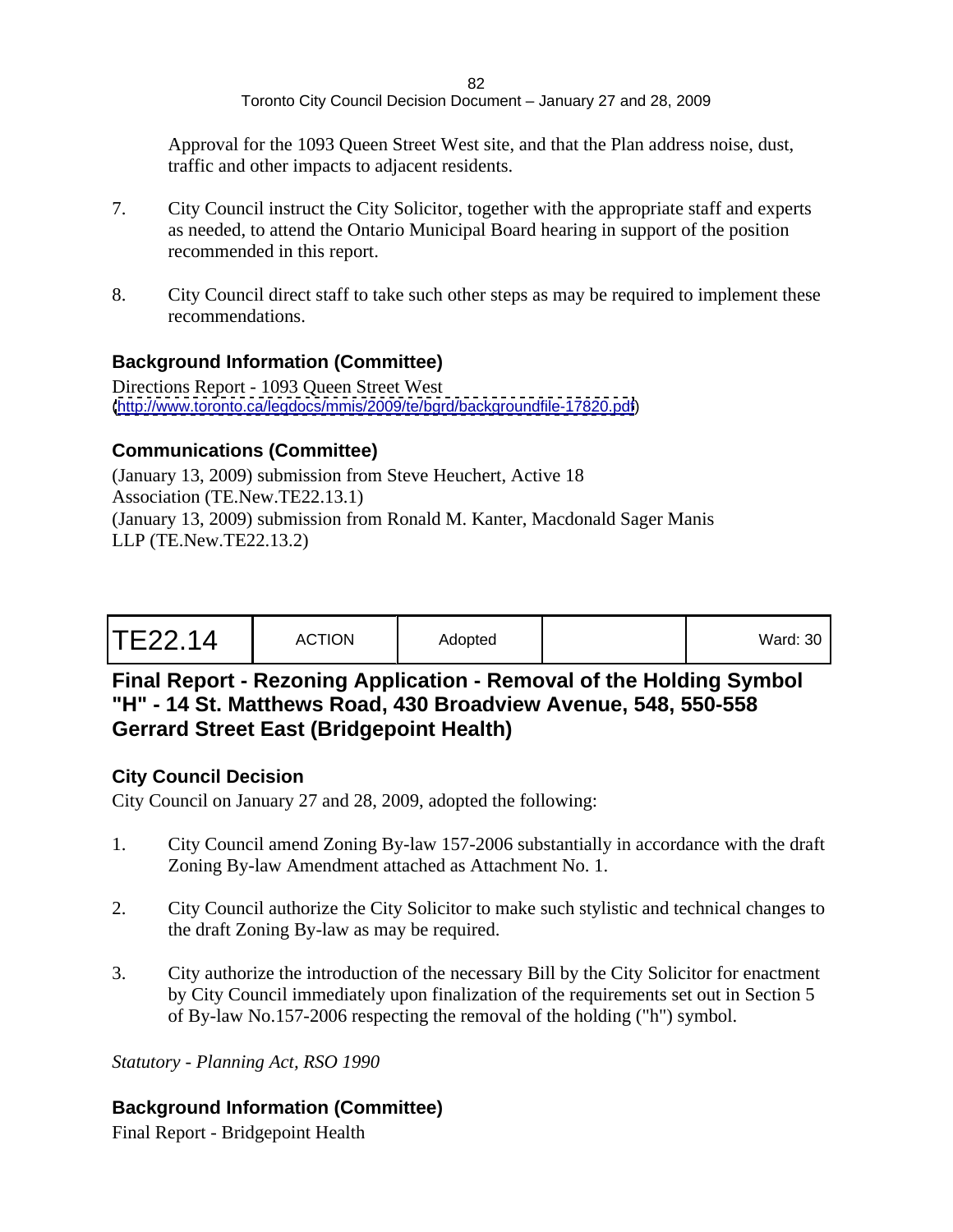Approval for the 1093 Queen Street West site, and that the Plan address noise, dust, traffic and other impacts to adjacent residents.

7. City Council instruct the City Solicitor, together with the appropriate staff and experts as needed, to attend the Ontario Municipal Board hearing in support of the position recommended in this report.

8. City Council direct staff to take such other steps as may be required to implement these recommendations.

### Background Information (Committee)

Directions Report - 1093 Queen Street West
(http://www.toronto.ca/legdocs/mmis/2009/te/bgrd/backgroundfile-17820.pdf)

### Communications (Committee)

(January 13, 2009) submission from Steve Heuchert, Active 18 Association (TE.New.TE22.13.1)
(January 13, 2009) submission from Ronald M. Kanter, Macdonald Sager Manis LLP (TE.New.TE22.13.2)

| TE22.14 | ACTION | Adopted | | Ward: 30 |
|---|---|---|---|---|

## Final Report - Rezoning Application - Removal of the Holding Symbol "H" - 14 St. Matthews Road, 430 Broadview Avenue, 548, 550-558 Gerrard Street East (Bridgepoint Health)

### City Council Decision

City Council on January 27 and 28, 2009, adopted the following:

1. City Council amend Zoning By-law 157-2006 substantially in accordance with the draft Zoning By-law Amendment attached as Attachment No. 1.

2. City Council authorize the City Solicitor to make such stylistic and technical changes to the draft Zoning By-law as may be required.

3. City authorize the introduction of the necessary Bill by the City Solicitor for enactment by City Council immediately upon finalization of the requirements set out in Section 5 of By-law No.157-2006 respecting the removal of the holding ("h") symbol.

*Statutory - Planning Act, RSO 1990*

### Background Information (Committee)

Final Report - Bridgepoint Health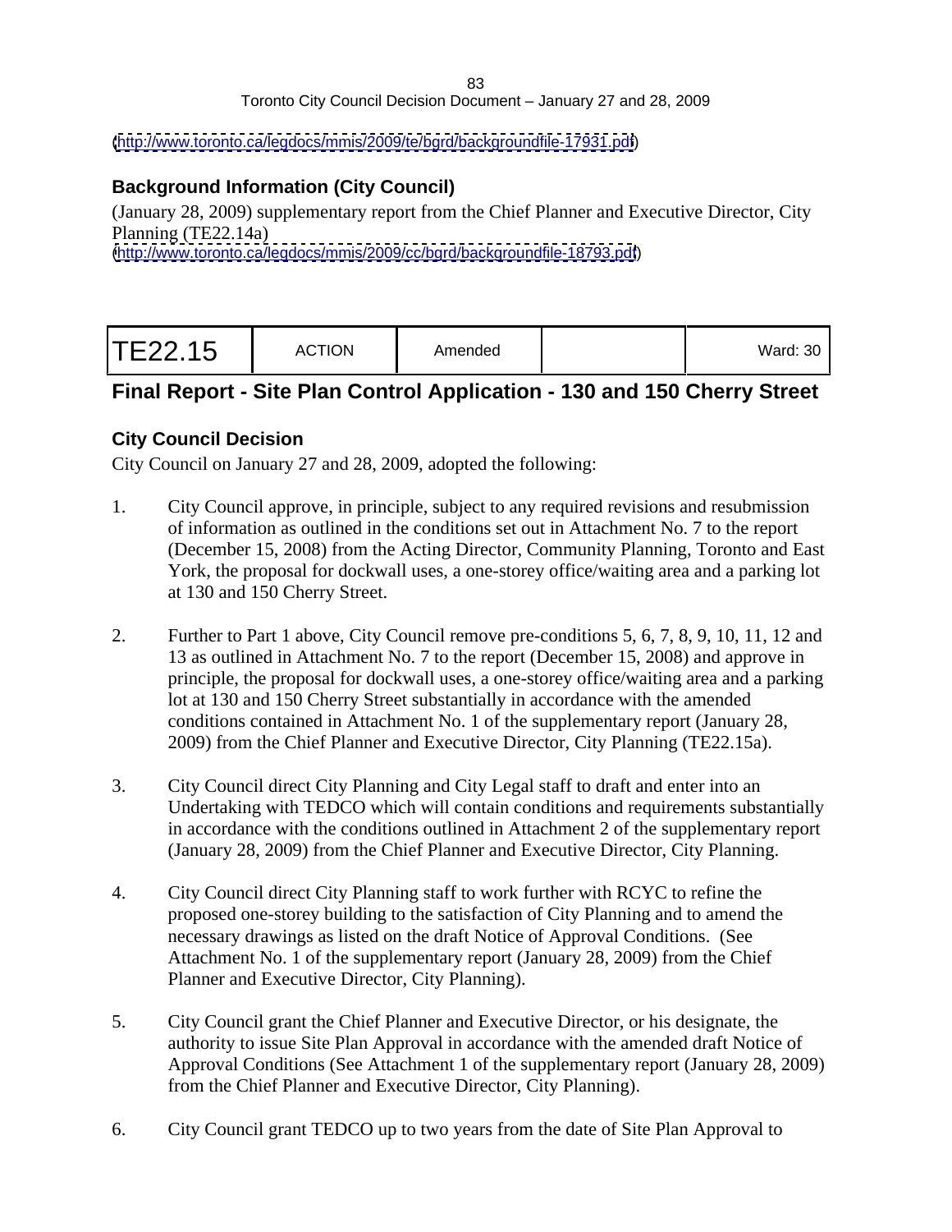(http://www.toronto.ca/legdocs/mmis/2009/te/bgrd/backgroundfile-17931.pdf)

### Background Information (City Council)

(January 28, 2009) supplementary report from the Chief Planner and Executive Director, City Planning (TE22.14a)
(http://www.toronto.ca/legdocs/mmis/2009/cc/bgrd/backgroundfile-18793.pdf)

| TE22.15 | ACTION | Amended | | Ward: 30 |
|---|---|---|---|---|

## Final Report - Site Plan Control Application - 130 and 150 Cherry Street

### City Council Decision

City Council on January 27 and 28, 2009, adopted the following:

1. City Council approve, in principle, subject to any required revisions and resubmission of information as outlined in the conditions set out in Attachment No. 7 to the report (December 15, 2008) from the Acting Director, Community Planning, Toronto and East York, the proposal for dockwall uses, a one-storey office/waiting area and a parking lot at 130 and 150 Cherry Street.

2. Further to Part 1 above, City Council remove pre-conditions 5, 6, 7, 8, 9, 10, 11, 12 and 13 as outlined in Attachment No. 7 to the report (December 15, 2008) and approve in principle, the proposal for dockwall uses, a one-storey office/waiting area and a parking lot at 130 and 150 Cherry Street substantially in accordance with the amended conditions contained in Attachment No. 1 of the supplementary report (January 28, 2009) from the Chief Planner and Executive Director, City Planning (TE22.15a).

3. City Council direct City Planning and City Legal staff to draft and enter into an Undertaking with TEDCO which will contain conditions and requirements substantially in accordance with the conditions outlined in Attachment 2 of the supplementary report (January 28, 2009) from the Chief Planner and Executive Director, City Planning.

4. City Council direct City Planning staff to work further with RCYC to refine the proposed one-storey building to the satisfaction of City Planning and to amend the necessary drawings as listed on the draft Notice of Approval Conditions. (See Attachment No. 1 of the supplementary report (January 28, 2009) from the Chief Planner and Executive Director, City Planning).

5. City Council grant the Chief Planner and Executive Director, or his designate, the authority to issue Site Plan Approval in accordance with the amended draft Notice of Approval Conditions (See Attachment 1 of the supplementary report (January 28, 2009) from the Chief Planner and Executive Director, City Planning).

6. City Council grant TEDCO up to two years from the date of Site Plan Approval to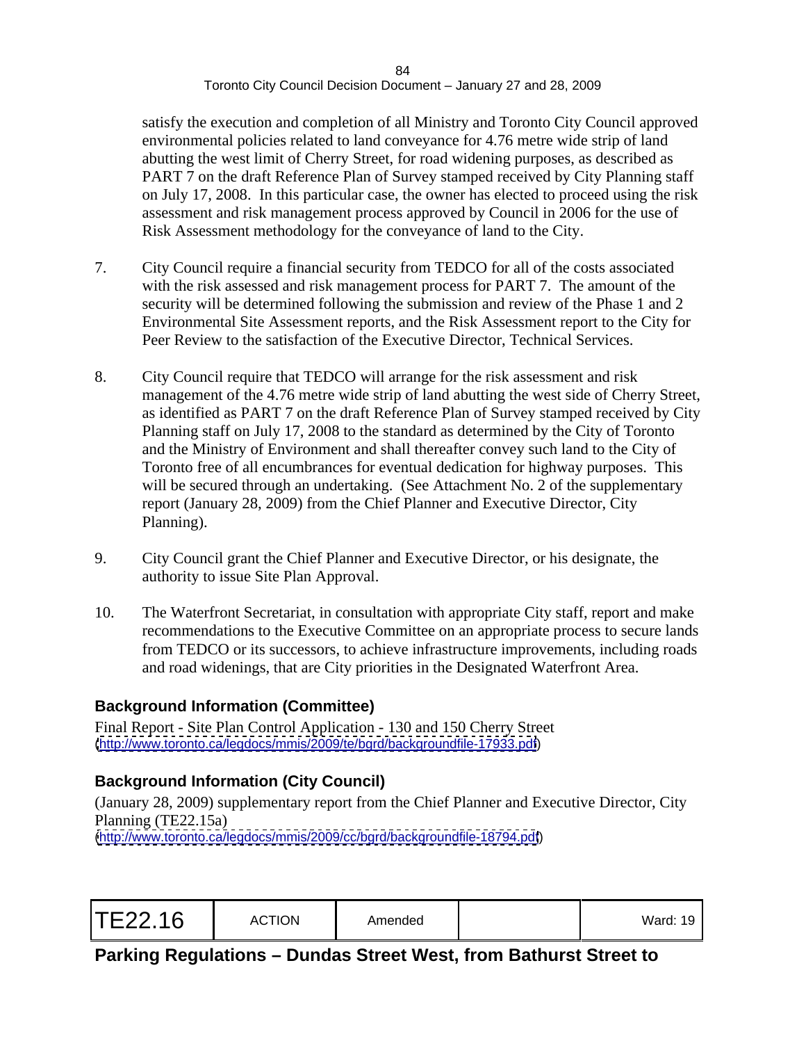satisfy the execution and completion of all Ministry and Toronto City Council approved environmental policies related to land conveyance for 4.76 metre wide strip of land abutting the west limit of Cherry Street, for road widening purposes, as described as PART 7 on the draft Reference Plan of Survey stamped received by City Planning staff on July 17, 2008. In this particular case, the owner has elected to proceed using the risk assessment and risk management process approved by Council in 2006 for the use of Risk Assessment methodology for the conveyance of land to the City.

7. City Council require a financial security from TEDCO for all of the costs associated with the risk assessed and risk management process for PART 7. The amount of the security will be determined following the submission and review of the Phase 1 and 2 Environmental Site Assessment reports, and the Risk Assessment report to the City for Peer Review to the satisfaction of the Executive Director, Technical Services.

8. City Council require that TEDCO will arrange for the risk assessment and risk management of the 4.76 metre wide strip of land abutting the west side of Cherry Street, as identified as PART 7 on the draft Reference Plan of Survey stamped received by City Planning staff on July 17, 2008 to the standard as determined by the City of Toronto and the Ministry of Environment and shall thereafter convey such land to the City of Toronto free of all encumbrances for eventual dedication for highway purposes. This will be secured through an undertaking. (See Attachment No. 2 of the supplementary report (January 28, 2009) from the Chief Planner and Executive Director, City Planning).

9. City Council grant the Chief Planner and Executive Director, or his designate, the authority to issue Site Plan Approval.

10. The Waterfront Secretariat, in consultation with appropriate City staff, report and make recommendations to the Executive Committee on an appropriate process to secure lands from TEDCO or its successors, to achieve infrastructure improvements, including roads and road widenings, that are City priorities in the Designated Waterfront Area.

## Background Information (Committee)

Final Report - Site Plan Control Application - 130 and 150 Cherry Street
(http://www.toronto.ca/legdocs/mmis/2009/te/bgrd/backgroundfile-17933.pdf)

## Background Information (City Council)

(January 28, 2009) supplementary report from the Chief Planner and Executive Director, City Planning (TE22.15a)
(http://www.toronto.ca/legdocs/mmis/2009/cc/bgrd/backgroundfile-18794.pdf)

| TE22.16 | ACTION | Amended | | Ward: 19 |
|---|---|---|---|---|

## Parking Regulations – Dundas Street West, from Bathurst Street to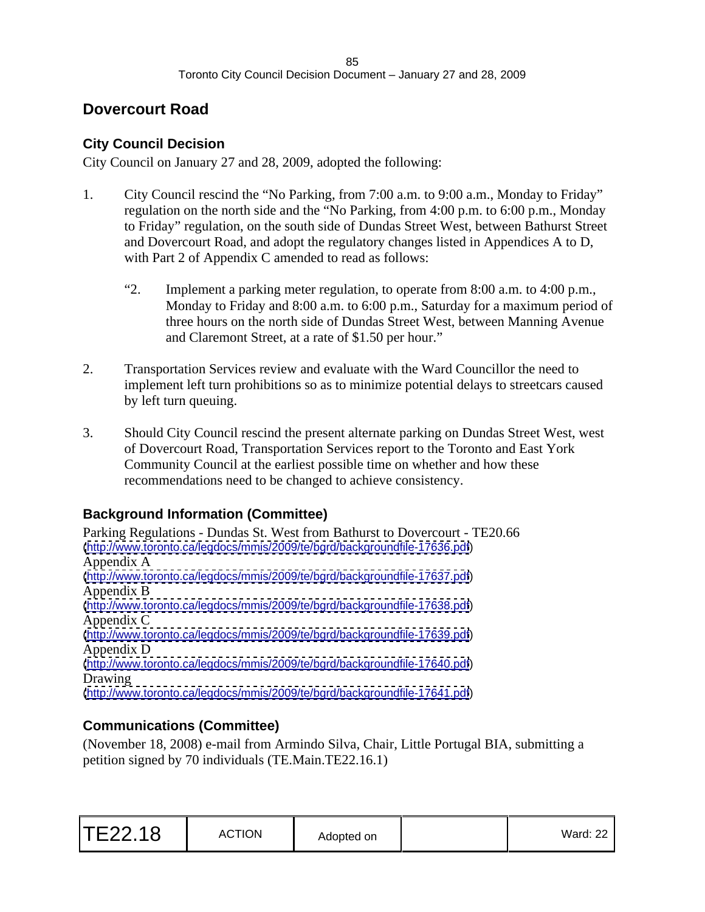## Dovercourt Road

### City Council Decision

City Council on January 27 and 28, 2009, adopted the following:

1. City Council rescind the "No Parking, from 7:00 a.m. to 9:00 a.m., Monday to Friday" regulation on the north side and the "No Parking, from 4:00 p.m. to 6:00 p.m., Monday to Friday" regulation, on the south side of Dundas Street West, between Bathurst Street and Dovercourt Road, and adopt the regulatory changes listed in Appendices A to D, with Part 2 of Appendix C amended to read as follows:

   "2. Implement a parking meter regulation, to operate from 8:00 a.m. to 4:00 p.m., Monday to Friday and 8:00 a.m. to 6:00 p.m., Saturday for a maximum period of three hours on the north side of Dundas Street West, between Manning Avenue and Claremont Street, at a rate of $1.50 per hour."

2. Transportation Services review and evaluate with the Ward Councillor the need to implement left turn prohibitions so as to minimize potential delays to streetcars caused by left turn queuing.

3. Should City Council rescind the present alternate parking on Dundas Street West, west of Dovercourt Road, Transportation Services report to the Toronto and East York Community Council at the earliest possible time on whether and how these recommendations need to be changed to achieve consistency.

### Background Information (Committee)

Parking Regulations - Dundas St. West from Bathurst to Dovercourt - TE20.66
(http://www.toronto.ca/legdocs/mmis/2009/te/bgrd/backgroundfile-17636.pdf)
Appendix A
(http://www.toronto.ca/legdocs/mmis/2009/te/bgrd/backgroundfile-17637.pdf)
Appendix B
(http://www.toronto.ca/legdocs/mmis/2009/te/bgrd/backgroundfile-17638.pdf)
Appendix C
(http://www.toronto.ca/legdocs/mmis/2009/te/bgrd/backgroundfile-17639.pdf)
Appendix D
(http://www.toronto.ca/legdocs/mmis/2009/te/bgrd/backgroundfile-17640.pdf)
Drawing
(http://www.toronto.ca/legdocs/mmis/2009/te/bgrd/backgroundfile-17641.pdf)

### Communications (Committee)

(November 18, 2008) e-mail from Armindo Silva, Chair, Little Portugal BIA, submitting a petition signed by 70 individuals (TE.Main.TE22.16.1)

| TE22.18 | ACTION | Adopted on | | Ward: 22 |
|---|---|---|---|---|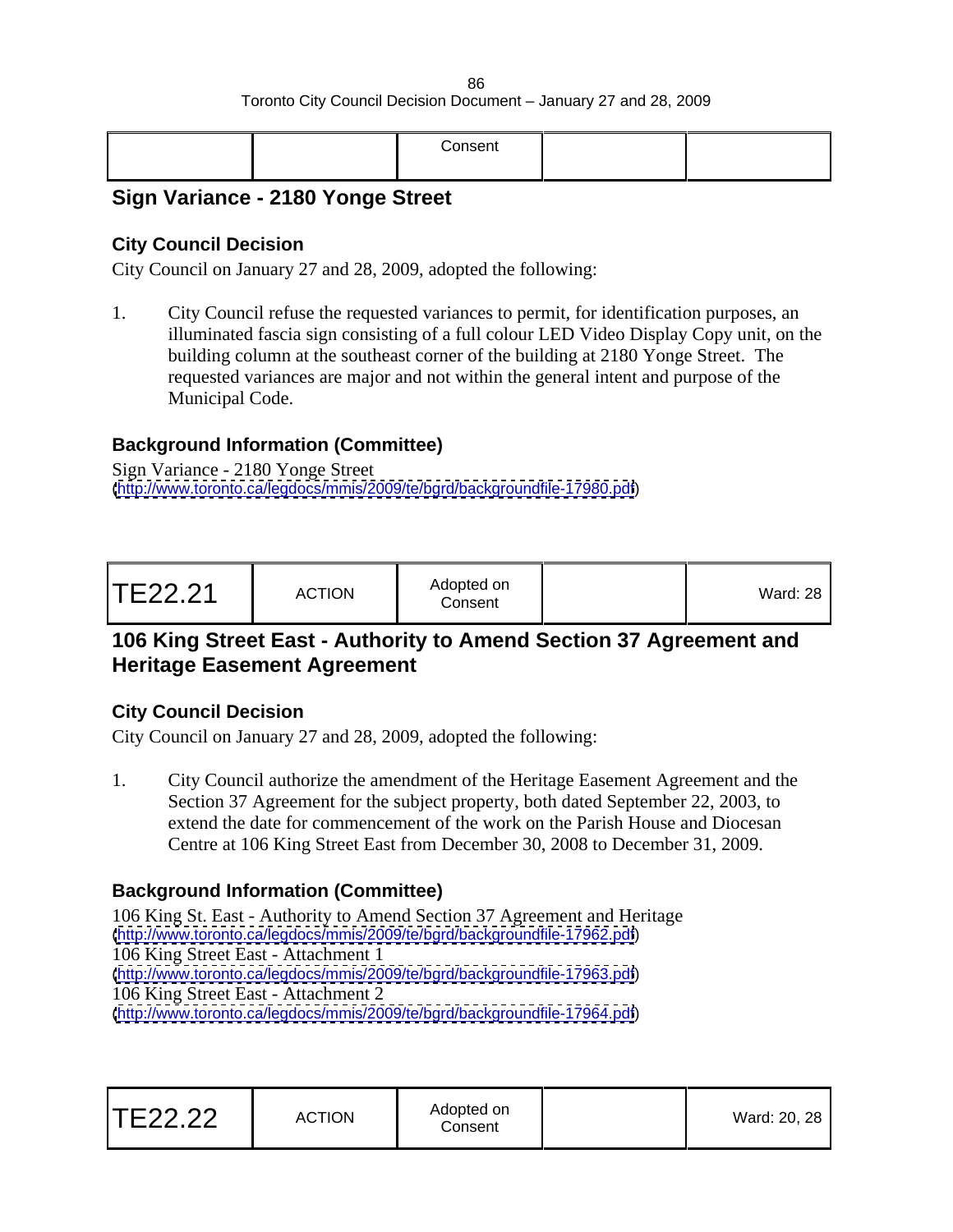| | | Consent | | |
|---|---|---|---|---|

## Sign Variance - 2180 Yonge Street

### City Council Decision

City Council on January 27 and 28, 2009, adopted the following:

1. City Council refuse the requested variances to permit, for identification purposes, an illuminated fascia sign consisting of a full colour LED Video Display Copy unit, on the building column at the southeast corner of the building at 2180 Yonge Street. The requested variances are major and not within the general intent and purpose of the Municipal Code.

### Background Information (Committee)

Sign Variance - 2180 Yonge Street
(http://www.toronto.ca/legdocs/mmis/2009/te/bgrd/backgroundfile-17980.pdf)

| TE22.21 | ACTION | Adopted on Consent | | Ward: 28 |
|---|---|---|---|---|

## 106 King Street East - Authority to Amend Section 37 Agreement and Heritage Easement Agreement

### City Council Decision

City Council on January 27 and 28, 2009, adopted the following:

1. City Council authorize the amendment of the Heritage Easement Agreement and the Section 37 Agreement for the subject property, both dated September 22, 2003, to extend the date for commencement of the work on the Parish House and Diocesan Centre at 106 King Street East from December 30, 2008 to December 31, 2009.

### Background Information (Committee)

106 King St. East - Authority to Amend Section 37 Agreement and Heritage
(http://www.toronto.ca/legdocs/mmis/2009/te/bgrd/backgroundfile-17962.pdf)
106 King Street East - Attachment 1
(http://www.toronto.ca/legdocs/mmis/2009/te/bgrd/backgroundfile-17963.pdf)
106 King Street East - Attachment 2
(http://www.toronto.ca/legdocs/mmis/2009/te/bgrd/backgroundfile-17964.pdf)

| TE22.22 | ACTION | Adopted on Consent | | Ward: 20, 28 |
|---|---|---|---|---|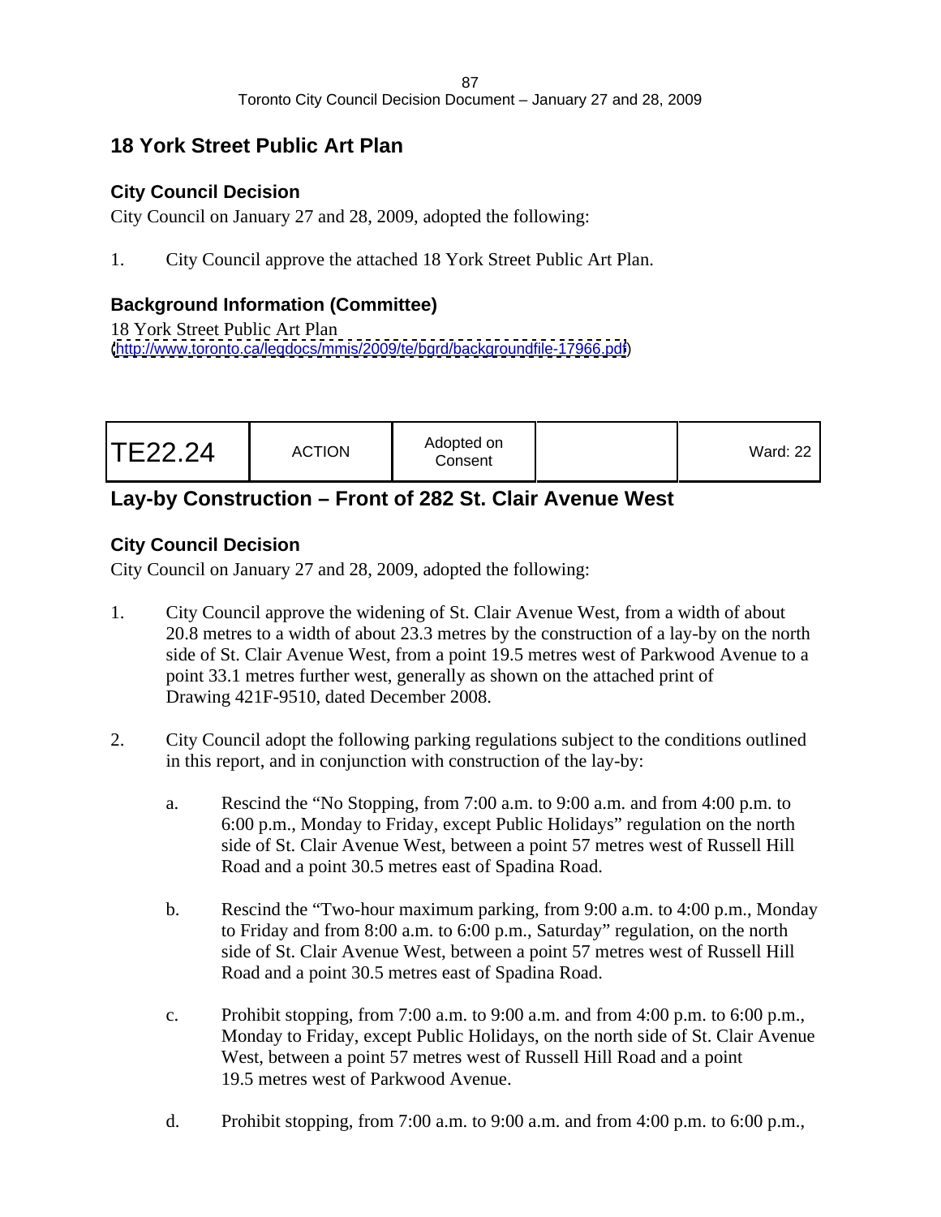## 18 York Street Public Art Plan

### City Council Decision

City Council on January 27 and 28, 2009, adopted the following:

1. City Council approve the attached 18 York Street Public Art Plan.

### Background Information (Committee)

18 York Street Public Art Plan
(http://www.toronto.ca/legdocs/mmis/2009/te/bgrd/backgroundfile-17966.pdf)

| TE22.24 | ACTION | Adopted on Consent | | Ward: 22 |
|---|---|---|---|---|

## Lay-by Construction – Front of 282 St. Clair Avenue West

### City Council Decision

City Council on January 27 and 28, 2009, adopted the following:

1. City Council approve the widening of St. Clair Avenue West, from a width of about 20.8 metres to a width of about 23.3 metres by the construction of a lay-by on the north side of St. Clair Avenue West, from a point 19.5 metres west of Parkwood Avenue to a point 33.1 metres further west, generally as shown on the attached print of Drawing 421F-9510, dated December 2008.

2. City Council adopt the following parking regulations subject to the conditions outlined in this report, and in conjunction with construction of the lay-by:

   a. Rescind the "No Stopping, from 7:00 a.m. to 9:00 a.m. and from 4:00 p.m. to 6:00 p.m., Monday to Friday, except Public Holidays" regulation on the north side of St. Clair Avenue West, between a point 57 metres west of Russell Hill Road and a point 30.5 metres east of Spadina Road.

   b. Rescind the "Two-hour maximum parking, from 9:00 a.m. to 4:00 p.m., Monday to Friday and from 8:00 a.m. to 6:00 p.m., Saturday" regulation, on the north side of St. Clair Avenue West, between a point 57 metres west of Russell Hill Road and a point 30.5 metres east of Spadina Road.

   c. Prohibit stopping, from 7:00 a.m. to 9:00 a.m. and from 4:00 p.m. to 6:00 p.m., Monday to Friday, except Public Holidays, on the north side of St. Clair Avenue West, between a point 57 metres west of Russell Hill Road and a point 19.5 metres west of Parkwood Avenue.

   d. Prohibit stopping, from 7:00 a.m. to 9:00 a.m. and from 4:00 p.m. to 6:00 p.m.,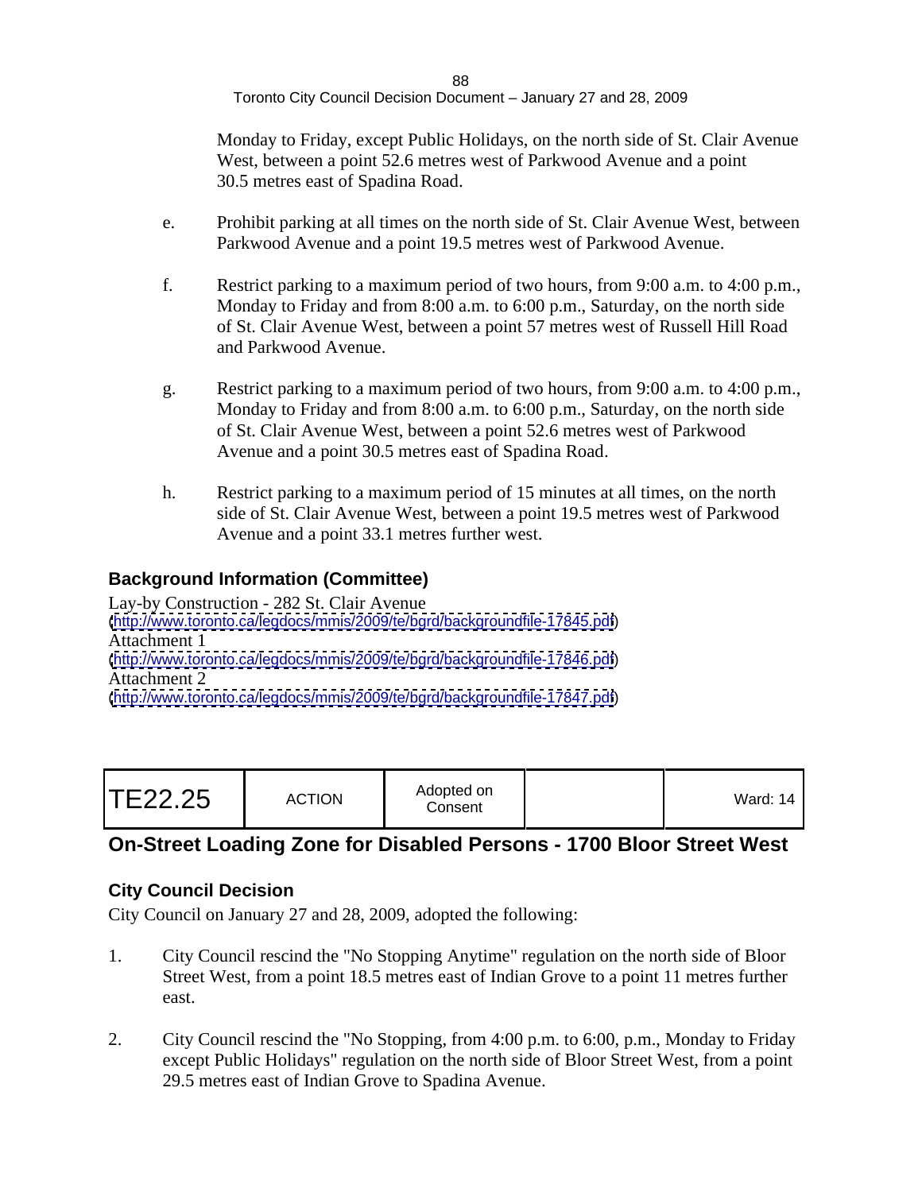Monday to Friday, except Public Holidays, on the north side of St. Clair Avenue West, between a point 52.6 metres west of Parkwood Avenue and a point 30.5 metres east of Spadina Road.

e. Prohibit parking at all times on the north side of St. Clair Avenue West, between Parkwood Avenue and a point 19.5 metres west of Parkwood Avenue.

f. Restrict parking to a maximum period of two hours, from 9:00 a.m. to 4:00 p.m., Monday to Friday and from 8:00 a.m. to 6:00 p.m., Saturday, on the north side of St. Clair Avenue West, between a point 57 metres west of Russell Hill Road and Parkwood Avenue.

g. Restrict parking to a maximum period of two hours, from 9:00 a.m. to 4:00 p.m., Monday to Friday and from 8:00 a.m. to 6:00 p.m., Saturday, on the north side of St. Clair Avenue West, between a point 52.6 metres west of Parkwood Avenue and a point 30.5 metres east of Spadina Road.

h. Restrict parking to a maximum period of 15 minutes at all times, on the north side of St. Clair Avenue West, between a point 19.5 metres west of Parkwood Avenue and a point 33.1 metres further west.

### Background Information (Committee)

Lay-by Construction - 282 St. Clair Avenue
(http://www.toronto.ca/legdocs/mmis/2009/te/bgrd/backgroundfile-17845.pdf)
Attachment 1
(http://www.toronto.ca/legdocs/mmis/2009/te/bgrd/backgroundfile-17846.pdf)
Attachment 2
(http://www.toronto.ca/legdocs/mmis/2009/te/bgrd/backgroundfile-17847.pdf)

| TE22.25 | ACTION | Adopted on Consent | | Ward: 14 |
|---|---|---|---|---|

## On-Street Loading Zone for Disabled Persons - 1700 Bloor Street West

### City Council Decision

City Council on January 27 and 28, 2009, adopted the following:

1. City Council rescind the "No Stopping Anytime" regulation on the north side of Bloor Street West, from a point 18.5 metres east of Indian Grove to a point 11 metres further east.

2. City Council rescind the "No Stopping, from 4:00 p.m. to 6:00, p.m., Monday to Friday except Public Holidays" regulation on the north side of Bloor Street West, from a point 29.5 metres east of Indian Grove to Spadina Avenue.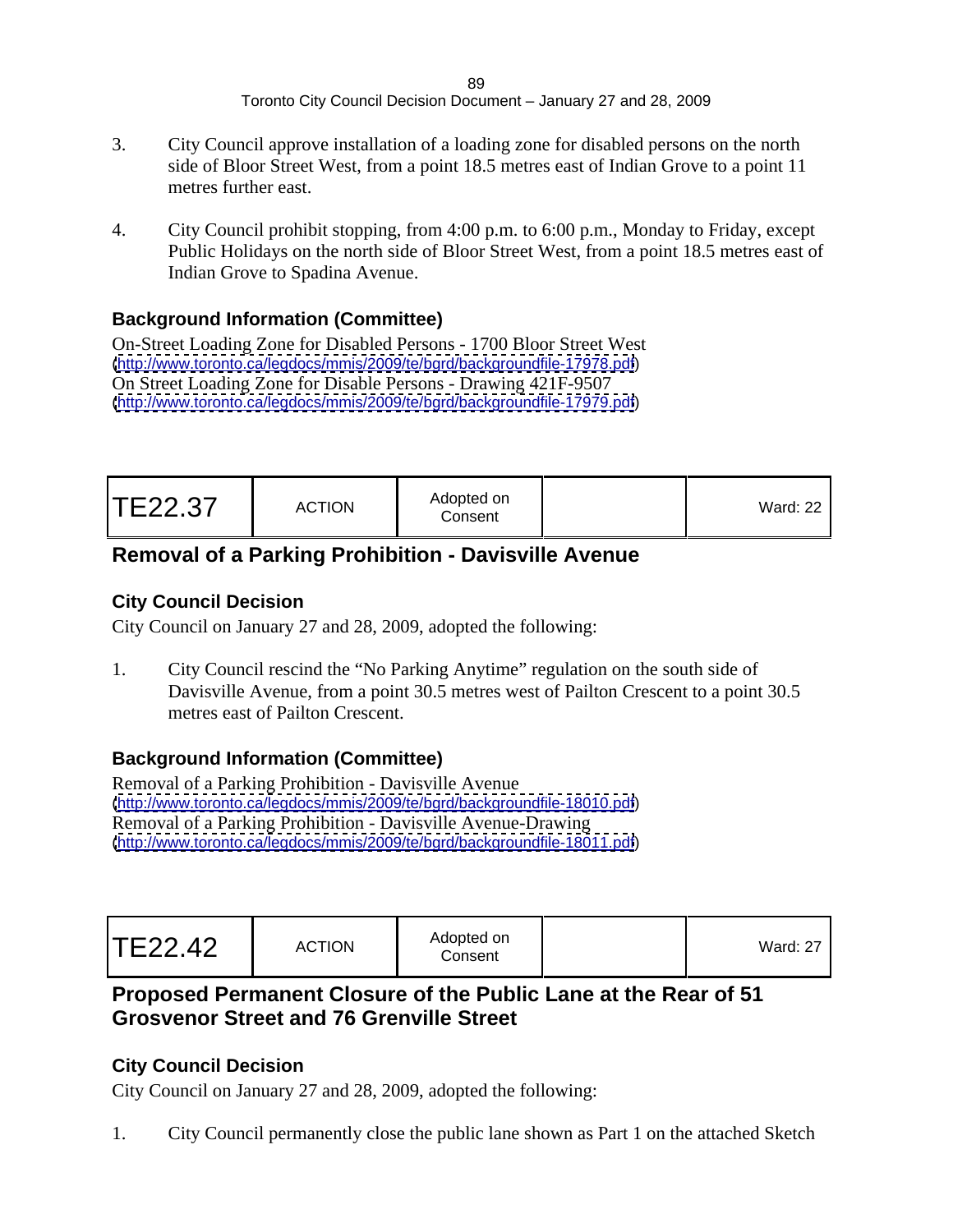3. City Council approve installation of a loading zone for disabled persons on the north side of Bloor Street West, from a point 18.5 metres east of Indian Grove to a point 11 metres further east.

4. City Council prohibit stopping, from 4:00 p.m. to 6:00 p.m., Monday to Friday, except Public Holidays on the north side of Bloor Street West, from a point 18.5 metres east of Indian Grove to Spadina Avenue.

### Background Information (Committee)

On-Street Loading Zone for Disabled Persons - 1700 Bloor Street West
(http://www.toronto.ca/legdocs/mmis/2009/te/bgrd/backgroundfile-17978.pdf)
On Street Loading Zone for Disable Persons - Drawing 421F-9507
(http://www.toronto.ca/legdocs/mmis/2009/te/bgrd/backgroundfile-17979.pdf)

| TE22.37 | ACTION | Adopted on Consent | | Ward: 22 |
|---|---|---|---|---|

## Removal of a Parking Prohibition - Davisville Avenue

### City Council Decision

City Council on January 27 and 28, 2009, adopted the following:

1. City Council rescind the “No Parking Anytime” regulation on the south side of Davisville Avenue, from a point 30.5 metres west of Pailton Crescent to a point 30.5 metres east of Pailton Crescent.

### Background Information (Committee)

Removal of a Parking Prohibition - Davisville Avenue
(http://www.toronto.ca/legdocs/mmis/2009/te/bgrd/backgroundfile-18010.pdf)
Removal of a Parking Prohibition - Davisville Avenue-Drawing
(http://www.toronto.ca/legdocs/mmis/2009/te/bgrd/backgroundfile-18011.pdf)

| TE22.42 | ACTION | Adopted on Consent | | Ward: 27 |
|---|---|---|---|---|

## Proposed Permanent Closure of the Public Lane at the Rear of 51 Grosvenor Street and 76 Grenville Street

### City Council Decision

City Council on January 27 and 28, 2009, adopted the following:

1. City Council permanently close the public lane shown as Part 1 on the attached Sketch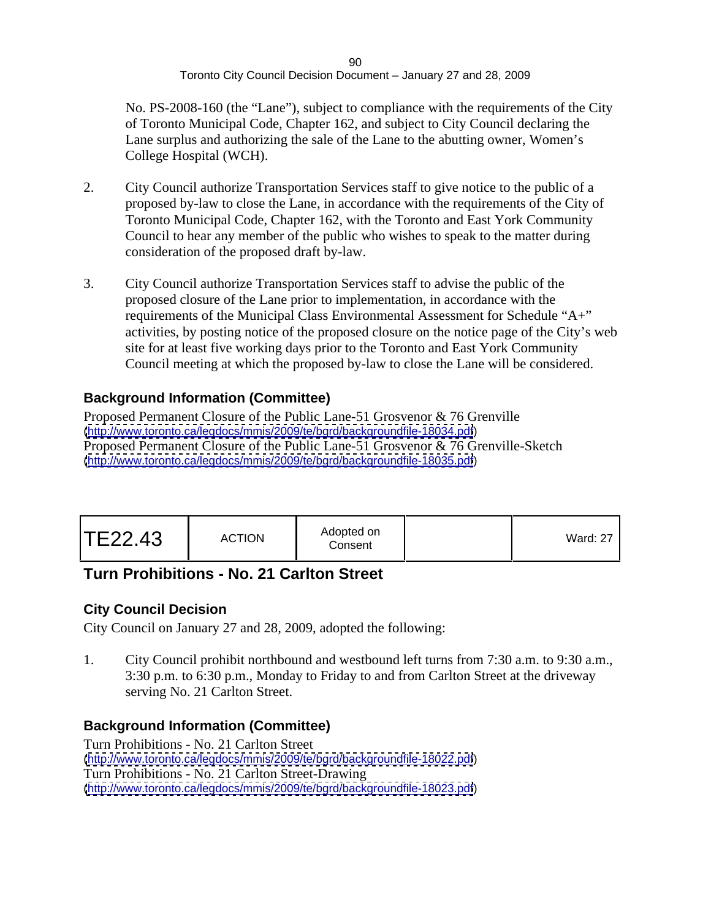No. PS-2008-160 (the "Lane"), subject to compliance with the requirements of the City of Toronto Municipal Code, Chapter 162, and subject to City Council declaring the Lane surplus and authorizing the sale of the Lane to the abutting owner, Women's College Hospital (WCH).

2. City Council authorize Transportation Services staff to give notice to the public of a proposed by-law to close the Lane, in accordance with the requirements of the City of Toronto Municipal Code, Chapter 162, with the Toronto and East York Community Council to hear any member of the public who wishes to speak to the matter during consideration of the proposed draft by-law.

3. City Council authorize Transportation Services staff to advise the public of the proposed closure of the Lane prior to implementation, in accordance with the requirements of the Municipal Class Environmental Assessment for Schedule "A+" activities, by posting notice of the proposed closure on the notice page of the City's web site for at least five working days prior to the Toronto and East York Community Council meeting at which the proposed by-law to close the Lane will be considered.

### Background Information (Committee)

Proposed Permanent Closure of the Public Lane-51 Grosvenor & 76 Grenville
(http://www.toronto.ca/legdocs/mmis/2009/te/bgrd/backgroundfile-18034.pdf)
Proposed Permanent Closure of the Public Lane-51 Grosvenor & 76 Grenville-Sketch
(http://www.toronto.ca/legdocs/mmis/2009/te/bgrd/backgroundfile-18035.pdf)

| TE22.43 | ACTION | Adopted on Consent | | Ward: 27 |
|---|---|---|---|---|

## Turn Prohibitions - No. 21 Carlton Street

### City Council Decision

City Council on January 27 and 28, 2009, adopted the following:

1. City Council prohibit northbound and westbound left turns from 7:30 a.m. to 9:30 a.m., 3:30 p.m. to 6:30 p.m., Monday to Friday to and from Carlton Street at the driveway serving No. 21 Carlton Street.

### Background Information (Committee)

Turn Prohibitions - No. 21 Carlton Street
(http://www.toronto.ca/legdocs/mmis/2009/te/bgrd/backgroundfile-18022.pdf)
Turn Prohibitions - No. 21 Carlton Street-Drawing
(http://www.toronto.ca/legdocs/mmis/2009/te/bgrd/backgroundfile-18023.pdf)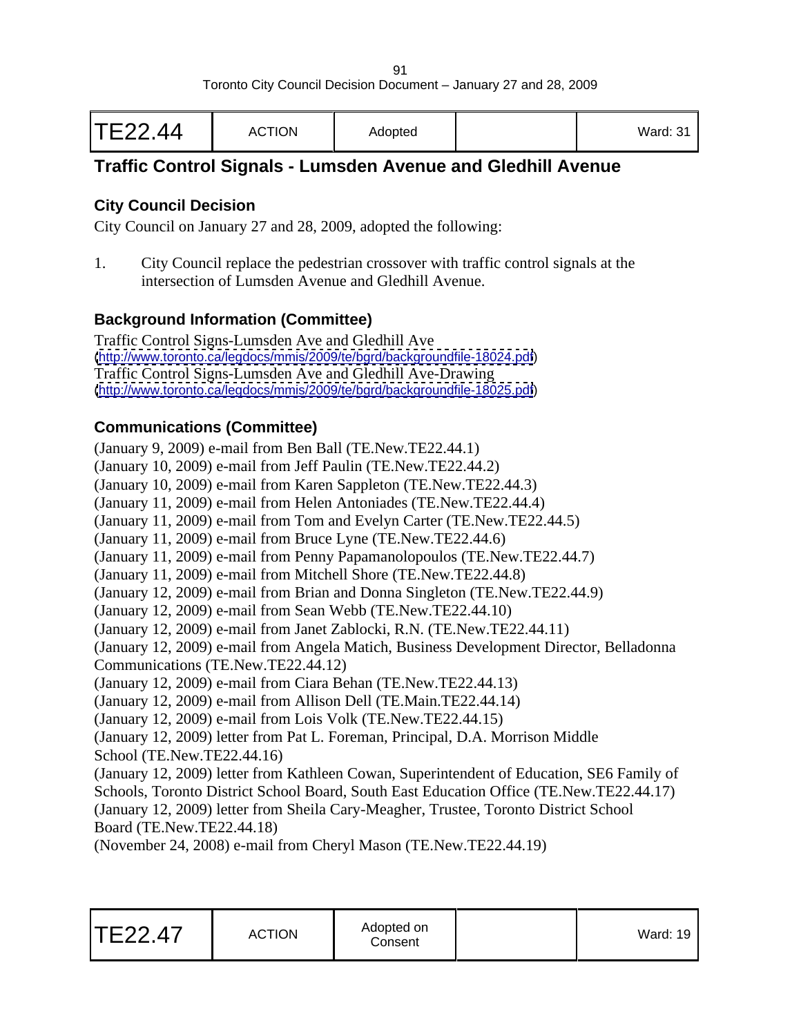| TE22.44 | ACTION | Adopted | | Ward: 31 |
|---|---|---|---|---|

## Traffic Control Signals - Lumsden Avenue and Gledhill Avenue

### City Council Decision

City Council on January 27 and 28, 2009, adopted the following:

1. City Council replace the pedestrian crossover with traffic control signals at the intersection of Lumsden Avenue and Gledhill Avenue.

### Background Information (Committee)

Traffic Control Signs-Lumsden Ave and Gledhill Ave
(http://www.toronto.ca/legdocs/mmis/2009/te/bgrd/backgroundfile-18024.pdf)
Traffic Control Signs-Lumsden Ave and Gledhill Ave-Drawing
(http://www.toronto.ca/legdocs/mmis/2009/te/bgrd/backgroundfile-18025.pdf)

### Communications (Committee)

(January 9, 2009) e-mail from Ben Ball (TE.New.TE22.44.1)
(January 10, 2009) e-mail from Jeff Paulin (TE.New.TE22.44.2)
(January 10, 2009) e-mail from Karen Sappleton (TE.New.TE22.44.3)
(January 11, 2009) e-mail from Helen Antoniades (TE.New.TE22.44.4)
(January 11, 2009) e-mail from Tom and Evelyn Carter (TE.New.TE22.44.5)
(January 11, 2009) e-mail from Bruce Lyne (TE.New.TE22.44.6)
(January 11, 2009) e-mail from Penny Papamanolopoulos (TE.New.TE22.44.7)
(January 11, 2009) e-mail from Mitchell Shore (TE.New.TE22.44.8)
(January 12, 2009) e-mail from Brian and Donna Singleton (TE.New.TE22.44.9)
(January 12, 2009) e-mail from Sean Webb (TE.New.TE22.44.10)
(January 12, 2009) e-mail from Janet Zablocki, R.N. (TE.New.TE22.44.11)
(January 12, 2009) e-mail from Angela Matich, Business Development Director, Belladonna Communications (TE.New.TE22.44.12)
(January 12, 2009) e-mail from Ciara Behan (TE.New.TE22.44.13)
(January 12, 2009) e-mail from Allison Dell (TE.Main.TE22.44.14)
(January 12, 2009) e-mail from Lois Volk (TE.New.TE22.44.15)
(January 12, 2009) letter from Pat L. Foreman, Principal, D.A. Morrison Middle School (TE.New.TE22.44.16)
(January 12, 2009) letter from Kathleen Cowan, Superintendent of Education, SE6 Family of Schools, Toronto District School Board, South East Education Office (TE.New.TE22.44.17)
(January 12, 2009) letter from Sheila Cary-Meagher, Trustee, Toronto District School Board (TE.New.TE22.44.18)
(November 24, 2008) e-mail from Cheryl Mason (TE.New.TE22.44.19)

| TE22.47 | ACTION | Adopted on Consent | | Ward: 19 |
|---|---|---|---|---|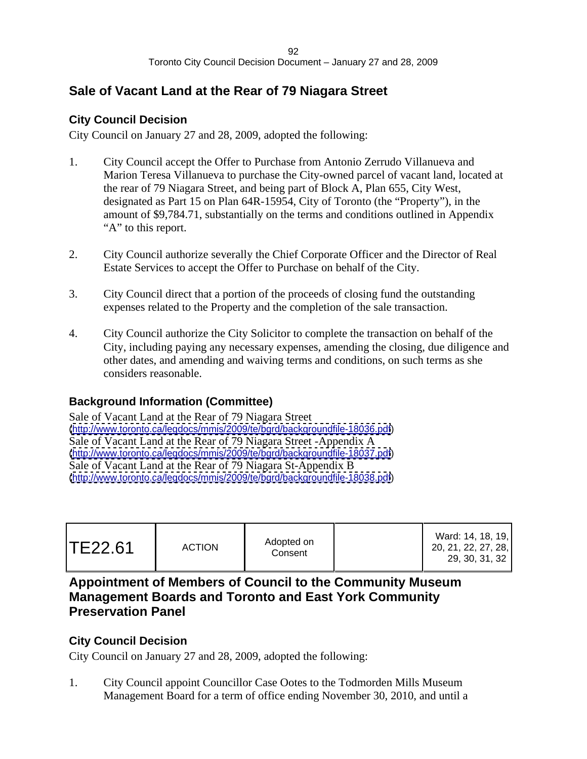## Sale of Vacant Land at the Rear of 79 Niagara Street

### City Council Decision

City Council on January 27 and 28, 2009, adopted the following:

1. City Council accept the Offer to Purchase from Antonio Zerrudo Villanueva and Marion Teresa Villanueva to purchase the City-owned parcel of vacant land, located at the rear of 79 Niagara Street, and being part of Block A, Plan 655, City West, designated as Part 15 on Plan 64R-15954, City of Toronto (the "Property"), in the amount of $9,784.71, substantially on the terms and conditions outlined in Appendix "A" to this report.

2. City Council authorize severally the Chief Corporate Officer and the Director of Real Estate Services to accept the Offer to Purchase on behalf of the City.

3. City Council direct that a portion of the proceeds of closing fund the outstanding expenses related to the Property and the completion of the sale transaction.

4. City Council authorize the City Solicitor to complete the transaction on behalf of the City, including paying any necessary expenses, amending the closing, due diligence and other dates, and amending and waiving terms and conditions, on such terms as she considers reasonable.

### Background Information (Committee)

Sale of Vacant Land at the Rear of 79 Niagara Street
(http://www.toronto.ca/legdocs/mmis/2009/te/bgrd/backgroundfile-18036.pdf)
Sale of Vacant Land at the Rear of 79 Niagara Street -Appendix A
(http://www.toronto.ca/legdocs/mmis/2009/te/bgrd/backgroundfile-18037.pdf)
Sale of Vacant Land at the Rear of 79 Niagara St-Appendix B
(http://www.toronto.ca/legdocs/mmis/2009/te/bgrd/backgroundfile-18038.pdf)

| TE22.61 | ACTION | Adopted on Consent | | Ward: 14, 18, 19, 20, 21, 22, 27, 28, 29, 30, 31, 32 |
|---|---|---|---|---|

## Appointment of Members of Council to the Community Museum Management Boards and Toronto and East York Community Preservation Panel

### City Council Decision

City Council on January 27 and 28, 2009, adopted the following:

1. City Council appoint Councillor Case Ootes to the Todmorden Mills Museum Management Board for a term of office ending November 30, 2010, and until a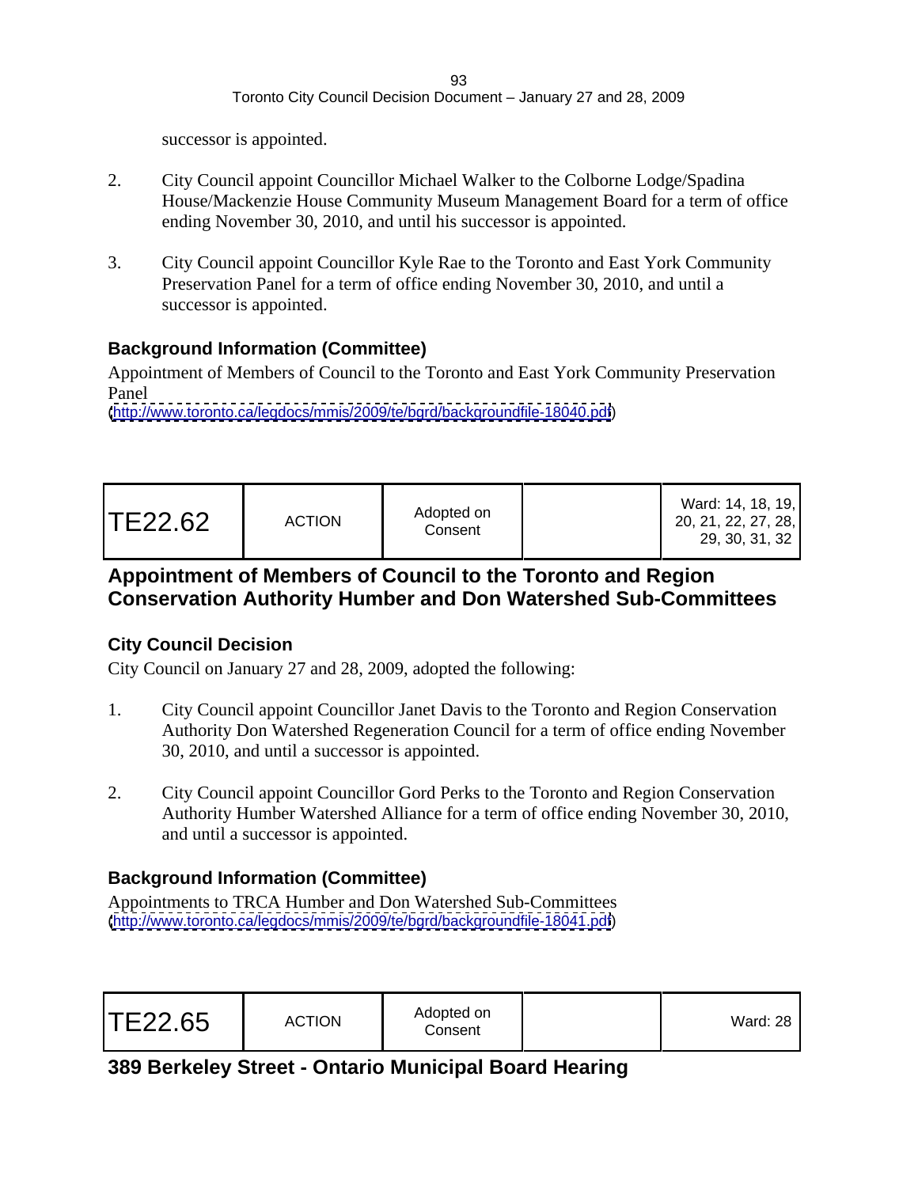successor is appointed.

2. City Council appoint Councillor Michael Walker to the Colborne Lodge/Spadina House/Mackenzie House Community Museum Management Board for a term of office ending November 30, 2010, and until his successor is appointed.

3. City Council appoint Councillor Kyle Rae to the Toronto and East York Community Preservation Panel for a term of office ending November 30, 2010, and until a successor is appointed.

### Background Information (Committee)

Appointment of Members of Council to the Toronto and East York Community Preservation Panel
(http://www.toronto.ca/legdocs/mmis/2009/te/bgrd/backgroundfile-18040.pdf)

| TE22.62 | ACTION | Adopted on Consent | | Ward: 14, 18, 19, 20, 21, 22, 27, 28, 29, 30, 31, 32 |
|---|---|---|---|---|

## Appointment of Members of Council to the Toronto and Region Conservation Authority Humber and Don Watershed Sub-Committees

### City Council Decision

City Council on January 27 and 28, 2009, adopted the following:

1. City Council appoint Councillor Janet Davis to the Toronto and Region Conservation Authority Don Watershed Regeneration Council for a term of office ending November 30, 2010, and until a successor is appointed.

2. City Council appoint Councillor Gord Perks to the Toronto and Region Conservation Authority Humber Watershed Alliance for a term of office ending November 30, 2010, and until a successor is appointed.

### Background Information (Committee)

Appointments to TRCA Humber and Don Watershed Sub-Committees
(http://www.toronto.ca/legdocs/mmis/2009/te/bgrd/backgroundfile-18041.pdf)

| TE22.65 | ACTION | Adopted on Consent | | Ward: 28 |
|---|---|---|---|---|

## 389 Berkeley Street - Ontario Municipal Board Hearing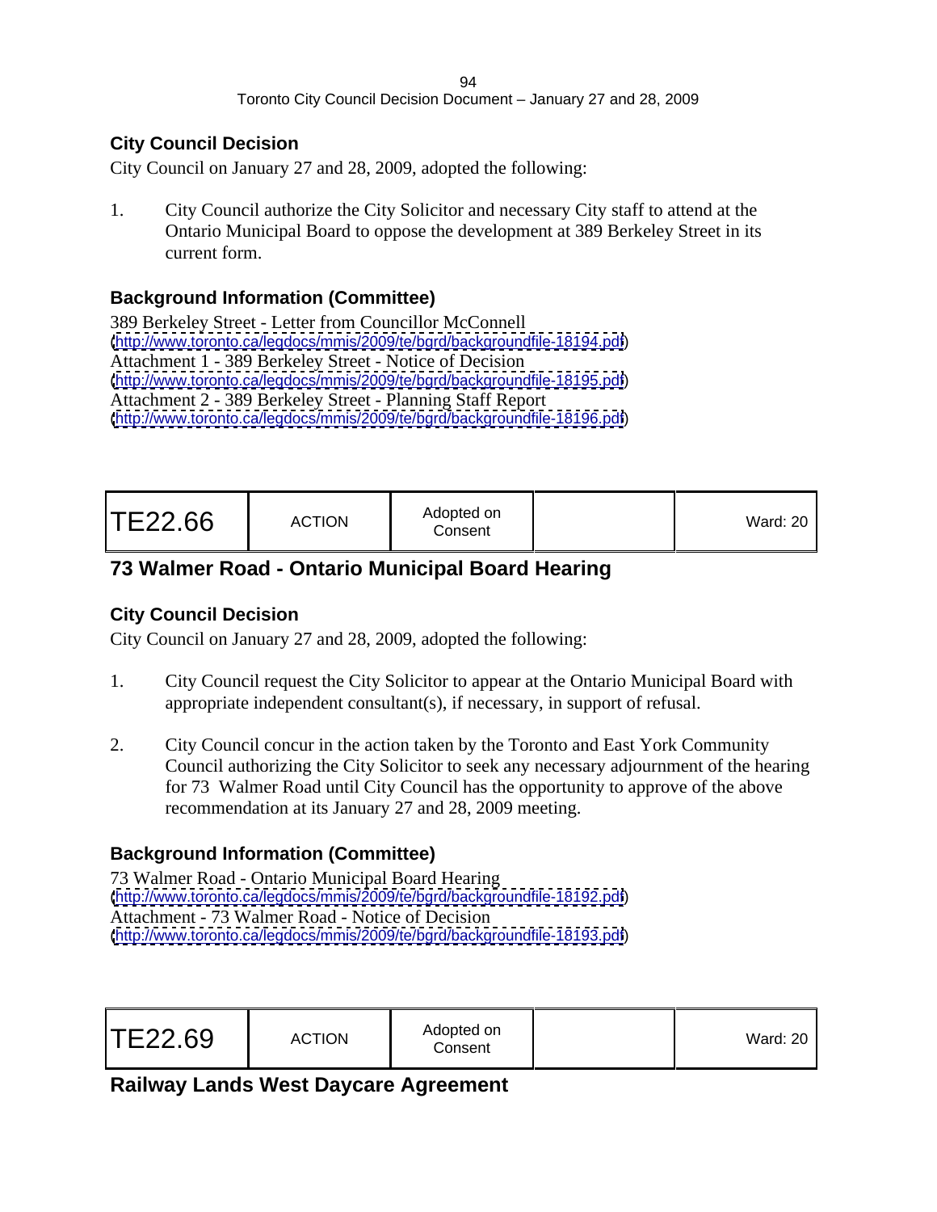### City Council Decision

City Council on January 27 and 28, 2009, adopted the following:

1. City Council authorize the City Solicitor and necessary City staff to attend at the Ontario Municipal Board to oppose the development at 389 Berkeley Street in its current form.

### Background Information (Committee)

389 Berkeley Street - Letter from Councillor McConnell
(http://www.toronto.ca/legdocs/mmis/2009/te/bgrd/backgroundfile-18194.pdf)
Attachment 1 - 389 Berkeley Street - Notice of Decision
(http://www.toronto.ca/legdocs/mmis/2009/te/bgrd/backgroundfile-18195.pdf)
Attachment 2 - 389 Berkeley Street - Planning Staff Report
(http://www.toronto.ca/legdocs/mmis/2009/te/bgrd/backgroundfile-18196.pdf)

| TE22.66 | ACTION | Adopted on Consent | | Ward: 20 |
|---|---|---|---|---|

## 73 Walmer Road - Ontario Municipal Board Hearing

### City Council Decision

City Council on January 27 and 28, 2009, adopted the following:

1. City Council request the City Solicitor to appear at the Ontario Municipal Board with appropriate independent consultant(s), if necessary, in support of refusal.

2. City Council concur in the action taken by the Toronto and East York Community Council authorizing the City Solicitor to seek any necessary adjournment of the hearing for 73 Walmer Road until City Council has the opportunity to approve of the above recommendation at its January 27 and 28, 2009 meeting.

### Background Information (Committee)

73 Walmer Road - Ontario Municipal Board Hearing
(http://www.toronto.ca/legdocs/mmis/2009/te/bgrd/backgroundfile-18192.pdf)
Attachment - 73 Walmer Road - Notice of Decision
(http://www.toronto.ca/legdocs/mmis/2009/te/bgrd/backgroundfile-18193.pdf)

| TE22.69 | ACTION | Adopted on Consent | | Ward: 20 |
|---|---|---|---|---|

## Railway Lands West Daycare Agreement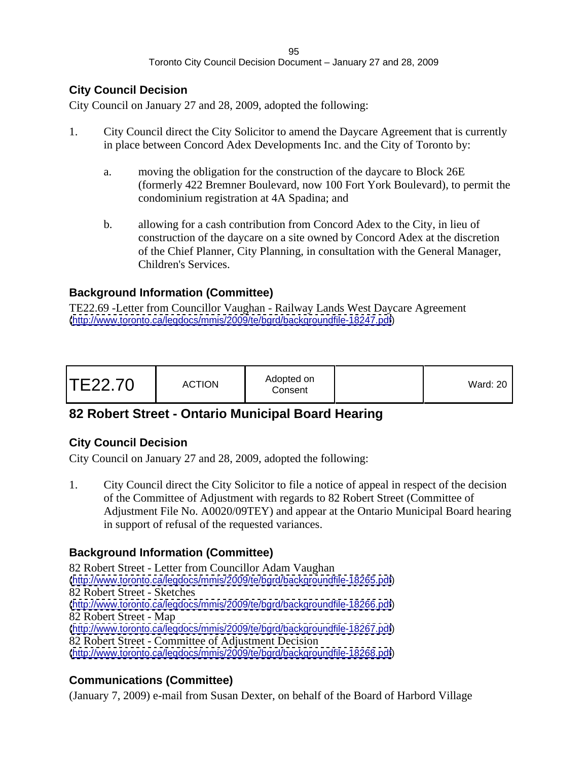### City Council Decision

City Council on January 27 and 28, 2009, adopted the following:

1. City Council direct the City Solicitor to amend the Daycare Agreement that is currently in place between Concord Adex Developments Inc. and the City of Toronto by:

   a. moving the obligation for the construction of the daycare to Block 26E (formerly 422 Bremner Boulevard, now 100 Fort York Boulevard), to permit the condominium registration at 4A Spadina; and

   b. allowing for a cash contribution from Concord Adex to the City, in lieu of construction of the daycare on a site owned by Concord Adex at the discretion of the Chief Planner, City Planning, in consultation with the General Manager, Children's Services.

### Background Information (Committee)

TE22.69 -Letter from Councillor Vaughan - Railway Lands West Daycare Agreement
(http://www.toronto.ca/legdocs/mmis/2009/te/bgrd/backgroundfile-18247.pdf)

| TE22.70 | ACTION | Adopted on Consent | | Ward: 20 |
|---|---|---|---|---|

## 82 Robert Street - Ontario Municipal Board Hearing

### City Council Decision

City Council on January 27 and 28, 2009, adopted the following:

1. City Council direct the City Solicitor to file a notice of appeal in respect of the decision of the Committee of Adjustment with regards to 82 Robert Street (Committee of Adjustment File No. A0020/09TEY) and appear at the Ontario Municipal Board hearing in support of refusal of the requested variances.

### Background Information (Committee)

82 Robert Street - Letter from Councillor Adam Vaughan
(http://www.toronto.ca/legdocs/mmis/2009/te/bgrd/backgroundfile-18265.pdf)
82 Robert Street - Sketches
(http://www.toronto.ca/legdocs/mmis/2009/te/bgrd/backgroundfile-18266.pdf)
82 Robert Street - Map
(http://www.toronto.ca/legdocs/mmis/2009/te/bgrd/backgroundfile-18267.pdf)
82 Robert Street - Committee of Adjustment Decision
(http://www.toronto.ca/legdocs/mmis/2009/te/bgrd/backgroundfile-18268.pdf)

### Communications (Committee)

(January 7, 2009) e-mail from Susan Dexter, on behalf of the Board of Harbord Village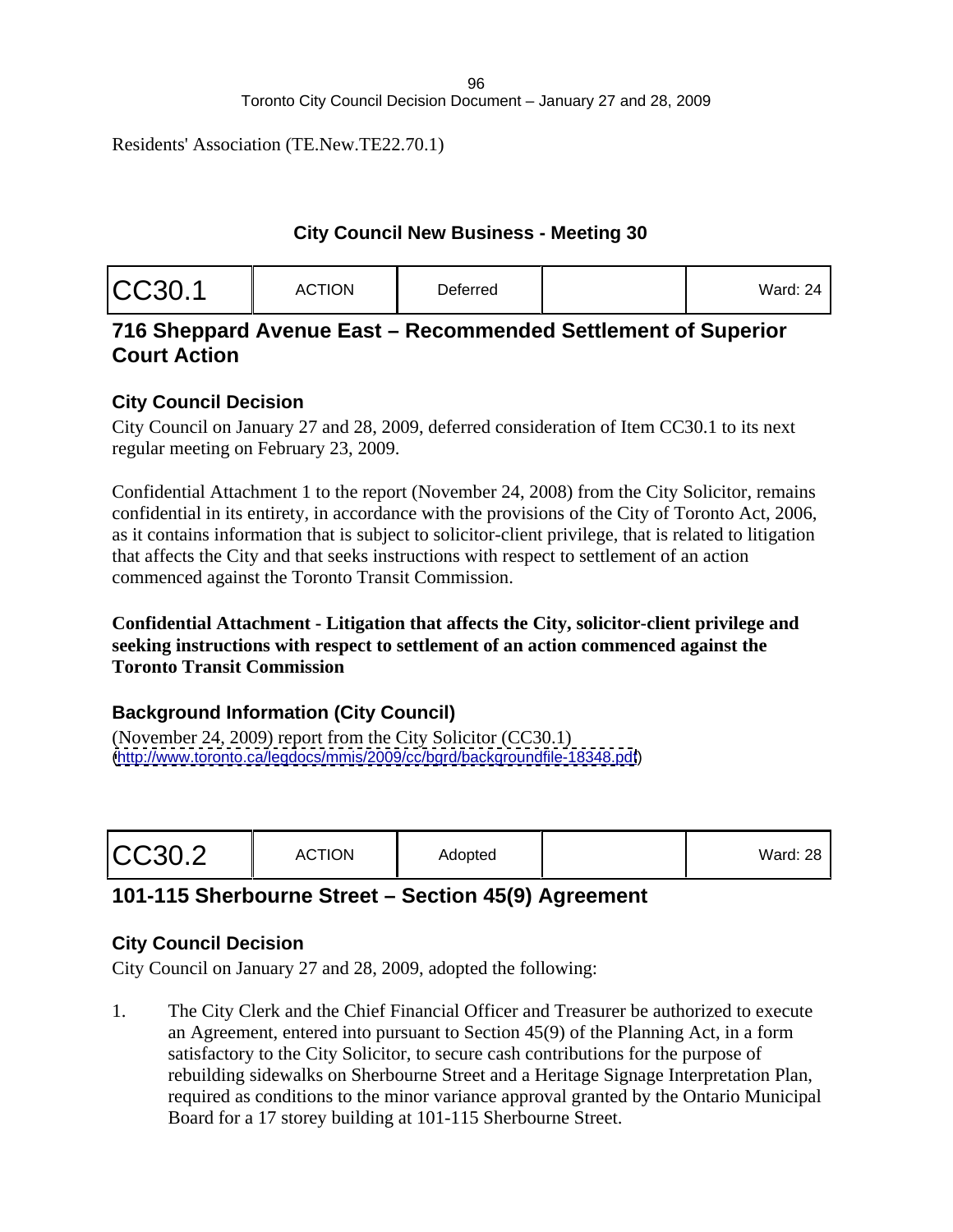Residents' Association (TE.New.TE22.70.1)

## City Council New Business - Meeting 30

| CC30.1 | ACTION | Deferred | | Ward: 24 |
|---|---|---|---|---|

## 716 Sheppard Avenue East – Recommended Settlement of Superior Court Action

### City Council Decision

City Council on January 27 and 28, 2009, deferred consideration of Item CC30.1 to its next regular meeting on February 23, 2009.

Confidential Attachment 1 to the report (November 24, 2008) from the City Solicitor, remains confidential in its entirety, in accordance with the provisions of the City of Toronto Act, 2006, as it contains information that is subject to solicitor-client privilege, that is related to litigation that affects the City and that seeks instructions with respect to settlement of an action commenced against the Toronto Transit Commission.

**Confidential Attachment - Litigation that affects the City, solicitor-client privilege and seeking instructions with respect to settlement of an action commenced against the Toronto Transit Commission**

### Background Information (City Council)

(November 24, 2009) report from the City Solicitor (CC30.1)
(http://www.toronto.ca/legdocs/mmis/2009/cc/bgrd/backgroundfile-18348.pdf)

| CC30.2 | ACTION | Adopted | | Ward: 28 |
|---|---|---|---|---|

## 101-115 Sherbourne Street – Section 45(9) Agreement

### City Council Decision

City Council on January 27 and 28, 2009, adopted the following:

1. The City Clerk and the Chief Financial Officer and Treasurer be authorized to execute an Agreement, entered into pursuant to Section 45(9) of the Planning Act, in a form satisfactory to the City Solicitor, to secure cash contributions for the purpose of rebuilding sidewalks on Sherbourne Street and a Heritage Signage Interpretation Plan, required as conditions to the minor variance approval granted by the Ontario Municipal Board for a 17 storey building at 101-115 Sherbourne Street.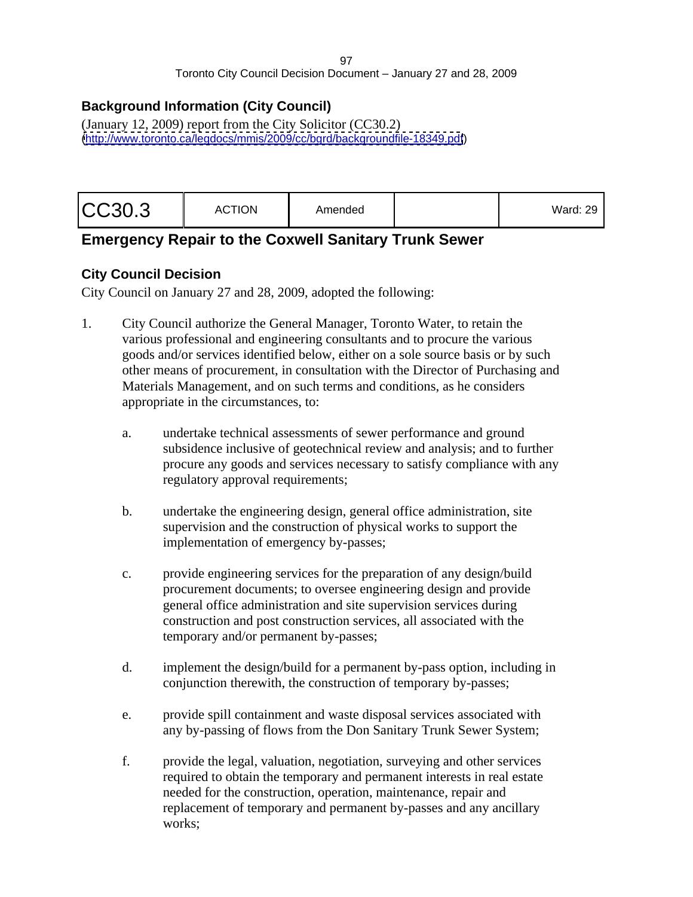## Background Information (City Council)

(January 12, 2009) report from the City Solicitor (CC30.2)
(http://www.toronto.ca/legdocs/mmis/2009/cc/bgrd/backgroundfile-18349.pdf)

| CC30.3 | ACTION | Amended | | Ward: 29 |
|---|---|---|---|---|

## Emergency Repair to the Coxwell Sanitary Trunk Sewer

### City Council Decision

City Council on January 27 and 28, 2009, adopted the following:

1. City Council authorize the General Manager, Toronto Water, to retain the various professional and engineering consultants and to procure the various goods and/or services identified below, either on a sole source basis or by such other means of procurement, in consultation with the Director of Purchasing and Materials Management, and on such terms and conditions, as he considers appropriate in the circumstances, to:

   a. undertake technical assessments of sewer performance and ground subsidence inclusive of geotechnical review and analysis; and to further procure any goods and services necessary to satisfy compliance with any regulatory approval requirements;

   b. undertake the engineering design, general office administration, site supervision and the construction of physical works to support the implementation of emergency by-passes;

   c. provide engineering services for the preparation of any design/build procurement documents; to oversee engineering design and provide general office administration and site supervision services during construction and post construction services, all associated with the temporary and/or permanent by-passes;

   d. implement the design/build for a permanent by-pass option, including in conjunction therewith, the construction of temporary by-passes;

   e. provide spill containment and waste disposal services associated with any by-passing of flows from the Don Sanitary Trunk Sewer System;

   f. provide the legal, valuation, negotiation, surveying and other services required to obtain the temporary and permanent interests in real estate needed for the construction, operation, maintenance, repair and replacement of temporary and permanent by-passes and any ancillary works;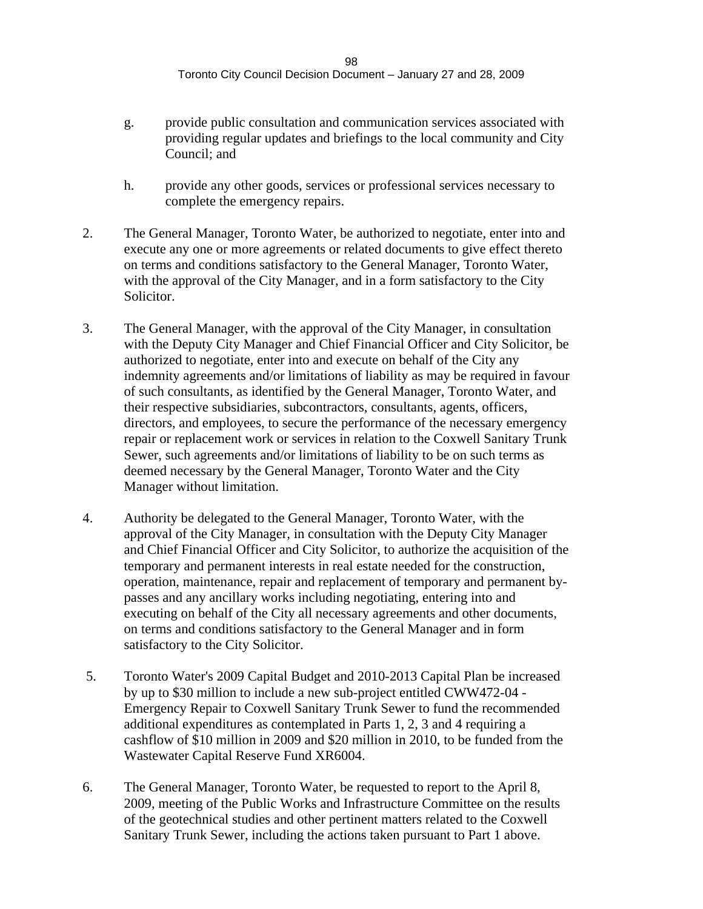g. provide public consultation and communication services associated with providing regular updates and briefings to the local community and City Council; and

h. provide any other goods, services or professional services necessary to complete the emergency repairs.

2. The General Manager, Toronto Water, be authorized to negotiate, enter into and execute any one or more agreements or related documents to give effect thereto on terms and conditions satisfactory to the General Manager, Toronto Water, with the approval of the City Manager, and in a form satisfactory to the City Solicitor.

3. The General Manager, with the approval of the City Manager, in consultation with the Deputy City Manager and Chief Financial Officer and City Solicitor, be authorized to negotiate, enter into and execute on behalf of the City any indemnity agreements and/or limitations of liability as may be required in favour of such consultants, as identified by the General Manager, Toronto Water, and their respective subsidiaries, subcontractors, consultants, agents, officers, directors, and employees, to secure the performance of the necessary emergency repair or replacement work or services in relation to the Coxwell Sanitary Trunk Sewer, such agreements and/or limitations of liability to be on such terms as deemed necessary by the General Manager, Toronto Water and the City Manager without limitation.

4. Authority be delegated to the General Manager, Toronto Water, with the approval of the City Manager, in consultation with the Deputy City Manager and Chief Financial Officer and City Solicitor, to authorize the acquisition of the temporary and permanent interests in real estate needed for the construction, operation, maintenance, repair and replacement of temporary and permanent by-passes and any ancillary works including negotiating, entering into and executing on behalf of the City all necessary agreements and other documents, on terms and conditions satisfactory to the General Manager and in form satisfactory to the City Solicitor.

5. Toronto Water's 2009 Capital Budget and 2010-2013 Capital Plan be increased by up to $30 million to include a new sub-project entitled CWW472-04 - Emergency Repair to Coxwell Sanitary Trunk Sewer to fund the recommended additional expenditures as contemplated in Parts 1, 2, 3 and 4 requiring a cashflow of $10 million in 2009 and $20 million in 2010, to be funded from the Wastewater Capital Reserve Fund XR6004.

6. The General Manager, Toronto Water, be requested to report to the April 8, 2009, meeting of the Public Works and Infrastructure Committee on the results of the geotechnical studies and other pertinent matters related to the Coxwell Sanitary Trunk Sewer, including the actions taken pursuant to Part 1 above.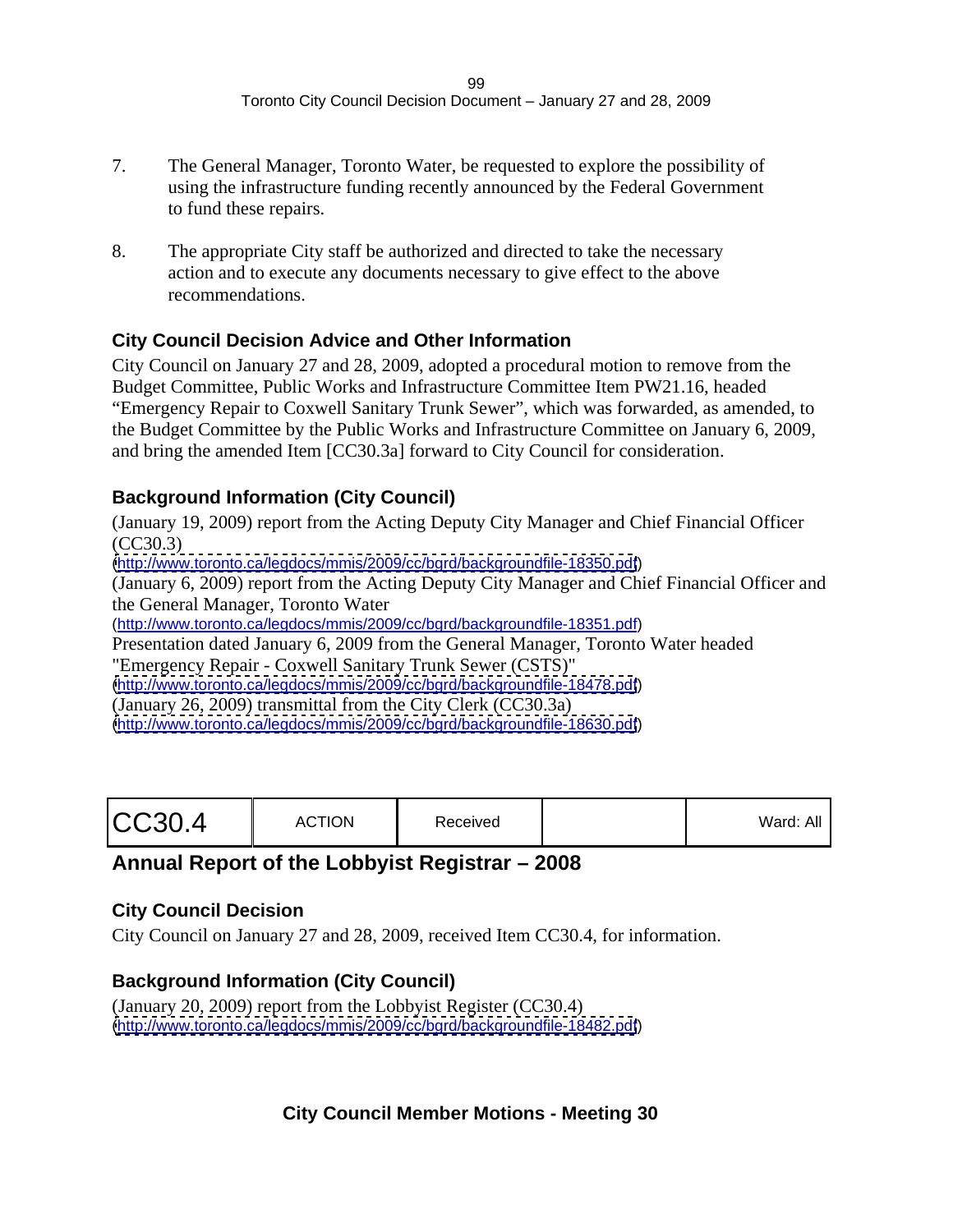7. The General Manager, Toronto Water, be requested to explore the possibility of using the infrastructure funding recently announced by the Federal Government to fund these repairs.

8. The appropriate City staff be authorized and directed to take the necessary action and to execute any documents necessary to give effect to the above recommendations.

### City Council Decision Advice and Other Information

City Council on January 27 and 28, 2009, adopted a procedural motion to remove from the Budget Committee, Public Works and Infrastructure Committee Item PW21.16, headed "Emergency Repair to Coxwell Sanitary Trunk Sewer", which was forwarded, as amended, to the Budget Committee by the Public Works and Infrastructure Committee on January 6, 2009, and bring the amended Item [CC30.3a] forward to City Council for consideration.

### Background Information (City Council)

(January 19, 2009) report from the Acting Deputy City Manager and Chief Financial Officer (CC30.3)
(http://www.toronto.ca/legdocs/mmis/2009/cc/bgrd/backgroundfile-18350.pdf)
(January 6, 2009) report from the Acting Deputy City Manager and Chief Financial Officer and the General Manager, Toronto Water
(http://www.toronto.ca/legdocs/mmis/2009/cc/bgrd/backgroundfile-18351.pdf)
Presentation dated January 6, 2009 from the General Manager, Toronto Water headed "Emergency Repair - Coxwell Sanitary Trunk Sewer (CSTS)"
(http://www.toronto.ca/legdocs/mmis/2009/cc/bgrd/backgroundfile-18478.pdf)
(January 26, 2009) transmittal from the City Clerk (CC30.3a)
(http://www.toronto.ca/legdocs/mmis/2009/cc/bgrd/backgroundfile-18630.pdf)

| CC30.4 | ACTION | Received | | Ward: All |
|---|---|---|---|---|

## Annual Report of the Lobbyist Registrar – 2008

### City Council Decision

City Council on January 27 and 28, 2009, received Item CC30.4, for information.

### Background Information (City Council)

(January 20, 2009) report from the Lobbyist Register (CC30.4)
(http://www.toronto.ca/legdocs/mmis/2009/cc/bgrd/backgroundfile-18482.pdf)

## City Council Member Motions - Meeting 30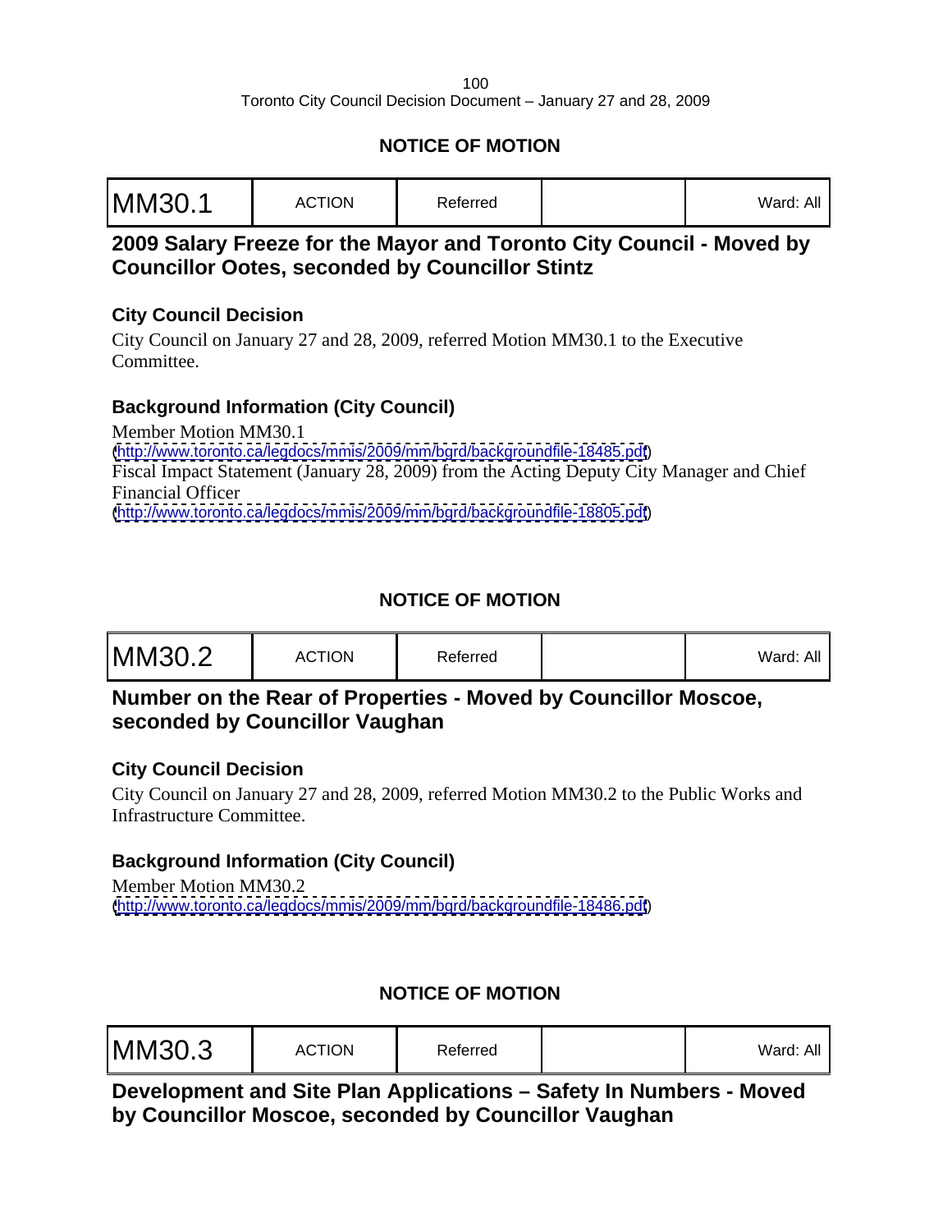## NOTICE OF MOTION

| MM30.1 | ACTION | Referred | | Ward: All |
|---|---|---|---|---|

### 2009 Salary Freeze for the Mayor and Toronto City Council - Moved by Councillor Ootes, seconded by Councillor Stintz

#### City Council Decision

City Council on January 27 and 28, 2009, referred Motion MM30.1 to the Executive Committee.

#### Background Information (City Council)

Member Motion MM30.1
(http://www.toronto.ca/legdocs/mmis/2009/mm/bgrd/backgroundfile-18485.pdf)
Fiscal Impact Statement (January 28, 2009) from the Acting Deputy City Manager and Chief Financial Officer
(http://www.toronto.ca/legdocs/mmis/2009/mm/bgrd/backgroundfile-18805.pdf)

## NOTICE OF MOTION

| MM30.2 | ACTION | Referred | | Ward: All |
|---|---|---|---|---|

### Number on the Rear of Properties - Moved by Councillor Moscoe, seconded by Councillor Vaughan

#### City Council Decision

City Council on January 27 and 28, 2009, referred Motion MM30.2 to the Public Works and Infrastructure Committee.

#### Background Information (City Council)

Member Motion MM30.2
(http://www.toronto.ca/legdocs/mmis/2009/mm/bgrd/backgroundfile-18486.pdf)

## NOTICE OF MOTION

| MM30.3 | ACTION | Referred | | Ward: All |
|---|---|---|---|---|

### Development and Site Plan Applications – Safety In Numbers - Moved by Councillor Moscoe, seconded by Councillor Vaughan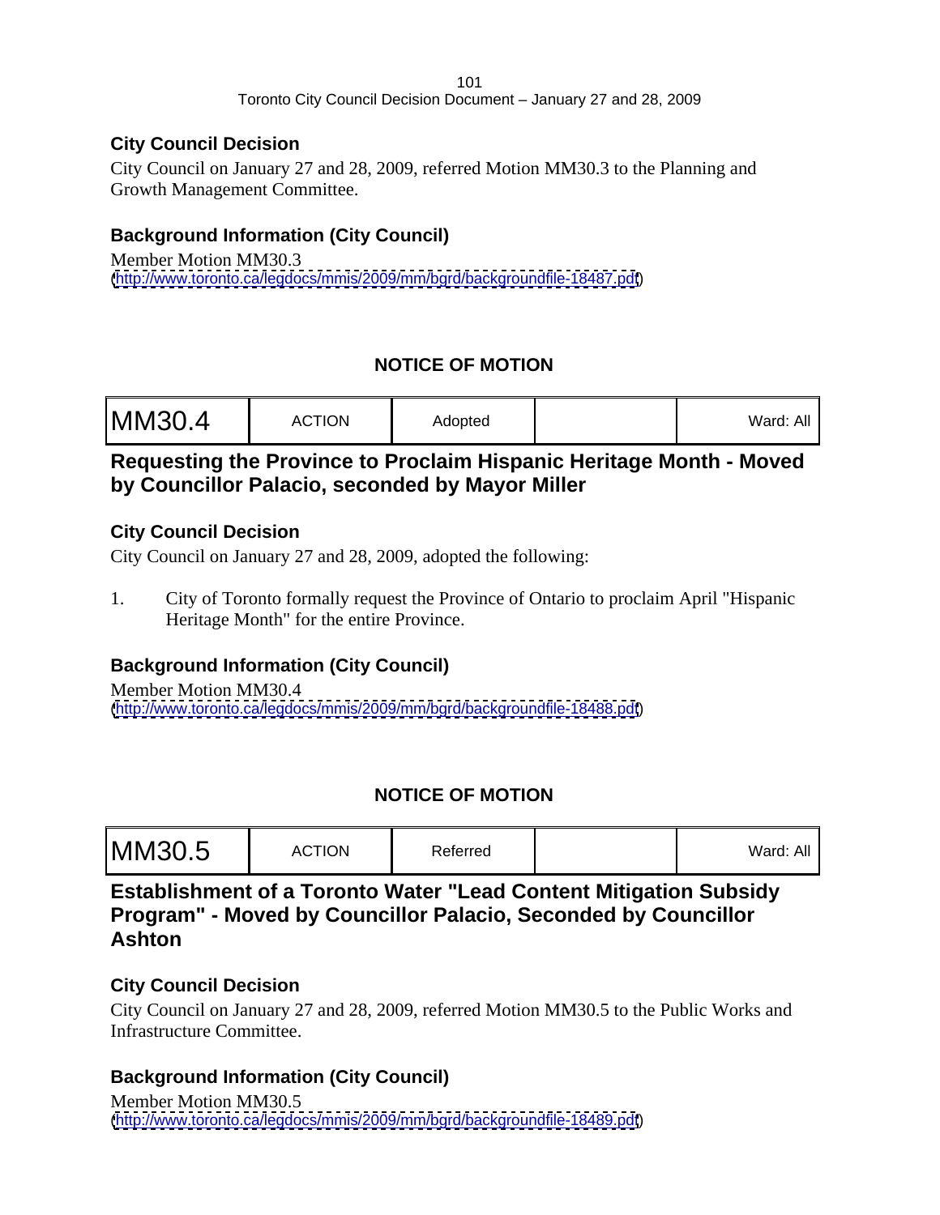### City Council Decision

City Council on January 27 and 28, 2009, referred Motion MM30.3 to the Planning and Growth Management Committee.

### Background Information (City Council)

Member Motion MM30.3
(http://www.toronto.ca/legdocs/mmis/2009/mm/bgrd/backgroundfile-18487.pdf)

## NOTICE OF MOTION

| MM30.4 | ACTION | Adopted | | Ward: All |
|---|---|---|---|---|

## Requesting the Province to Proclaim Hispanic Heritage Month - Moved by Councillor Palacio, seconded by Mayor Miller

### City Council Decision

City Council on January 27 and 28, 2009, adopted the following:

1. City of Toronto formally request the Province of Ontario to proclaim April "Hispanic Heritage Month" for the entire Province.

### Background Information (City Council)

Member Motion MM30.4
(http://www.toronto.ca/legdocs/mmis/2009/mm/bgrd/backgroundfile-18488.pdf)

## NOTICE OF MOTION

| MM30.5 | ACTION | Referred | | Ward: All |
|---|---|---|---|---|

## Establishment of a Toronto Water "Lead Content Mitigation Subsidy Program" - Moved by Councillor Palacio, Seconded by Councillor Ashton

### City Council Decision

City Council on January 27 and 28, 2009, referred Motion MM30.5 to the Public Works and Infrastructure Committee.

### Background Information (City Council)

Member Motion MM30.5
(http://www.toronto.ca/legdocs/mmis/2009/mm/bgrd/backgroundfile-18489.pdf)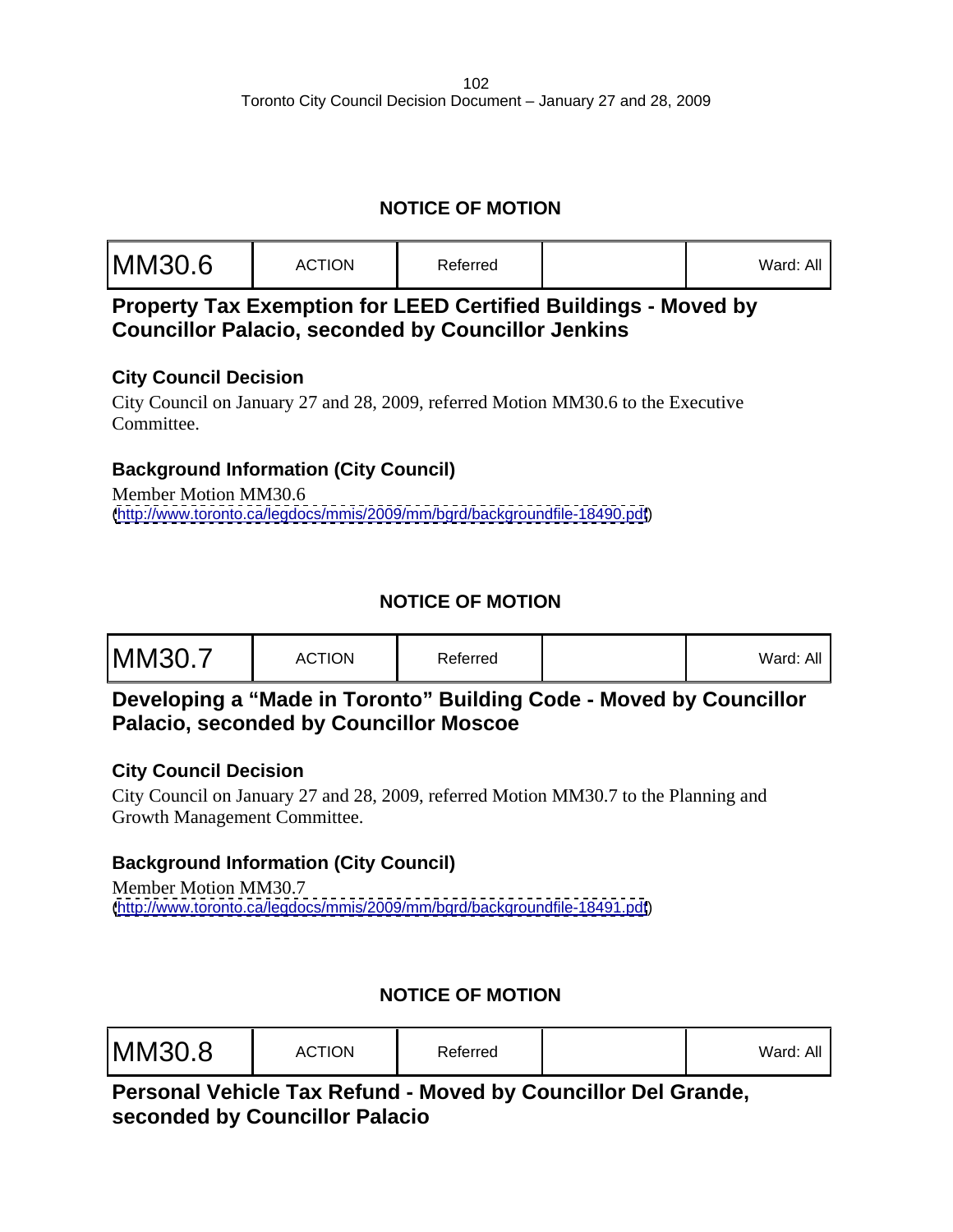## NOTICE OF MOTION

| MM30.6 | ACTION | Referred | | Ward: All |
|---|---|---|---|---|

### Property Tax Exemption for LEED Certified Buildings - Moved by Councillor Palacio, seconded by Councillor Jenkins

#### City Council Decision

City Council on January 27 and 28, 2009, referred Motion MM30.6 to the Executive Committee.

#### Background Information (City Council)

Member Motion MM30.6
(http://www.toronto.ca/legdocs/mmis/2009/mm/bgrd/backgroundfile-18490.pdf)

## NOTICE OF MOTION

| MM30.7 | ACTION | Referred | | Ward: All |
|---|---|---|---|---|

### Developing a "Made in Toronto" Building Code - Moved by Councillor Palacio, seconded by Councillor Moscoe

#### City Council Decision

City Council on January 27 and 28, 2009, referred Motion MM30.7 to the Planning and Growth Management Committee.

#### Background Information (City Council)

Member Motion MM30.7
(http://www.toronto.ca/legdocs/mmis/2009/mm/bgrd/backgroundfile-18491.pdf)

## NOTICE OF MOTION

| MM30.8 | ACTION | Referred | | Ward: All |
|---|---|---|---|---|

### Personal Vehicle Tax Refund - Moved by Councillor Del Grande, seconded by Councillor Palacio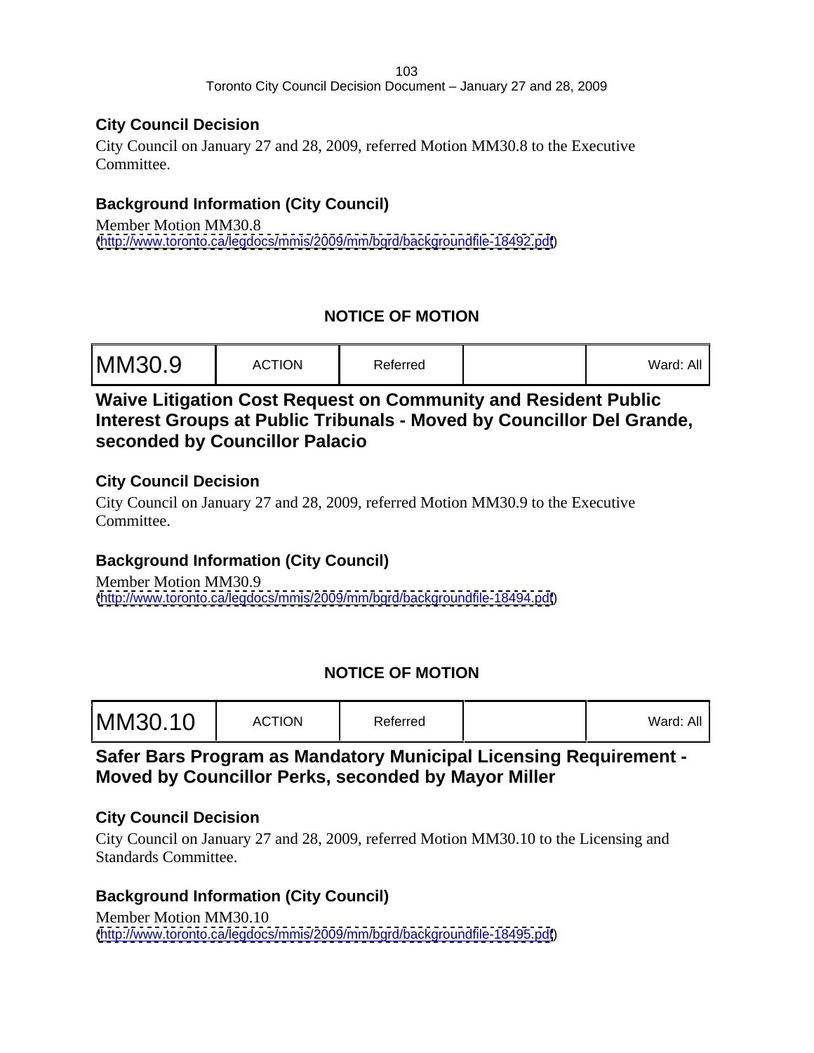### City Council Decision

City Council on January 27 and 28, 2009, referred Motion MM30.8 to the Executive Committee.

### Background Information (City Council)

Member Motion MM30.8
(http://www.toronto.ca/legdocs/mmis/2009/mm/bgrd/backgroundfile-18492.pdf)

## NOTICE OF MOTION

| MM30.9 | ACTION | Referred | | Ward: All |
|---|---|---|---|---|

## Waive Litigation Cost Request on Community and Resident Public Interest Groups at Public Tribunals - Moved by Councillor Del Grande, seconded by Councillor Palacio

### City Council Decision

City Council on January 27 and 28, 2009, referred Motion MM30.9 to the Executive Committee.

### Background Information (City Council)

Member Motion MM30.9
(http://www.toronto.ca/legdocs/mmis/2009/mm/bgrd/backgroundfile-18494.pdf)

## NOTICE OF MOTION

| MM30.10 | ACTION | Referred | | Ward: All |
|---|---|---|---|---|

## Safer Bars Program as Mandatory Municipal Licensing Requirement - Moved by Councillor Perks, seconded by Mayor Miller

### City Council Decision

City Council on January 27 and 28, 2009, referred Motion MM30.10 to the Licensing and Standards Committee.

### Background Information (City Council)

Member Motion MM30.10
(http://www.toronto.ca/legdocs/mmis/2009/mm/bgrd/backgroundfile-18495.pdf)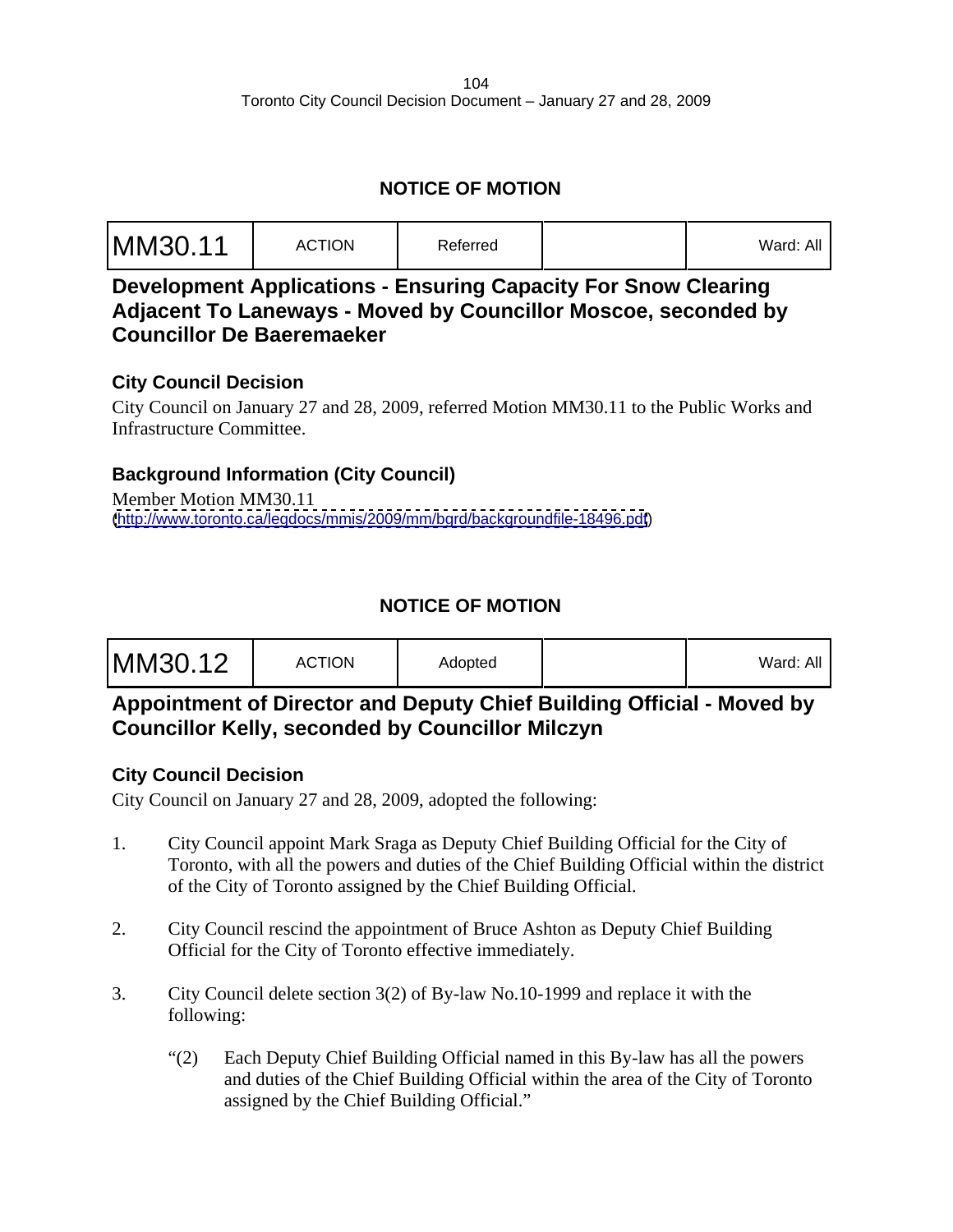## NOTICE OF MOTION

| MM30.11 | ACTION | Referred | | Ward: All |
|---|---|---|---|---|

### Development Applications - Ensuring Capacity For Snow Clearing Adjacent To Laneways - Moved by Councillor Moscoe, seconded by Councillor De Baeremaeker

#### City Council Decision

City Council on January 27 and 28, 2009, referred Motion MM30.11 to the Public Works and Infrastructure Committee.

#### Background Information (City Council)

Member Motion MM30.11
(http://www.toronto.ca/legdocs/mmis/2009/mm/bgrd/backgroundfile-18496.pdf)

## NOTICE OF MOTION

| MM30.12 | ACTION | Adopted | | Ward: All |
|---|---|---|---|---|

### Appointment of Director and Deputy Chief Building Official - Moved by Councillor Kelly, seconded by Councillor Milczyn

#### City Council Decision

City Council on January 27 and 28, 2009, adopted the following:

1. City Council appoint Mark Sraga as Deputy Chief Building Official for the City of Toronto, with all the powers and duties of the Chief Building Official within the district of the City of Toronto assigned by the Chief Building Official.

2. City Council rescind the appointment of Bruce Ashton as Deputy Chief Building Official for the City of Toronto effective immediately.

3. City Council delete section 3(2) of By-law No.10-1999 and replace it with the following:

   "(2) Each Deputy Chief Building Official named in this By-law has all the powers and duties of the Chief Building Official within the area of the City of Toronto assigned by the Chief Building Official."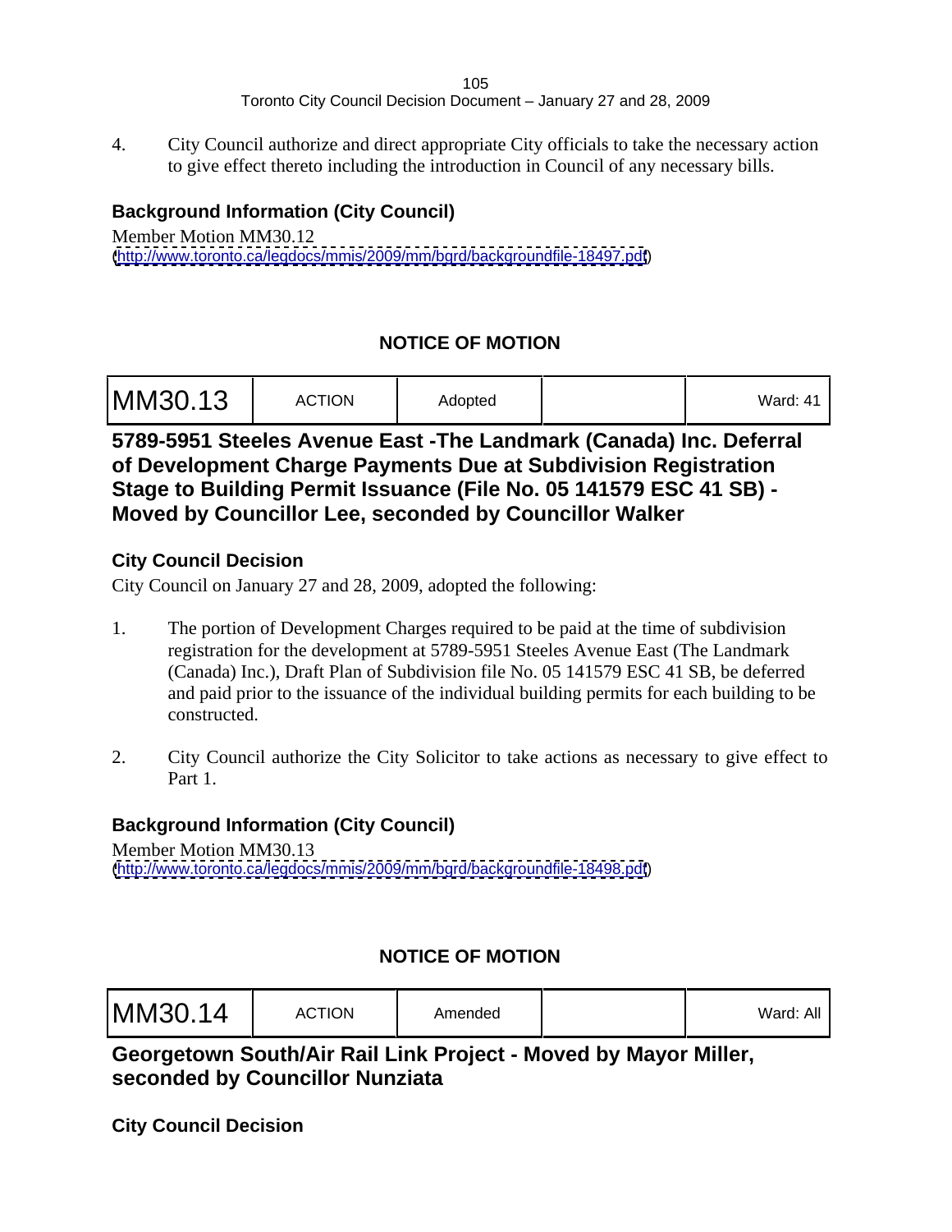4. City Council authorize and direct appropriate City officials to take the necessary action to give effect thereto including the introduction in Council of any necessary bills.

### Background Information (City Council)

Member Motion MM30.12
(http://www.toronto.ca/legdocs/mmis/2009/mm/bgrd/backgroundfile-18497.pdf)

## NOTICE OF MOTION

| MM30.13 | ACTION | Adopted | | Ward: 41 |
|---|---|---|---|---|

## 5789-5951 Steeles Avenue East -The Landmark (Canada) Inc. Deferral of Development Charge Payments Due at Subdivision Registration Stage to Building Permit Issuance (File No. 05 141579 ESC 41 SB) - Moved by Councillor Lee, seconded by Councillor Walker

### City Council Decision

City Council on January 27 and 28, 2009, adopted the following:

1. The portion of Development Charges required to be paid at the time of subdivision registration for the development at 5789-5951 Steeles Avenue East (The Landmark (Canada) Inc.), Draft Plan of Subdivision file No. 05 141579 ESC 41 SB, be deferred and paid prior to the issuance of the individual building permits for each building to be constructed.

2. City Council authorize the City Solicitor to take actions as necessary to give effect to Part 1.

### Background Information (City Council)

Member Motion MM30.13
(http://www.toronto.ca/legdocs/mmis/2009/mm/bgrd/backgroundfile-18498.pdf)

## NOTICE OF MOTION

| MM30.14 | ACTION | Amended | | Ward: All |
|---|---|---|---|---|

## Georgetown South/Air Rail Link Project - Moved by Mayor Miller, seconded by Councillor Nunziata

### City Council Decision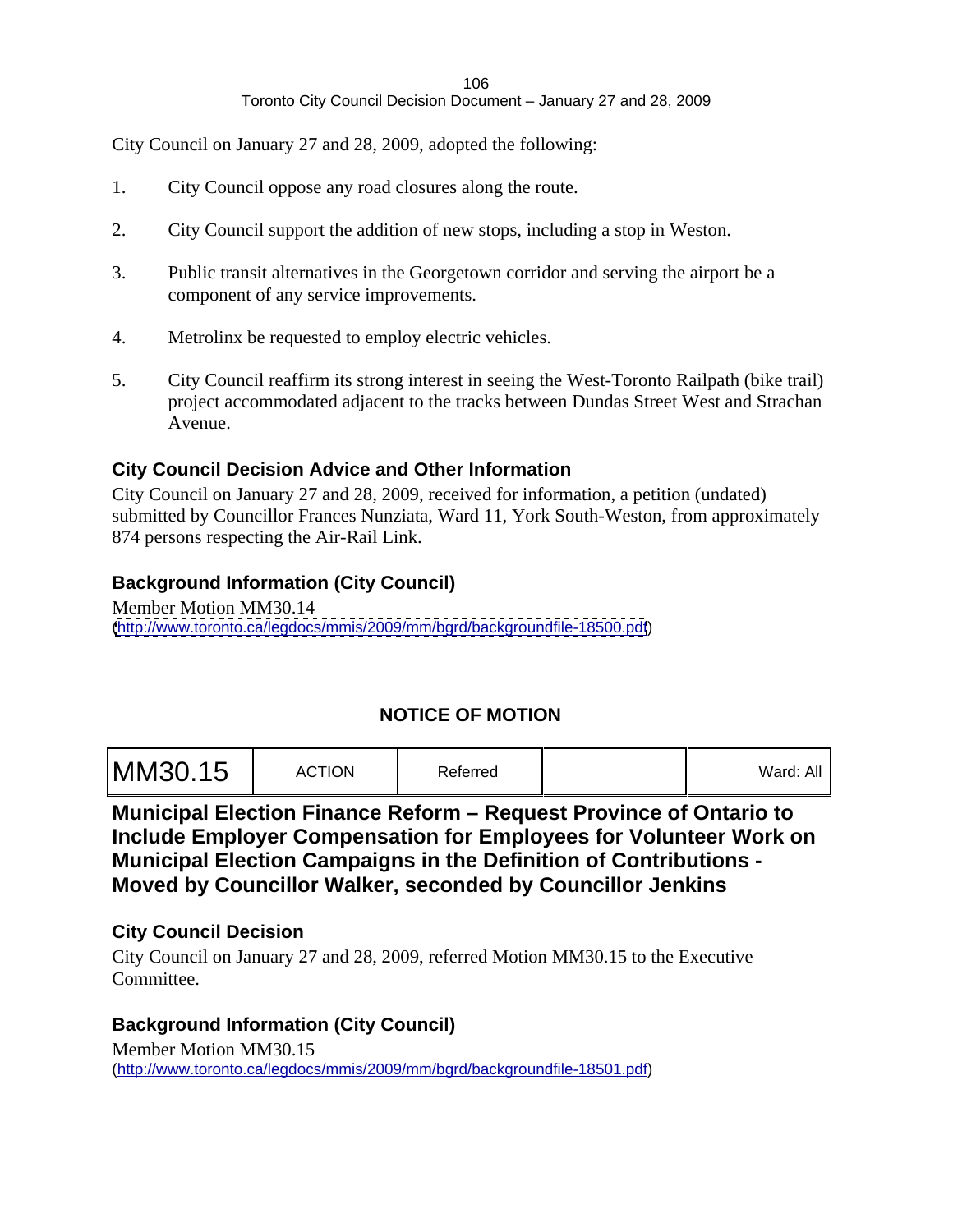City Council on January 27 and 28, 2009, adopted the following:

1. City Council oppose any road closures along the route.

2. City Council support the addition of new stops, including a stop in Weston.

3. Public transit alternatives in the Georgetown corridor and serving the airport be a component of any service improvements.

4. Metrolinx be requested to employ electric vehicles.

5. City Council reaffirm its strong interest in seeing the West-Toronto Railpath (bike trail) project accommodated adjacent to the tracks between Dundas Street West and Strachan Avenue.

### City Council Decision Advice and Other Information

City Council on January 27 and 28, 2009, received for information, a petition (undated) submitted by Councillor Frances Nunziata, Ward 11, York South-Weston, from approximately 874 persons respecting the Air-Rail Link.

### Background Information (City Council)

Member Motion MM30.14
(http://www.toronto.ca/legdocs/mmis/2009/mm/bgrd/backgroundfile-18500.pdf)

## NOTICE OF MOTION

| MM30.15 | ACTION | Referred | | Ward: All |
|---|---|---|---|---|

## Municipal Election Finance Reform – Request Province of Ontario to Include Employer Compensation for Employees for Volunteer Work on Municipal Election Campaigns in the Definition of Contributions - Moved by Councillor Walker, seconded by Councillor Jenkins

### City Council Decision

City Council on January 27 and 28, 2009, referred Motion MM30.15 to the Executive Committee.

### Background Information (City Council)

Member Motion MM30.15
(http://www.toronto.ca/legdocs/mmis/2009/mm/bgrd/backgroundfile-18501.pdf)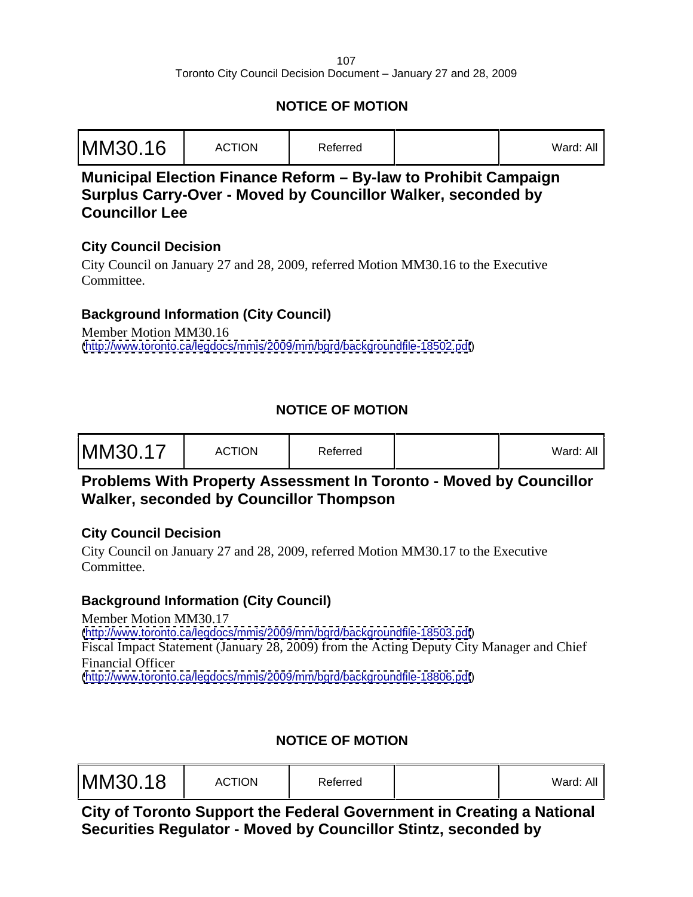## NOTICE OF MOTION

| MM30.16 | ACTION | Referred | | Ward: All |
|---|---|---|---|---|

### Municipal Election Finance Reform – By-law to Prohibit Campaign Surplus Carry-Over - Moved by Councillor Walker, seconded by Councillor Lee

#### City Council Decision

City Council on January 27 and 28, 2009, referred Motion MM30.16 to the Executive Committee.

#### Background Information (City Council)

Member Motion MM30.16
(http://www.toronto.ca/legdocs/mmis/2009/mm/bgrd/backgroundfile-18502.pdf)

## NOTICE OF MOTION

| MM30.17 | ACTION | Referred | | Ward: All |
|---|---|---|---|---|

### Problems With Property Assessment In Toronto - Moved by Councillor Walker, seconded by Councillor Thompson

#### City Council Decision

City Council on January 27 and 28, 2009, referred Motion MM30.17 to the Executive Committee.

#### Background Information (City Council)

Member Motion MM30.17
(http://www.toronto.ca/legdocs/mmis/2009/mm/bgrd/backgroundfile-18503.pdf)
Fiscal Impact Statement (January 28, 2009) from the Acting Deputy City Manager and Chief Financial Officer
(http://www.toronto.ca/legdocs/mmis/2009/mm/bgrd/backgroundfile-18806.pdf)

## NOTICE OF MOTION

| MM30.18 | ACTION | Referred | | Ward: All |
|---|---|---|---|---|

### City of Toronto Support the Federal Government in Creating a National Securities Regulator - Moved by Councillor Stintz, seconded by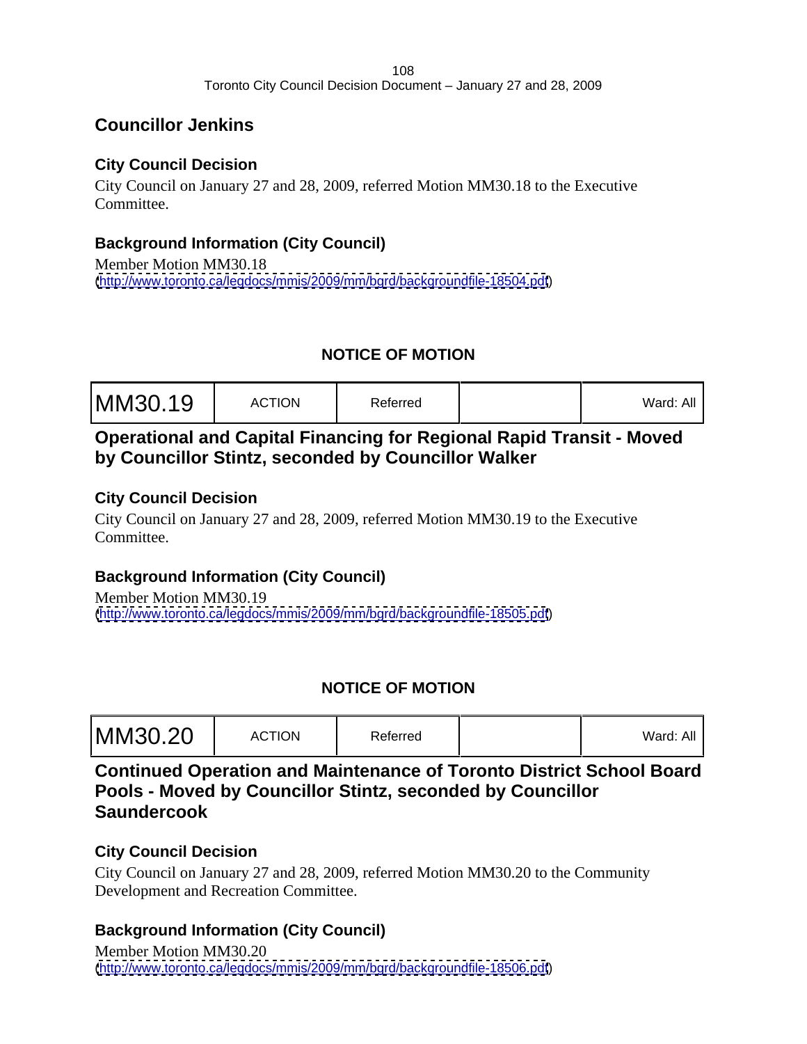## Councillor Jenkins

### City Council Decision

City Council on January 27 and 28, 2009, referred Motion MM30.18 to the Executive Committee.

### Background Information (City Council)

Member Motion MM30.18
(http://www.toronto.ca/legdocs/mmis/2009/mm/bgrd/backgroundfile-18504.pdf)

**NOTICE OF MOTION**

| MM30.19 | ACTION | Referred | | Ward: All |
|---|---|---|---|---|

## Operational and Capital Financing for Regional Rapid Transit - Moved by Councillor Stintz, seconded by Councillor Walker

### City Council Decision

City Council on January 27 and 28, 2009, referred Motion MM30.19 to the Executive Committee.

### Background Information (City Council)

Member Motion MM30.19
(http://www.toronto.ca/legdocs/mmis/2009/mm/bgrd/backgroundfile-18505.pdf)

**NOTICE OF MOTION**

| MM30.20 | ACTION | Referred | | Ward: All |
|---|---|---|---|---|

## Continued Operation and Maintenance of Toronto District School Board Pools - Moved by Councillor Stintz, seconded by Councillor Saundercook

### City Council Decision

City Council on January 27 and 28, 2009, referred Motion MM30.20 to the Community Development and Recreation Committee.

### Background Information (City Council)

Member Motion MM30.20
(http://www.toronto.ca/legdocs/mmis/2009/mm/bgrd/backgroundfile-18506.pdf)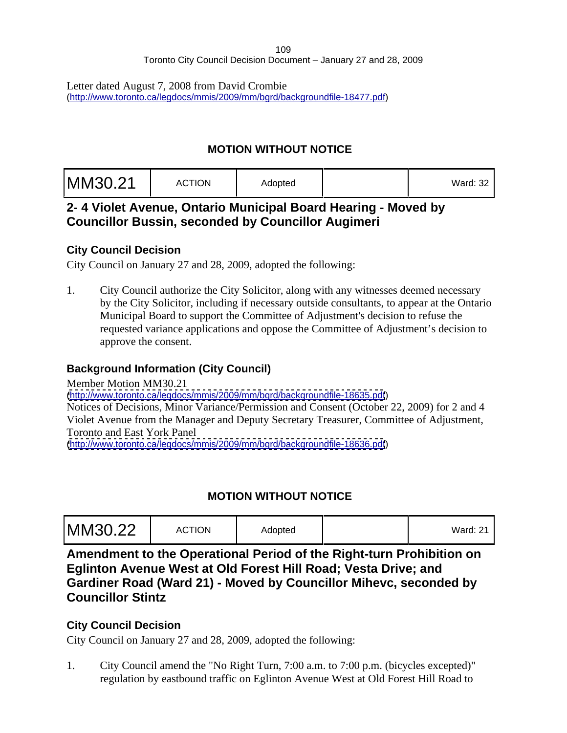Letter dated August 7, 2008 from David Crombie
(http://www.toronto.ca/legdocs/mmis/2009/mm/bgrd/backgroundfile-18477.pdf)

## MOTION WITHOUT NOTICE

| MM30.21 | ACTION | Adopted | | Ward: 32 |
|---|---|---|---|---|

### 2- 4 Violet Avenue, Ontario Municipal Board Hearing - Moved by Councillor Bussin, seconded by Councillor Augimeri

#### City Council Decision

City Council on January 27 and 28, 2009, adopted the following:

1. City Council authorize the City Solicitor, along with any witnesses deemed necessary by the City Solicitor, including if necessary outside consultants, to appear at the Ontario Municipal Board to support the Committee of Adjustment's decision to refuse the requested variance applications and oppose the Committee of Adjustment's decision to approve the consent.

#### Background Information (City Council)

Member Motion MM30.21
(http://www.toronto.ca/legdocs/mmis/2009/mm/bgrd/backgroundfile-18635.pdf)
Notices of Decisions, Minor Variance/Permission and Consent (October 22, 2009) for 2 and 4 Violet Avenue from the Manager and Deputy Secretary Treasurer, Committee of Adjustment, Toronto and East York Panel
(http://www.toronto.ca/legdocs/mmis/2009/mm/bgrd/backgroundfile-18636.pdf)

## MOTION WITHOUT NOTICE

| MM30.22 | ACTION | Adopted | | Ward: 21 |
|---|---|---|---|---|

### Amendment to the Operational Period of the Right-turn Prohibition on Eglinton Avenue West at Old Forest Hill Road; Vesta Drive; and Gardiner Road (Ward 21) - Moved by Councillor Mihevc, seconded by Councillor Stintz

#### City Council Decision

City Council on January 27 and 28, 2009, adopted the following:

1. City Council amend the "No Right Turn, 7:00 a.m. to 7:00 p.m. (bicycles excepted)" regulation by eastbound traffic on Eglinton Avenue West at Old Forest Hill Road to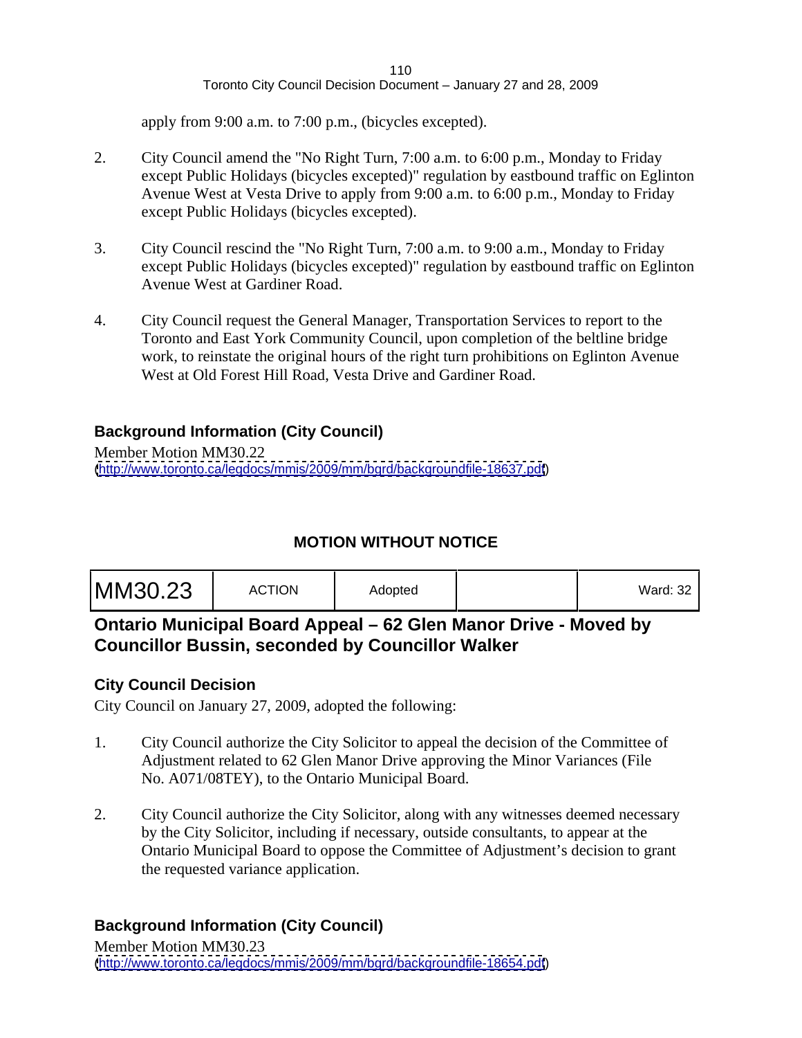apply from 9:00 a.m. to 7:00 p.m., (bicycles excepted).

2. City Council amend the "No Right Turn, 7:00 a.m. to 6:00 p.m., Monday to Friday except Public Holidays (bicycles excepted)" regulation by eastbound traffic on Eglinton Avenue West at Vesta Drive to apply from 9:00 a.m. to 6:00 p.m., Monday to Friday except Public Holidays (bicycles excepted).

3. City Council rescind the "No Right Turn, 7:00 a.m. to 9:00 a.m., Monday to Friday except Public Holidays (bicycles excepted)" regulation by eastbound traffic on Eglinton Avenue West at Gardiner Road.

4. City Council request the General Manager, Transportation Services to report to the Toronto and East York Community Council, upon completion of the beltline bridge work, to reinstate the original hours of the right turn prohibitions on Eglinton Avenue West at Old Forest Hill Road, Vesta Drive and Gardiner Road.

### Background Information (City Council)

Member Motion MM30.22
(http://www.toronto.ca/legdocs/mmis/2009/mm/bgrd/backgroundfile-18637.pdf)

## MOTION WITHOUT NOTICE

| MM30.23 | ACTION | Adopted | | Ward: 32 |
|---|---|---|---|---|

## Ontario Municipal Board Appeal – 62 Glen Manor Drive - Moved by Councillor Bussin, seconded by Councillor Walker

### City Council Decision

City Council on January 27, 2009, adopted the following:

1. City Council authorize the City Solicitor to appeal the decision of the Committee of Adjustment related to 62 Glen Manor Drive approving the Minor Variances (File No. A071/08TEY), to the Ontario Municipal Board.

2. City Council authorize the City Solicitor, along with any witnesses deemed necessary by the City Solicitor, including if necessary, outside consultants, to appear at the Ontario Municipal Board to oppose the Committee of Adjustment's decision to grant the requested variance application.

### Background Information (City Council)

Member Motion MM30.23
(http://www.toronto.ca/legdocs/mmis/2009/mm/bgrd/backgroundfile-18654.pdf)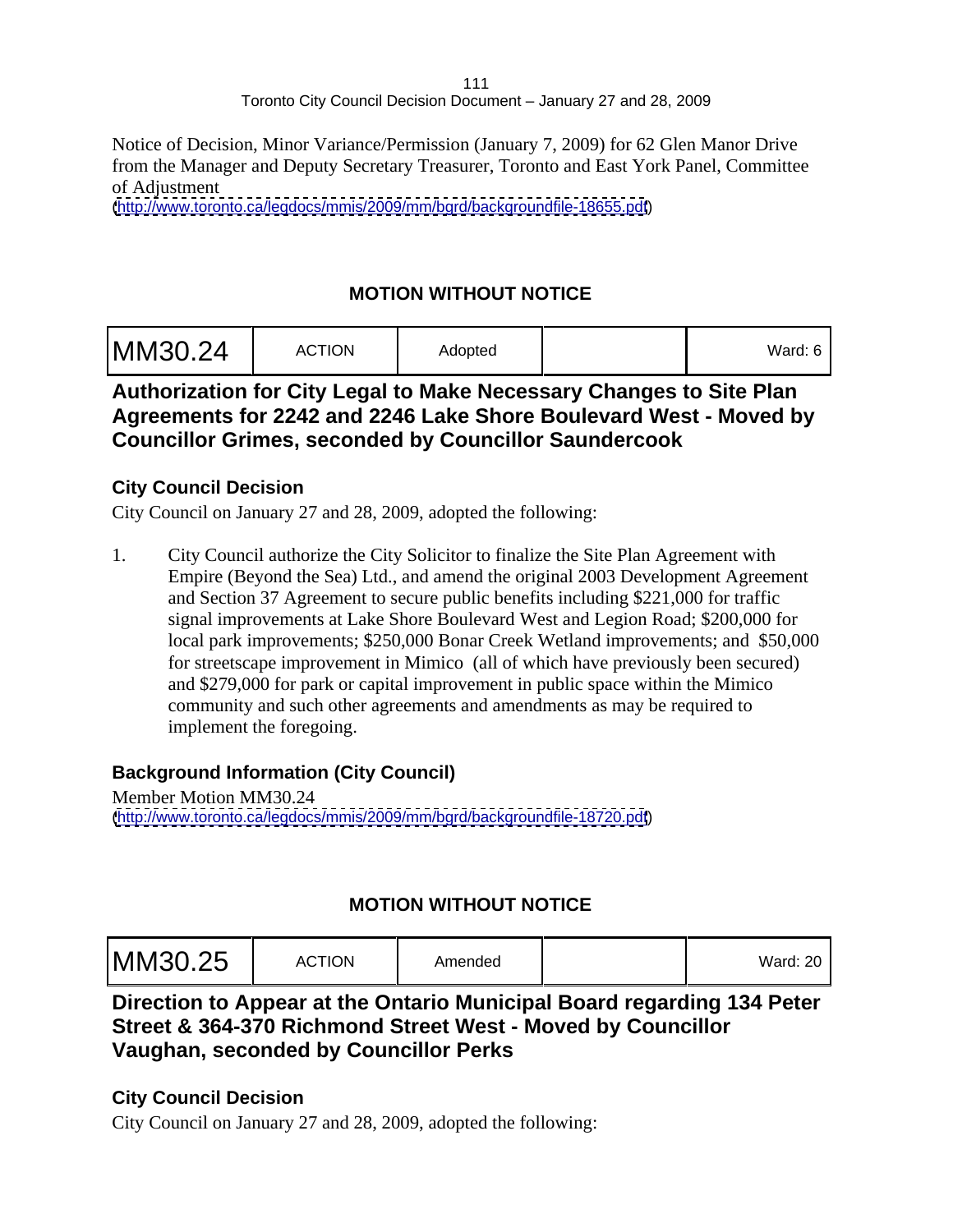Notice of Decision, Minor Variance/Permission (January 7, 2009) for 62 Glen Manor Drive from the Manager and Deputy Secretary Treasurer, Toronto and East York Panel, Committee of Adjustment
(http://www.toronto.ca/legdocs/mmis/2009/mm/bgrd/backgroundfile-18655.pdf)

## MOTION WITHOUT NOTICE

| MM30.24 | ACTION | Adopted | | Ward: 6 |
|---|---|---|---|---|

## Authorization for City Legal to Make Necessary Changes to Site Plan Agreements for 2242 and 2246 Lake Shore Boulevard West - Moved by Councillor Grimes, seconded by Councillor Saundercook

### City Council Decision

City Council on January 27 and 28, 2009, adopted the following:

1. City Council authorize the City Solicitor to finalize the Site Plan Agreement with Empire (Beyond the Sea) Ltd., and amend the original 2003 Development Agreement and Section 37 Agreement to secure public benefits including $221,000 for traffic signal improvements at Lake Shore Boulevard West and Legion Road; $200,000 for local park improvements; $250,000 Bonar Creek Wetland improvements; and $50,000 for streetscape improvement in Mimico (all of which have previously been secured) and $279,000 for park or capital improvement in public space within the Mimico community and such other agreements and amendments as may be required to implement the foregoing.

### Background Information (City Council)

Member Motion MM30.24
(http://www.toronto.ca/legdocs/mmis/2009/mm/bgrd/backgroundfile-18720.pdf)

## MOTION WITHOUT NOTICE

| MM30.25 | ACTION | Amended | | Ward: 20 |
|---|---|---|---|---|

## Direction to Appear at the Ontario Municipal Board regarding 134 Peter Street & 364-370 Richmond Street West - Moved by Councillor Vaughan, seconded by Councillor Perks

### City Council Decision

City Council on January 27 and 28, 2009, adopted the following: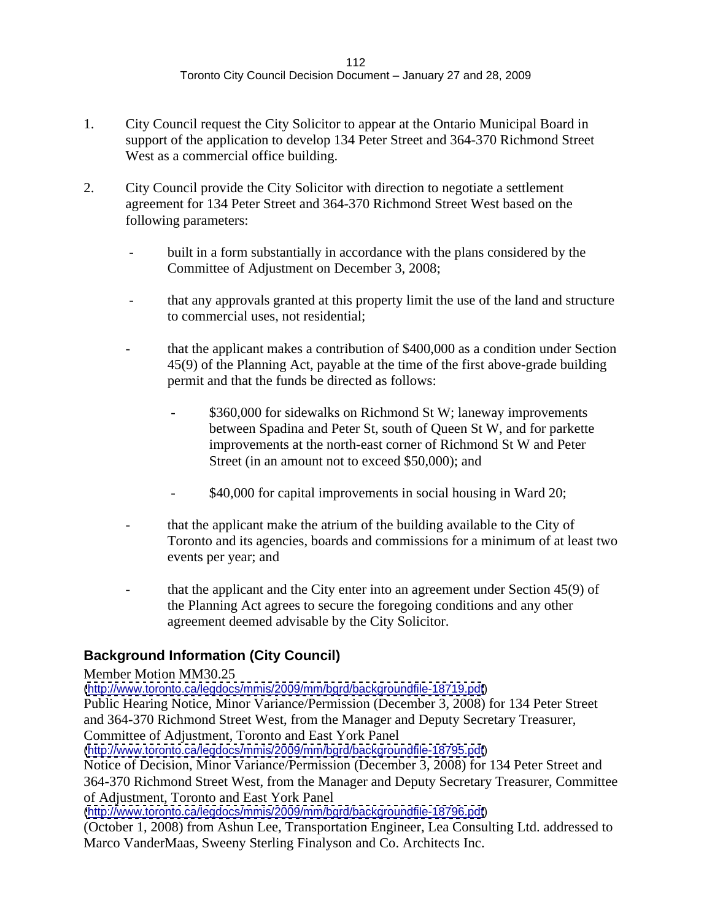1. City Council request the City Solicitor to appear at the Ontario Municipal Board in support of the application to develop 134 Peter Street and 364-370 Richmond Street West as a commercial office building.

2. City Council provide the City Solicitor with direction to negotiate a settlement agreement for 134 Peter Street and 364-370 Richmond Street West based on the following parameters:

   - built in a form substantially in accordance with the plans considered by the Committee of Adjustment on December 3, 2008;

   - that any approvals granted at this property limit the use of the land and structure to commercial uses, not residential;

   - that the applicant makes a contribution of $400,000 as a condition under Section 45(9) of the Planning Act, payable at the time of the first above-grade building permit and that the funds be directed as follows:

     - $360,000 for sidewalks on Richmond St W; laneway improvements between Spadina and Peter St, south of Queen St W, and for parkette improvements at the north-east corner of Richmond St W and Peter Street (in an amount not to exceed $50,000); and

     - $40,000 for capital improvements in social housing in Ward 20;

   - that the applicant make the atrium of the building available to the City of Toronto and its agencies, boards and commissions for a minimum of at least two events per year; and

   - that the applicant and the City enter into an agreement under Section 45(9) of the Planning Act agrees to secure the foregoing conditions and any other agreement deemed advisable by the City Solicitor.

### Background Information (City Council)

Member Motion MM30.25
(http://www.toronto.ca/legdocs/mmis/2009/mm/bgrd/backgroundfile-18719.pdf)
Public Hearing Notice, Minor Variance/Permission (December 3, 2008) for 134 Peter Street and 364-370 Richmond Street West, from the Manager and Deputy Secretary Treasurer, Committee of Adjustment, Toronto and East York Panel
(http://www.toronto.ca/legdocs/mmis/2009/mm/bgrd/backgroundfile-18795.pdf)
Notice of Decision, Minor Variance/Permission (December 3, 2008) for 134 Peter Street and 364-370 Richmond Street West, from the Manager and Deputy Secretary Treasurer, Committee of Adjustment, Toronto and East York Panel
(http://www.toronto.ca/legdocs/mmis/2009/mm/bgrd/backgroundfile-18796.pdf)
(October 1, 2008) from Ashun Lee, Transportation Engineer, Lea Consulting Ltd. addressed to Marco VanderMaas, Sweeny Sterling Finalyson and Co. Architects Inc.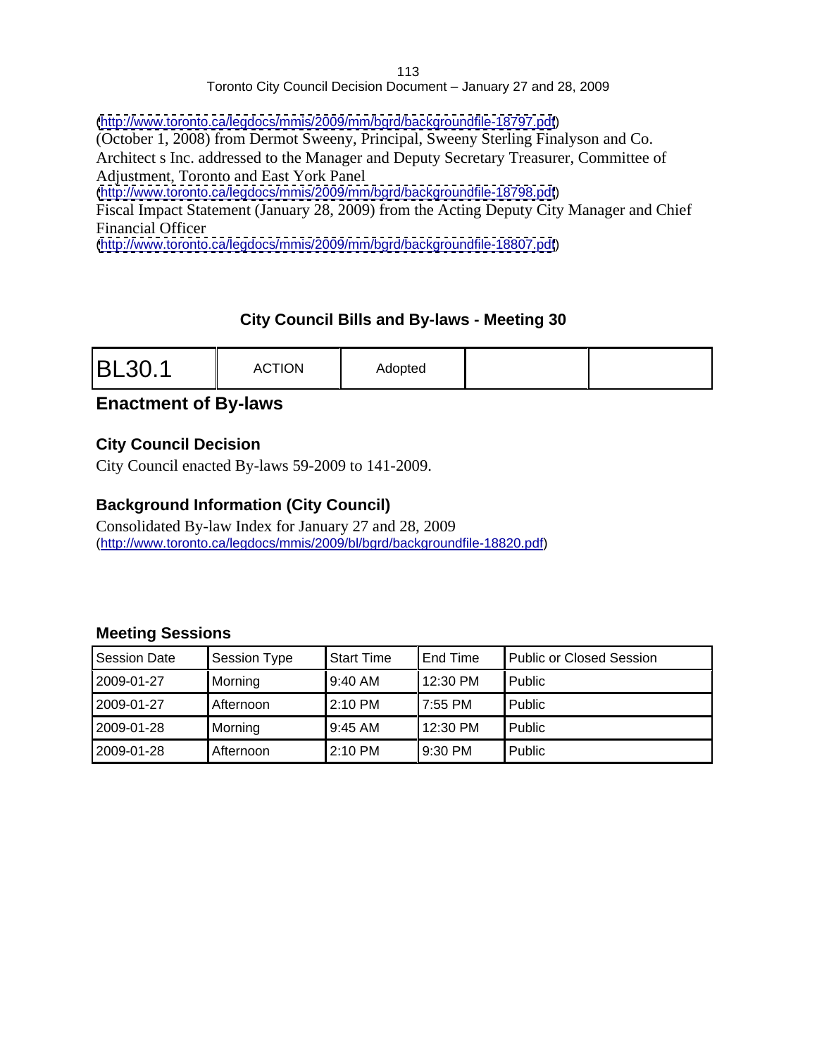(http://www.toronto.ca/legdocs/mmis/2009/mm/bgrd/backgroundfile-18797.pdf)
(October 1, 2008) from Dermot Sweeny, Principal, Sweeny Sterling Finalyson and Co. Architect s Inc. addressed to the Manager and Deputy Secretary Treasurer, Committee of Adjustment, Toronto and East York Panel
(http://www.toronto.ca/legdocs/mmis/2009/mm/bgrd/backgroundfile-18798.pdf)
Fiscal Impact Statement (January 28, 2009) from the Acting Deputy City Manager and Chief Financial Officer
(http://www.toronto.ca/legdocs/mmis/2009/mm/bgrd/backgroundfile-18807.pdf)

## City Council Bills and By-laws - Meeting 30

| BL30.1 | ACTION | Adopted | | |
|---|---|---|---|---|

### Enactment of By-laws

#### City Council Decision

City Council enacted By-laws 59-2009 to 141-2009.

#### Background Information (City Council)

Consolidated By-law Index for January 27 and 28, 2009
(http://www.toronto.ca/legdocs/mmis/2009/bl/bgrd/backgroundfile-18820.pdf)

#### Meeting Sessions

| Session Date | Session Type | Start Time | End Time | Public or Closed Session |
|---|---|---|---|---|
| 2009-01-27 | Morning | 9:40 AM | 12:30 PM | Public |
| 2009-01-27 | Afternoon | 2:10 PM | 7:55 PM | Public |
| 2009-01-28 | Morning | 9:45 AM | 12:30 PM | Public |
| 2009-01-28 | Afternoon | 2:10 PM | 9:30 PM | Public |